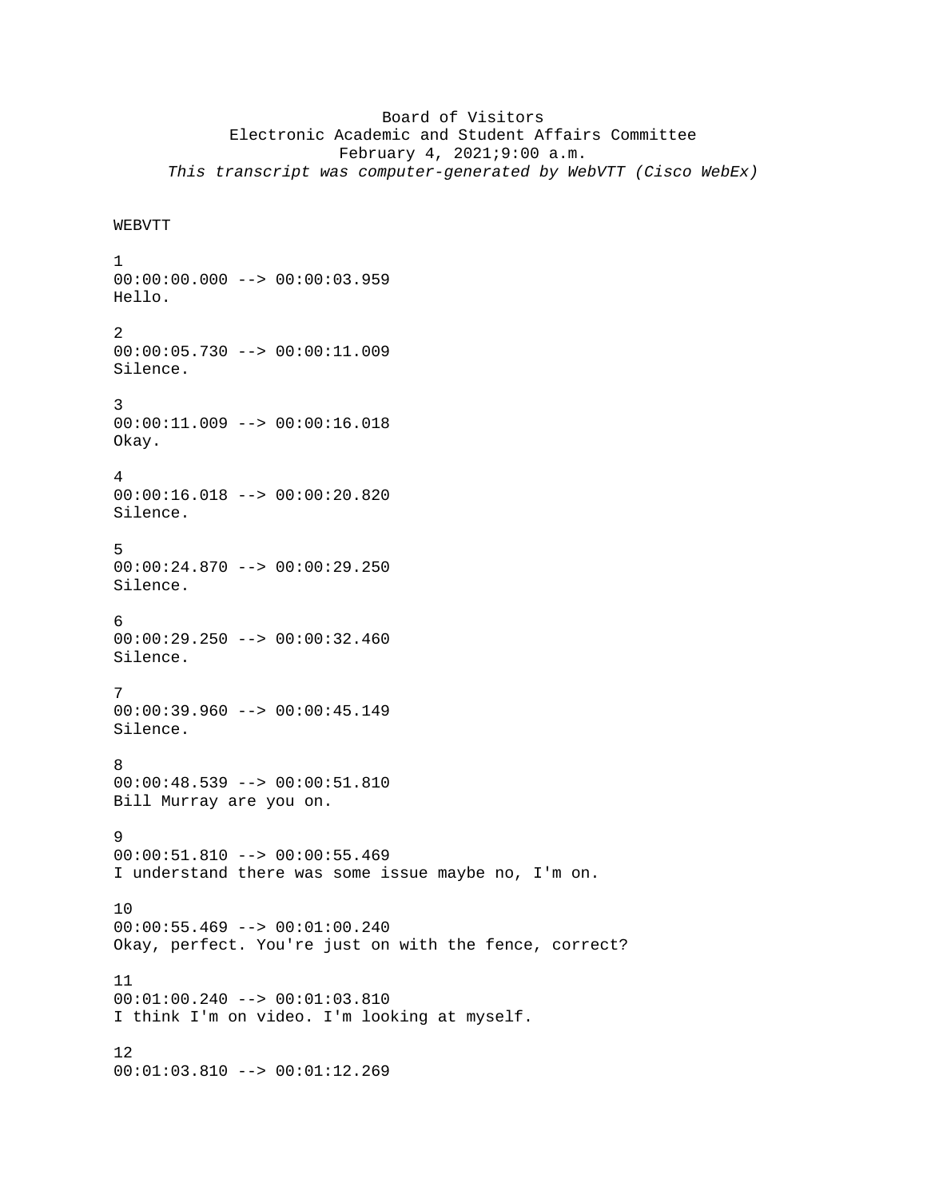Board of Visitors
Electronic Academic and Student Affairs Committee
February 4, 2021;9:00 a.m.
*This transcript was computer-generated by WebVTT (Cisco WebEx)*

WEBVTT

1
00:00:00.000 --> 00:00:03.959
Hello.

2
00:00:05.730 --> 00:00:11.009
Silence.

3
00:00:11.009 --> 00:00:16.018
Okay.

4
00:00:16.018 --> 00:00:20.820
Silence.

5
00:00:24.870 --> 00:00:29.250
Silence.

6
00:00:29.250 --> 00:00:32.460
Silence.

7
00:00:39.960 --> 00:00:45.149
Silence.

8
00:00:48.539 --> 00:00:51.810
Bill Murray are you on.

9
00:00:51.810 --> 00:00:55.469
I understand there was some issue maybe no, I'm on.

10
00:00:55.469 --> 00:01:00.240
Okay, perfect. You're just on with the fence, correct?

11
00:01:00.240 --> 00:01:03.810
I think I'm on video. I'm looking at myself.

12
00:01:03.810 --> 00:01:12.269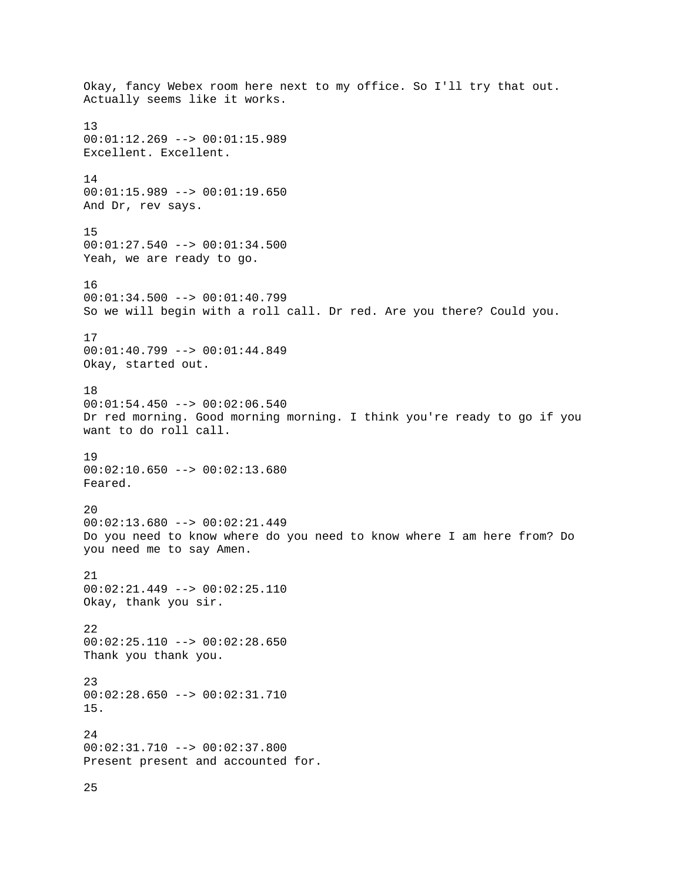Okay, fancy Webex room here next to my office. So I'll try that out. Actually seems like it works.

13
00:01:12.269 --> 00:01:15.989
Excellent. Excellent.

14
00:01:15.989 --> 00:01:19.650
And Dr, rev says.

15
00:01:27.540 --> 00:01:34.500
Yeah, we are ready to go.

16
00:01:34.500 --> 00:01:40.799
So we will begin with a roll call. Dr red. Are you there? Could you.

17
00:01:40.799 --> 00:01:44.849
Okay, started out.

18
00:01:54.450 --> 00:02:06.540
Dr red morning. Good morning morning. I think you're ready to go if you want to do roll call.

19
00:02:10.650 --> 00:02:13.680
Feared.

20
00:02:13.680 --> 00:02:21.449
Do you need to know where do you need to know where I am here from? Do you need me to say Amen.

21
00:02:21.449 --> 00:02:25.110
Okay, thank you sir.

22
00:02:25.110 --> 00:02:28.650
Thank you thank you.

23
00:02:28.650 --> 00:02:31.710
15.

24
00:02:31.710 --> 00:02:37.800
Present present and accounted for.

25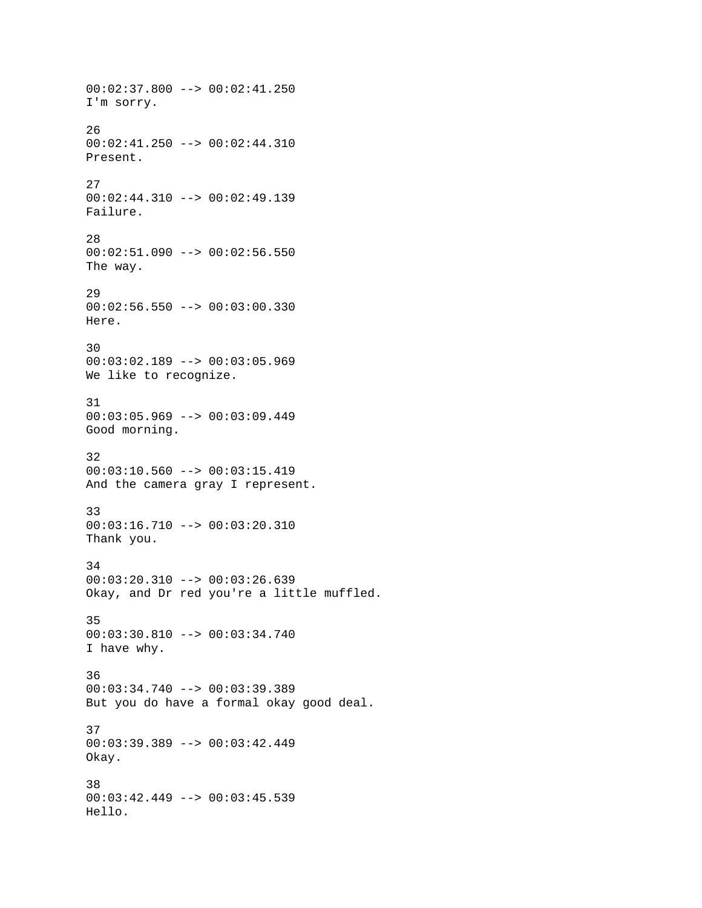00:02:37.800 --> 00:02:41.250
I'm sorry.

26
00:02:41.250 --> 00:02:44.310
Present.

27
00:02:44.310 --> 00:02:49.139
Failure.

28
00:02:51.090 --> 00:02:56.550
The way.

29
00:02:56.550 --> 00:03:00.330
Here.

30
00:03:02.189 --> 00:03:05.969
We like to recognize.

31
00:03:05.969 --> 00:03:09.449
Good morning.

32
00:03:10.560 --> 00:03:15.419
And the camera gray I represent.

33
00:03:16.710 --> 00:03:20.310
Thank you.

34
00:03:20.310 --> 00:03:26.639
Okay, and Dr red you're a little muffled.

35
00:03:30.810 --> 00:03:34.740
I have why.

36
00:03:34.740 --> 00:03:39.389
But you do have a formal okay good deal.

37
00:03:39.389 --> 00:03:42.449
Okay.

38
00:03:42.449 --> 00:03:45.539
Hello.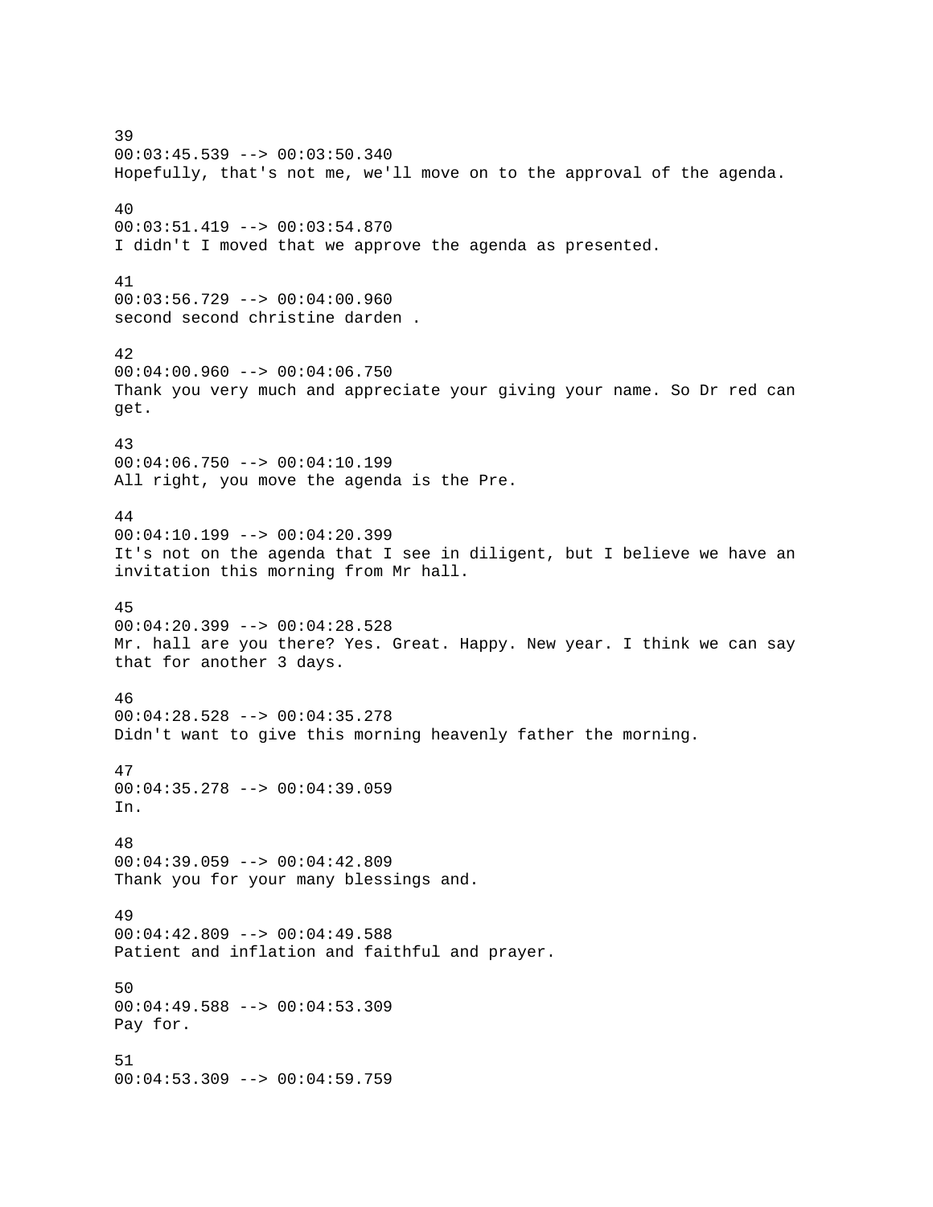39
00:03:45.539 --> 00:03:50.340
Hopefully, that's not me, we'll move on to the approval of the agenda.

40
00:03:51.419 --> 00:03:54.870
I didn't I moved that we approve the agenda as presented.

41
00:03:56.729 --> 00:04:00.960
second second christine darden .

42
00:04:00.960 --> 00:04:06.750
Thank you very much and appreciate your giving your name. So Dr red can get.

43
00:04:06.750 --> 00:04:10.199
All right, you move the agenda is the Pre.

44
00:04:10.199 --> 00:04:20.399
It's not on the agenda that I see in diligent, but I believe we have an invitation this morning from Mr hall.

45
00:04:20.399 --> 00:04:28.528
Mr. hall are you there? Yes. Great. Happy. New year. I think we can say that for another 3 days.

46
00:04:28.528 --> 00:04:35.278
Didn't want to give this morning heavenly father the morning.

47
00:04:35.278 --> 00:04:39.059
In.

48
00:04:39.059 --> 00:04:42.809
Thank you for your many blessings and.

49
00:04:42.809 --> 00:04:49.588
Patient and inflation and faithful and prayer.

50
00:04:49.588 --> 00:04:53.309
Pay for.

51
00:04:53.309 --> 00:04:59.759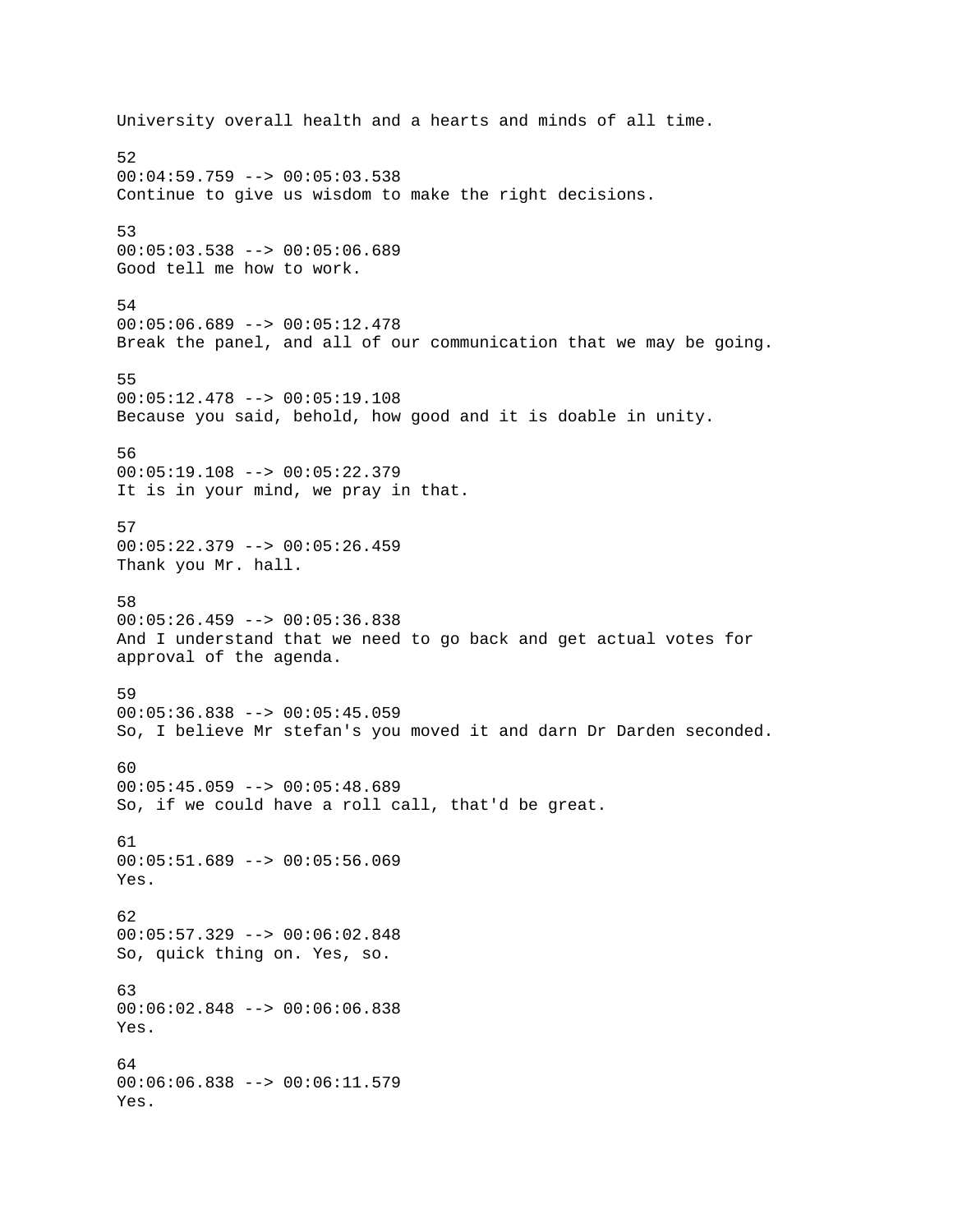University overall health and a hearts and minds of all time.

52
00:04:59.759 --> 00:05:03.538
Continue to give us wisdom to make the right decisions.

53
00:05:03.538 --> 00:05:06.689
Good tell me how to work.

54
00:05:06.689 --> 00:05:12.478
Break the panel, and all of our communication that we may be going.

55
00:05:12.478 --> 00:05:19.108
Because you said, behold, how good and it is doable in unity.

56
00:05:19.108 --> 00:05:22.379
It is in your mind, we pray in that.

57
00:05:22.379 --> 00:05:26.459
Thank you Mr. hall.

58
00:05:26.459 --> 00:05:36.838
And I understand that we need to go back and get actual votes for approval of the agenda.

59
00:05:36.838 --> 00:05:45.059
So, I believe Mr stefan's you moved it and darn Dr Darden seconded.

60
00:05:45.059 --> 00:05:48.689
So, if we could have a roll call, that'd be great.

61
00:05:51.689 --> 00:05:56.069
Yes.

62
00:05:57.329 --> 00:06:02.848
So, quick thing on. Yes, so.

63
00:06:02.848 --> 00:06:06.838
Yes.

64
00:06:06.838 --> 00:06:11.579
Yes.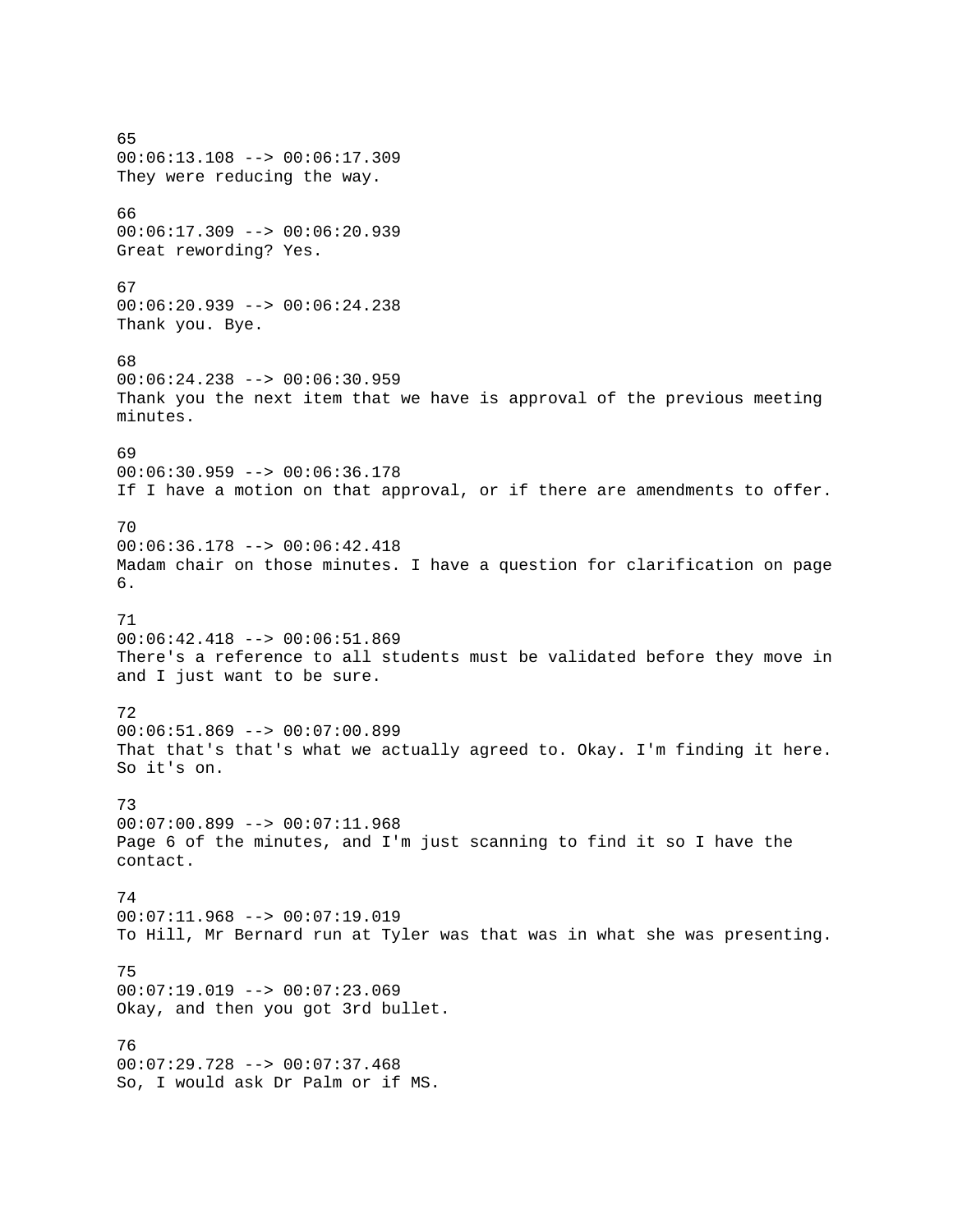65
00:06:13.108 --> 00:06:17.309
They were reducing the way.

66
00:06:17.309 --> 00:06:20.939
Great rewording? Yes.

67
00:06:20.939 --> 00:06:24.238
Thank you. Bye.

68
00:06:24.238 --> 00:06:30.959
Thank you the next item that we have is approval of the previous meeting minutes.

69
00:06:30.959 --> 00:06:36.178
If I have a motion on that approval, or if there are amendments to offer.

70
00:06:36.178 --> 00:06:42.418
Madam chair on those minutes. I have a question for clarification on page 6.

71
00:06:42.418 --> 00:06:51.869
There's a reference to all students must be validated before they move in and I just want to be sure.

72
00:06:51.869 --> 00:07:00.899
That that's that's what we actually agreed to. Okay. I'm finding it here. So it's on.

73
00:07:00.899 --> 00:07:11.968
Page 6 of the minutes, and I'm just scanning to find it so I have the contact.

74
00:07:11.968 --> 00:07:19.019
To Hill, Mr Bernard run at Tyler was that was in what she was presenting.

75
00:07:19.019 --> 00:07:23.069
Okay, and then you got 3rd bullet.

76
00:07:29.728 --> 00:07:37.468
So, I would ask Dr Palm or if MS.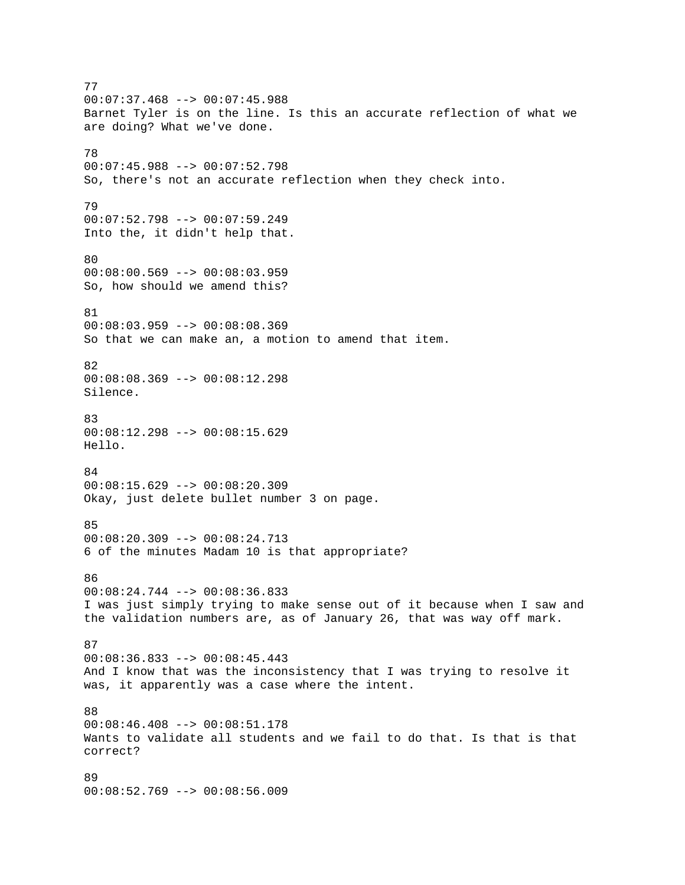77
00:07:37.468 --> 00:07:45.988
Barnet Tyler is on the line. Is this an accurate reflection of what we are doing? What we've done.

78
00:07:45.988 --> 00:07:52.798
So, there's not an accurate reflection when they check into.

79
00:07:52.798 --> 00:07:59.249
Into the, it didn't help that.

80
00:08:00.569 --> 00:08:03.959
So, how should we amend this?

81
00:08:03.959 --> 00:08:08.369
So that we can make an, a motion to amend that item.

82
00:08:08.369 --> 00:08:12.298
Silence.

83
00:08:12.298 --> 00:08:15.629
Hello.

84
00:08:15.629 --> 00:08:20.309
Okay, just delete bullet number 3 on page.

85
00:08:20.309 --> 00:08:24.713
6 of the minutes Madam 10 is that appropriate?

86
00:08:24.744 --> 00:08:36.833
I was just simply trying to make sense out of it because when I saw and the validation numbers are, as of January 26, that was way off mark.

87
00:08:36.833 --> 00:08:45.443
And I know that was the inconsistency that I was trying to resolve it was, it apparently was a case where the intent.

88
00:08:46.408 --> 00:08:51.178
Wants to validate all students and we fail to do that. Is that is that correct?

89
00:08:52.769 --> 00:08:56.009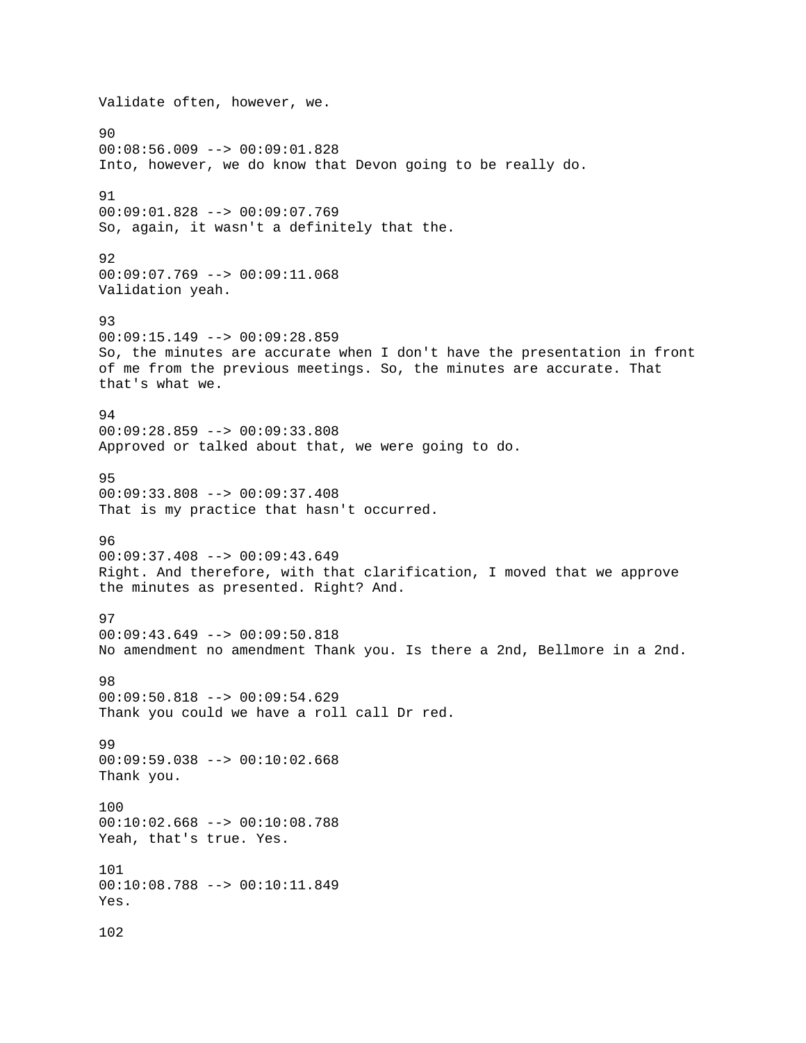Validate often, however, we.

90
00:08:56.009 --> 00:09:01.828
Into, however, we do know that Devon going to be really do.

91
00:09:01.828 --> 00:09:07.769
So, again, it wasn't a definitely that the.

92
00:09:07.769 --> 00:09:11.068
Validation yeah.

93
00:09:15.149 --> 00:09:28.859
So, the minutes are accurate when I don't have the presentation in front of me from the previous meetings. So, the minutes are accurate. That that's what we.

94
00:09:28.859 --> 00:09:33.808
Approved or talked about that, we were going to do.

95
00:09:33.808 --> 00:09:37.408
That is my practice that hasn't occurred.

96
00:09:37.408 --> 00:09:43.649
Right. And therefore, with that clarification, I moved that we approve the minutes as presented. Right? And.

97
00:09:43.649 --> 00:09:50.818
No amendment no amendment Thank you. Is there a 2nd, Bellmore in a 2nd.

98
00:09:50.818 --> 00:09:54.629
Thank you could we have a roll call Dr red.

99
00:09:59.038 --> 00:10:02.668
Thank you.

100
00:10:02.668 --> 00:10:08.788
Yeah, that's true. Yes.

101
00:10:08.788 --> 00:10:11.849
Yes.

102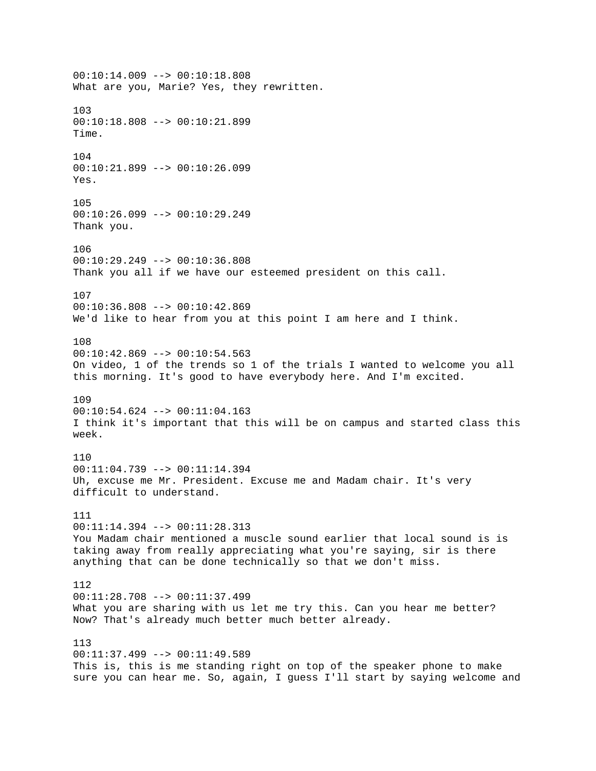00:10:14.009 --> 00:10:18.808
What are you, Marie? Yes, they rewritten.

103
00:10:18.808 --> 00:10:21.899
Time.

104
00:10:21.899 --> 00:10:26.099
Yes.

105
00:10:26.099 --> 00:10:29.249
Thank you.

106
00:10:29.249 --> 00:10:36.808
Thank you all if we have our esteemed president on this call.

107
00:10:36.808 --> 00:10:42.869
We'd like to hear from you at this point I am here and I think.

108
00:10:42.869 --> 00:10:54.563
On video, 1 of the trends so 1 of the trials I wanted to welcome you all this morning. It's good to have everybody here. And I'm excited.

109
00:10:54.624 --> 00:11:04.163
I think it's important that this will be on campus and started class this week.

110
00:11:04.739 --> 00:11:14.394
Uh, excuse me Mr. President. Excuse me and Madam chair. It's very difficult to understand.

111
00:11:14.394 --> 00:11:28.313
You Madam chair mentioned a muscle sound earlier that local sound is is taking away from really appreciating what you're saying, sir is there anything that can be done technically so that we don't miss.

112
00:11:28.708 --> 00:11:37.499
What you are sharing with us let me try this. Can you hear me better? Now? That's already much better much better already.

113
00:11:37.499 --> 00:11:49.589
This is, this is me standing right on top of the speaker phone to make sure you can hear me. So, again, I guess I'll start by saying welcome and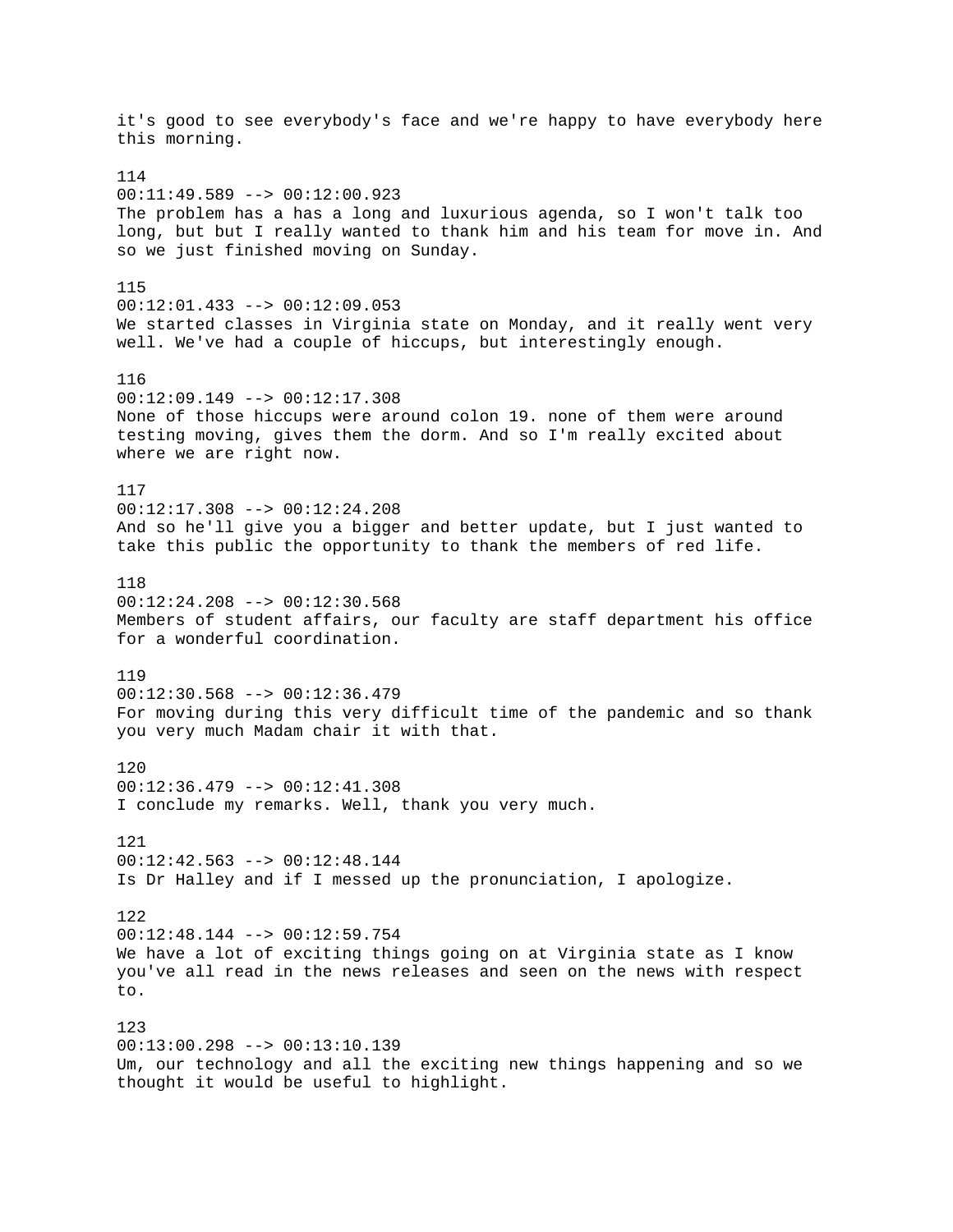it's good to see everybody's face and we're happy to have everybody here this morning.

114
00:11:49.589 --> 00:12:00.923
The problem has a has a long and luxurious agenda, so I won't talk too long, but but I really wanted to thank him and his team for move in. And so we just finished moving on Sunday.

115
00:12:01.433 --> 00:12:09.053
We started classes in Virginia state on Monday, and it really went very well. We've had a couple of hiccups, but interestingly enough.

116
00:12:09.149 --> 00:12:17.308
None of those hiccups were around colon 19. none of them were around testing moving, gives them the dorm. And so I'm really excited about where we are right now.

117
00:12:17.308 --> 00:12:24.208
And so he'll give you a bigger and better update, but I just wanted to take this public the opportunity to thank the members of red life.

118
00:12:24.208 --> 00:12:30.568
Members of student affairs, our faculty are staff department his office for a wonderful coordination.

119
00:12:30.568 --> 00:12:36.479
For moving during this very difficult time of the pandemic and so thank you very much Madam chair it with that.

120
00:12:36.479 --> 00:12:41.308
I conclude my remarks. Well, thank you very much.

121
00:12:42.563 --> 00:12:48.144
Is Dr Halley and if I messed up the pronunciation, I apologize.

122
00:12:48.144 --> 00:12:59.754
We have a lot of exciting things going on at Virginia state as I know you've all read in the news releases and seen on the news with respect to.

123
00:13:00.298 --> 00:13:10.139
Um, our technology and all the exciting new things happening and so we thought it would be useful to highlight.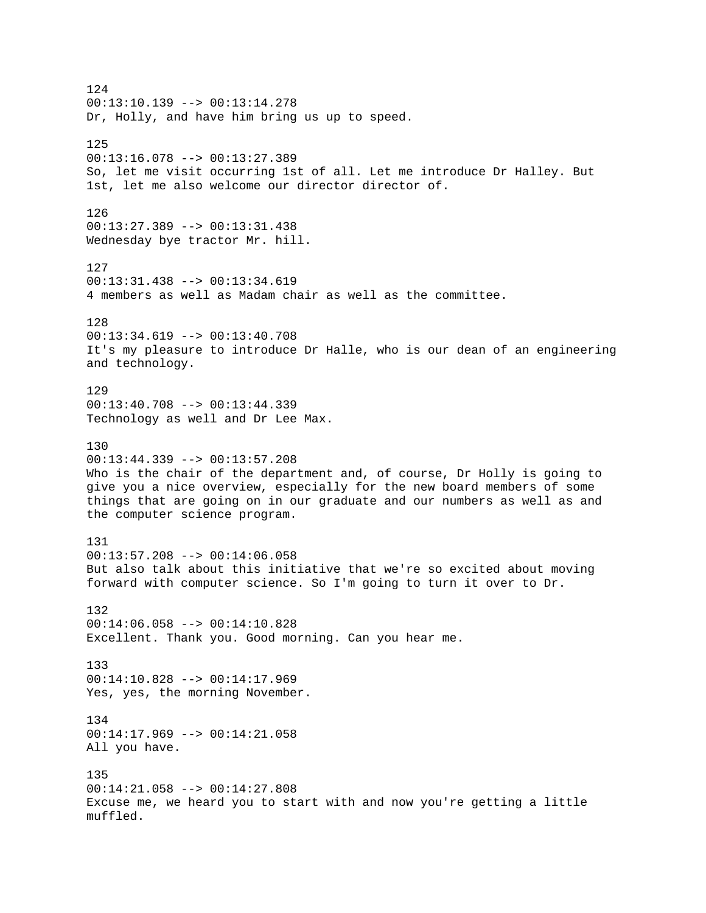124
00:13:10.139 --> 00:13:14.278
Dr, Holly, and have him bring us up to speed.

125
00:13:16.078 --> 00:13:27.389
So, let me visit occurring 1st of all. Let me introduce Dr Halley. But 1st, let me also welcome our director director of.

126
00:13:27.389 --> 00:13:31.438
Wednesday bye tractor Mr. hill.

127
00:13:31.438 --> 00:13:34.619
4 members as well as Madam chair as well as the committee.

128
00:13:34.619 --> 00:13:40.708
It's my pleasure to introduce Dr Halle, who is our dean of an engineering and technology.

129
00:13:40.708 --> 00:13:44.339
Technology as well and Dr Lee Max.

130
00:13:44.339 --> 00:13:57.208
Who is the chair of the department and, of course, Dr Holly is going to give you a nice overview, especially for the new board members of some things that are going on in our graduate and our numbers as well as and the computer science program.

131
00:13:57.208 --> 00:14:06.058
But also talk about this initiative that we're so excited about moving forward with computer science. So I'm going to turn it over to Dr.

132
00:14:06.058 --> 00:14:10.828
Excellent. Thank you. Good morning. Can you hear me.

133
00:14:10.828 --> 00:14:17.969
Yes, yes, the morning November.

134
00:14:17.969 --> 00:14:21.058
All you have.

135
00:14:21.058 --> 00:14:27.808
Excuse me, we heard you to start with and now you're getting a little muffled.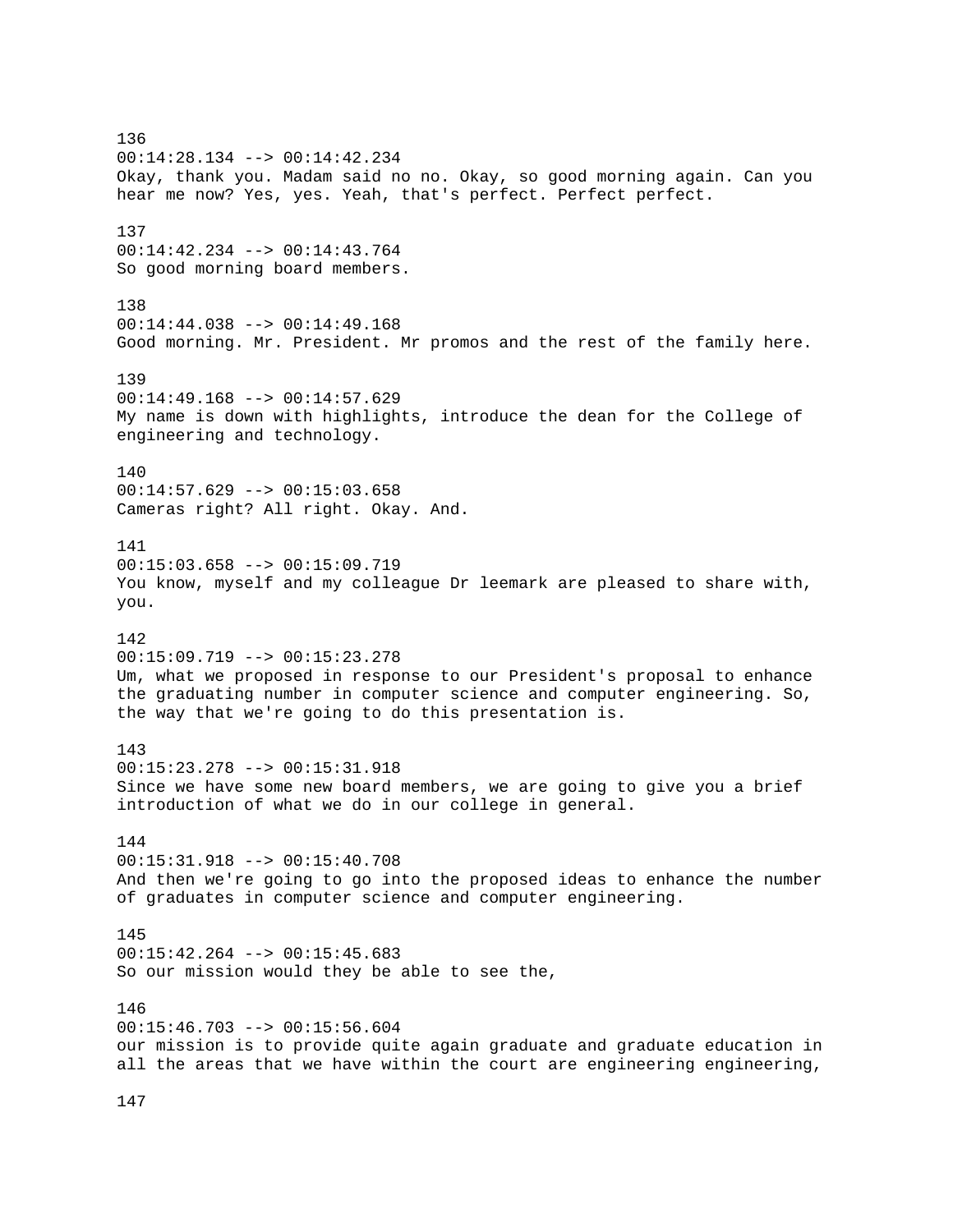136
00:14:28.134 --> 00:14:42.234
Okay, thank you. Madam said no no. Okay, so good morning again. Can you hear me now? Yes, yes. Yeah, that's perfect. Perfect perfect.

137
00:14:42.234 --> 00:14:43.764
So good morning board members.

138
00:14:44.038 --> 00:14:49.168
Good morning. Mr. President. Mr promos and the rest of the family here.

139
00:14:49.168 --> 00:14:57.629
My name is down with highlights, introduce the dean for the College of engineering and technology.

140
00:14:57.629 --> 00:15:03.658
Cameras right? All right. Okay. And.

141
00:15:03.658 --> 00:15:09.719
You know, myself and my colleague Dr leemark are pleased to share with, you.

142
00:15:09.719 --> 00:15:23.278
Um, what we proposed in response to our President's proposal to enhance the graduating number in computer science and computer engineering. So, the way that we're going to do this presentation is.

143
00:15:23.278 --> 00:15:31.918
Since we have some new board members, we are going to give you a brief introduction of what we do in our college in general.

144
00:15:31.918 --> 00:15:40.708
And then we're going to go into the proposed ideas to enhance the number of graduates in computer science and computer engineering.

145
00:15:42.264 --> 00:15:45.683
So our mission would they be able to see the,

146
00:15:46.703 --> 00:15:56.604
our mission is to provide quite again graduate and graduate education in all the areas that we have within the court are engineering engineering,

147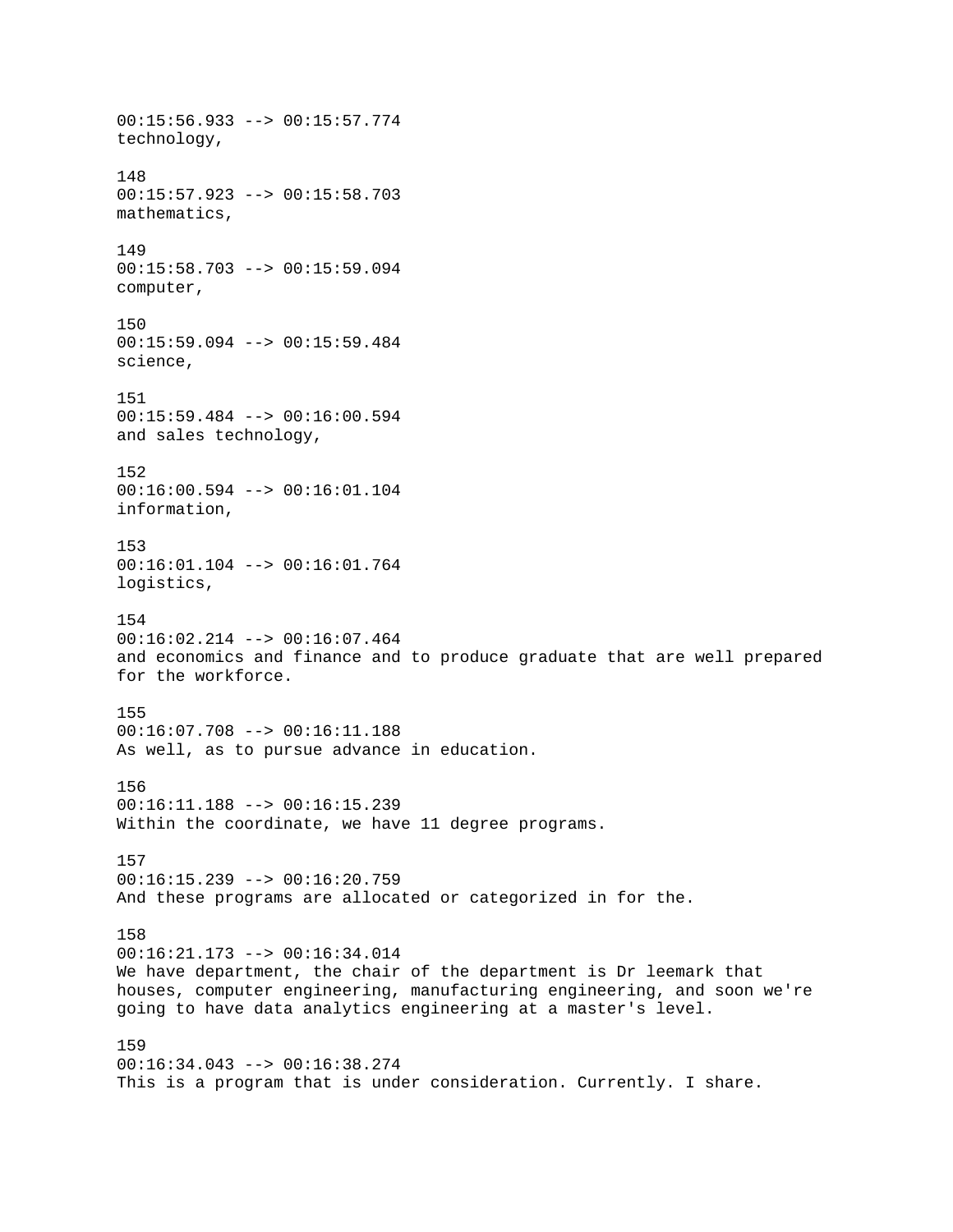00:15:56.933 --> 00:15:57.774
technology,

148
00:15:57.923 --> 00:15:58.703
mathematics,

149
00:15:58.703 --> 00:15:59.094
computer,

150
00:15:59.094 --> 00:15:59.484
science,

151
00:15:59.484 --> 00:16:00.594
and sales technology,

152
00:16:00.594 --> 00:16:01.104
information,

153
00:16:01.104 --> 00:16:01.764
logistics,

154
00:16:02.214 --> 00:16:07.464
and economics and finance and to produce graduate that are well prepared for the workforce.

155
00:16:07.708 --> 00:16:11.188
As well, as to pursue advance in education.

156
00:16:11.188 --> 00:16:15.239
Within the coordinate, we have 11 degree programs.

157
00:16:15.239 --> 00:16:20.759
And these programs are allocated or categorized in for the.

158
00:16:21.173 --> 00:16:34.014
We have department, the chair of the department is Dr leemark that houses, computer engineering, manufacturing engineering, and soon we're going to have data analytics engineering at a master's level.

159
00:16:34.043 --> 00:16:38.274
This is a program that is under consideration. Currently. I share.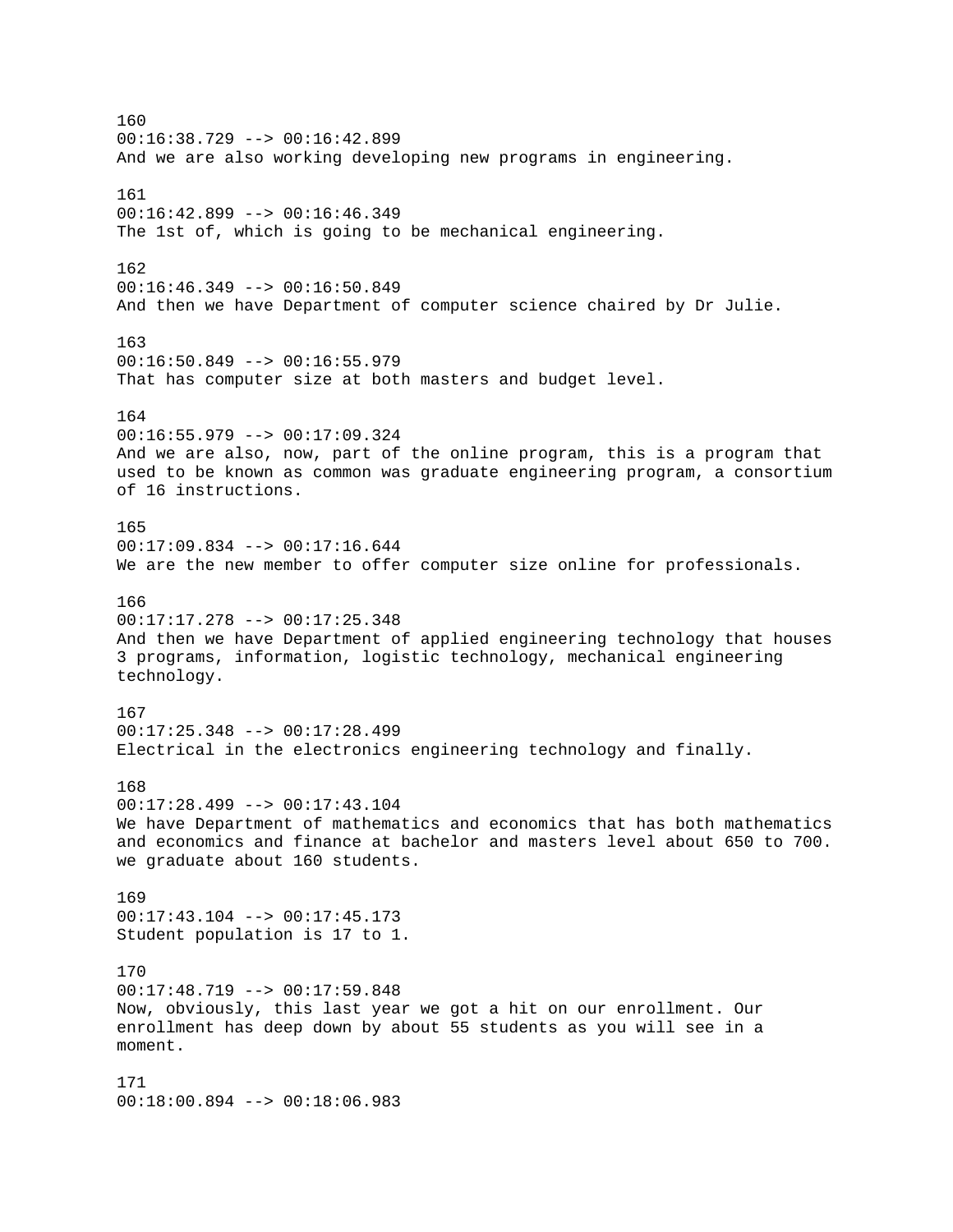160
00:16:38.729 --> 00:16:42.899
And we are also working developing new programs in engineering.

161
00:16:42.899 --> 00:16:46.349
The 1st of, which is going to be mechanical engineering.

162
00:16:46.349 --> 00:16:50.849
And then we have Department of computer science chaired by Dr Julie.

163
00:16:50.849 --> 00:16:55.979
That has computer size at both masters and budget level.

164
00:16:55.979 --> 00:17:09.324
And we are also, now, part of the online program, this is a program that used to be known as common was graduate engineering program, a consortium of 16 instructions.

165
00:17:09.834 --> 00:17:16.644
We are the new member to offer computer size online for professionals.

166
00:17:17.278 --> 00:17:25.348
And then we have Department of applied engineering technology that houses 3 programs, information, logistic technology, mechanical engineering technology.

167
00:17:25.348 --> 00:17:28.499
Electrical in the electronics engineering technology and finally.

168
00:17:28.499 --> 00:17:43.104
We have Department of mathematics and economics that has both mathematics and economics and finance at bachelor and masters level about 650 to 700. we graduate about 160 students.

169
00:17:43.104 --> 00:17:45.173
Student population is 17 to 1.

170
00:17:48.719 --> 00:17:59.848
Now, obviously, this last year we got a hit on our enrollment. Our enrollment has deep down by about 55 students as you will see in a moment.

171
00:18:00.894 --> 00:18:06.983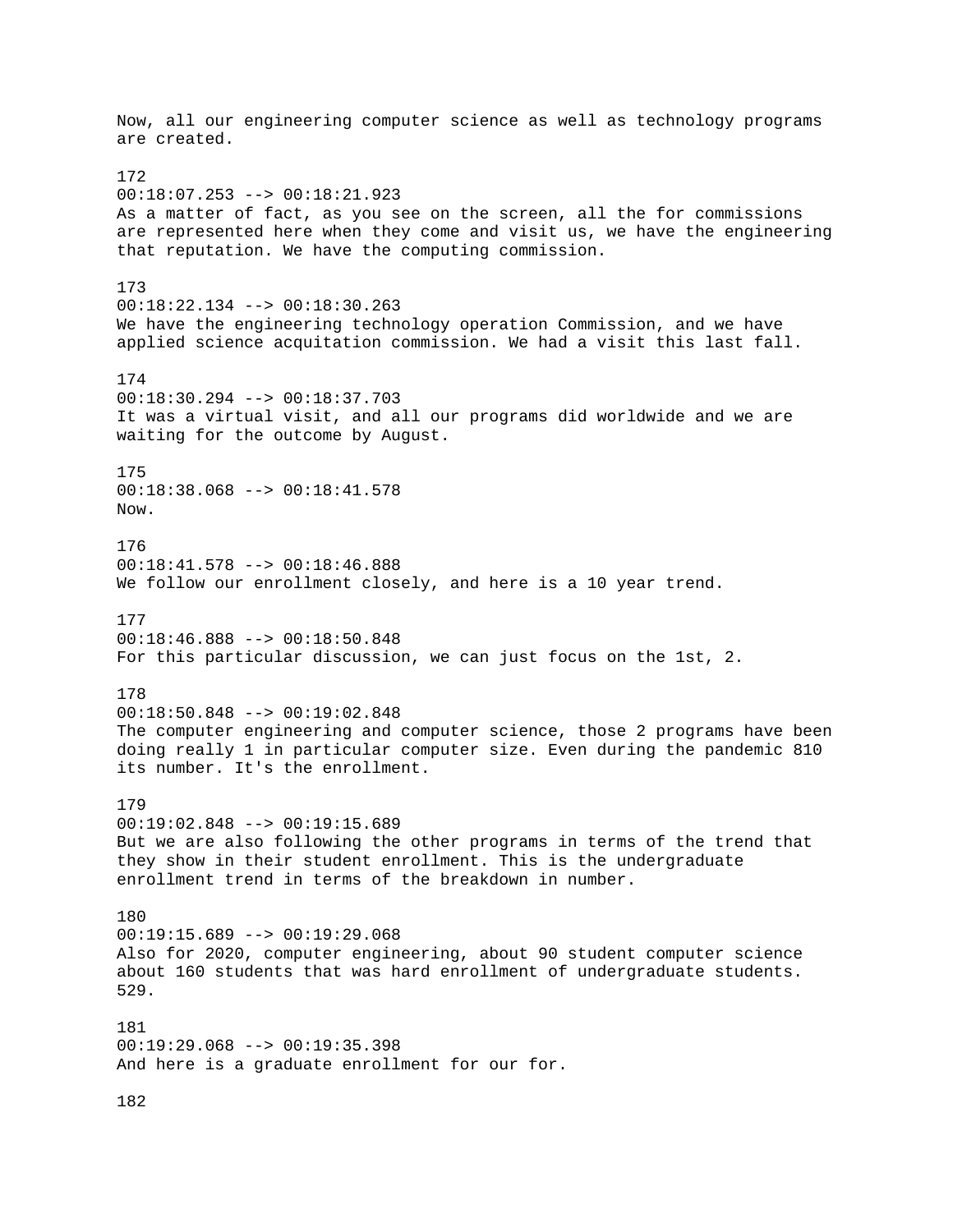Now, all our engineering computer science as well as technology programs are created.

172
00:18:07.253 --> 00:18:21.923
As a matter of fact, as you see on the screen, all the for commissions are represented here when they come and visit us, we have the engineering that reputation. We have the computing commission.

173
00:18:22.134 --> 00:18:30.263
We have the engineering technology operation Commission, and we have applied science acquitation commission. We had a visit this last fall.

174
00:18:30.294 --> 00:18:37.703
It was a virtual visit, and all our programs did worldwide and we are waiting for the outcome by August.

175
00:18:38.068 --> 00:18:41.578
Now.

176
00:18:41.578 --> 00:18:46.888
We follow our enrollment closely, and here is a 10 year trend.

177
00:18:46.888 --> 00:18:50.848
For this particular discussion, we can just focus on the 1st, 2.

178
00:18:50.848 --> 00:19:02.848
The computer engineering and computer science, those 2 programs have been doing really 1 in particular computer size. Even during the pandemic 810 its number. It's the enrollment.

179
00:19:02.848 --> 00:19:15.689
But we are also following the other programs in terms of the trend that they show in their student enrollment. This is the undergraduate enrollment trend in terms of the breakdown in number.

180
00:19:15.689 --> 00:19:29.068
Also for 2020, computer engineering, about 90 student computer science about 160 students that was hard enrollment of undergraduate students. 529.

181
00:19:29.068 --> 00:19:35.398
And here is a graduate enrollment for our for.

182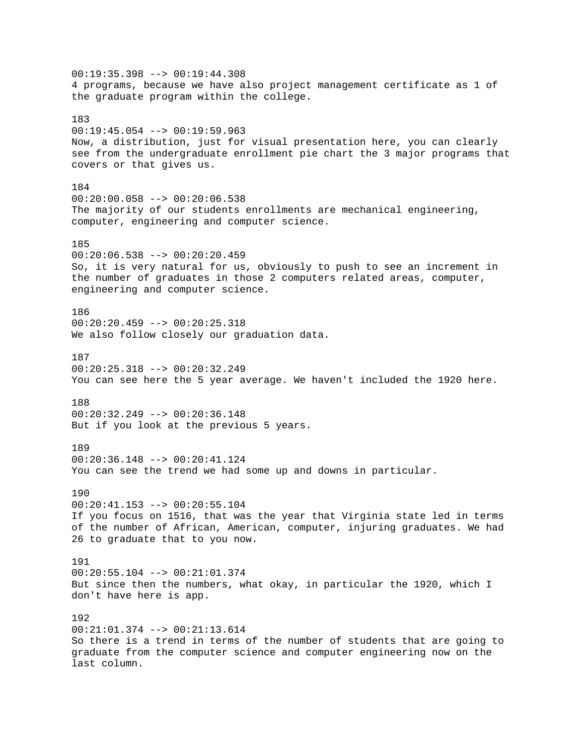00:19:35.398 --> 00:19:44.308
4 programs, because we have also project management certificate as 1 of the graduate program within the college.

183
00:19:45.054 --> 00:19:59.963
Now, a distribution, just for visual presentation here, you can clearly see from the undergraduate enrollment pie chart the 3 major programs that covers or that gives us.

184
00:20:00.058 --> 00:20:06.538
The majority of our students enrollments are mechanical engineering, computer, engineering and computer science.

185
00:20:06.538 --> 00:20:20.459
So, it is very natural for us, obviously to push to see an increment in the number of graduates in those 2 computers related areas, computer, engineering and computer science.

186
00:20:20.459 --> 00:20:25.318
We also follow closely our graduation data.

187
00:20:25.318 --> 00:20:32.249
You can see here the 5 year average. We haven't included the 1920 here.

188
00:20:32.249 --> 00:20:36.148
But if you look at the previous 5 years.

189
00:20:36.148 --> 00:20:41.124
You can see the trend we had some up and downs in particular.

190
00:20:41.153 --> 00:20:55.104
If you focus on 1516, that was the year that Virginia state led in terms of the number of African, American, computer, injuring graduates. We had 26 to graduate that to you now.

191
00:20:55.104 --> 00:21:01.374
But since then the numbers, what okay, in particular the 1920, which I don't have here is app.

192
00:21:01.374 --> 00:21:13.614
So there is a trend in terms of the number of students that are going to graduate from the computer science and computer engineering now on the last column.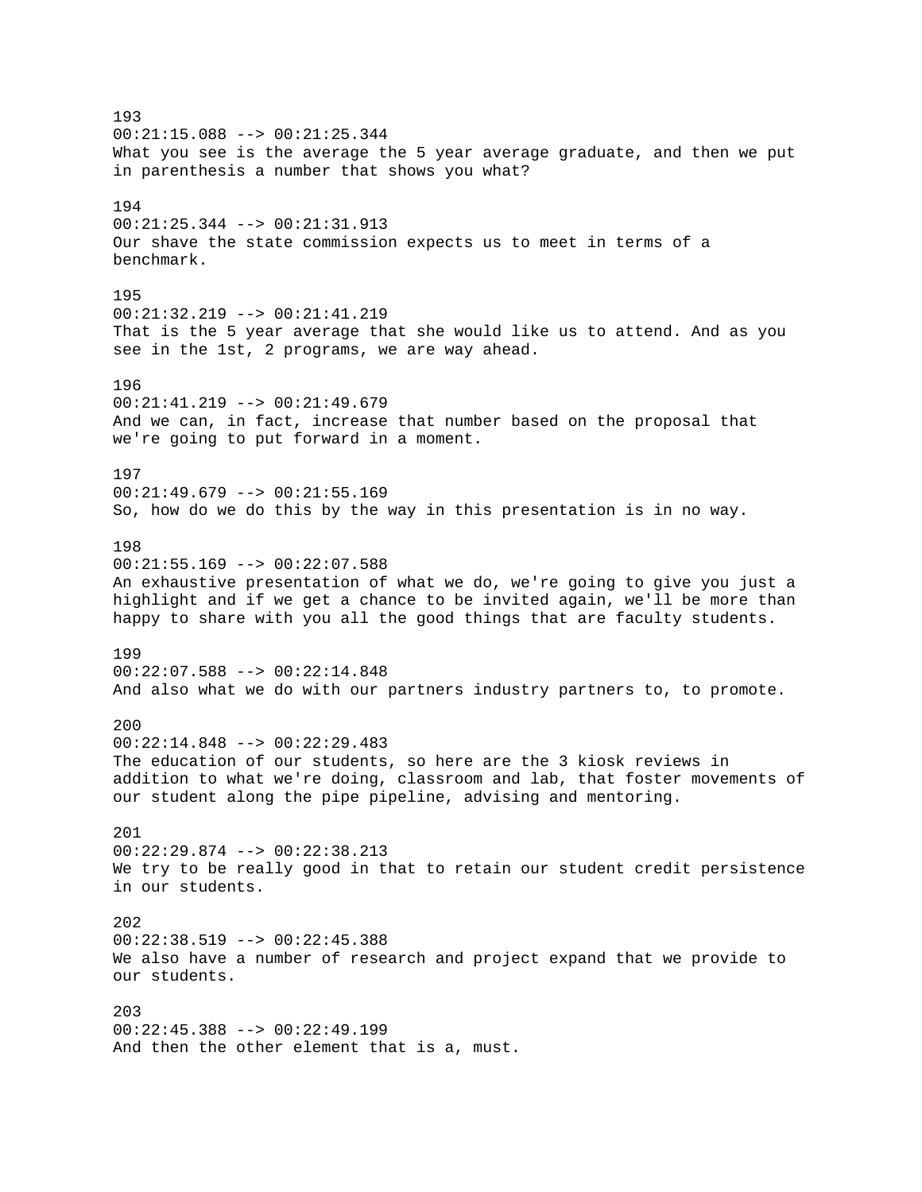193
00:21:15.088 --> 00:21:25.344
What you see is the average the 5 year average graduate, and then we put in parenthesis a number that shows you what?

194
00:21:25.344 --> 00:21:31.913
Our shave the state commission expects us to meet in terms of a benchmark.

195
00:21:32.219 --> 00:21:41.219
That is the 5 year average that she would like us to attend. And as you see in the 1st, 2 programs, we are way ahead.

196
00:21:41.219 --> 00:21:49.679
And we can, in fact, increase that number based on the proposal that we're going to put forward in a moment.

197
00:21:49.679 --> 00:21:55.169
So, how do we do this by the way in this presentation is in no way.

198
00:21:55.169 --> 00:22:07.588
An exhaustive presentation of what we do, we're going to give you just a highlight and if we get a chance to be invited again, we'll be more than happy to share with you all the good things that are faculty students.

199
00:22:07.588 --> 00:22:14.848
And also what we do with our partners industry partners to, to promote.

200
00:22:14.848 --> 00:22:29.483
The education of our students, so here are the 3 kiosk reviews in addition to what we're doing, classroom and lab, that foster movements of our student along the pipe pipeline, advising and mentoring.

201
00:22:29.874 --> 00:22:38.213
We try to be really good in that to retain our student credit persistence in our students.

202
00:22:38.519 --> 00:22:45.388
We also have a number of research and project expand that we provide to our students.

203
00:22:45.388 --> 00:22:49.199
And then the other element that is a, must.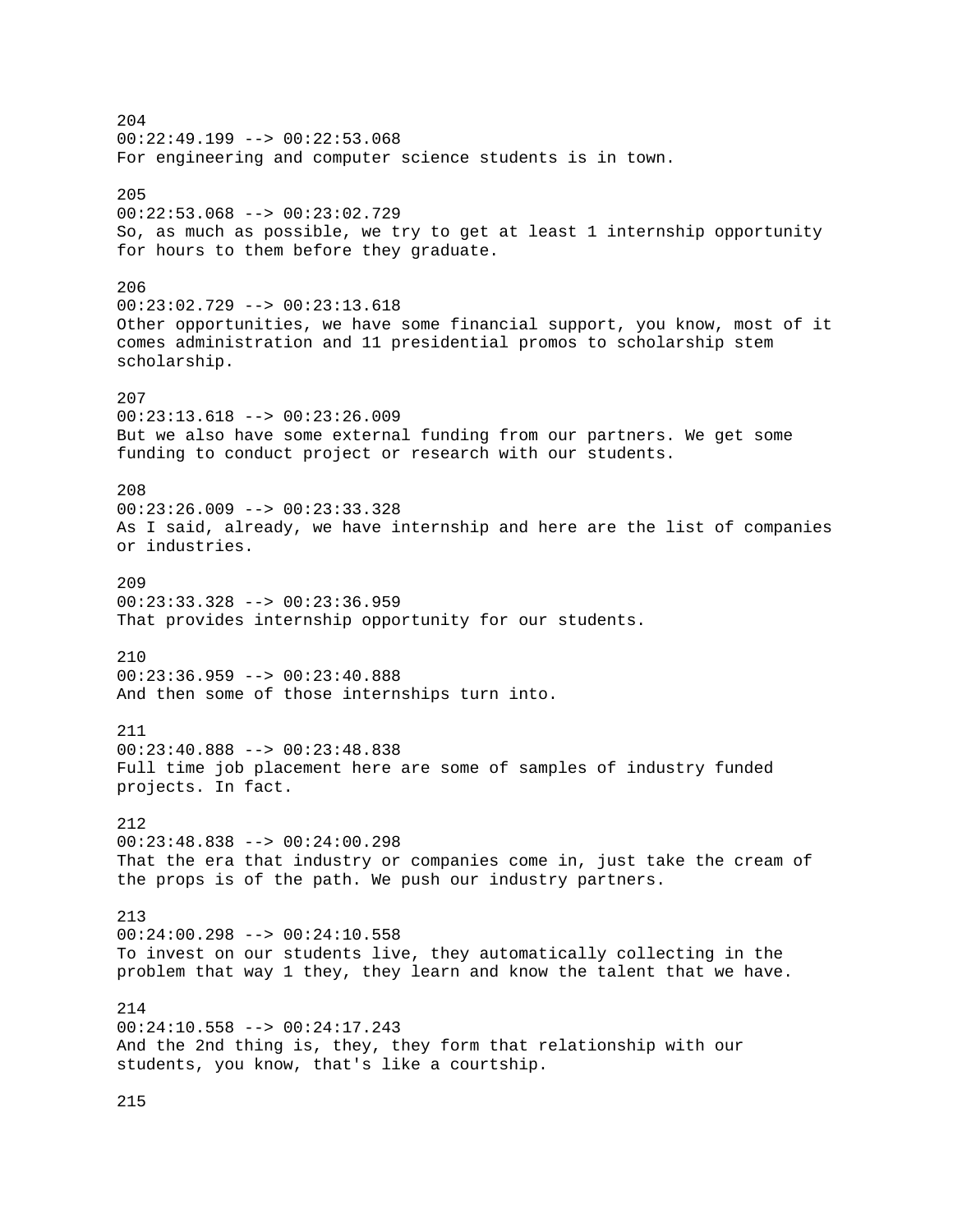204
00:22:49.199 --> 00:22:53.068
For engineering and computer science students is in town.

205
00:22:53.068 --> 00:23:02.729
So, as much as possible, we try to get at least 1 internship opportunity for hours to them before they graduate.

206
00:23:02.729 --> 00:23:13.618
Other opportunities, we have some financial support, you know, most of it comes administration and 11 presidential promos to scholarship stem scholarship.

207
00:23:13.618 --> 00:23:26.009
But we also have some external funding from our partners. We get some funding to conduct project or research with our students.

208
00:23:26.009 --> 00:23:33.328
As I said, already, we have internship and here are the list of companies or industries.

209
00:23:33.328 --> 00:23:36.959
That provides internship opportunity for our students.

210
00:23:36.959 --> 00:23:40.888
And then some of those internships turn into.

211
00:23:40.888 --> 00:23:48.838
Full time job placement here are some of samples of industry funded projects. In fact.

212
00:23:48.838 --> 00:24:00.298
That the era that industry or companies come in, just take the cream of the props is of the path. We push our industry partners.

213
00:24:00.298 --> 00:24:10.558
To invest on our students live, they automatically collecting in the problem that way 1 they, they learn and know the talent that we have.

214
00:24:10.558 --> 00:24:17.243
And the 2nd thing is, they, they form that relationship with our students, you know, that's like a courtship.

215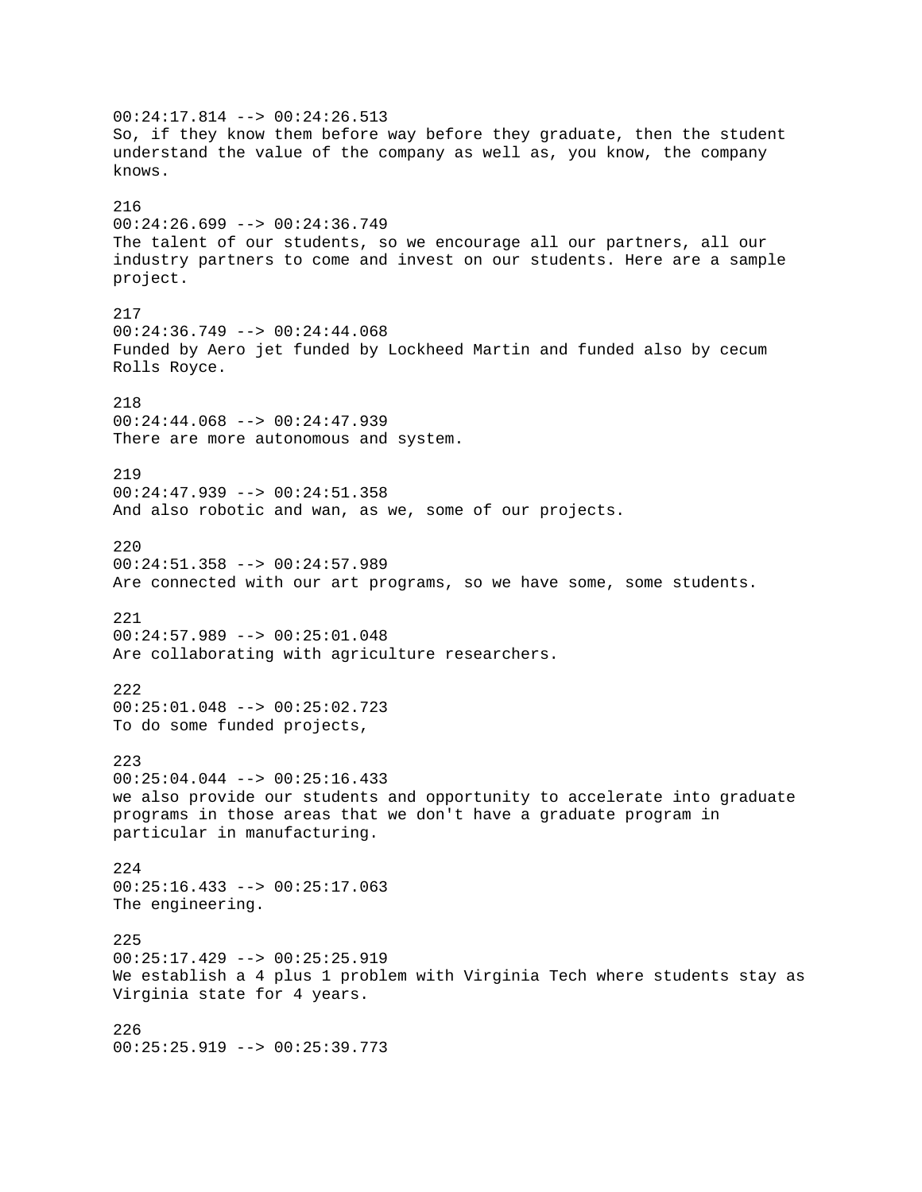00:24:17.814 --> 00:24:26.513
So, if they know them before way before they graduate, then the student understand the value of the company as well as, you know, the company knows.

216
00:24:26.699 --> 00:24:36.749
The talent of our students, so we encourage all our partners, all our industry partners to come and invest on our students. Here are a sample project.

217
00:24:36.749 --> 00:24:44.068
Funded by Aero jet funded by Lockheed Martin and funded also by cecum Rolls Royce.

218
00:24:44.068 --> 00:24:47.939
There are more autonomous and system.

219
00:24:47.939 --> 00:24:51.358
And also robotic and wan, as we, some of our projects.

220
00:24:51.358 --> 00:24:57.989
Are connected with our art programs, so we have some, some students.

221
00:24:57.989 --> 00:25:01.048
Are collaborating with agriculture researchers.

222
00:25:01.048 --> 00:25:02.723
To do some funded projects,

223
00:25:04.044 --> 00:25:16.433
we also provide our students and opportunity to accelerate into graduate programs in those areas that we don't have a graduate program in particular in manufacturing.

224
00:25:16.433 --> 00:25:17.063
The engineering.

225
00:25:17.429 --> 00:25:25.919
We establish a 4 plus 1 problem with Virginia Tech where students stay as Virginia state for 4 years.

226
00:25:25.919 --> 00:25:39.773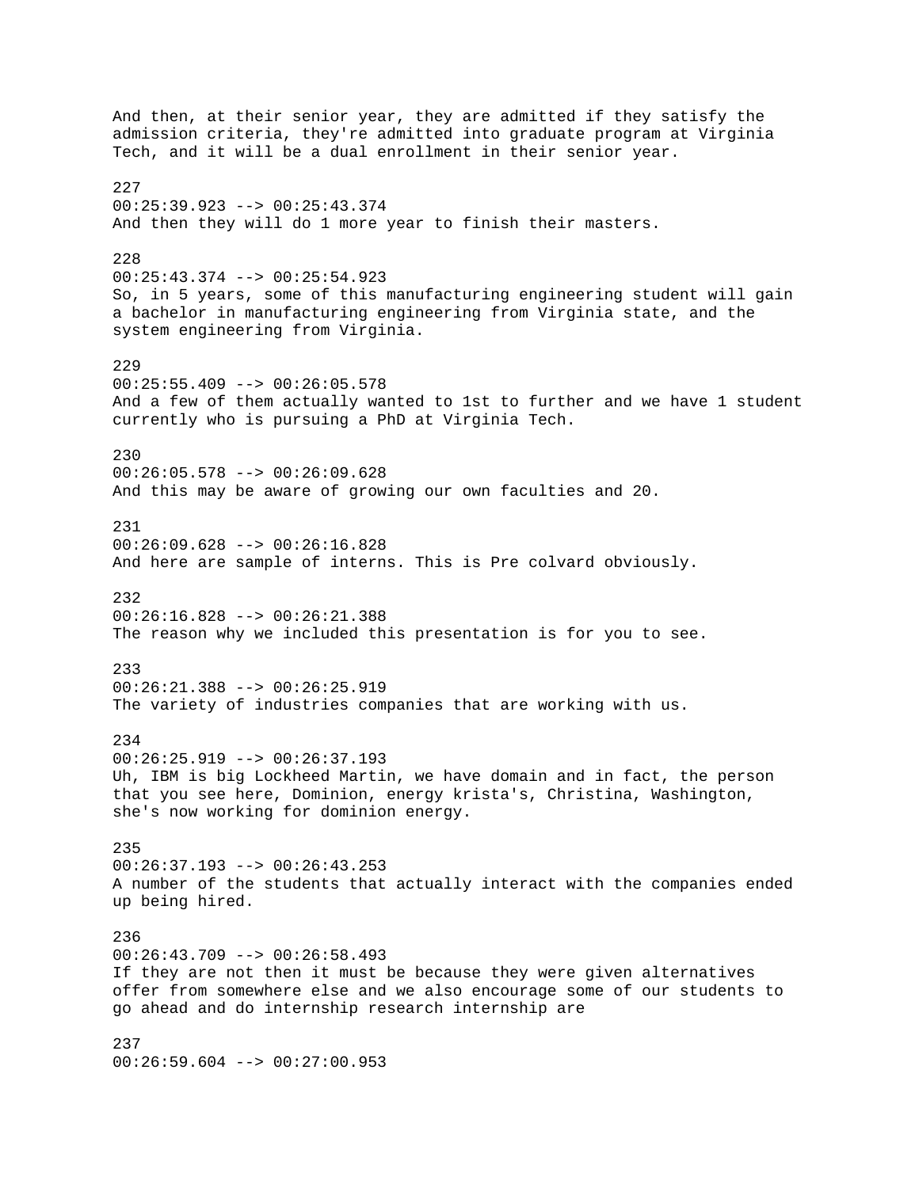And then, at their senior year, they are admitted if they satisfy the admission criteria, they're admitted into graduate program at Virginia Tech, and it will be a dual enrollment in their senior year.

227
00:25:39.923 --> 00:25:43.374
And then they will do 1 more year to finish their masters.

228
00:25:43.374 --> 00:25:54.923
So, in 5 years, some of this manufacturing engineering student will gain a bachelor in manufacturing engineering from Virginia state, and the system engineering from Virginia.

229
00:25:55.409 --> 00:26:05.578
And a few of them actually wanted to 1st to further and we have 1 student currently who is pursuing a PhD at Virginia Tech.

230
00:26:05.578 --> 00:26:09.628
And this may be aware of growing our own faculties and 20.

231
00:26:09.628 --> 00:26:16.828
And here are sample of interns. This is Pre colvard obviously.

232
00:26:16.828 --> 00:26:21.388
The reason why we included this presentation is for you to see.

233
00:26:21.388 --> 00:26:25.919
The variety of industries companies that are working with us.

234
00:26:25.919 --> 00:26:37.193
Uh, IBM is big Lockheed Martin, we have domain and in fact, the person that you see here, Dominion, energy krista's, Christina, Washington, she's now working for dominion energy.

235
00:26:37.193 --> 00:26:43.253
A number of the students that actually interact with the companies ended up being hired.

236
00:26:43.709 --> 00:26:58.493
If they are not then it must be because they were given alternatives offer from somewhere else and we also encourage some of our students to go ahead and do internship research internship are

237
00:26:59.604 --> 00:27:00.953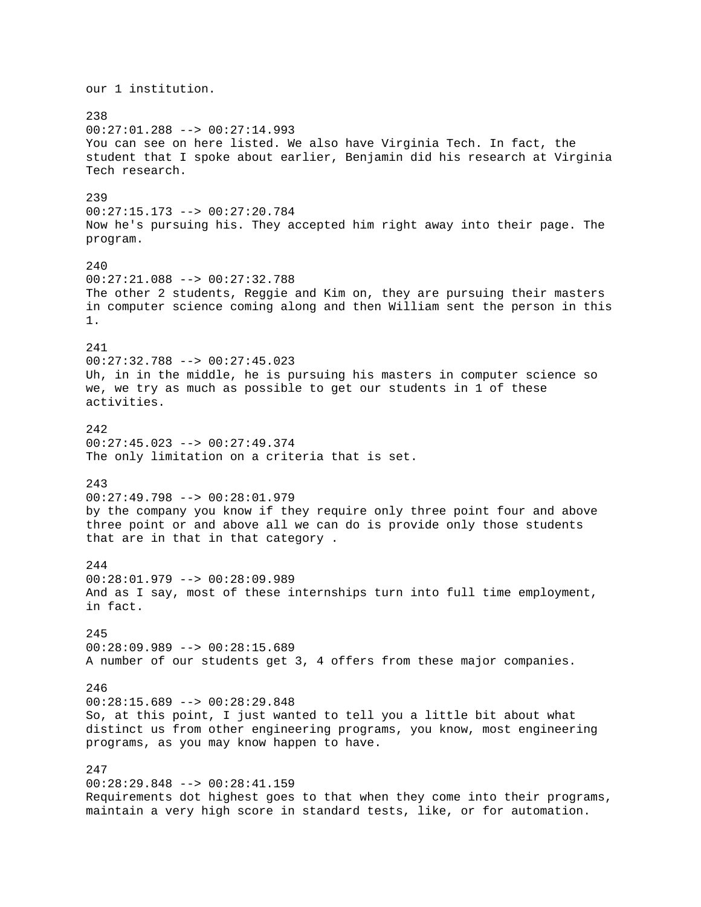our 1 institution.

238
00:27:01.288 --> 00:27:14.993
You can see on here listed. We also have Virginia Tech. In fact, the student that I spoke about earlier, Benjamin did his research at Virginia Tech research.

239
00:27:15.173 --> 00:27:20.784
Now he's pursuing his. They accepted him right away into their page. The program.

240
00:27:21.088 --> 00:27:32.788
The other 2 students, Reggie and Kim on, they are pursuing their masters in computer science coming along and then William sent the person in this 1.

241
00:27:32.788 --> 00:27:45.023
Uh, in in the middle, he is pursuing his masters in computer science so we, we try as much as possible to get our students in 1 of these activities.

242
00:27:45.023 --> 00:27:49.374
The only limitation on a criteria that is set.

243
00:27:49.798 --> 00:28:01.979
by the company you know if they require only three point four and above three point or and above all we can do is provide only those students that are in that in that category .

244
00:28:01.979 --> 00:28:09.989
And as I say, most of these internships turn into full time employment, in fact.

245
00:28:09.989 --> 00:28:15.689
A number of our students get 3, 4 offers from these major companies.

246
00:28:15.689 --> 00:28:29.848
So, at this point, I just wanted to tell you a little bit about what distinct us from other engineering programs, you know, most engineering programs, as you may know happen to have.

247
00:28:29.848 --> 00:28:41.159
Requirements dot highest goes to that when they come into their programs, maintain a very high score in standard tests, like, or for automation.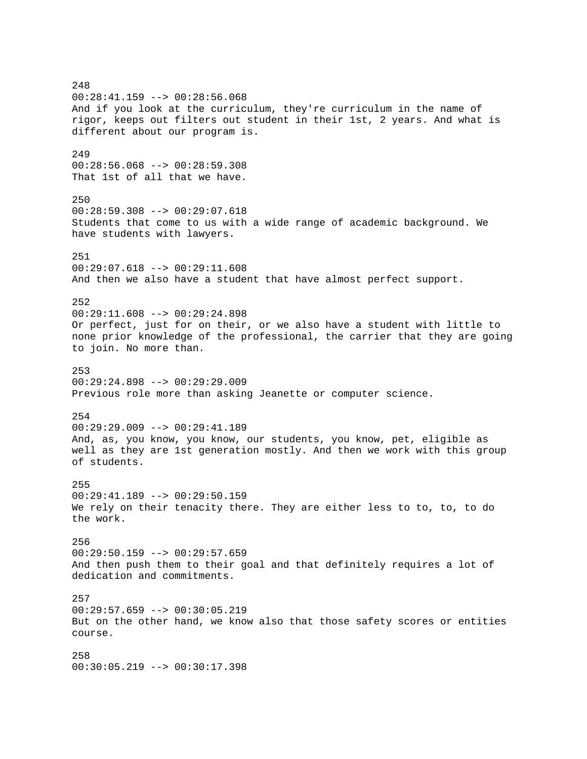248
00:28:41.159 --> 00:28:56.068
And if you look at the curriculum, they're curriculum in the name of rigor, keeps out filters out student in their 1st, 2 years. And what is different about our program is.

249
00:28:56.068 --> 00:28:59.308
That 1st of all that we have.

250
00:28:59.308 --> 00:29:07.618
Students that come to us with a wide range of academic background. We have students with lawyers.

251
00:29:07.618 --> 00:29:11.608
And then we also have a student that have almost perfect support.

252
00:29:11.608 --> 00:29:24.898
Or perfect, just for on their, or we also have a student with little to none prior knowledge of the professional, the carrier that they are going to join. No more than.

253
00:29:24.898 --> 00:29:29.009
Previous role more than asking Jeanette or computer science.

254
00:29:29.009 --> 00:29:41.189
And, as, you know, you know, our students, you know, pet, eligible as well as they are 1st generation mostly. And then we work with this group of students.

255
00:29:41.189 --> 00:29:50.159
We rely on their tenacity there. They are either less to to, to, to do the work.

256
00:29:50.159 --> 00:29:57.659
And then push them to their goal and that definitely requires a lot of dedication and commitments.

257
00:29:57.659 --> 00:30:05.219
But on the other hand, we know also that those safety scores or entities course.

258
00:30:05.219 --> 00:30:17.398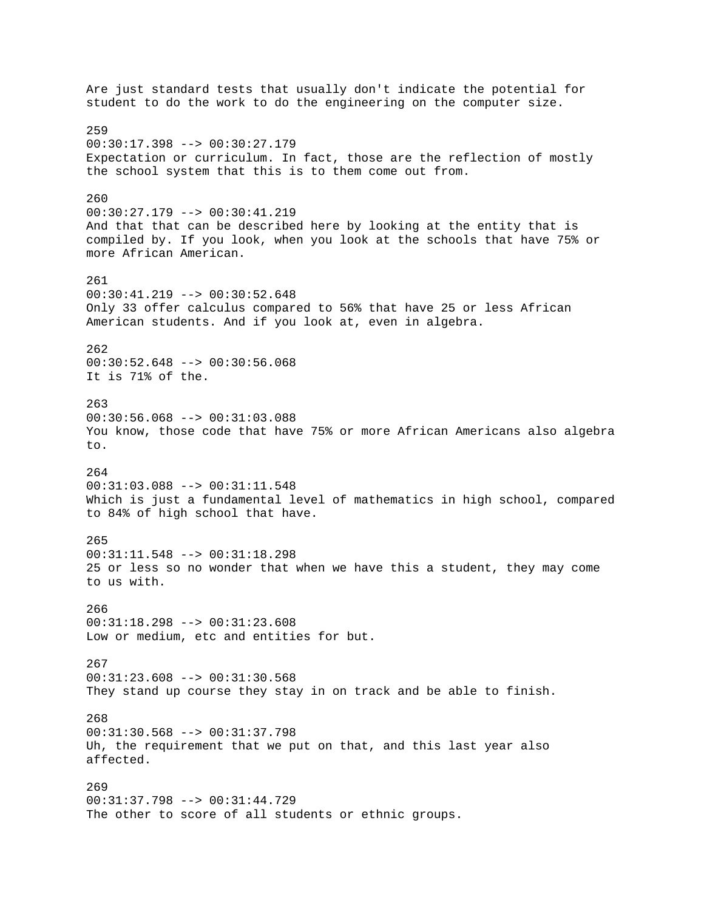Are just standard tests that usually don't indicate the potential for student to do the work to do the engineering on the computer size.

259
00:30:17.398 --> 00:30:27.179
Expectation or curriculum. In fact, those are the reflection of mostly the school system that this is to them come out from.

260
00:30:27.179 --> 00:30:41.219
And that that can be described here by looking at the entity that is compiled by. If you look, when you look at the schools that have 75% or more African American.

261
00:30:41.219 --> 00:30:52.648
Only 33 offer calculus compared to 56% that have 25 or less African American students. And if you look at, even in algebra.

262
00:30:52.648 --> 00:30:56.068
It is 71% of the.

263
00:30:56.068 --> 00:31:03.088
You know, those code that have 75% or more African Americans also algebra to.

264
00:31:03.088 --> 00:31:11.548
Which is just a fundamental level of mathematics in high school, compared to 84% of high school that have.

265
00:31:11.548 --> 00:31:18.298
25 or less so no wonder that when we have this a student, they may come to us with.

266
00:31:18.298 --> 00:31:23.608
Low or medium, etc and entities for but.

267
00:31:23.608 --> 00:31:30.568
They stand up course they stay in on track and be able to finish.

268
00:31:30.568 --> 00:31:37.798
Uh, the requirement that we put on that, and this last year also affected.

269
00:31:37.798 --> 00:31:44.729
The other to score of all students or ethnic groups.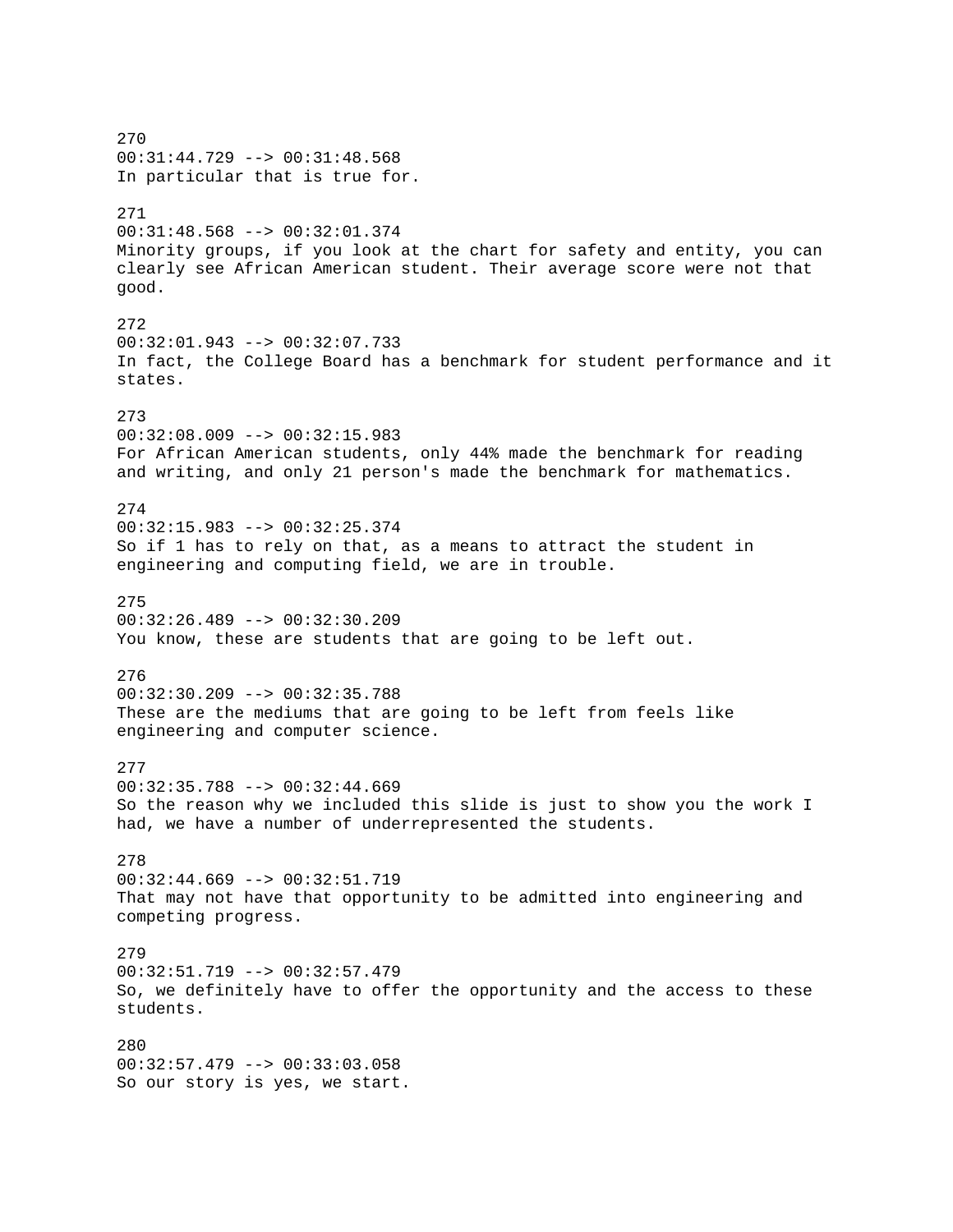270
00:31:44.729 --> 00:31:48.568
In particular that is true for.

271
00:31:48.568 --> 00:32:01.374
Minority groups, if you look at the chart for safety and entity, you can clearly see African American student. Their average score were not that good.

272
00:32:01.943 --> 00:32:07.733
In fact, the College Board has a benchmark for student performance and it states.

273
00:32:08.009 --> 00:32:15.983
For African American students, only 44% made the benchmark for reading and writing, and only 21 person's made the benchmark for mathematics.

274
00:32:15.983 --> 00:32:25.374
So if 1 has to rely on that, as a means to attract the student in engineering and computing field, we are in trouble.

275
00:32:26.489 --> 00:32:30.209
You know, these are students that are going to be left out.

276
00:32:30.209 --> 00:32:35.788
These are the mediums that are going to be left from feels like engineering and computer science.

277
00:32:35.788 --> 00:32:44.669
So the reason why we included this slide is just to show you the work I had, we have a number of underrepresented the students.

278
00:32:44.669 --> 00:32:51.719
That may not have that opportunity to be admitted into engineering and competing progress.

279
00:32:51.719 --> 00:32:57.479
So, we definitely have to offer the opportunity and the access to these students.

280
00:32:57.479 --> 00:33:03.058
So our story is yes, we start.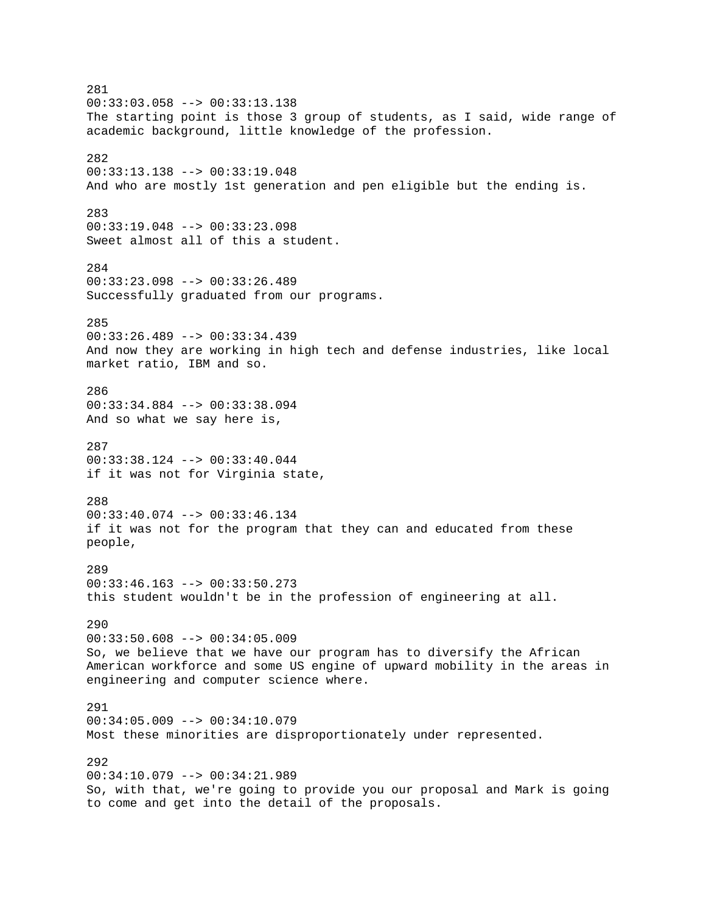281
00:33:03.058 --> 00:33:13.138
The starting point is those 3 group of students, as I said, wide range of academic background, little knowledge of the profession.

282
00:33:13.138 --> 00:33:19.048
And who are mostly 1st generation and pen eligible but the ending is.

283
00:33:19.048 --> 00:33:23.098
Sweet almost all of this a student.

284
00:33:23.098 --> 00:33:26.489
Successfully graduated from our programs.

285
00:33:26.489 --> 00:33:34.439
And now they are working in high tech and defense industries, like local market ratio, IBM and so.

286
00:33:34.884 --> 00:33:38.094
And so what we say here is,

287
00:33:38.124 --> 00:33:40.044
if it was not for Virginia state,

288
00:33:40.074 --> 00:33:46.134
if it was not for the program that they can and educated from these people,

289
00:33:46.163 --> 00:33:50.273
this student wouldn't be in the profession of engineering at all.

290
00:33:50.608 --> 00:34:05.009
So, we believe that we have our program has to diversify the African American workforce and some US engine of upward mobility in the areas in engineering and computer science where.

291
00:34:05.009 --> 00:34:10.079
Most these minorities are disproportionately under represented.

292
00:34:10.079 --> 00:34:21.989
So, with that, we're going to provide you our proposal and Mark is going to come and get into the detail of the proposals.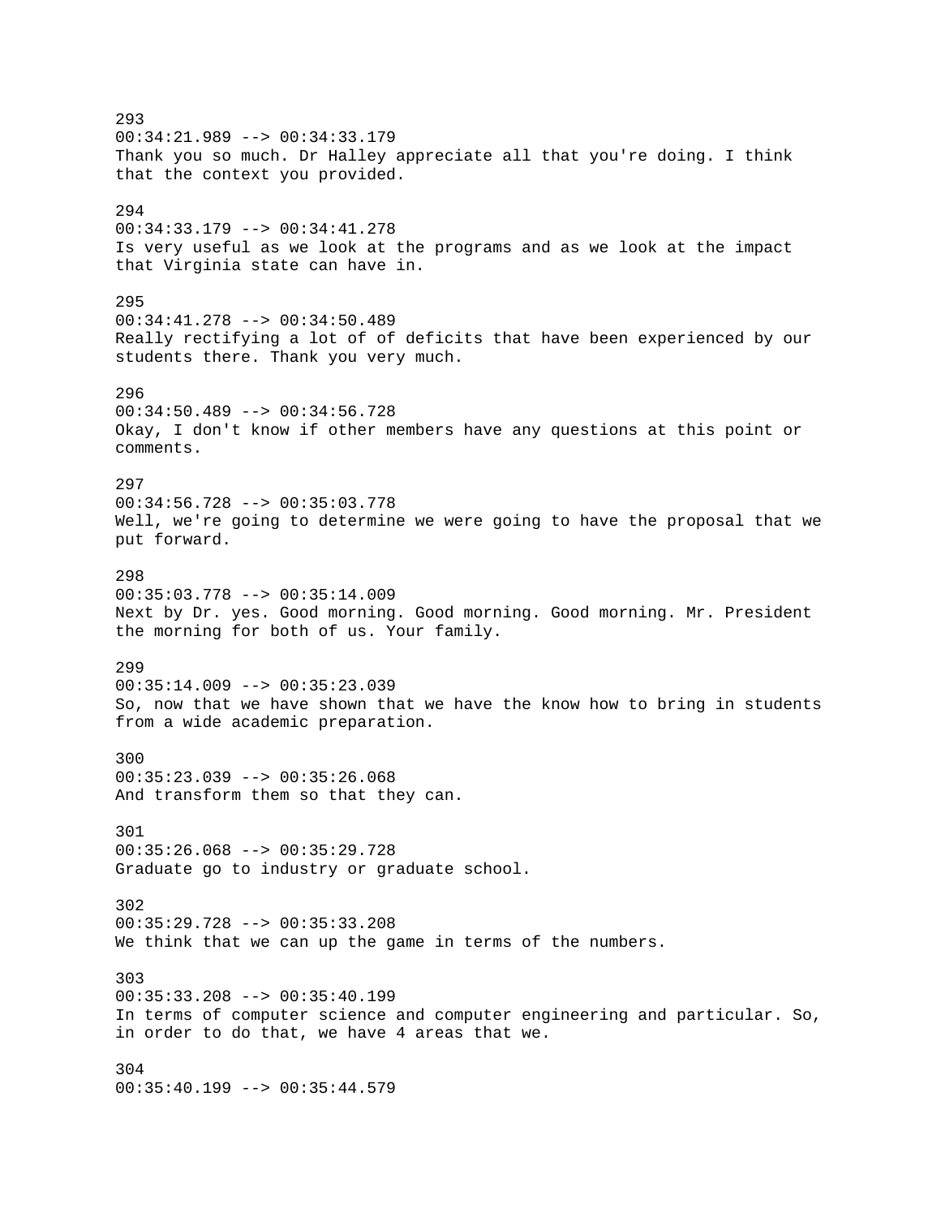293
00:34:21.989 --> 00:34:33.179
Thank you so much. Dr Halley appreciate all that you're doing. I think that the context you provided.

294
00:34:33.179 --> 00:34:41.278
Is very useful as we look at the programs and as we look at the impact that Virginia state can have in.

295
00:34:41.278 --> 00:34:50.489
Really rectifying a lot of of deficits that have been experienced by our students there. Thank you very much.

296
00:34:50.489 --> 00:34:56.728
Okay, I don't know if other members have any questions at this point or comments.

297
00:34:56.728 --> 00:35:03.778
Well, we're going to determine we were going to have the proposal that we put forward.

298
00:35:03.778 --> 00:35:14.009
Next by Dr. yes. Good morning. Good morning. Good morning. Mr. President the morning for both of us. Your family.

299
00:35:14.009 --> 00:35:23.039
So, now that we have shown that we have the know how to bring in students from a wide academic preparation.

300
00:35:23.039 --> 00:35:26.068
And transform them so that they can.

301
00:35:26.068 --> 00:35:29.728
Graduate go to industry or graduate school.

302
00:35:29.728 --> 00:35:33.208
We think that we can up the game in terms of the numbers.

303
00:35:33.208 --> 00:35:40.199
In terms of computer science and computer engineering and particular. So, in order to do that, we have 4 areas that we.

304
00:35:40.199 --> 00:35:44.579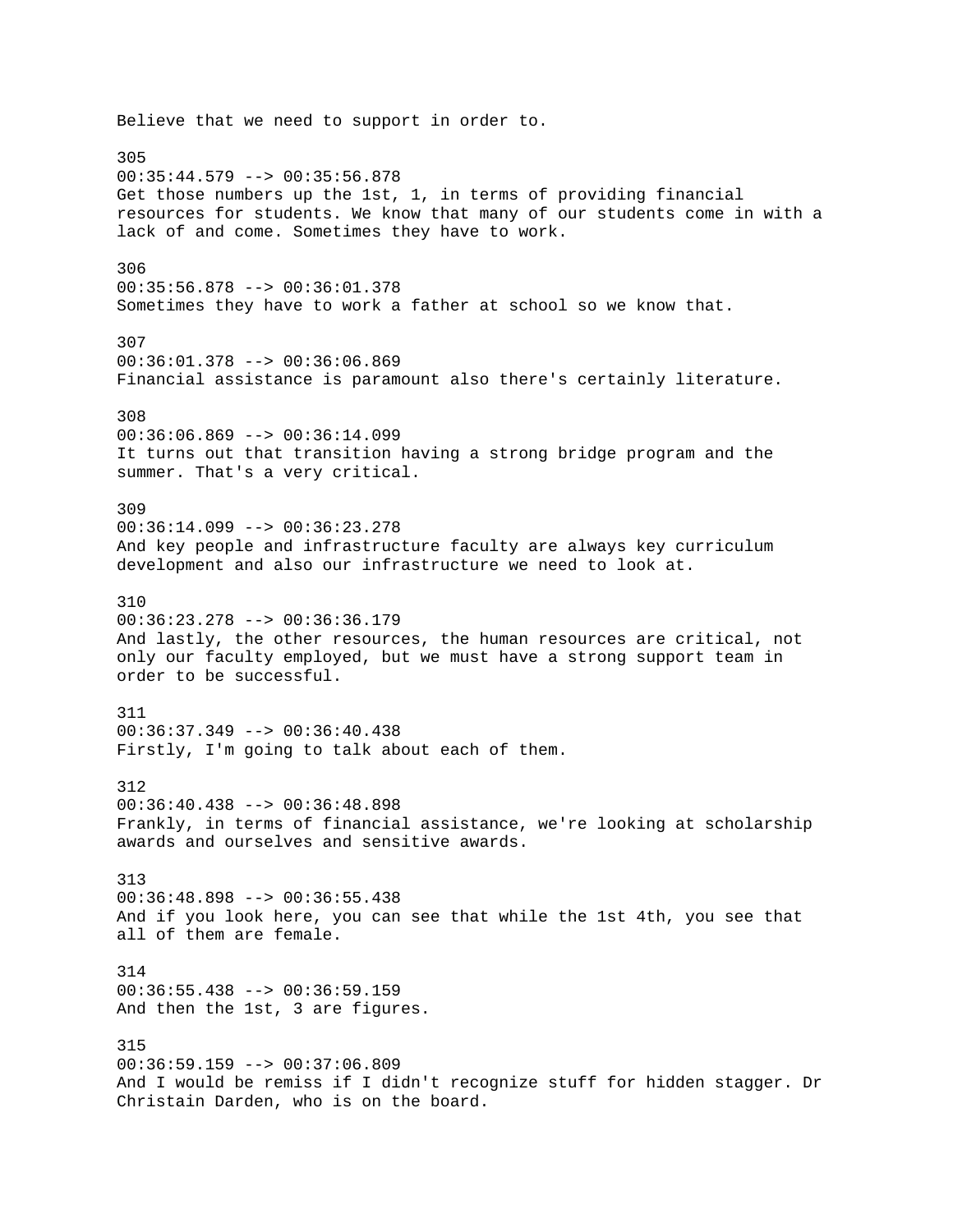Believe that we need to support in order to.

305
00:35:44.579 --> 00:35:56.878
Get those numbers up the 1st, 1, in terms of providing financial resources for students. We know that many of our students come in with a lack of and come. Sometimes they have to work.

306
00:35:56.878 --> 00:36:01.378
Sometimes they have to work a father at school so we know that.

307
00:36:01.378 --> 00:36:06.869
Financial assistance is paramount also there's certainly literature.

308
00:36:06.869 --> 00:36:14.099
It turns out that transition having a strong bridge program and the summer. That's a very critical.

309
00:36:14.099 --> 00:36:23.278
And key people and infrastructure faculty are always key curriculum development and also our infrastructure we need to look at.

310
00:36:23.278 --> 00:36:36.179
And lastly, the other resources, the human resources are critical, not only our faculty employed, but we must have a strong support team in order to be successful.

311
00:36:37.349 --> 00:36:40.438
Firstly, I'm going to talk about each of them.

312
00:36:40.438 --> 00:36:48.898
Frankly, in terms of financial assistance, we're looking at scholarship awards and ourselves and sensitive awards.

313
00:36:48.898 --> 00:36:55.438
And if you look here, you can see that while the 1st 4th, you see that all of them are female.

314
00:36:55.438 --> 00:36:59.159
And then the 1st, 3 are figures.

315
00:36:59.159 --> 00:37:06.809
And I would be remiss if I didn't recognize stuff for hidden stagger. Dr Christain Darden, who is on the board.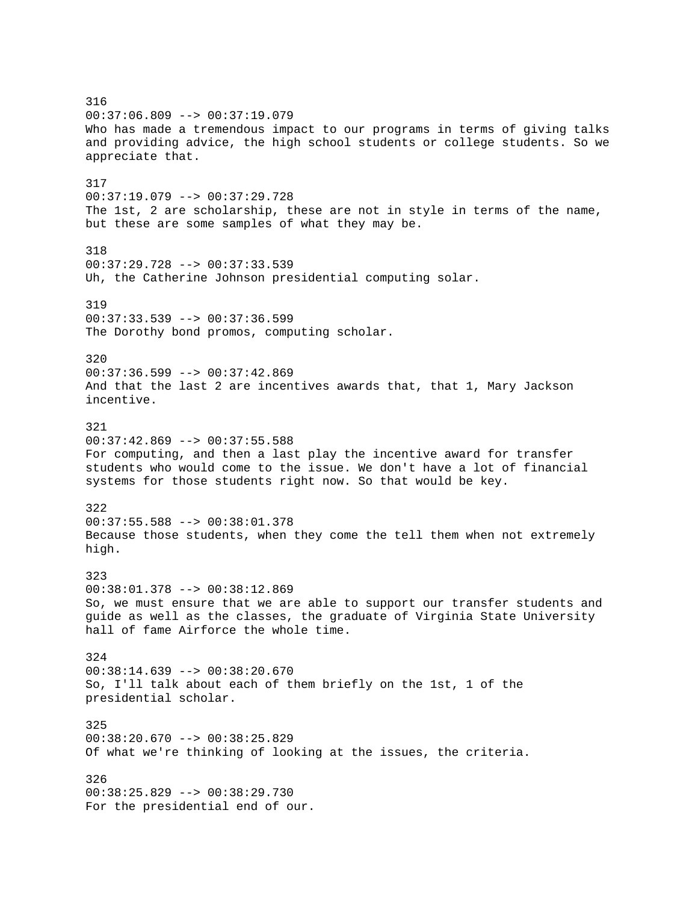316
00:37:06.809 --> 00:37:19.079
Who has made a tremendous impact to our programs in terms of giving talks and providing advice, the high school students or college students. So we appreciate that.

317
00:37:19.079 --> 00:37:29.728
The 1st, 2 are scholarship, these are not in style in terms of the name, but these are some samples of what they may be.

318
00:37:29.728 --> 00:37:33.539
Uh, the Catherine Johnson presidential computing solar.

319
00:37:33.539 --> 00:37:36.599
The Dorothy bond promos, computing scholar.

320
00:37:36.599 --> 00:37:42.869
And that the last 2 are incentives awards that, that 1, Mary Jackson incentive.

321
00:37:42.869 --> 00:37:55.588
For computing, and then a last play the incentive award for transfer students who would come to the issue. We don't have a lot of financial systems for those students right now. So that would be key.

322
00:37:55.588 --> 00:38:01.378
Because those students, when they come the tell them when not extremely high.

323
00:38:01.378 --> 00:38:12.869
So, we must ensure that we are able to support our transfer students and guide as well as the classes, the graduate of Virginia State University hall of fame Airforce the whole time.

324
00:38:14.639 --> 00:38:20.670
So, I'll talk about each of them briefly on the 1st, 1 of the presidential scholar.

325
00:38:20.670 --> 00:38:25.829
Of what we're thinking of looking at the issues, the criteria.

326
00:38:25.829 --> 00:38:29.730
For the presidential end of our.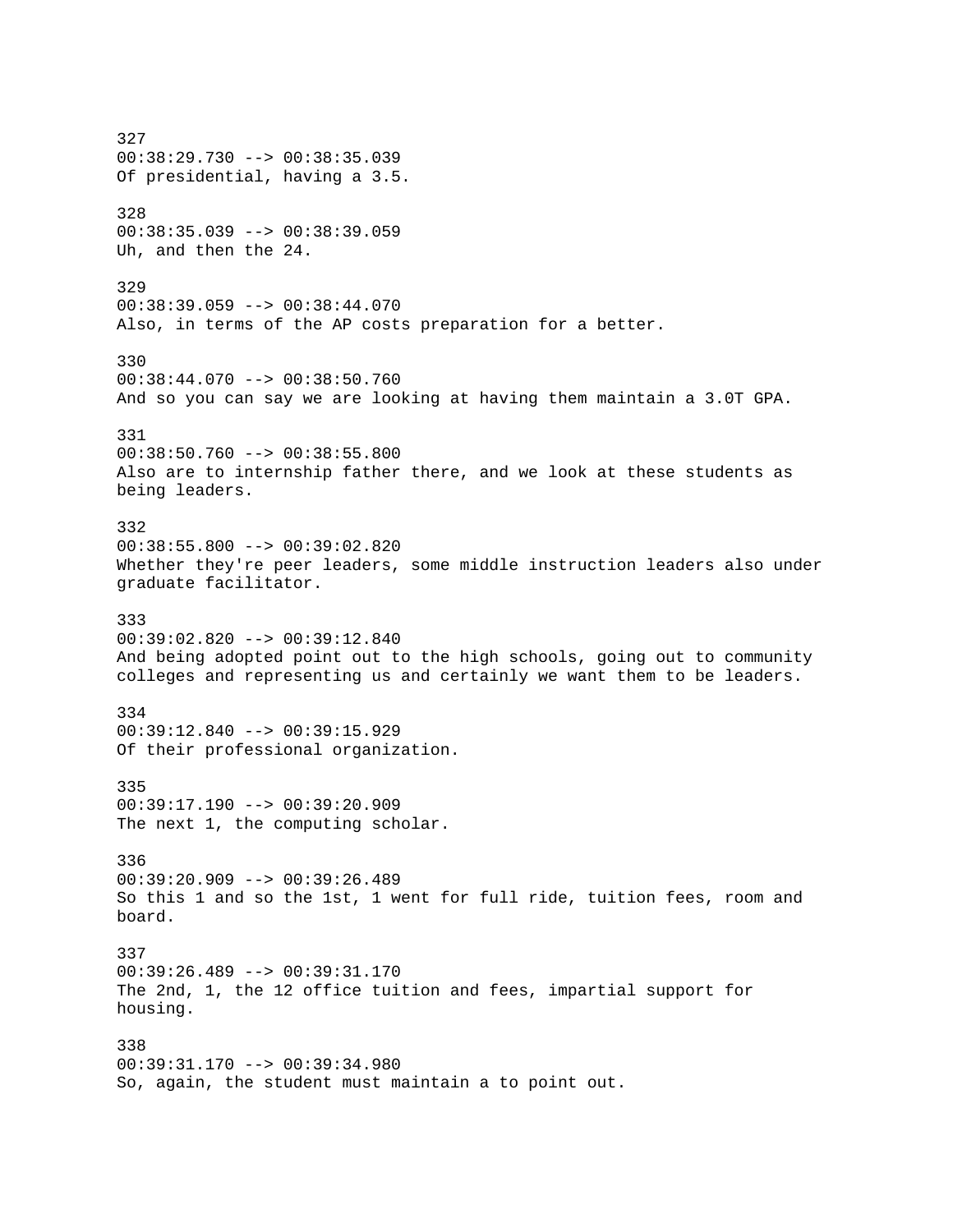327
00:38:29.730 --> 00:38:35.039
Of presidential, having a 3.5.

328
00:38:35.039 --> 00:38:39.059
Uh, and then the 24.

329
00:38:39.059 --> 00:38:44.070
Also, in terms of the AP costs preparation for a better.

330
00:38:44.070 --> 00:38:50.760
And so you can say we are looking at having them maintain a 3.0T GPA.

331
00:38:50.760 --> 00:38:55.800
Also are to internship father there, and we look at these students as being leaders.

332
00:38:55.800 --> 00:39:02.820
Whether they're peer leaders, some middle instruction leaders also under graduate facilitator.

333
00:39:02.820 --> 00:39:12.840
And being adopted point out to the high schools, going out to community colleges and representing us and certainly we want them to be leaders.

334
00:39:12.840 --> 00:39:15.929
Of their professional organization.

335
00:39:17.190 --> 00:39:20.909
The next 1, the computing scholar.

336
00:39:20.909 --> 00:39:26.489
So this 1 and so the 1st, 1 went for full ride, tuition fees, room and board.

337
00:39:26.489 --> 00:39:31.170
The 2nd, 1, the 12 office tuition and fees, impartial support for housing.

338
00:39:31.170 --> 00:39:34.980
So, again, the student must maintain a to point out.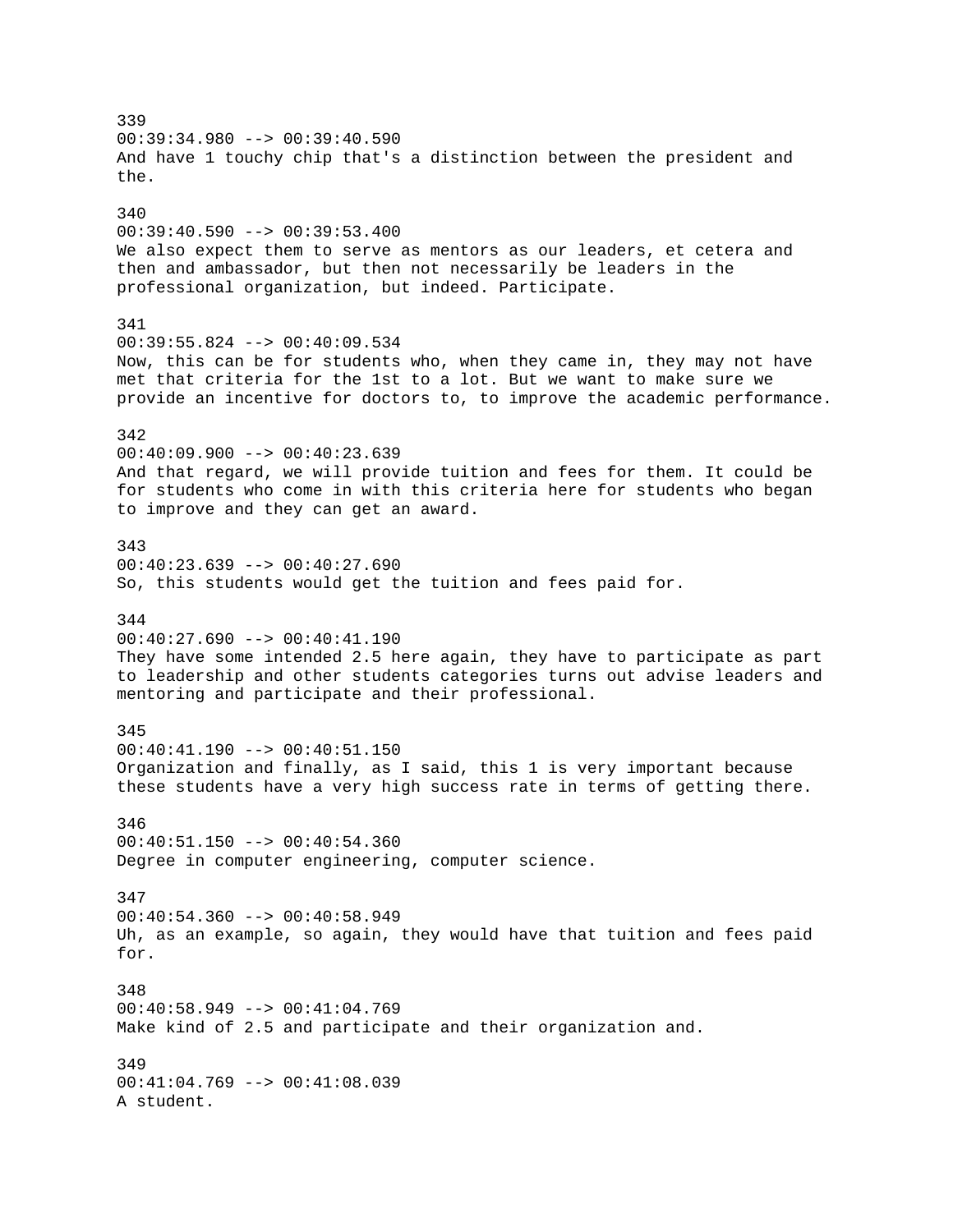339
00:39:34.980 --> 00:39:40.590
And have 1 touchy chip that's a distinction between the president and the.

340
00:39:40.590 --> 00:39:53.400
We also expect them to serve as mentors as our leaders, et cetera and then and ambassador, but then not necessarily be leaders in the professional organization, but indeed. Participate.

341
00:39:55.824 --> 00:40:09.534
Now, this can be for students who, when they came in, they may not have met that criteria for the 1st to a lot. But we want to make sure we provide an incentive for doctors to, to improve the academic performance.

342
00:40:09.900 --> 00:40:23.639
And that regard, we will provide tuition and fees for them. It could be for students who come in with this criteria here for students who began to improve and they can get an award.

343
00:40:23.639 --> 00:40:27.690
So, this students would get the tuition and fees paid for.

344
00:40:27.690 --> 00:40:41.190
They have some intended 2.5 here again, they have to participate as part to leadership and other students categories turns out advise leaders and mentoring and participate and their professional.

345
00:40:41.190 --> 00:40:51.150
Organization and finally, as I said, this 1 is very important because these students have a very high success rate in terms of getting there.

346
00:40:51.150 --> 00:40:54.360
Degree in computer engineering, computer science.

347
00:40:54.360 --> 00:40:58.949
Uh, as an example, so again, they would have that tuition and fees paid for.

348
00:40:58.949 --> 00:41:04.769
Make kind of 2.5 and participate and their organization and.

349
00:41:04.769 --> 00:41:08.039
A student.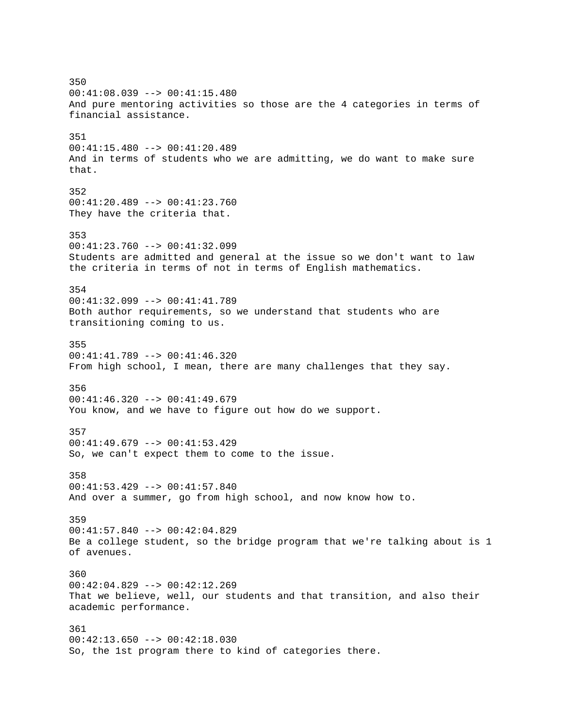350
00:41:08.039 --> 00:41:15.480
And pure mentoring activities so those are the 4 categories in terms of financial assistance.

351
00:41:15.480 --> 00:41:20.489
And in terms of students who we are admitting, we do want to make sure that.

352
00:41:20.489 --> 00:41:23.760
They have the criteria that.

353
00:41:23.760 --> 00:41:32.099
Students are admitted and general at the issue so we don't want to law the criteria in terms of not in terms of English mathematics.

354
00:41:32.099 --> 00:41:41.789
Both author requirements, so we understand that students who are transitioning coming to us.

355
00:41:41.789 --> 00:41:46.320
From high school, I mean, there are many challenges that they say.

356
00:41:46.320 --> 00:41:49.679
You know, and we have to figure out how do we support.

357
00:41:49.679 --> 00:41:53.429
So, we can't expect them to come to the issue.

358
00:41:53.429 --> 00:41:57.840
And over a summer, go from high school, and now know how to.

359
00:41:57.840 --> 00:42:04.829
Be a college student, so the bridge program that we're talking about is 1 of avenues.

360
00:42:04.829 --> 00:42:12.269
That we believe, well, our students and that transition, and also their academic performance.

361
00:42:13.650 --> 00:42:18.030
So, the 1st program there to kind of categories there.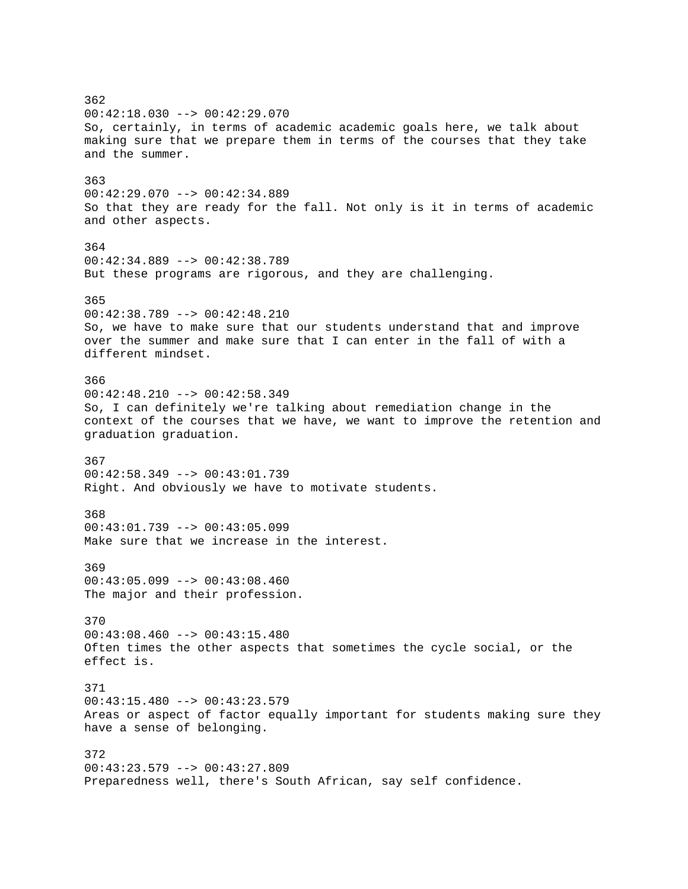362
00:42:18.030 --> 00:42:29.070
So, certainly, in terms of academic academic goals here, we talk about making sure that we prepare them in terms of the courses that they take and the summer.

363
00:42:29.070 --> 00:42:34.889
So that they are ready for the fall. Not only is it in terms of academic and other aspects.

364
00:42:34.889 --> 00:42:38.789
But these programs are rigorous, and they are challenging.

365
00:42:38.789 --> 00:42:48.210
So, we have to make sure that our students understand that and improve over the summer and make sure that I can enter in the fall of with a different mindset.

366
00:42:48.210 --> 00:42:58.349
So, I can definitely we're talking about remediation change in the context of the courses that we have, we want to improve the retention and graduation graduation.

367
00:42:58.349 --> 00:43:01.739
Right. And obviously we have to motivate students.

368
00:43:01.739 --> 00:43:05.099
Make sure that we increase in the interest.

369
00:43:05.099 --> 00:43:08.460
The major and their profession.

370
00:43:08.460 --> 00:43:15.480
Often times the other aspects that sometimes the cycle social, or the effect is.

371
00:43:15.480 --> 00:43:23.579
Areas or aspect of factor equally important for students making sure they have a sense of belonging.

372
00:43:23.579 --> 00:43:27.809
Preparedness well, there's South African, say self confidence.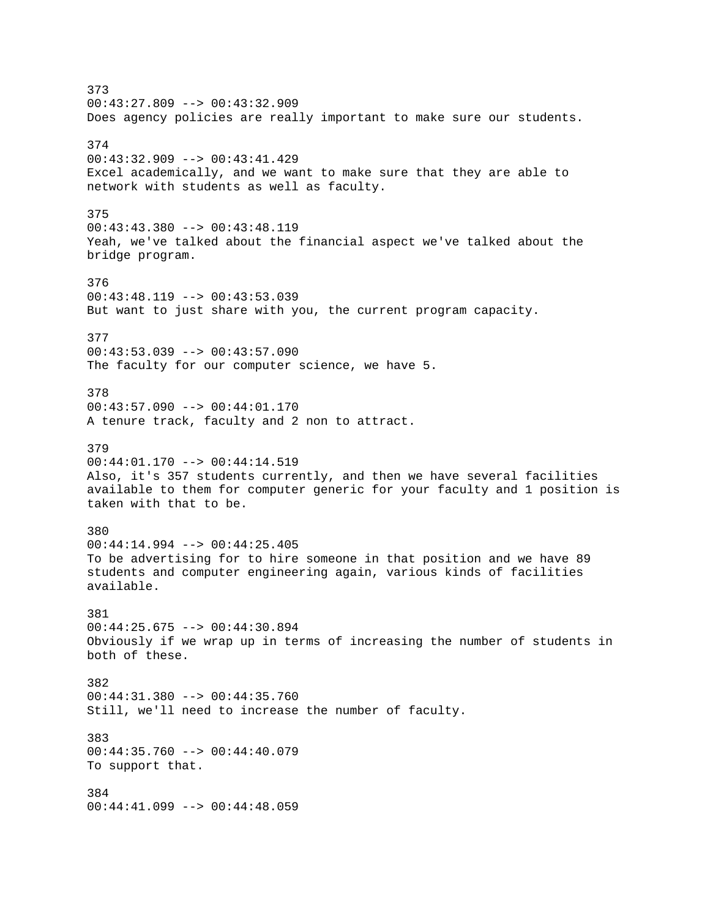373
00:43:27.809 --> 00:43:32.909
Does agency policies are really important to make sure our students.

374
00:43:32.909 --> 00:43:41.429
Excel academically, and we want to make sure that they are able to network with students as well as faculty.

375
00:43:43.380 --> 00:43:48.119
Yeah, we've talked about the financial aspect we've talked about the bridge program.

376
00:43:48.119 --> 00:43:53.039
But want to just share with you, the current program capacity.

377
00:43:53.039 --> 00:43:57.090
The faculty for our computer science, we have 5.

378
00:43:57.090 --> 00:44:01.170
A tenure track, faculty and 2 non to attract.

379
00:44:01.170 --> 00:44:14.519
Also, it's 357 students currently, and then we have several facilities available to them for computer generic for your faculty and 1 position is taken with that to be.

380
00:44:14.994 --> 00:44:25.405
To be advertising for to hire someone in that position and we have 89 students and computer engineering again, various kinds of facilities available.

381
00:44:25.675 --> 00:44:30.894
Obviously if we wrap up in terms of increasing the number of students in both of these.

382
00:44:31.380 --> 00:44:35.760
Still, we'll need to increase the number of faculty.

383
00:44:35.760 --> 00:44:40.079
To support that.

384
00:44:41.099 --> 00:44:48.059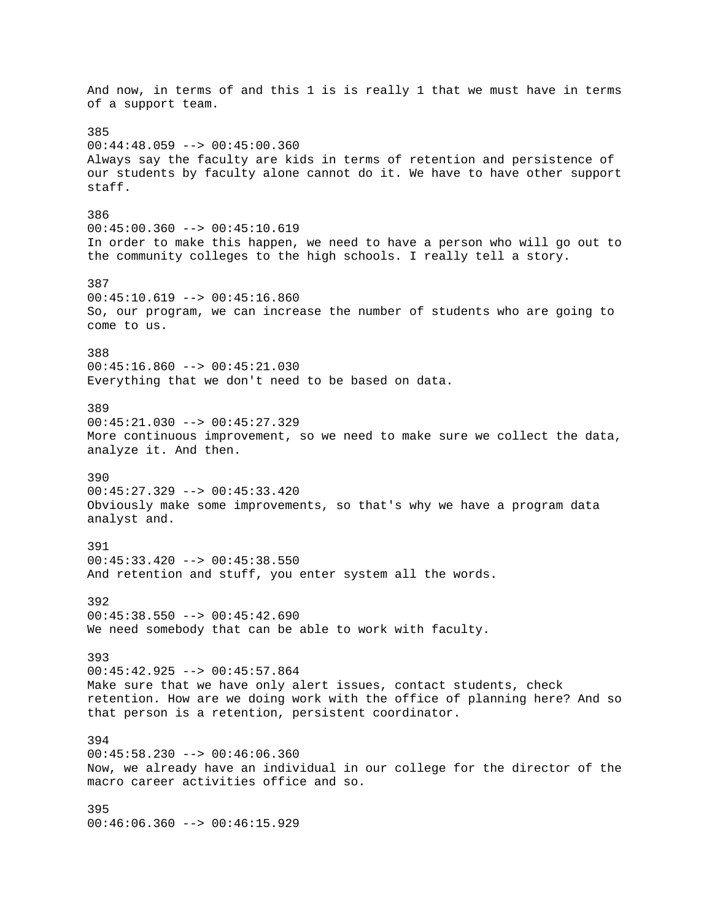And now, in terms of and this 1 is is really 1 that we must have in terms of a support team.

385
00:44:48.059 --> 00:45:00.360
Always say the faculty are kids in terms of retention and persistence of our students by faculty alone cannot do it. We have to have other support staff.

386
00:45:00.360 --> 00:45:10.619
In order to make this happen, we need to have a person who will go out to the community colleges to the high schools. I really tell a story.

387
00:45:10.619 --> 00:45:16.860
So, our program, we can increase the number of students who are going to come to us.

388
00:45:16.860 --> 00:45:21.030
Everything that we don't need to be based on data.

389
00:45:21.030 --> 00:45:27.329
More continuous improvement, so we need to make sure we collect the data, analyze it. And then.

390
00:45:27.329 --> 00:45:33.420
Obviously make some improvements, so that's why we have a program data analyst and.

391
00:45:33.420 --> 00:45:38.550
And retention and stuff, you enter system all the words.

392
00:45:38.550 --> 00:45:42.690
We need somebody that can be able to work with faculty.

393
00:45:42.925 --> 00:45:57.864
Make sure that we have only alert issues, contact students, check retention. How are we doing work with the office of planning here? And so that person is a retention, persistent coordinator.

394
00:45:58.230 --> 00:46:06.360
Now, we already have an individual in our college for the director of the macro career activities office and so.

395
00:46:06.360 --> 00:46:15.929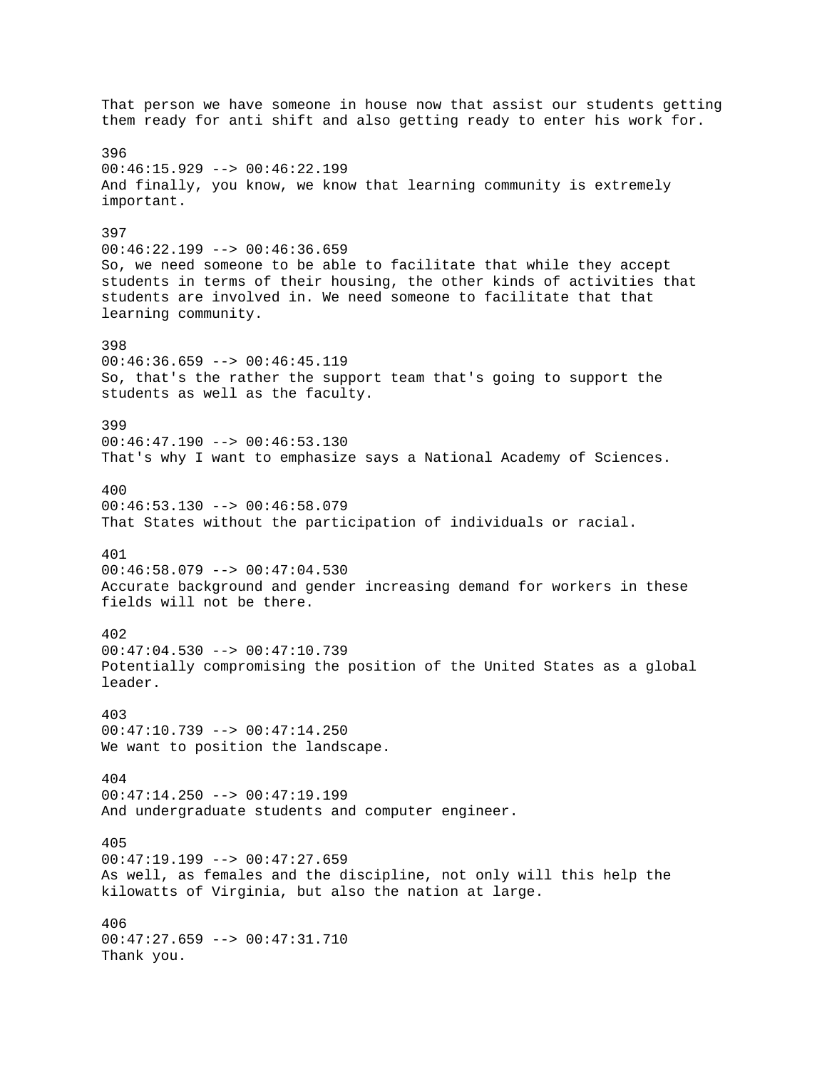That person we have someone in house now that assist our students getting them ready for anti shift and also getting ready to enter his work for.

396
00:46:15.929 --> 00:46:22.199
And finally, you know, we know that learning community is extremely important.

397
00:46:22.199 --> 00:46:36.659
So, we need someone to be able to facilitate that while they accept students in terms of their housing, the other kinds of activities that students are involved in. We need someone to facilitate that that learning community.

398
00:46:36.659 --> 00:46:45.119
So, that's the rather the support team that's going to support the students as well as the faculty.

399
00:46:47.190 --> 00:46:53.130
That's why I want to emphasize says a National Academy of Sciences.

400
00:46:53.130 --> 00:46:58.079
That States without the participation of individuals or racial.

401
00:46:58.079 --> 00:47:04.530
Accurate background and gender increasing demand for workers in these fields will not be there.

402
00:47:04.530 --> 00:47:10.739
Potentially compromising the position of the United States as a global leader.

403
00:47:10.739 --> 00:47:14.250
We want to position the landscape.

404
00:47:14.250 --> 00:47:19.199
And undergraduate students and computer engineer.

405
00:47:19.199 --> 00:47:27.659
As well, as females and the discipline, not only will this help the kilowatts of Virginia, but also the nation at large.

406
00:47:27.659 --> 00:47:31.710
Thank you.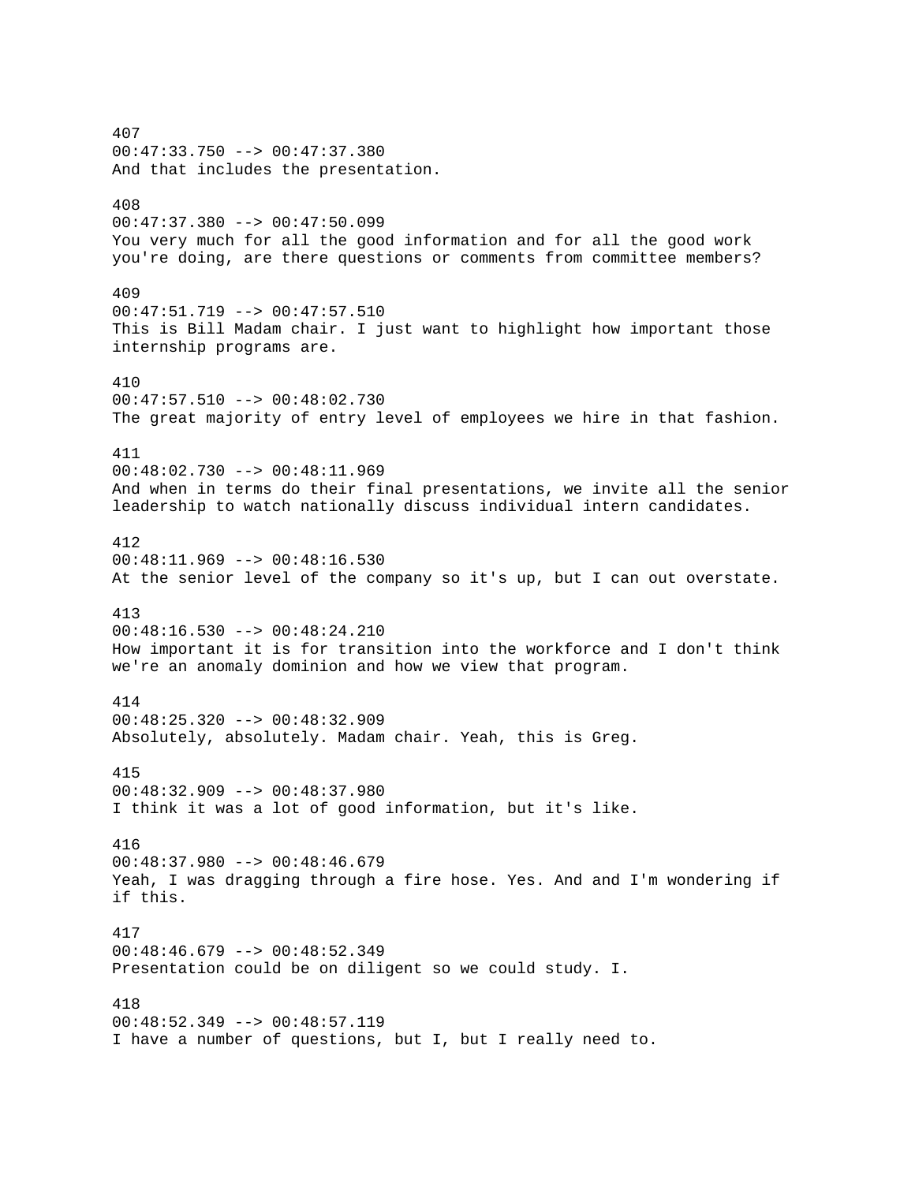407
00:47:33.750 --> 00:47:37.380
And that includes the presentation.

408
00:47:37.380 --> 00:47:50.099
You very much for all the good information and for all the good work you're doing, are there questions or comments from committee members?

409
00:47:51.719 --> 00:47:57.510
This is Bill Madam chair. I just want to highlight how important those internship programs are.

410
00:47:57.510 --> 00:48:02.730
The great majority of entry level of employees we hire in that fashion.

411
00:48:02.730 --> 00:48:11.969
And when in terms do their final presentations, we invite all the senior leadership to watch nationally discuss individual intern candidates.

412
00:48:11.969 --> 00:48:16.530
At the senior level of the company so it's up, but I can out overstate.

413
00:48:16.530 --> 00:48:24.210
How important it is for transition into the workforce and I don't think we're an anomaly dominion and how we view that program.

414
00:48:25.320 --> 00:48:32.909
Absolutely, absolutely. Madam chair. Yeah, this is Greg.

415
00:48:32.909 --> 00:48:37.980
I think it was a lot of good information, but it's like.

416
00:48:37.980 --> 00:48:46.679
Yeah, I was dragging through a fire hose. Yes. And and I'm wondering if if this.

417
00:48:46.679 --> 00:48:52.349
Presentation could be on diligent so we could study. I.

418
00:48:52.349 --> 00:48:57.119
I have a number of questions, but I, but I really need to.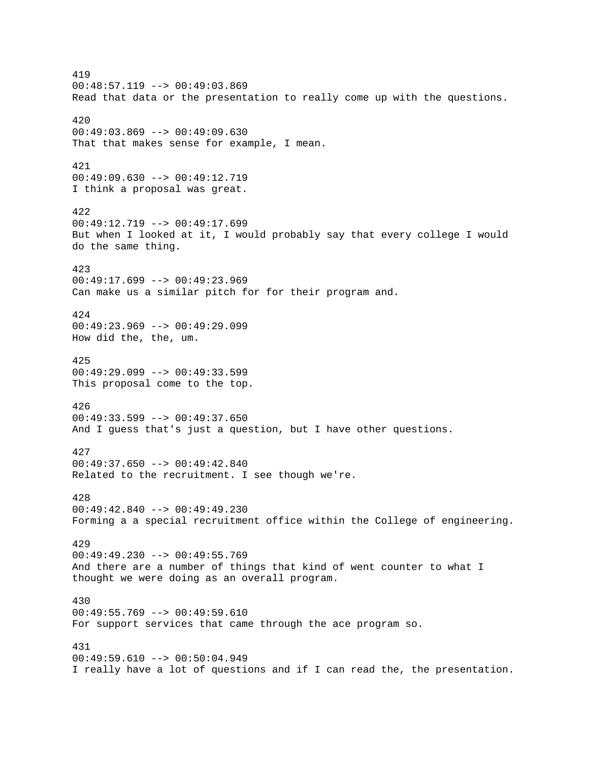419
00:48:57.119 --> 00:49:03.869
Read that data or the presentation to really come up with the questions.

420
00:49:03.869 --> 00:49:09.630
That that makes sense for example, I mean.

421
00:49:09.630 --> 00:49:12.719
I think a proposal was great.

422
00:49:12.719 --> 00:49:17.699
But when I looked at it, I would probably say that every college I would do the same thing.

423
00:49:17.699 --> 00:49:23.969
Can make us a similar pitch for for their program and.

424
00:49:23.969 --> 00:49:29.099
How did the, the, um.

425
00:49:29.099 --> 00:49:33.599
This proposal come to the top.

426
00:49:33.599 --> 00:49:37.650
And I guess that's just a question, but I have other questions.

427
00:49:37.650 --> 00:49:42.840
Related to the recruitment. I see though we're.

428
00:49:42.840 --> 00:49:49.230
Forming a a special recruitment office within the College of engineering.

429
00:49:49.230 --> 00:49:55.769
And there are a number of things that kind of went counter to what I thought we were doing as an overall program.

430
00:49:55.769 --> 00:49:59.610
For support services that came through the ace program so.

431
00:49:59.610 --> 00:50:04.949
I really have a lot of questions and if I can read the, the presentation.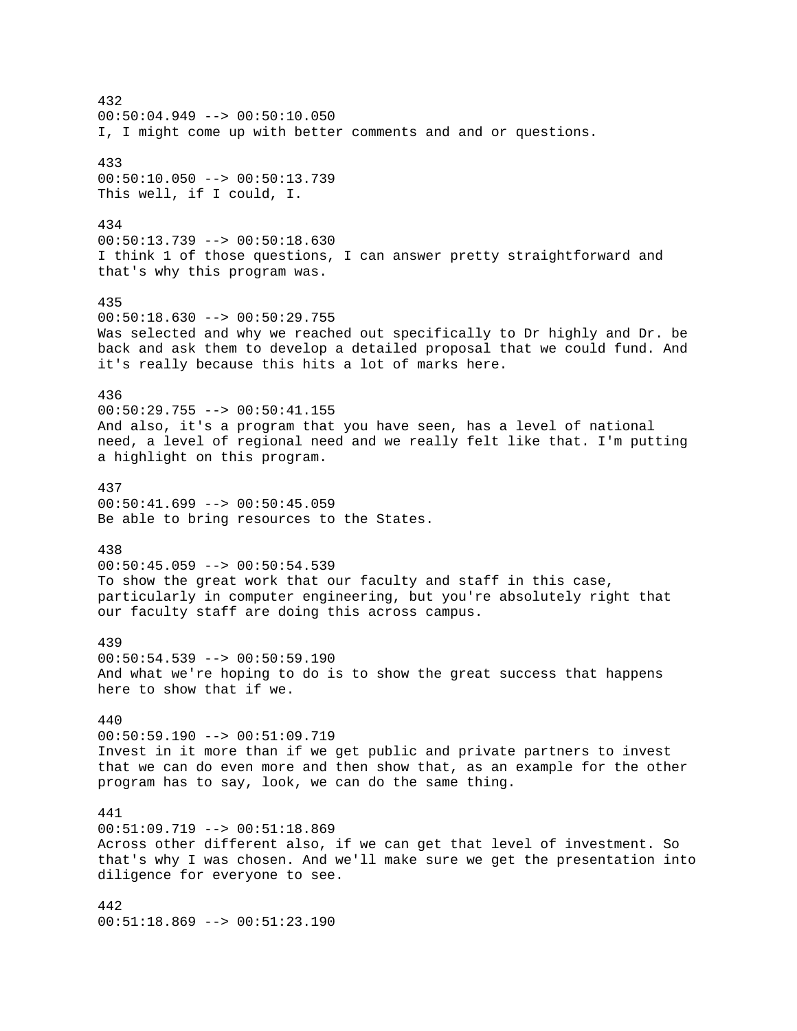432
00:50:04.949 --> 00:50:10.050
I, I might come up with better comments and and or questions.

433
00:50:10.050 --> 00:50:13.739
This well, if I could, I.

434
00:50:13.739 --> 00:50:18.630
I think 1 of those questions, I can answer pretty straightforward and that's why this program was.

435
00:50:18.630 --> 00:50:29.755
Was selected and why we reached out specifically to Dr highly and Dr. be back and ask them to develop a detailed proposal that we could fund. And it's really because this hits a lot of marks here.

436
00:50:29.755 --> 00:50:41.155
And also, it's a program that you have seen, has a level of national need, a level of regional need and we really felt like that. I'm putting a highlight on this program.

437
00:50:41.699 --> 00:50:45.059
Be able to bring resources to the States.

438
00:50:45.059 --> 00:50:54.539
To show the great work that our faculty and staff in this case, particularly in computer engineering, but you're absolutely right that our faculty staff are doing this across campus.

439
00:50:54.539 --> 00:50:59.190
And what we're hoping to do is to show the great success that happens here to show that if we.

440
00:50:59.190 --> 00:51:09.719
Invest in it more than if we get public and private partners to invest that we can do even more and then show that, as an example for the other program has to say, look, we can do the same thing.

441
00:51:09.719 --> 00:51:18.869
Across other different also, if we can get that level of investment. So that's why I was chosen. And we'll make sure we get the presentation into diligence for everyone to see.

442
00:51:18.869 --> 00:51:23.190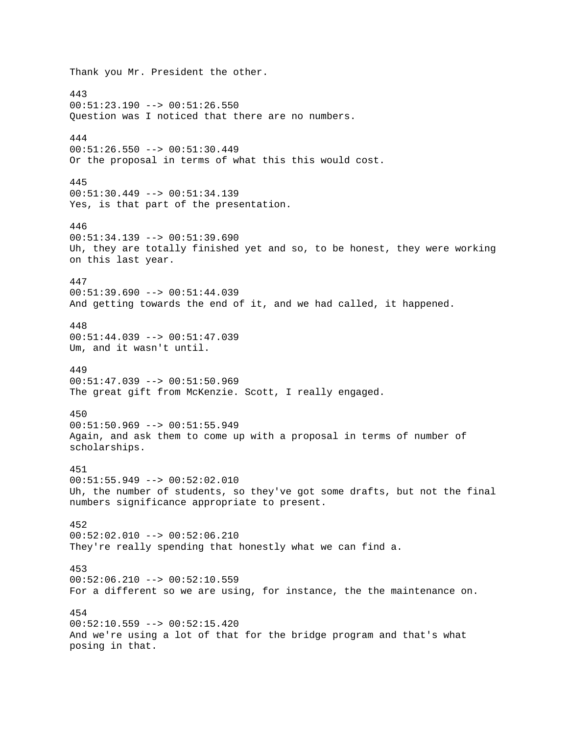Thank you Mr. President the other.

443
00:51:23.190 --> 00:51:26.550
Question was I noticed that there are no numbers.

444
00:51:26.550 --> 00:51:30.449
Or the proposal in terms of what this this would cost.

445
00:51:30.449 --> 00:51:34.139
Yes, is that part of the presentation.

446
00:51:34.139 --> 00:51:39.690
Uh, they are totally finished yet and so, to be honest, they were working on this last year.

447
00:51:39.690 --> 00:51:44.039
And getting towards the end of it, and we had called, it happened.

448
00:51:44.039 --> 00:51:47.039
Um, and it wasn't until.

449
00:51:47.039 --> 00:51:50.969
The great gift from McKenzie. Scott, I really engaged.

450
00:51:50.969 --> 00:51:55.949
Again, and ask them to come up with a proposal in terms of number of scholarships.

451
00:51:55.949 --> 00:52:02.010
Uh, the number of students, so they've got some drafts, but not the final numbers significance appropriate to present.

452
00:52:02.010 --> 00:52:06.210
They're really spending that honestly what we can find a.

453
00:52:06.210 --> 00:52:10.559
For a different so we are using, for instance, the the maintenance on.

454
00:52:10.559 --> 00:52:15.420
And we're using a lot of that for the bridge program and that's what posing in that.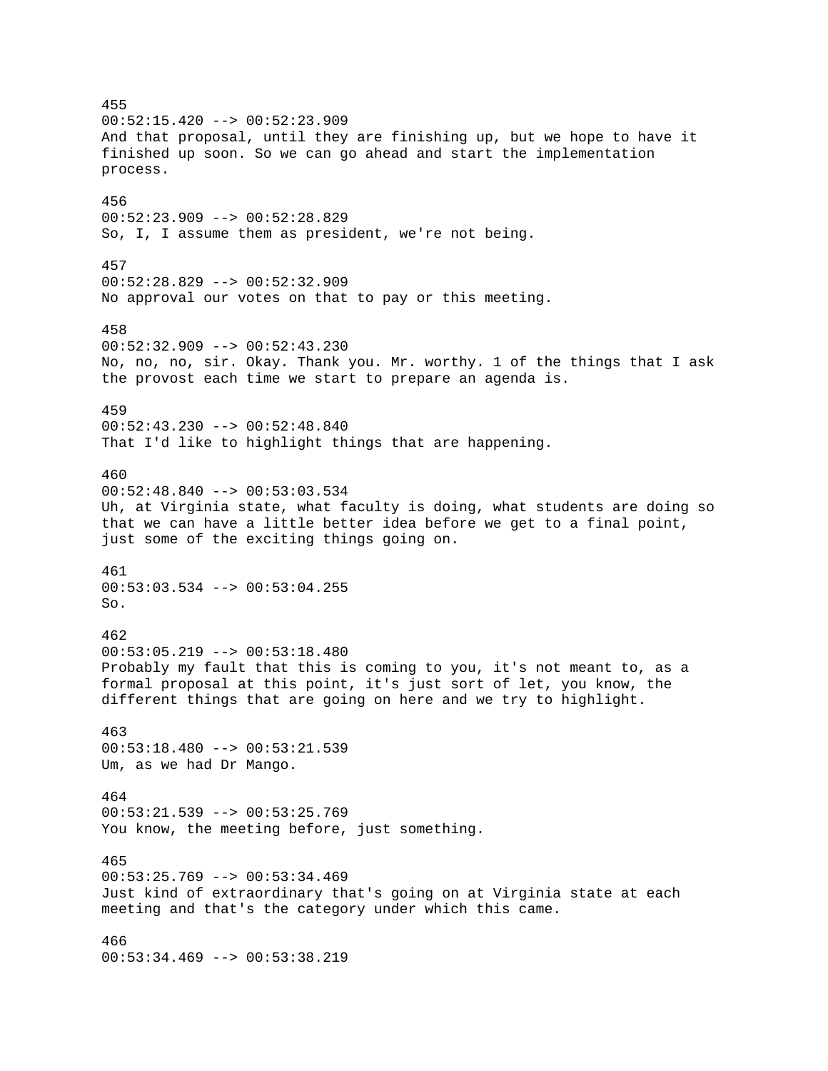455
00:52:15.420 --> 00:52:23.909
And that proposal, until they are finishing up, but we hope to have it finished up soon. So we can go ahead and start the implementation process.

456
00:52:23.909 --> 00:52:28.829
So, I, I assume them as president, we're not being.

457
00:52:28.829 --> 00:52:32.909
No approval our votes on that to pay or this meeting.

458
00:52:32.909 --> 00:52:43.230
No, no, no, sir. Okay. Thank you. Mr. worthy. 1 of the things that I ask the provost each time we start to prepare an agenda is.

459
00:52:43.230 --> 00:52:48.840
That I'd like to highlight things that are happening.

460
00:52:48.840 --> 00:53:03.534
Uh, at Virginia state, what faculty is doing, what students are doing so that we can have a little better idea before we get to a final point, just some of the exciting things going on.

461
00:53:03.534 --> 00:53:04.255
So.

462
00:53:05.219 --> 00:53:18.480
Probably my fault that this is coming to you, it's not meant to, as a formal proposal at this point, it's just sort of let, you know, the different things that are going on here and we try to highlight.

463
00:53:18.480 --> 00:53:21.539
Um, as we had Dr Mango.

464
00:53:21.539 --> 00:53:25.769
You know, the meeting before, just something.

465
00:53:25.769 --> 00:53:34.469
Just kind of extraordinary that's going on at Virginia state at each meeting and that's the category under which this came.

466
00:53:34.469 --> 00:53:38.219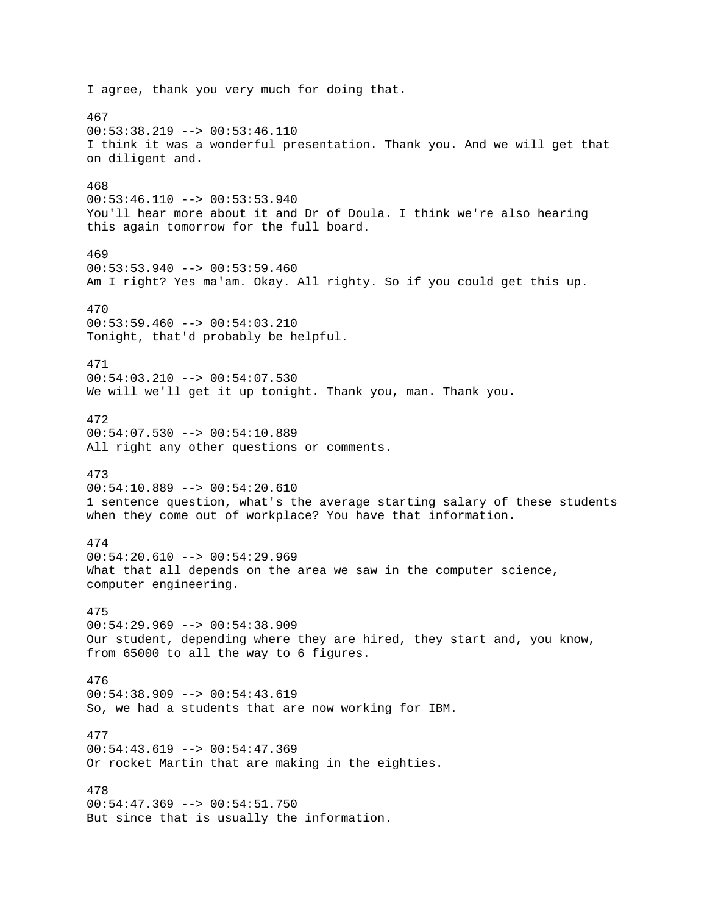I agree, thank you very much for doing that.

467
00:53:38.219 --> 00:53:46.110
I think it was a wonderful presentation. Thank you. And we will get that on diligent and.

468
00:53:46.110 --> 00:53:53.940
You'll hear more about it and Dr of Doula. I think we're also hearing this again tomorrow for the full board.

469
00:53:53.940 --> 00:53:59.460
Am I right? Yes ma'am. Okay. All righty. So if you could get this up.

470
00:53:59.460 --> 00:54:03.210
Tonight, that'd probably be helpful.

471
00:54:03.210 --> 00:54:07.530
We will we'll get it up tonight. Thank you, man. Thank you.

472
00:54:07.530 --> 00:54:10.889
All right any other questions or comments.

473
00:54:10.889 --> 00:54:20.610
1 sentence question, what's the average starting salary of these students when they come out of workplace? You have that information.

474
00:54:20.610 --> 00:54:29.969
What that all depends on the area we saw in the computer science, computer engineering.

475
00:54:29.969 --> 00:54:38.909
Our student, depending where they are hired, they start and, you know, from 65000 to all the way to 6 figures.

476
00:54:38.909 --> 00:54:43.619
So, we had a students that are now working for IBM.

477
00:54:43.619 --> 00:54:47.369
Or rocket Martin that are making in the eighties.

478
00:54:47.369 --> 00:54:51.750
But since that is usually the information.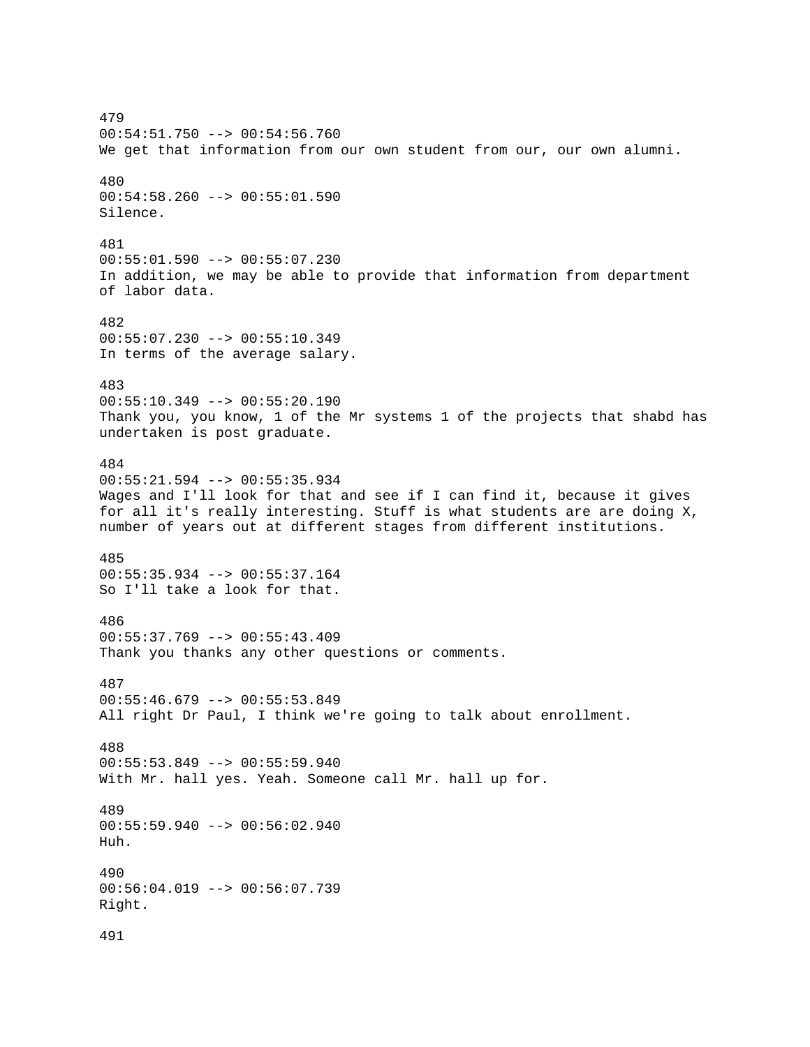479
00:54:51.750 --> 00:54:56.760
We get that information from our own student from our, our own alumni.

480
00:54:58.260 --> 00:55:01.590
Silence.

481
00:55:01.590 --> 00:55:07.230
In addition, we may be able to provide that information from department of labor data.

482
00:55:07.230 --> 00:55:10.349
In terms of the average salary.

483
00:55:10.349 --> 00:55:20.190
Thank you, you know, 1 of the Mr systems 1 of the projects that shabd has undertaken is post graduate.

484
00:55:21.594 --> 00:55:35.934
Wages and I'll look for that and see if I can find it, because it gives for all it's really interesting. Stuff is what students are are doing X, number of years out at different stages from different institutions.

485
00:55:35.934 --> 00:55:37.164
So I'll take a look for that.

486
00:55:37.769 --> 00:55:43.409
Thank you thanks any other questions or comments.

487
00:55:46.679 --> 00:55:53.849
All right Dr Paul, I think we're going to talk about enrollment.

488
00:55:53.849 --> 00:55:59.940
With Mr. hall yes. Yeah. Someone call Mr. hall up for.

489
00:55:59.940 --> 00:56:02.940
Huh.

490
00:56:04.019 --> 00:56:07.739
Right.

491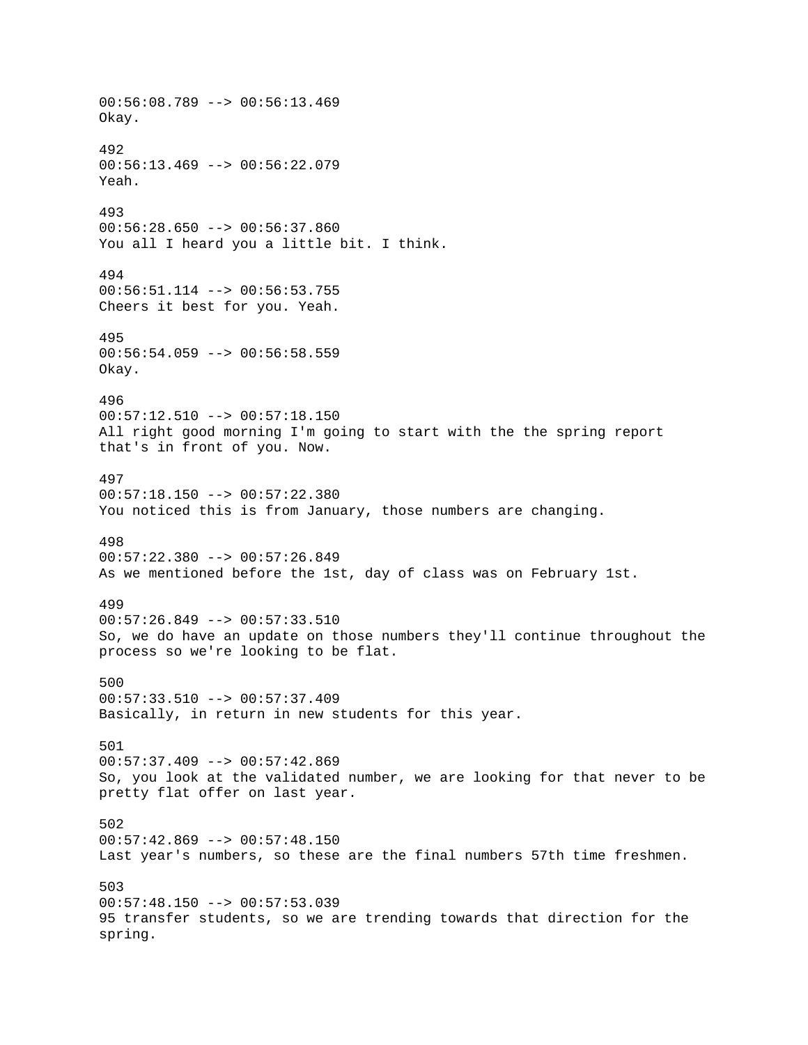00:56:08.789 --> 00:56:13.469
Okay.

492
00:56:13.469 --> 00:56:22.079
Yeah.

493
00:56:28.650 --> 00:56:37.860
You all I heard you a little bit. I think.

494
00:56:51.114 --> 00:56:53.755
Cheers it best for you. Yeah.

495
00:56:54.059 --> 00:56:58.559
Okay.

496
00:57:12.510 --> 00:57:18.150
All right good morning I'm going to start with the the spring report that's in front of you. Now.

497
00:57:18.150 --> 00:57:22.380
You noticed this is from January, those numbers are changing.

498
00:57:22.380 --> 00:57:26.849
As we mentioned before the 1st, day of class was on February 1st.

499
00:57:26.849 --> 00:57:33.510
So, we do have an update on those numbers they'll continue throughout the process so we're looking to be flat.

500
00:57:33.510 --> 00:57:37.409
Basically, in return in new students for this year.

501
00:57:37.409 --> 00:57:42.869
So, you look at the validated number, we are looking for that never to be pretty flat offer on last year.

502
00:57:42.869 --> 00:57:48.150
Last year's numbers, so these are the final numbers 57th time freshmen.

503
00:57:48.150 --> 00:57:53.039
95 transfer students, so we are trending towards that direction for the spring.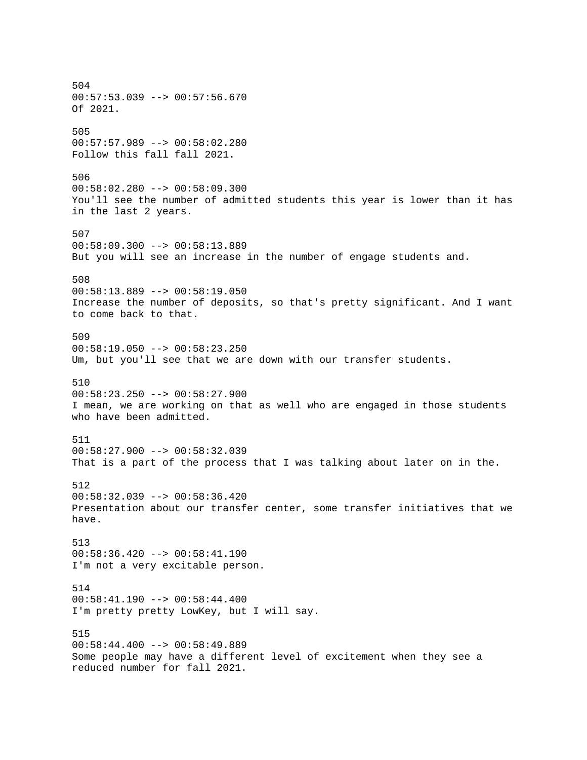504
00:57:53.039 --> 00:57:56.670
Of 2021.

505
00:57:57.989 --> 00:58:02.280
Follow this fall fall 2021.

506
00:58:02.280 --> 00:58:09.300
You'll see the number of admitted students this year is lower than it has in the last 2 years.

507
00:58:09.300 --> 00:58:13.889
But you will see an increase in the number of engage students and.

508
00:58:13.889 --> 00:58:19.050
Increase the number of deposits, so that's pretty significant. And I want to come back to that.

509
00:58:19.050 --> 00:58:23.250
Um, but you'll see that we are down with our transfer students.

510
00:58:23.250 --> 00:58:27.900
I mean, we are working on that as well who are engaged in those students who have been admitted.

511
00:58:27.900 --> 00:58:32.039
That is a part of the process that I was talking about later on in the.

512
00:58:32.039 --> 00:58:36.420
Presentation about our transfer center, some transfer initiatives that we have.

513
00:58:36.420 --> 00:58:41.190
I'm not a very excitable person.

514
00:58:41.190 --> 00:58:44.400
I'm pretty pretty LowKey, but I will say.

515
00:58:44.400 --> 00:58:49.889
Some people may have a different level of excitement when they see a reduced number for fall 2021.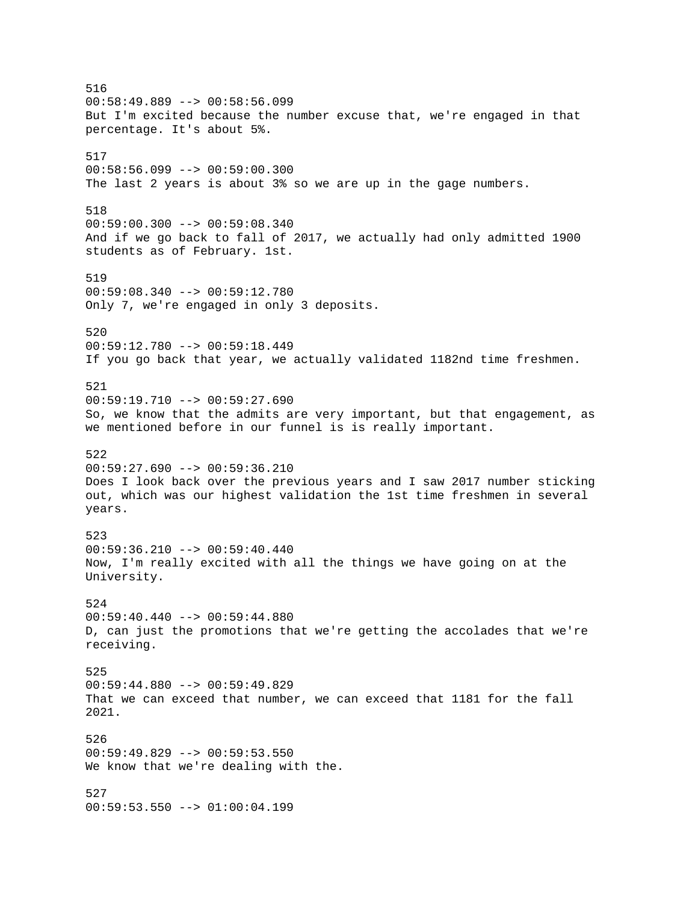516
00:58:49.889 --> 00:58:56.099
But I'm excited because the number excuse that, we're engaged in that percentage. It's about 5%.

517
00:58:56.099 --> 00:59:00.300
The last 2 years is about 3% so we are up in the gage numbers.

518
00:59:00.300 --> 00:59:08.340
And if we go back to fall of 2017, we actually had only admitted 1900 students as of February. 1st.

519
00:59:08.340 --> 00:59:12.780
Only 7, we're engaged in only 3 deposits.

520
00:59:12.780 --> 00:59:18.449
If you go back that year, we actually validated 1182nd time freshmen.

521
00:59:19.710 --> 00:59:27.690
So, we know that the admits are very important, but that engagement, as we mentioned before in our funnel is is really important.

522
00:59:27.690 --> 00:59:36.210
Does I look back over the previous years and I saw 2017 number sticking out, which was our highest validation the 1st time freshmen in several years.

523
00:59:36.210 --> 00:59:40.440
Now, I'm really excited with all the things we have going on at the University.

524
00:59:40.440 --> 00:59:44.880
D, can just the promotions that we're getting the accolades that we're receiving.

525
00:59:44.880 --> 00:59:49.829
That we can exceed that number, we can exceed that 1181 for the fall 2021.

526
00:59:49.829 --> 00:59:53.550
We know that we're dealing with the.

527
00:59:53.550 --> 01:00:04.199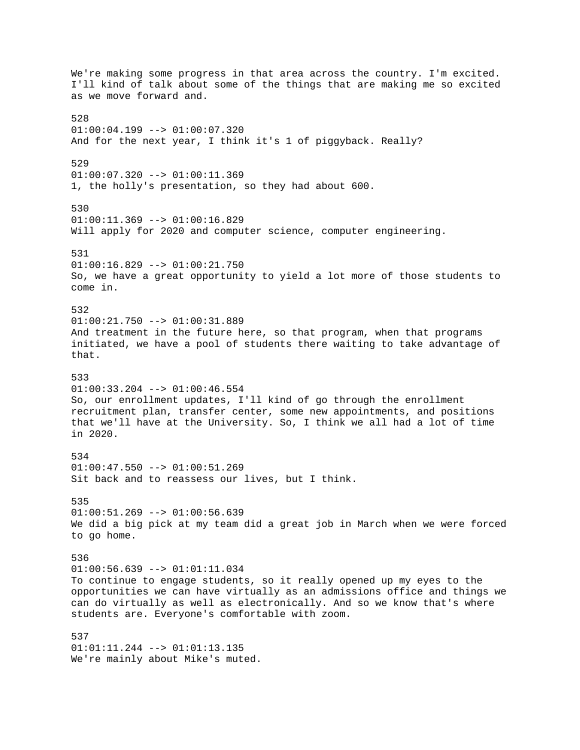We're making some progress in that area across the country. I'm excited. I'll kind of talk about some of the things that are making me so excited as we move forward and.

528
01:00:04.199 --> 01:00:07.320
And for the next year, I think it's 1 of piggyback. Really?

529
01:00:07.320 --> 01:00:11.369
1, the holly's presentation, so they had about 600.

530
01:00:11.369 --> 01:00:16.829
Will apply for 2020 and computer science, computer engineering.

531
01:00:16.829 --> 01:00:21.750
So, we have a great opportunity to yield a lot more of those students to come in.

532
01:00:21.750 --> 01:00:31.889
And treatment in the future here, so that program, when that programs initiated, we have a pool of students there waiting to take advantage of that.

533
01:00:33.204 --> 01:00:46.554
So, our enrollment updates, I'll kind of go through the enrollment recruitment plan, transfer center, some new appointments, and positions that we'll have at the University. So, I think we all had a lot of time in 2020.

534
01:00:47.550 --> 01:00:51.269
Sit back and to reassess our lives, but I think.

535
01:00:51.269 --> 01:00:56.639
We did a big pick at my team did a great job in March when we were forced to go home.

536
01:00:56.639 --> 01:01:11.034
To continue to engage students, so it really opened up my eyes to the opportunities we can have virtually as an admissions office and things we can do virtually as well as electronically. And so we know that's where students are. Everyone's comfortable with zoom.

537
01:01:11.244 --> 01:01:13.135
We're mainly about Mike's muted.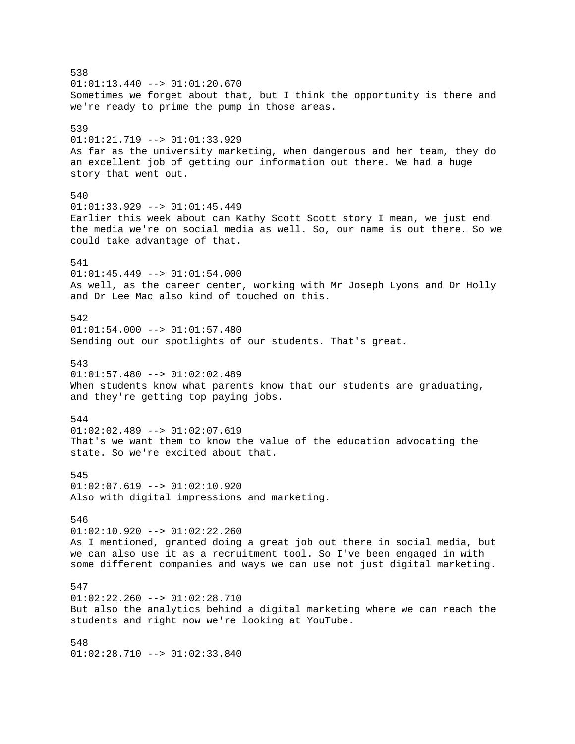538
01:01:13.440 --> 01:01:20.670
Sometimes we forget about that, but I think the opportunity is there and we're ready to prime the pump in those areas.

539
01:01:21.719 --> 01:01:33.929
As far as the university marketing, when dangerous and her team, they do an excellent job of getting our information out there. We had a huge story that went out.

540
01:01:33.929 --> 01:01:45.449
Earlier this week about can Kathy Scott Scott story I mean, we just end the media we're on social media as well. So, our name is out there. So we could take advantage of that.

541
01:01:45.449 --> 01:01:54.000
As well, as the career center, working with Mr Joseph Lyons and Dr Holly and Dr Lee Mac also kind of touched on this.

542
01:01:54.000 --> 01:01:57.480
Sending out our spotlights of our students. That's great.

543
01:01:57.480 --> 01:02:02.489
When students know what parents know that our students are graduating, and they're getting top paying jobs.

544
01:02:02.489 --> 01:02:07.619
That's we want them to know the value of the education advocating the state. So we're excited about that.

545
01:02:07.619 --> 01:02:10.920
Also with digital impressions and marketing.

546
01:02:10.920 --> 01:02:22.260
As I mentioned, granted doing a great job out there in social media, but we can also use it as a recruitment tool. So I've been engaged in with some different companies and ways we can use not just digital marketing.

547
01:02:22.260 --> 01:02:28.710
But also the analytics behind a digital marketing where we can reach the students and right now we're looking at YouTube.

548
01:02:28.710 --> 01:02:33.840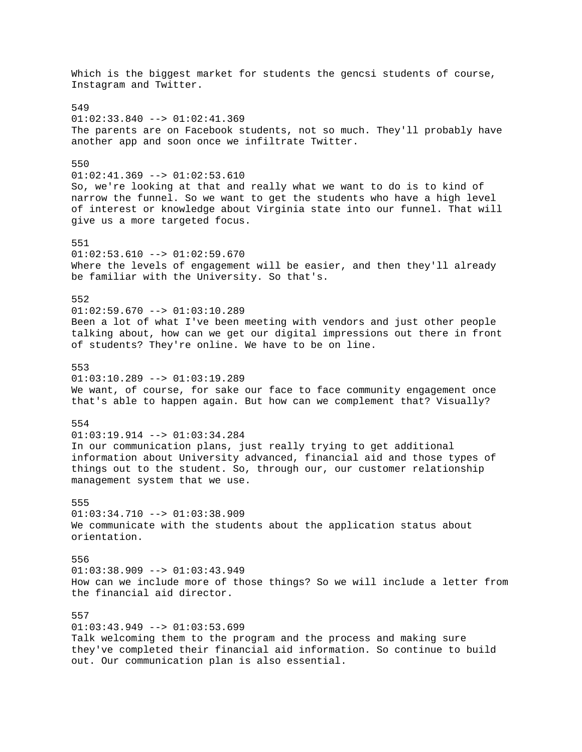Which is the biggest market for students the gencsi students of course, Instagram and Twitter.

549
01:02:33.840 --> 01:02:41.369
The parents are on Facebook students, not so much. They'll probably have another app and soon once we infiltrate Twitter.

550
01:02:41.369 --> 01:02:53.610
So, we're looking at that and really what we want to do is to kind of narrow the funnel. So we want to get the students who have a high level of interest or knowledge about Virginia state into our funnel. That will give us a more targeted focus.

551
01:02:53.610 --> 01:02:59.670
Where the levels of engagement will be easier, and then they'll already be familiar with the University. So that's.

552
01:02:59.670 --> 01:03:10.289
Been a lot of what I've been meeting with vendors and just other people talking about, how can we get our digital impressions out there in front of students? They're online. We have to be on line.

553
01:03:10.289 --> 01:03:19.289
We want, of course, for sake our face to face community engagement once that's able to happen again. But how can we complement that? Visually?

554
01:03:19.914 --> 01:03:34.284
In our communication plans, just really trying to get additional information about University advanced, financial aid and those types of things out to the student. So, through our, our customer relationship management system that we use.

555
01:03:34.710 --> 01:03:38.909
We communicate with the students about the application status about orientation.

556
01:03:38.909 --> 01:03:43.949
How can we include more of those things? So we will include a letter from the financial aid director.

557
01:03:43.949 --> 01:03:53.699
Talk welcoming them to the program and the process and making sure they've completed their financial aid information. So continue to build out. Our communication plan is also essential.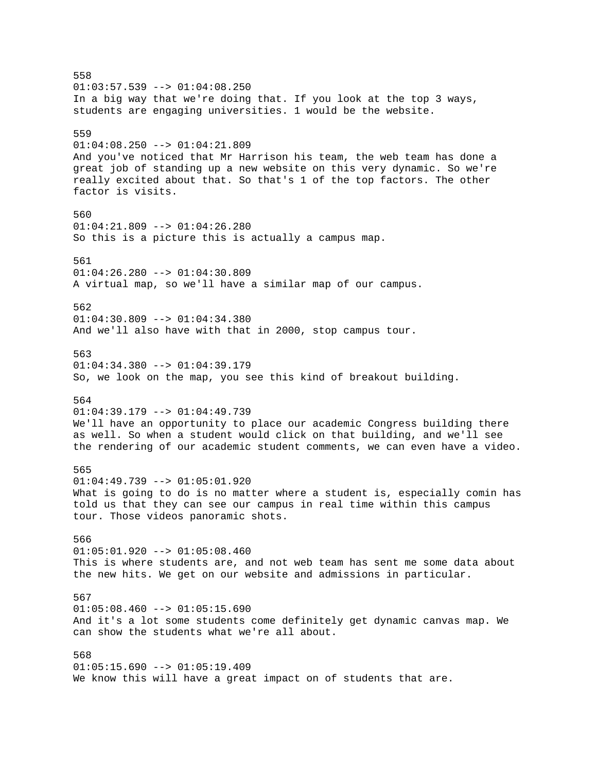558
01:03:57.539 --> 01:04:08.250
In a big way that we're doing that. If you look at the top 3 ways, students are engaging universities. 1 would be the website.

559
01:04:08.250 --> 01:04:21.809
And you've noticed that Mr Harrison his team, the web team has done a great job of standing up a new website on this very dynamic. So we're really excited about that. So that's 1 of the top factors. The other factor is visits.

560
01:04:21.809 --> 01:04:26.280
So this is a picture this is actually a campus map.

561
01:04:26.280 --> 01:04:30.809
A virtual map, so we'll have a similar map of our campus.

562
01:04:30.809 --> 01:04:34.380
And we'll also have with that in 2000, stop campus tour.

563
01:04:34.380 --> 01:04:39.179
So, we look on the map, you see this kind of breakout building.

564
01:04:39.179 --> 01:04:49.739
We'll have an opportunity to place our academic Congress building there as well. So when a student would click on that building, and we'll see the rendering of our academic student comments, we can even have a video.

565
01:04:49.739 --> 01:05:01.920
What is going to do is no matter where a student is, especially comin has told us that they can see our campus in real time within this campus tour. Those videos panoramic shots.

566
01:05:01.920 --> 01:05:08.460
This is where students are, and not web team has sent me some data about the new hits. We get on our website and admissions in particular.

567
01:05:08.460 --> 01:05:15.690
And it's a lot some students come definitely get dynamic canvas map. We can show the students what we're all about.

568
01:05:15.690 --> 01:05:19.409
We know this will have a great impact on of students that are.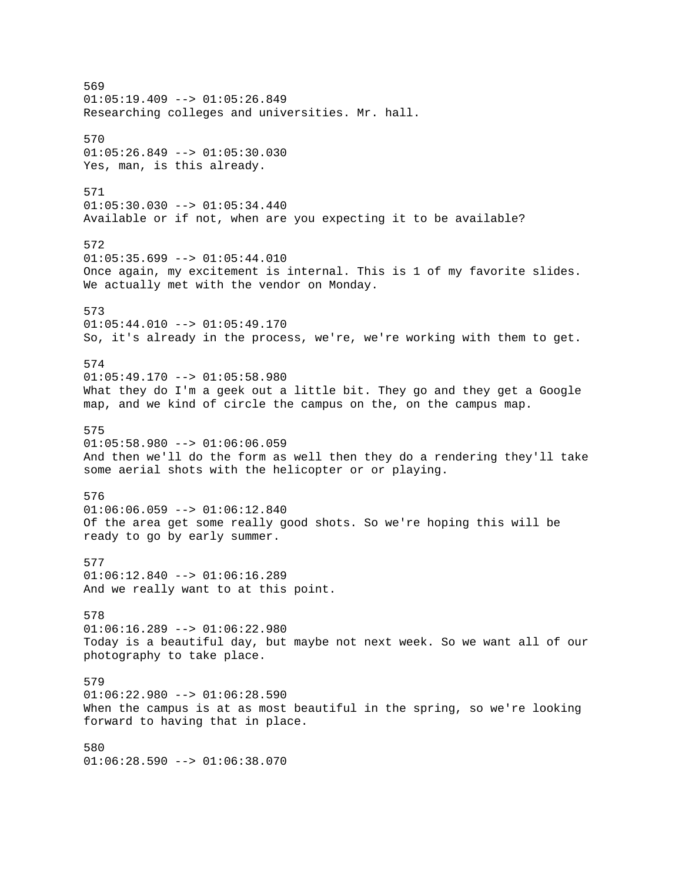569
01:05:19.409 --> 01:05:26.849
Researching colleges and universities. Mr. hall.

570
01:05:26.849 --> 01:05:30.030
Yes, man, is this already.

571
01:05:30.030 --> 01:05:34.440
Available or if not, when are you expecting it to be available?

572
01:05:35.699 --> 01:05:44.010
Once again, my excitement is internal. This is 1 of my favorite slides. We actually met with the vendor on Monday.

573
01:05:44.010 --> 01:05:49.170
So, it's already in the process, we're, we're working with them to get.

574
01:05:49.170 --> 01:05:58.980
What they do I'm a geek out a little bit. They go and they get a Google map, and we kind of circle the campus on the, on the campus map.

575
01:05:58.980 --> 01:06:06.059
And then we'll do the form as well then they do a rendering they'll take some aerial shots with the helicopter or or playing.

576
01:06:06.059 --> 01:06:12.840
Of the area get some really good shots. So we're hoping this will be ready to go by early summer.

577
01:06:12.840 --> 01:06:16.289
And we really want to at this point.

578
01:06:16.289 --> 01:06:22.980
Today is a beautiful day, but maybe not next week. So we want all of our photography to take place.

579
01:06:22.980 --> 01:06:28.590
When the campus is at as most beautiful in the spring, so we're looking forward to having that in place.

580
01:06:28.590 --> 01:06:38.070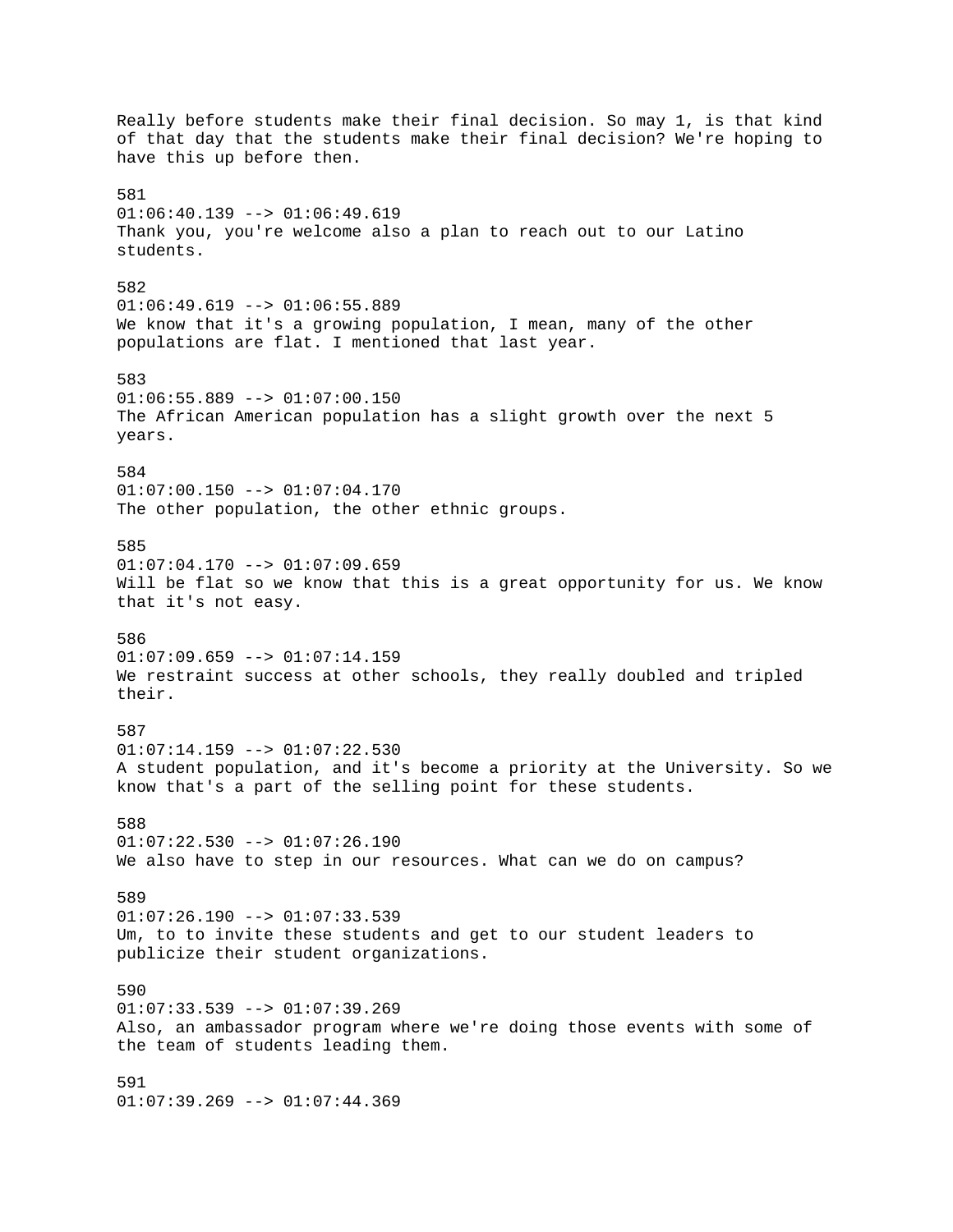Really before students make their final decision. So may 1, is that kind of that day that the students make their final decision? We're hoping to have this up before then.

581
01:06:40.139 --> 01:06:49.619
Thank you, you're welcome also a plan to reach out to our Latino students.

582
01:06:49.619 --> 01:06:55.889
We know that it's a growing population, I mean, many of the other populations are flat. I mentioned that last year.

583
01:06:55.889 --> 01:07:00.150
The African American population has a slight growth over the next 5 years.

584
01:07:00.150 --> 01:07:04.170
The other population, the other ethnic groups.

585
01:07:04.170 --> 01:07:09.659
Will be flat so we know that this is a great opportunity for us. We know that it's not easy.

586
01:07:09.659 --> 01:07:14.159
We restraint success at other schools, they really doubled and tripled their.

587
01:07:14.159 --> 01:07:22.530
A student population, and it's become a priority at the University. So we know that's a part of the selling point for these students.

588
01:07:22.530 --> 01:07:26.190
We also have to step in our resources. What can we do on campus?

589
01:07:26.190 --> 01:07:33.539
Um, to to invite these students and get to our student leaders to publicize their student organizations.

590
01:07:33.539 --> 01:07:39.269
Also, an ambassador program where we're doing those events with some of the team of students leading them.

591
01:07:39.269 --> 01:07:44.369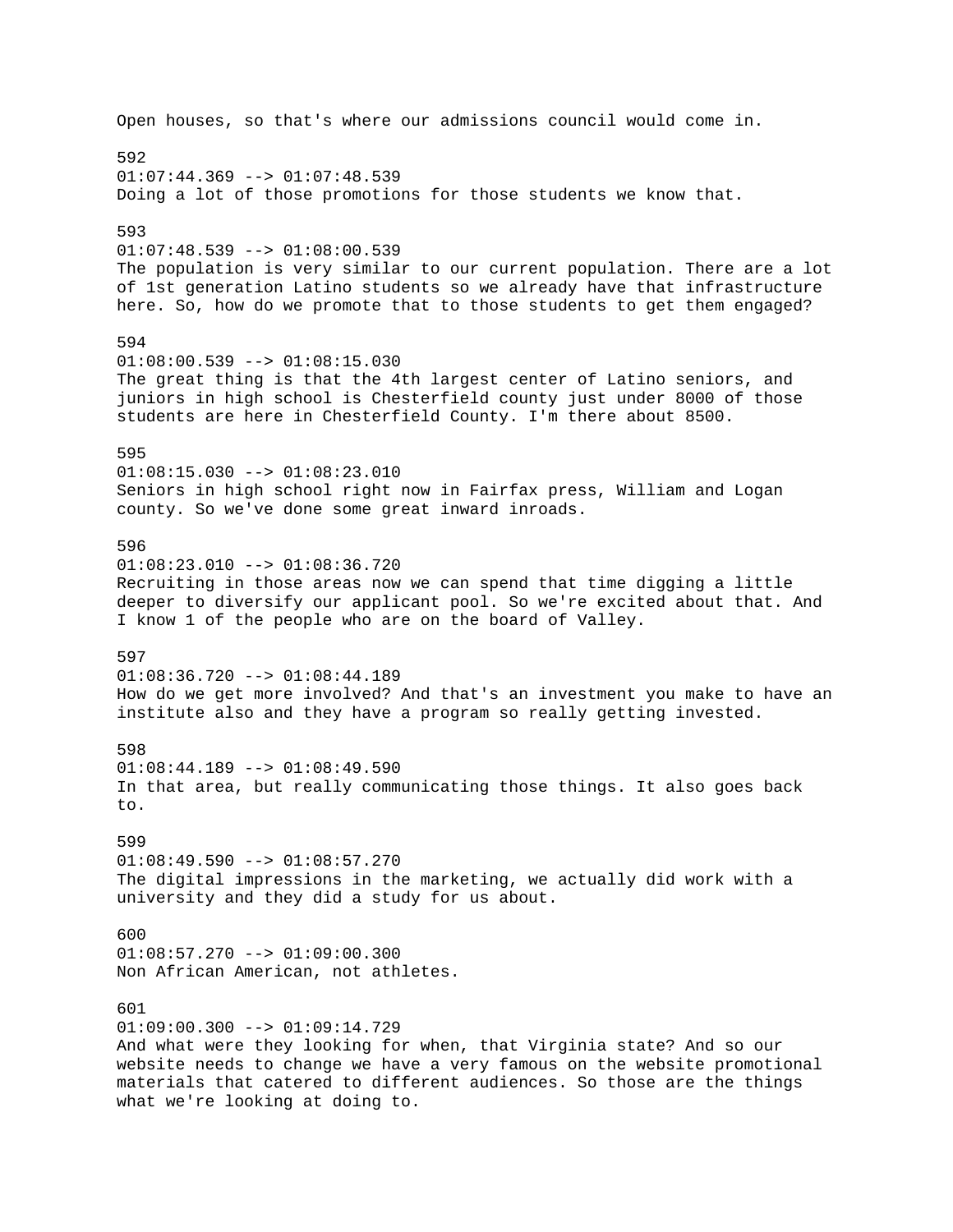Open houses, so that's where our admissions council would come in.

592
01:07:44.369 --> 01:07:48.539
Doing a lot of those promotions for those students we know that.

593
01:07:48.539 --> 01:08:00.539
The population is very similar to our current population. There are a lot of 1st generation Latino students so we already have that infrastructure here. So, how do we promote that to those students to get them engaged?

594
01:08:00.539 --> 01:08:15.030
The great thing is that the 4th largest center of Latino seniors, and juniors in high school is Chesterfield county just under 8000 of those students are here in Chesterfield County. I'm there about 8500.

595
01:08:15.030 --> 01:08:23.010
Seniors in high school right now in Fairfax press, William and Logan county. So we've done some great inward inroads.

596
01:08:23.010 --> 01:08:36.720
Recruiting in those areas now we can spend that time digging a little deeper to diversify our applicant pool. So we're excited about that. And I know 1 of the people who are on the board of Valley.

597
01:08:36.720 --> 01:08:44.189
How do we get more involved? And that's an investment you make to have an institute also and they have a program so really getting invested.

598
01:08:44.189 --> 01:08:49.590
In that area, but really communicating those things. It also goes back to.

599
01:08:49.590 --> 01:08:57.270
The digital impressions in the marketing, we actually did work with a university and they did a study for us about.

600
01:08:57.270 --> 01:09:00.300
Non African American, not athletes.

601
01:09:00.300 --> 01:09:14.729
And what were they looking for when, that Virginia state? And so our website needs to change we have a very famous on the website promotional materials that catered to different audiences. So those are the things what we're looking at doing to.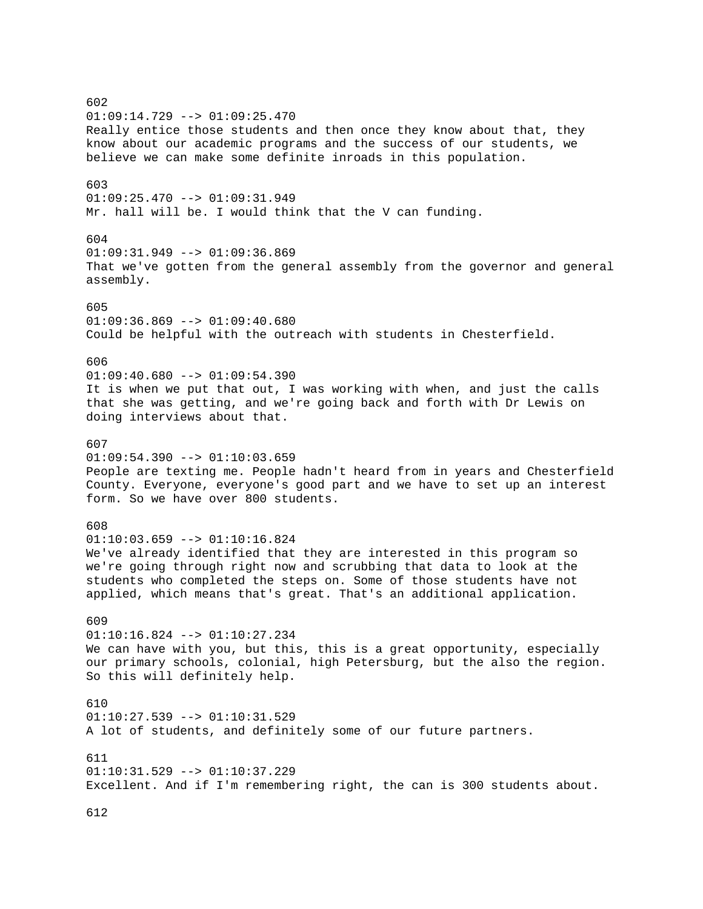602
01:09:14.729 --> 01:09:25.470
Really entice those students and then once they know about that, they know about our academic programs and the success of our students, we believe we can make some definite inroads in this population.

603
01:09:25.470 --> 01:09:31.949
Mr. hall will be. I would think that the V can funding.

604
01:09:31.949 --> 01:09:36.869
That we've gotten from the general assembly from the governor and general assembly.

605
01:09:36.869 --> 01:09:40.680
Could be helpful with the outreach with students in Chesterfield.

606
01:09:40.680 --> 01:09:54.390
It is when we put that out, I was working with when, and just the calls that she was getting, and we're going back and forth with Dr Lewis on doing interviews about that.

607
01:09:54.390 --> 01:10:03.659
People are texting me. People hadn't heard from in years and Chesterfield County. Everyone, everyone's good part and we have to set up an interest form. So we have over 800 students.

608
01:10:03.659 --> 01:10:16.824
We've already identified that they are interested in this program so we're going through right now and scrubbing that data to look at the students who completed the steps on. Some of those students have not applied, which means that's great. That's an additional application.

609
01:10:16.824 --> 01:10:27.234
We can have with you, but this, this is a great opportunity, especially our primary schools, colonial, high Petersburg, but the also the region. So this will definitely help.

610
01:10:27.539 --> 01:10:31.529
A lot of students, and definitely some of our future partners.

611
01:10:31.529 --> 01:10:37.229
Excellent. And if I'm remembering right, the can is 300 students about.

612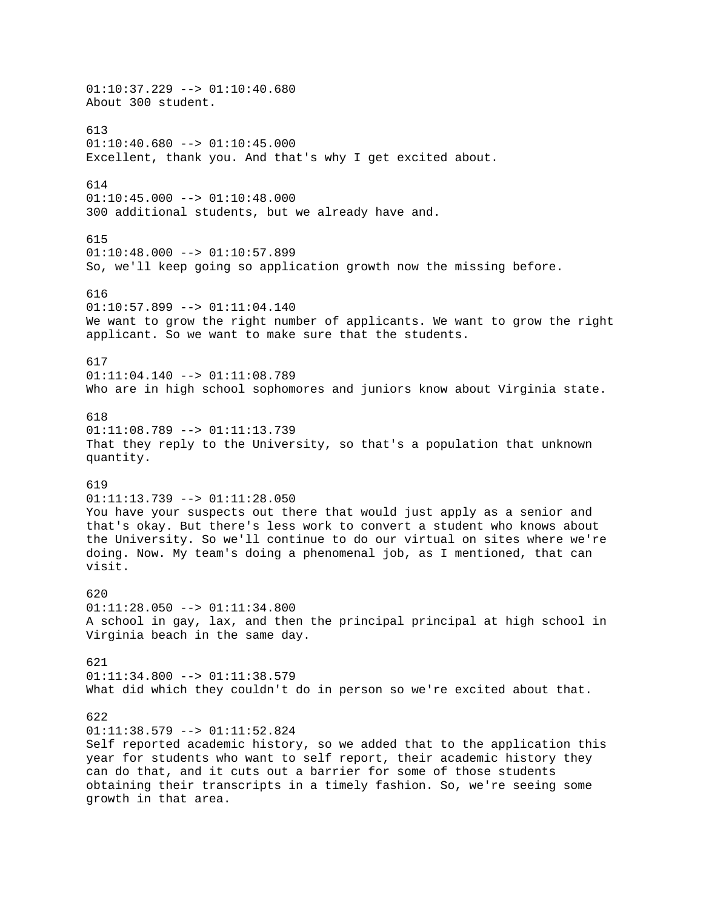01:10:37.229 --> 01:10:40.680
About 300 student.

613
01:10:40.680 --> 01:10:45.000
Excellent, thank you. And that's why I get excited about.

614
01:10:45.000 --> 01:10:48.000
300 additional students, but we already have and.

615
01:10:48.000 --> 01:10:57.899
So, we'll keep going so application growth now the missing before.

616
01:10:57.899 --> 01:11:04.140
We want to grow the right number of applicants. We want to grow the right applicant. So we want to make sure that the students.

617
01:11:04.140 --> 01:11:08.789
Who are in high school sophomores and juniors know about Virginia state.

618
01:11:08.789 --> 01:11:13.739
That they reply to the University, so that's a population that unknown quantity.

619
01:11:13.739 --> 01:11:28.050
You have your suspects out there that would just apply as a senior and that's okay. But there's less work to convert a student who knows about the University. So we'll continue to do our virtual on sites where we're doing. Now. My team's doing a phenomenal job, as I mentioned, that can visit.

620
01:11:28.050 --> 01:11:34.800
A school in gay, lax, and then the principal principal at high school in Virginia beach in the same day.

621
01:11:34.800 --> 01:11:38.579
What did which they couldn't do in person so we're excited about that.

622
01:11:38.579 --> 01:11:52.824
Self reported academic history, so we added that to the application this year for students who want to self report, their academic history they can do that, and it cuts out a barrier for some of those students obtaining their transcripts in a timely fashion. So, we're seeing some growth in that area.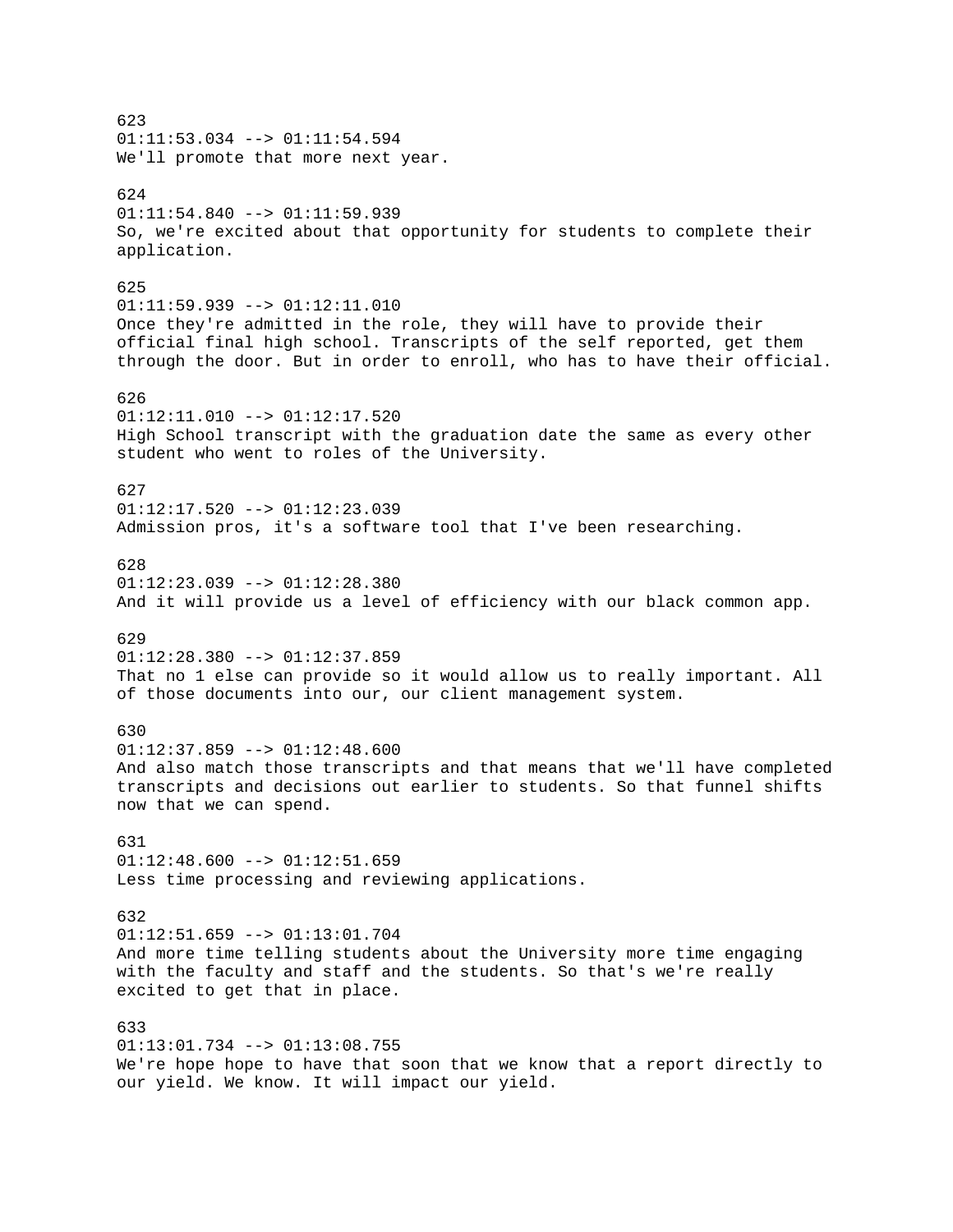623
01:11:53.034 --> 01:11:54.594
We'll promote that more next year.

624
01:11:54.840 --> 01:11:59.939
So, we're excited about that opportunity for students to complete their application.

625
01:11:59.939 --> 01:12:11.010
Once they're admitted in the role, they will have to provide their official final high school. Transcripts of the self reported, get them through the door. But in order to enroll, who has to have their official.

626
01:12:11.010 --> 01:12:17.520
High School transcript with the graduation date the same as every other student who went to roles of the University.

627
01:12:17.520 --> 01:12:23.039
Admission pros, it's a software tool that I've been researching.

628
01:12:23.039 --> 01:12:28.380
And it will provide us a level of efficiency with our black common app.

629
01:12:28.380 --> 01:12:37.859
That no 1 else can provide so it would allow us to really important. All of those documents into our, our client management system.

630
01:12:37.859 --> 01:12:48.600
And also match those transcripts and that means that we'll have completed transcripts and decisions out earlier to students. So that funnel shifts now that we can spend.

631
01:12:48.600 --> 01:12:51.659
Less time processing and reviewing applications.

632
01:12:51.659 --> 01:13:01.704
And more time telling students about the University more time engaging with the faculty and staff and the students. So that's we're really excited to get that in place.

633
01:13:01.734 --> 01:13:08.755
We're hope hope to have that soon that we know that a report directly to our yield. We know. It will impact our yield.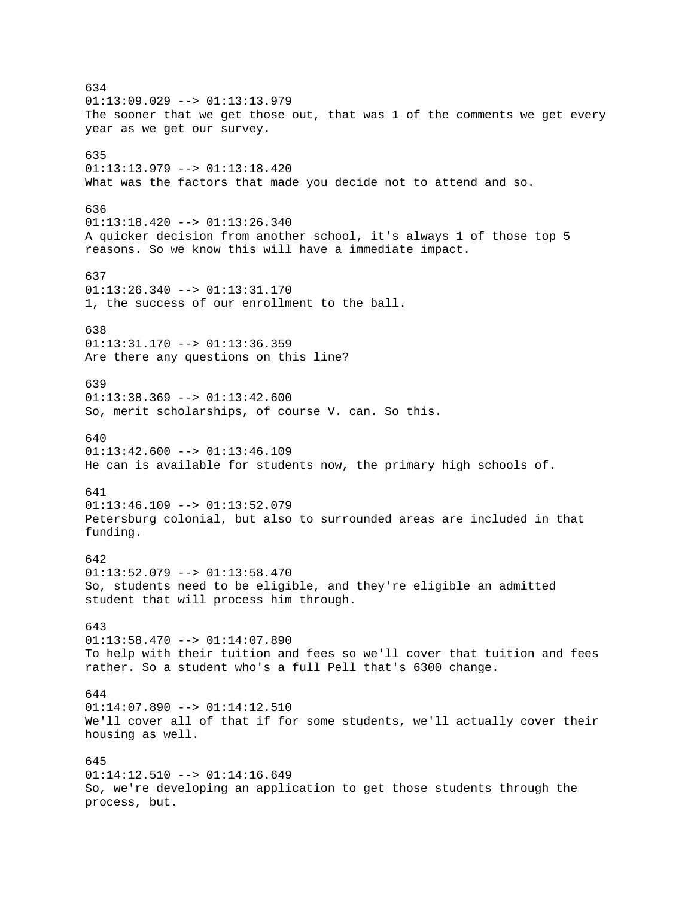634
01:13:09.029 --> 01:13:13.979
The sooner that we get those out, that was 1 of the comments we get every year as we get our survey.

635
01:13:13.979 --> 01:13:18.420
What was the factors that made you decide not to attend and so.

636
01:13:18.420 --> 01:13:26.340
A quicker decision from another school, it's always 1 of those top 5 reasons. So we know this will have a immediate impact.

637
01:13:26.340 --> 01:13:31.170
1, the success of our enrollment to the ball.

638
01:13:31.170 --> 01:13:36.359
Are there any questions on this line?

639
01:13:38.369 --> 01:13:42.600
So, merit scholarships, of course V. can. So this.

640
01:13:42.600 --> 01:13:46.109
He can is available for students now, the primary high schools of.

641
01:13:46.109 --> 01:13:52.079
Petersburg colonial, but also to surrounded areas are included in that funding.

642
01:13:52.079 --> 01:13:58.470
So, students need to be eligible, and they're eligible an admitted student that will process him through.

643
01:13:58.470 --> 01:14:07.890
To help with their tuition and fees so we'll cover that tuition and fees rather. So a student who's a full Pell that's 6300 change.

644
01:14:07.890 --> 01:14:12.510
We'll cover all of that if for some students, we'll actually cover their housing as well.

645
01:14:12.510 --> 01:14:16.649
So, we're developing an application to get those students through the process, but.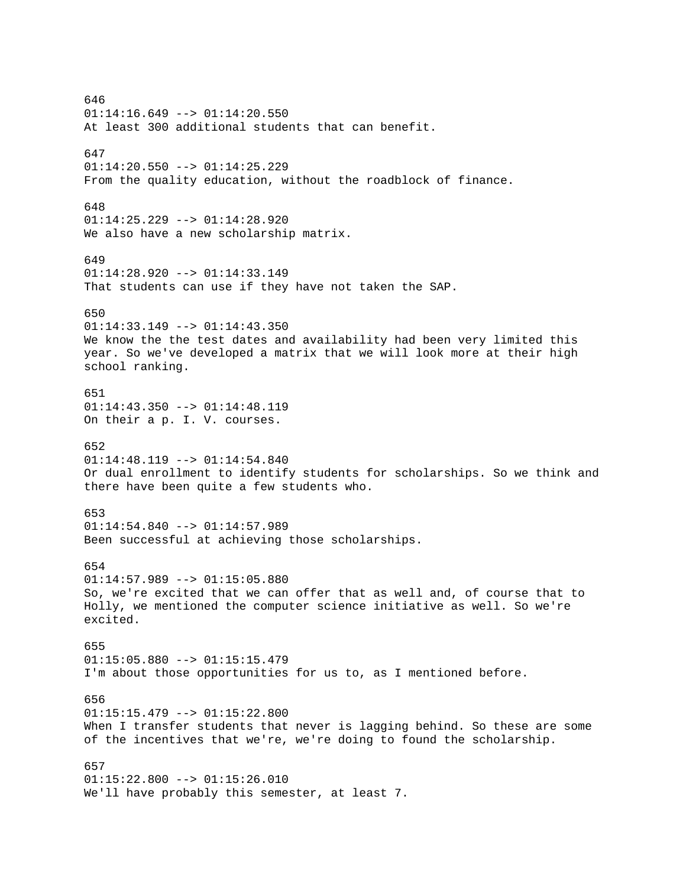646
01:14:16.649 --> 01:14:20.550
At least 300 additional students that can benefit.

647
01:14:20.550 --> 01:14:25.229
From the quality education, without the roadblock of finance.

648
01:14:25.229 --> 01:14:28.920
We also have a new scholarship matrix.

649
01:14:28.920 --> 01:14:33.149
That students can use if they have not taken the SAP.

650
01:14:33.149 --> 01:14:43.350
We know the the test dates and availability had been very limited this year. So we've developed a matrix that we will look more at their high school ranking.

651
01:14:43.350 --> 01:14:48.119
On their a p. I. V. courses.

652
01:14:48.119 --> 01:14:54.840
Or dual enrollment to identify students for scholarships. So we think and there have been quite a few students who.

653
01:14:54.840 --> 01:14:57.989
Been successful at achieving those scholarships.

654
01:14:57.989 --> 01:15:05.880
So, we're excited that we can offer that as well and, of course that to Holly, we mentioned the computer science initiative as well. So we're excited.

655
01:15:05.880 --> 01:15:15.479
I'm about those opportunities for us to, as I mentioned before.

656
01:15:15.479 --> 01:15:22.800
When I transfer students that never is lagging behind. So these are some of the incentives that we're, we're doing to found the scholarship.

657
01:15:22.800 --> 01:15:26.010
We'll have probably this semester, at least 7.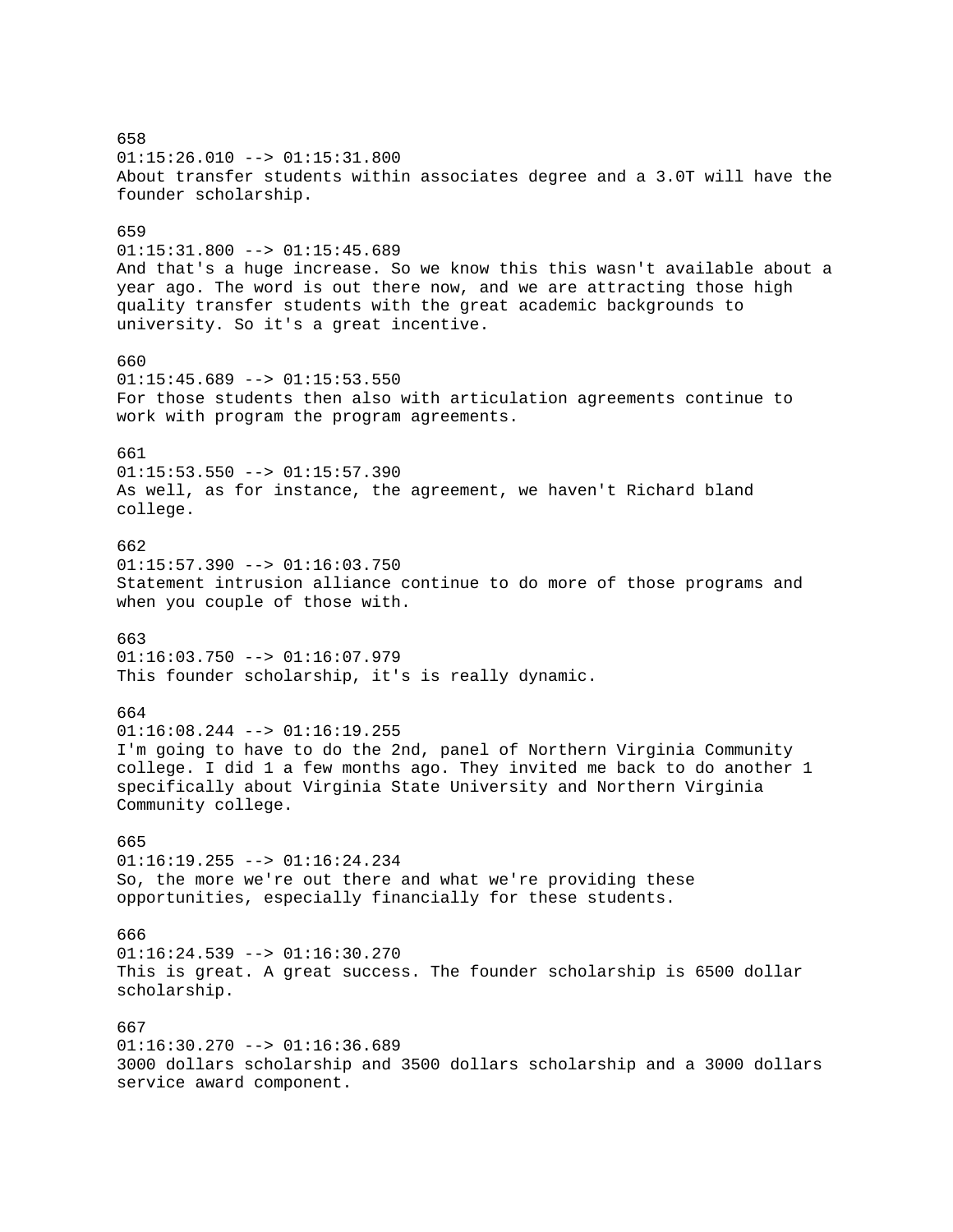658
01:15:26.010 --> 01:15:31.800
About transfer students within associates degree and a 3.0T will have the founder scholarship.

659
01:15:31.800 --> 01:15:45.689
And that's a huge increase. So we know this this wasn't available about a year ago. The word is out there now, and we are attracting those high quality transfer students with the great academic backgrounds to university. So it's a great incentive.

660
01:15:45.689 --> 01:15:53.550
For those students then also with articulation agreements continue to work with program the program agreements.

661
01:15:53.550 --> 01:15:57.390
As well, as for instance, the agreement, we haven't Richard bland college.

662
01:15:57.390 --> 01:16:03.750
Statement intrusion alliance continue to do more of those programs and when you couple of those with.

663
01:16:03.750 --> 01:16:07.979
This founder scholarship, it's is really dynamic.

664
01:16:08.244 --> 01:16:19.255
I'm going to have to do the 2nd, panel of Northern Virginia Community college. I did 1 a few months ago. They invited me back to do another 1 specifically about Virginia State University and Northern Virginia Community college.

665
01:16:19.255 --> 01:16:24.234
So, the more we're out there and what we're providing these opportunities, especially financially for these students.

666
01:16:24.539 --> 01:16:30.270
This is great. A great success. The founder scholarship is 6500 dollar scholarship.

667
01:16:30.270 --> 01:16:36.689
3000 dollars scholarship and 3500 dollars scholarship and a 3000 dollars service award component.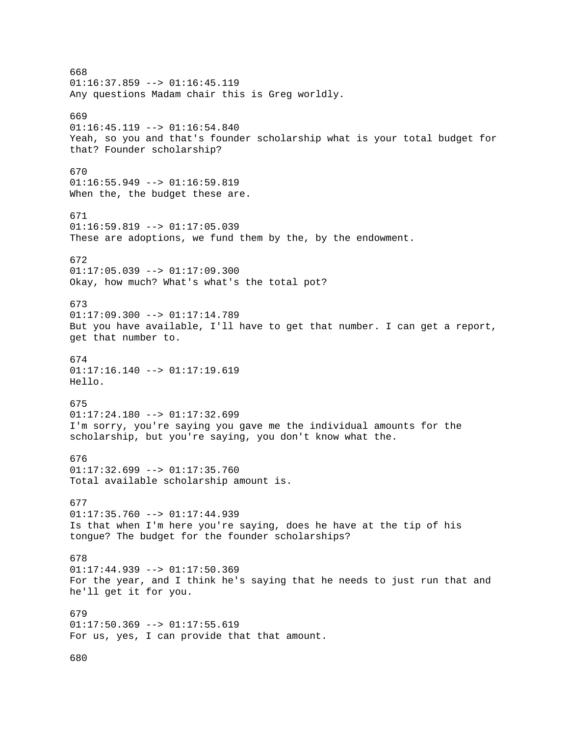668
01:16:37.859 --> 01:16:45.119
Any questions Madam chair this is Greg worldly.

669
01:16:45.119 --> 01:16:54.840
Yeah, so you and that's founder scholarship what is your total budget for that? Founder scholarship?

670
01:16:55.949 --> 01:16:59.819
When the, the budget these are.

671
01:16:59.819 --> 01:17:05.039
These are adoptions, we fund them by the, by the endowment.

672
01:17:05.039 --> 01:17:09.300
Okay, how much? What's what's the total pot?

673
01:17:09.300 --> 01:17:14.789
But you have available, I'll have to get that number. I can get a report, get that number to.

674
01:17:16.140 --> 01:17:19.619
Hello.

675
01:17:24.180 --> 01:17:32.699
I'm sorry, you're saying you gave me the individual amounts for the scholarship, but you're saying, you don't know what the.

676
01:17:32.699 --> 01:17:35.760
Total available scholarship amount is.

677
01:17:35.760 --> 01:17:44.939
Is that when I'm here you're saying, does he have at the tip of his tongue? The budget for the founder scholarships?

678
01:17:44.939 --> 01:17:50.369
For the year, and I think he's saying that he needs to just run that and he'll get it for you.

679
01:17:50.369 --> 01:17:55.619
For us, yes, I can provide that that amount.

680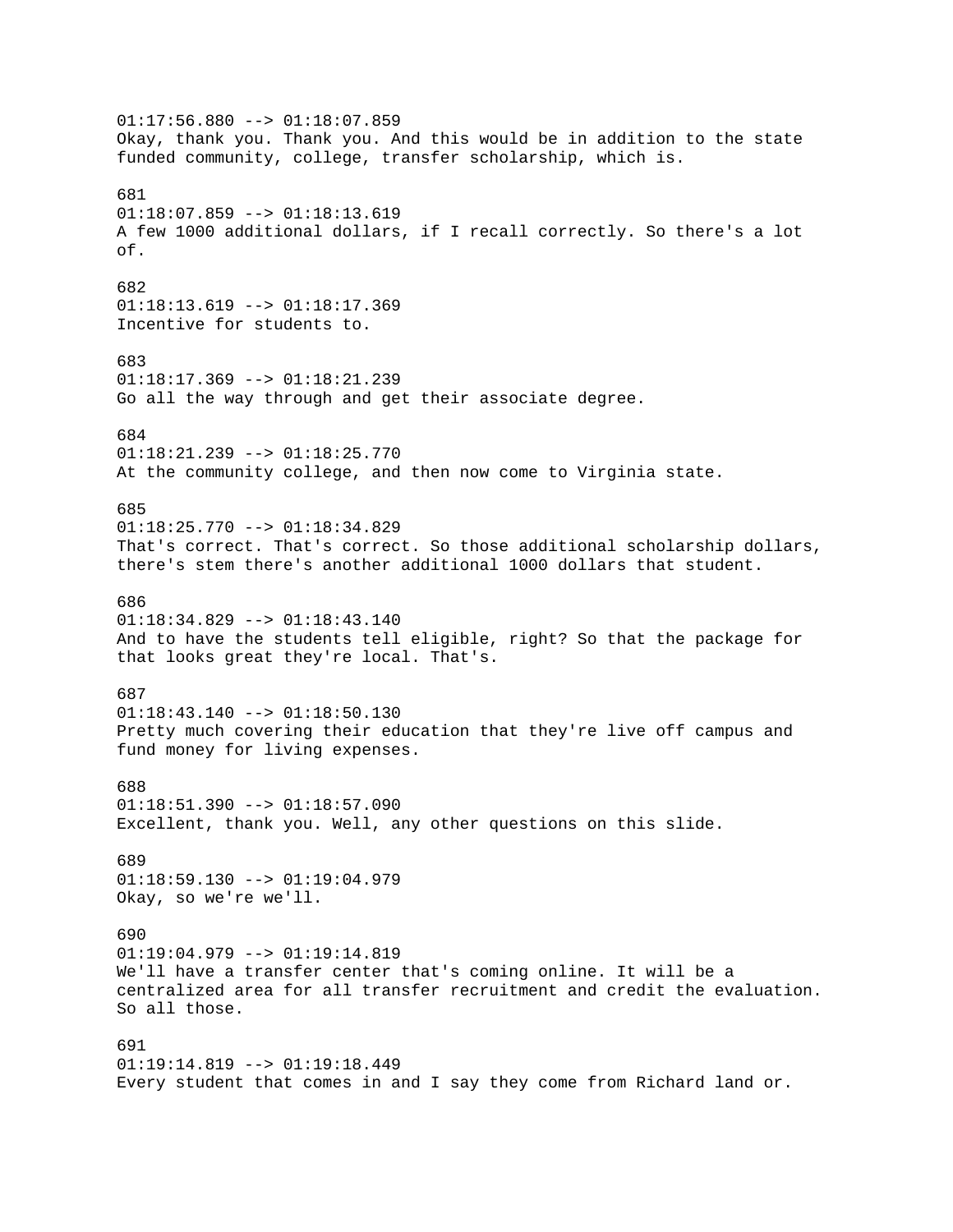01:17:56.880 --> 01:18:07.859
Okay, thank you. Thank you. And this would be in addition to the state funded community, college, transfer scholarship, which is.

681
01:18:07.859 --> 01:18:13.619
A few 1000 additional dollars, if I recall correctly. So there's a lot of.

682
01:18:13.619 --> 01:18:17.369
Incentive for students to.

683
01:18:17.369 --> 01:18:21.239
Go all the way through and get their associate degree.

684
01:18:21.239 --> 01:18:25.770
At the community college, and then now come to Virginia state.

685
01:18:25.770 --> 01:18:34.829
That's correct. That's correct. So those additional scholarship dollars, there's stem there's another additional 1000 dollars that student.

686
01:18:34.829 --> 01:18:43.140
And to have the students tell eligible, right? So that the package for that looks great they're local. That's.

687
01:18:43.140 --> 01:18:50.130
Pretty much covering their education that they're live off campus and fund money for living expenses.

688
01:18:51.390 --> 01:18:57.090
Excellent, thank you. Well, any other questions on this slide.

689
01:18:59.130 --> 01:19:04.979
Okay, so we're we'll.

690
01:19:04.979 --> 01:19:14.819
We'll have a transfer center that's coming online. It will be a centralized area for all transfer recruitment and credit the evaluation. So all those.

691
01:19:14.819 --> 01:19:18.449
Every student that comes in and I say they come from Richard land or.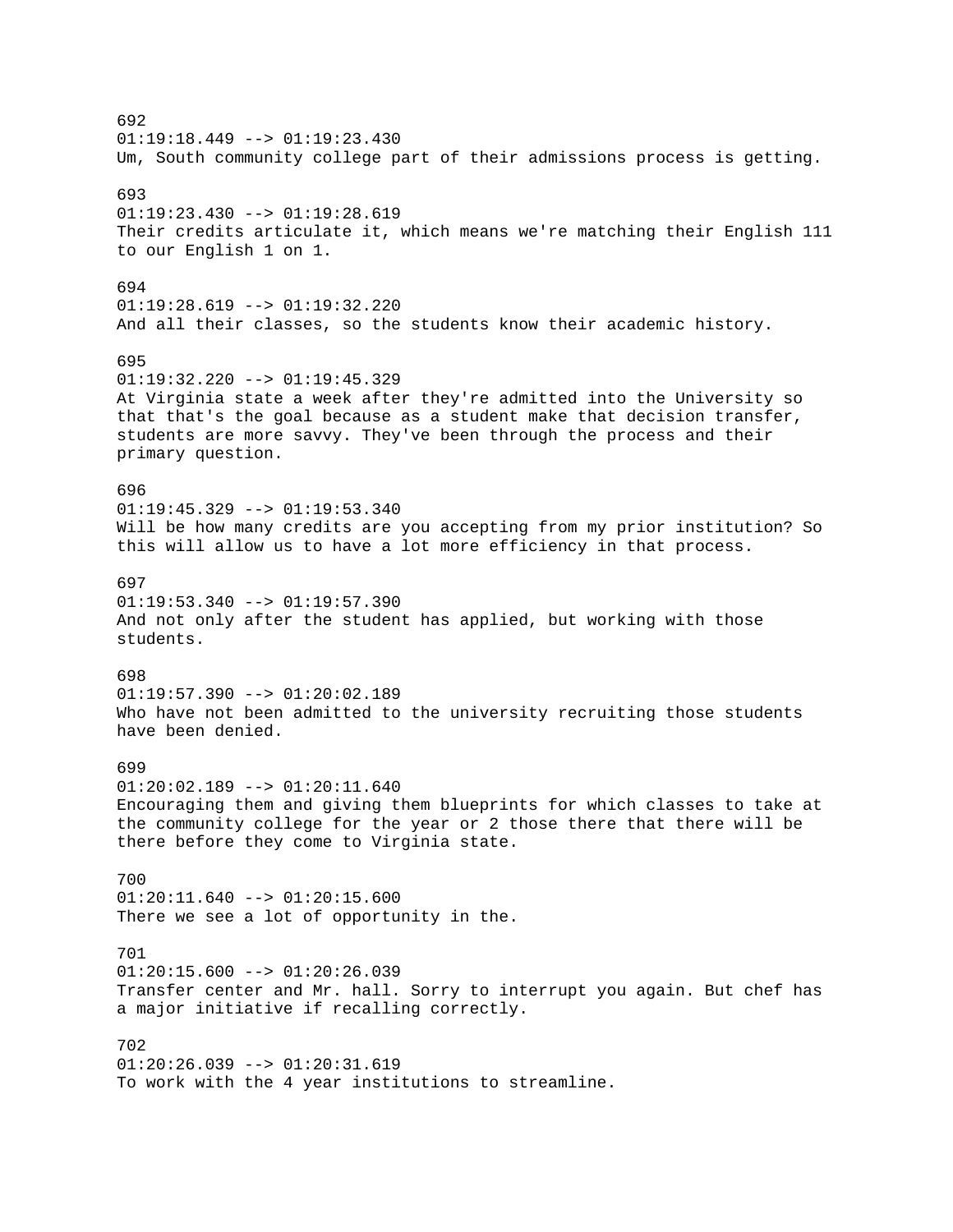692
01:19:18.449 --> 01:19:23.430
Um, South community college part of their admissions process is getting.

693
01:19:23.430 --> 01:19:28.619
Their credits articulate it, which means we're matching their English 111 to our English 1 on 1.

694
01:19:28.619 --> 01:19:32.220
And all their classes, so the students know their academic history.

695
01:19:32.220 --> 01:19:45.329
At Virginia state a week after they're admitted into the University so that that's the goal because as a student make that decision transfer, students are more savvy. They've been through the process and their primary question.

696
01:19:45.329 --> 01:19:53.340
Will be how many credits are you accepting from my prior institution? So this will allow us to have a lot more efficiency in that process.

697
01:19:53.340 --> 01:19:57.390
And not only after the student has applied, but working with those students.

698
01:19:57.390 --> 01:20:02.189
Who have not been admitted to the university recruiting those students have been denied.

699
01:20:02.189 --> 01:20:11.640
Encouraging them and giving them blueprints for which classes to take at the community college for the year or 2 those there that there will be there before they come to Virginia state.

700
01:20:11.640 --> 01:20:15.600
There we see a lot of opportunity in the.

701
01:20:15.600 --> 01:20:26.039
Transfer center and Mr. hall. Sorry to interrupt you again. But chef has a major initiative if recalling correctly.

702
01:20:26.039 --> 01:20:31.619
To work with the 4 year institutions to streamline.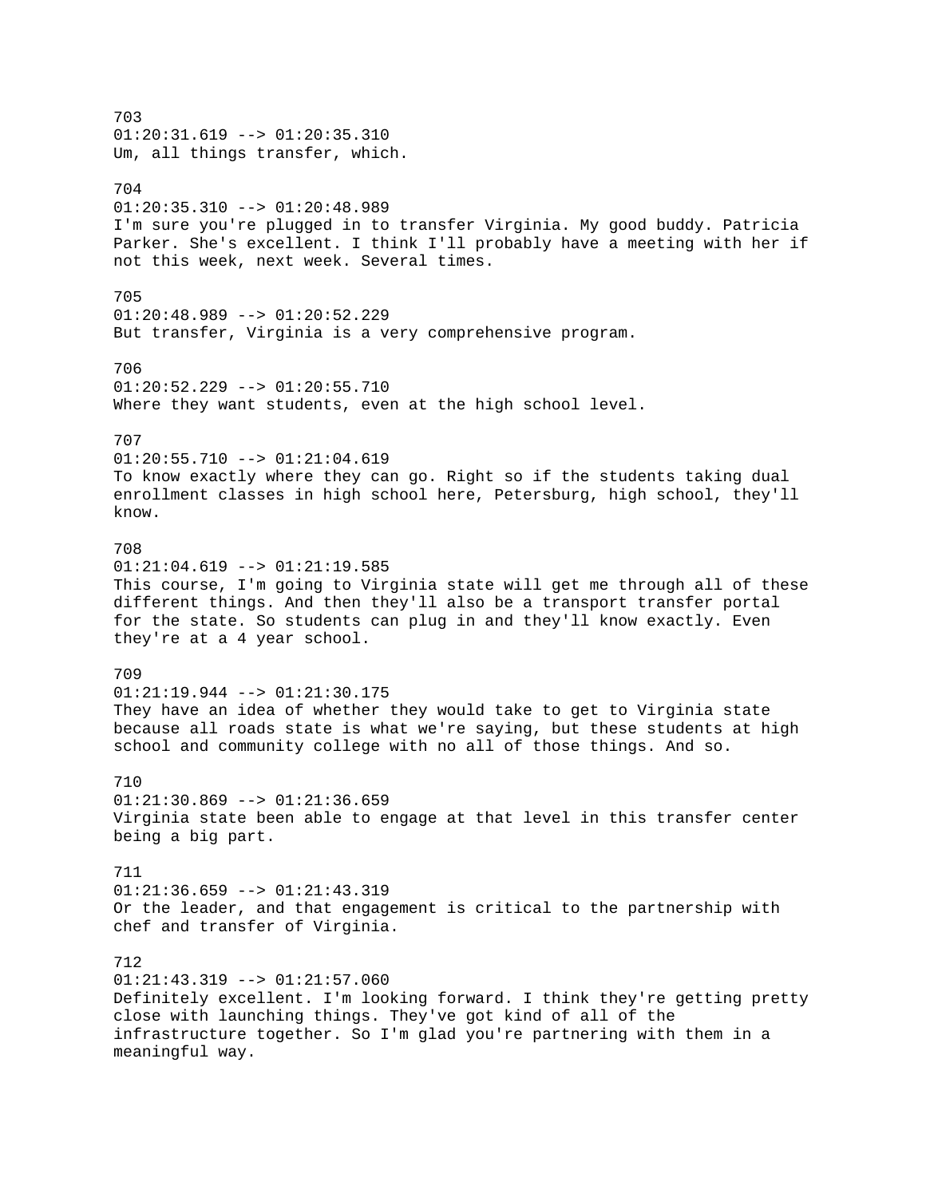703
01:20:31.619 --> 01:20:35.310
Um, all things transfer, which.

704
01:20:35.310 --> 01:20:48.989
I'm sure you're plugged in to transfer Virginia. My good buddy. Patricia Parker. She's excellent. I think I'll probably have a meeting with her if not this week, next week. Several times.

705
01:20:48.989 --> 01:20:52.229
But transfer, Virginia is a very comprehensive program.

706
01:20:52.229 --> 01:20:55.710
Where they want students, even at the high school level.

707
01:20:55.710 --> 01:21:04.619
To know exactly where they can go. Right so if the students taking dual enrollment classes in high school here, Petersburg, high school, they'll know.

708
01:21:04.619 --> 01:21:19.585
This course, I'm going to Virginia state will get me through all of these different things. And then they'll also be a transport transfer portal for the state. So students can plug in and they'll know exactly. Even they're at a 4 year school.

709
01:21:19.944 --> 01:21:30.175
They have an idea of whether they would take to get to Virginia state because all roads state is what we're saying, but these students at high school and community college with no all of those things. And so.

710
01:21:30.869 --> 01:21:36.659
Virginia state been able to engage at that level in this transfer center being a big part.

711
01:21:36.659 --> 01:21:43.319
Or the leader, and that engagement is critical to the partnership with chef and transfer of Virginia.

712
01:21:43.319 --> 01:21:57.060
Definitely excellent. I'm looking forward. I think they're getting pretty close with launching things. They've got kind of all of the infrastructure together. So I'm glad you're partnering with them in a meaningful way.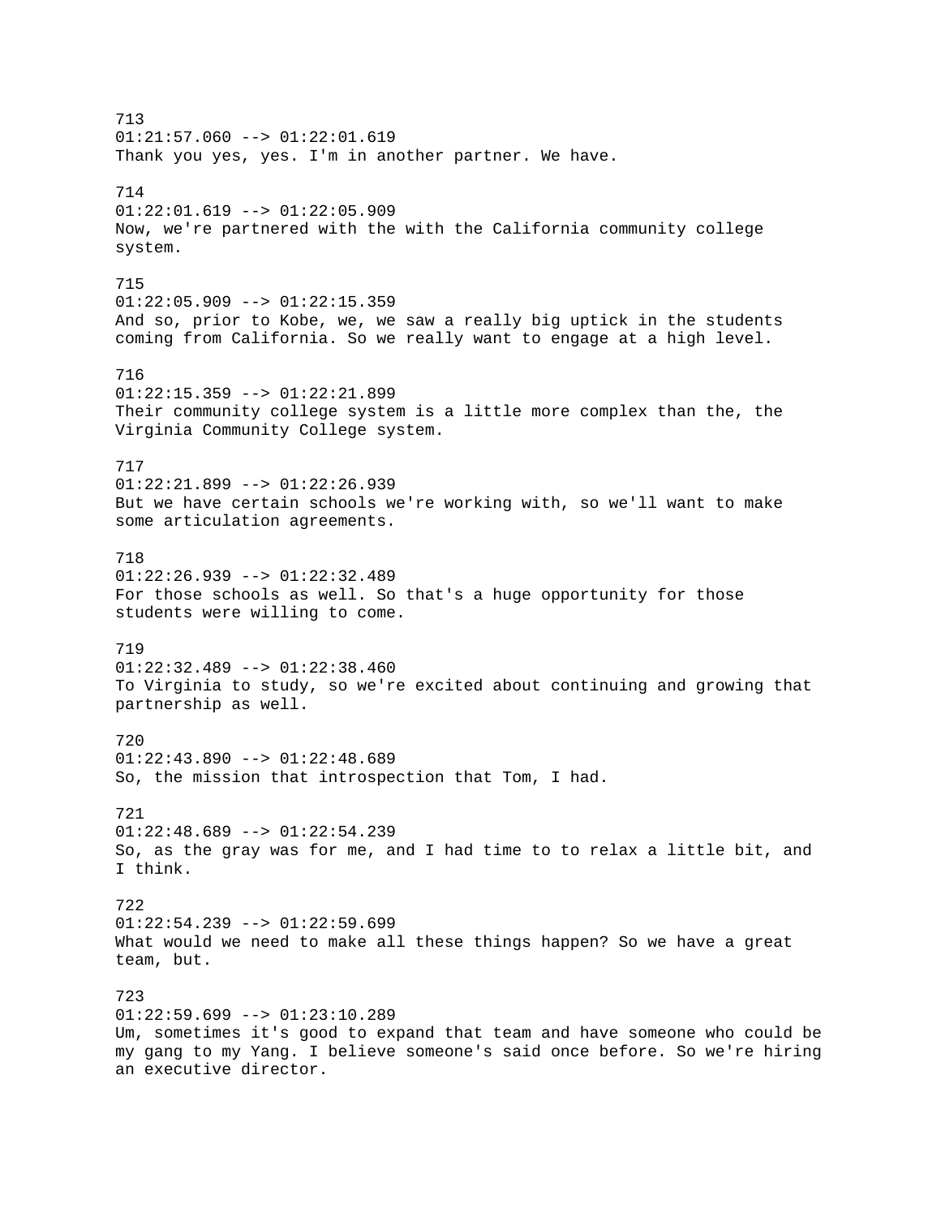713
01:21:57.060 --> 01:22:01.619
Thank you yes, yes. I'm in another partner. We have.

714
01:22:01.619 --> 01:22:05.909
Now, we're partnered with the with the California community college system.

715
01:22:05.909 --> 01:22:15.359
And so, prior to Kobe, we, we saw a really big uptick in the students coming from California. So we really want to engage at a high level.

716
01:22:15.359 --> 01:22:21.899
Their community college system is a little more complex than the, the Virginia Community College system.

717
01:22:21.899 --> 01:22:26.939
But we have certain schools we're working with, so we'll want to make some articulation agreements.

718
01:22:26.939 --> 01:22:32.489
For those schools as well. So that's a huge opportunity for those students were willing to come.

719
01:22:32.489 --> 01:22:38.460
To Virginia to study, so we're excited about continuing and growing that partnership as well.

720
01:22:43.890 --> 01:22:48.689
So, the mission that introspection that Tom, I had.

721
01:22:48.689 --> 01:22:54.239
So, as the gray was for me, and I had time to to relax a little bit, and I think.

722
01:22:54.239 --> 01:22:59.699
What would we need to make all these things happen? So we have a great team, but.

723
01:22:59.699 --> 01:23:10.289
Um, sometimes it's good to expand that team and have someone who could be my gang to my Yang. I believe someone's said once before. So we're hiring an executive director.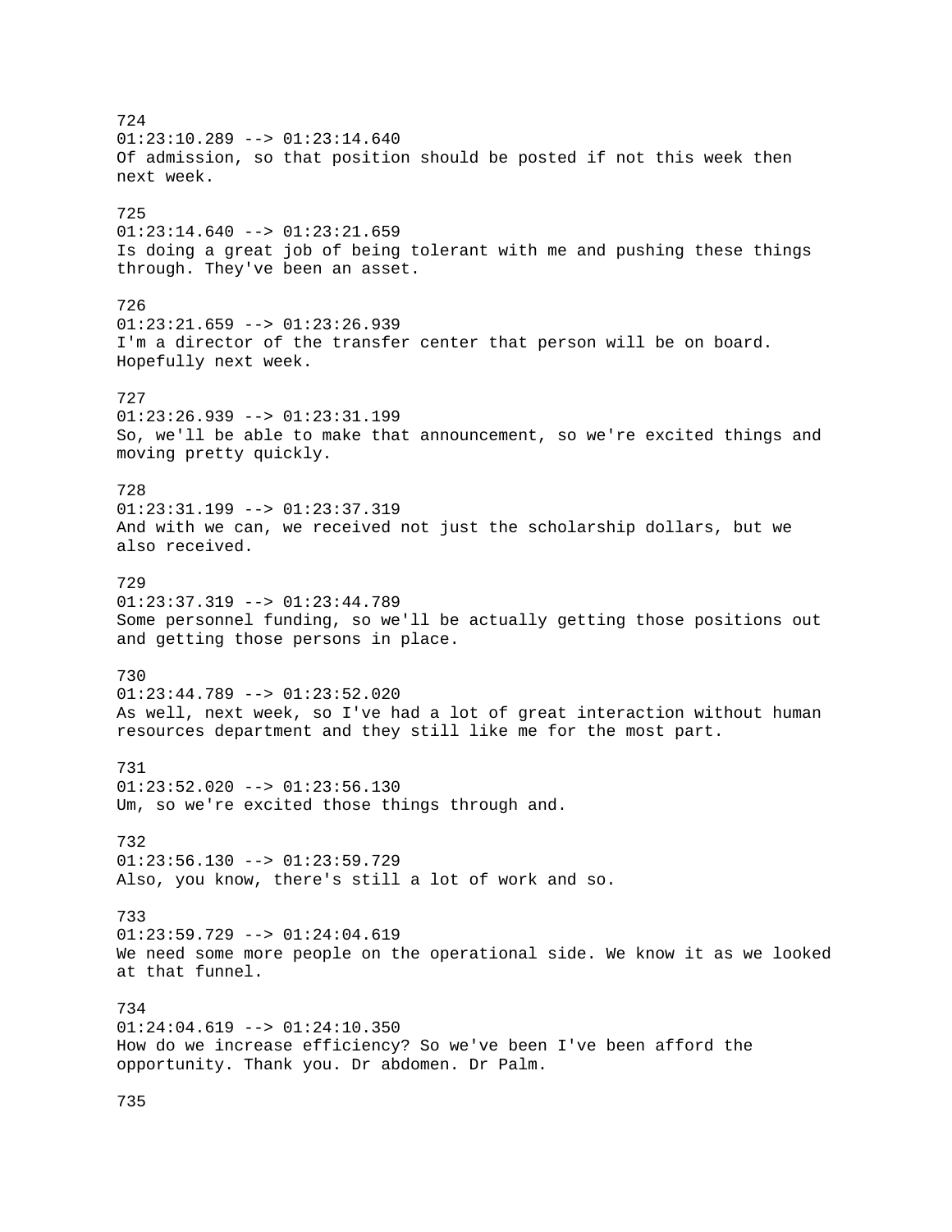724
01:23:10.289 --> 01:23:14.640
Of admission, so that position should be posted if not this week then next week.

725
01:23:14.640 --> 01:23:21.659
Is doing a great job of being tolerant with me and pushing these things through. They've been an asset.

726
01:23:21.659 --> 01:23:26.939
I'm a director of the transfer center that person will be on board. Hopefully next week.

727
01:23:26.939 --> 01:23:31.199
So, we'll be able to make that announcement, so we're excited things and moving pretty quickly.

728
01:23:31.199 --> 01:23:37.319
And with we can, we received not just the scholarship dollars, but we also received.

729
01:23:37.319 --> 01:23:44.789
Some personnel funding, so we'll be actually getting those positions out and getting those persons in place.

730
01:23:44.789 --> 01:23:52.020
As well, next week, so I've had a lot of great interaction without human resources department and they still like me for the most part.

731
01:23:52.020 --> 01:23:56.130
Um, so we're excited those things through and.

732
01:23:56.130 --> 01:23:59.729
Also, you know, there's still a lot of work and so.

733
01:23:59.729 --> 01:24:04.619
We need some more people on the operational side. We know it as we looked at that funnel.

734
01:24:04.619 --> 01:24:10.350
How do we increase efficiency? So we've been I've been afford the opportunity. Thank you. Dr abdomen. Dr Palm.

735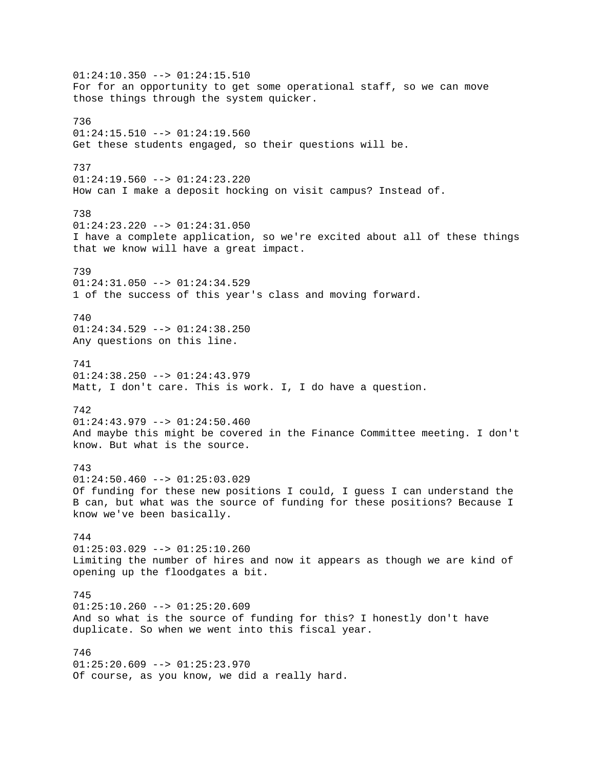01:24:10.350 --> 01:24:15.510
For for an opportunity to get some operational staff, so we can move those things through the system quicker.

736
01:24:15.510 --> 01:24:19.560
Get these students engaged, so their questions will be.

737
01:24:19.560 --> 01:24:23.220
How can I make a deposit hocking on visit campus? Instead of.

738
01:24:23.220 --> 01:24:31.050
I have a complete application, so we're excited about all of these things that we know will have a great impact.

739
01:24:31.050 --> 01:24:34.529
1 of the success of this year's class and moving forward.

740
01:24:34.529 --> 01:24:38.250
Any questions on this line.

741
01:24:38.250 --> 01:24:43.979
Matt, I don't care. This is work. I, I do have a question.

742
01:24:43.979 --> 01:24:50.460
And maybe this might be covered in the Finance Committee meeting. I don't know. But what is the source.

743
01:24:50.460 --> 01:25:03.029
Of funding for these new positions I could, I guess I can understand the B can, but what was the source of funding for these positions? Because I know we've been basically.

744
01:25:03.029 --> 01:25:10.260
Limiting the number of hires and now it appears as though we are kind of opening up the floodgates a bit.

745
01:25:10.260 --> 01:25:20.609
And so what is the source of funding for this? I honestly don't have duplicate. So when we went into this fiscal year.

746
01:25:20.609 --> 01:25:23.970
Of course, as you know, we did a really hard.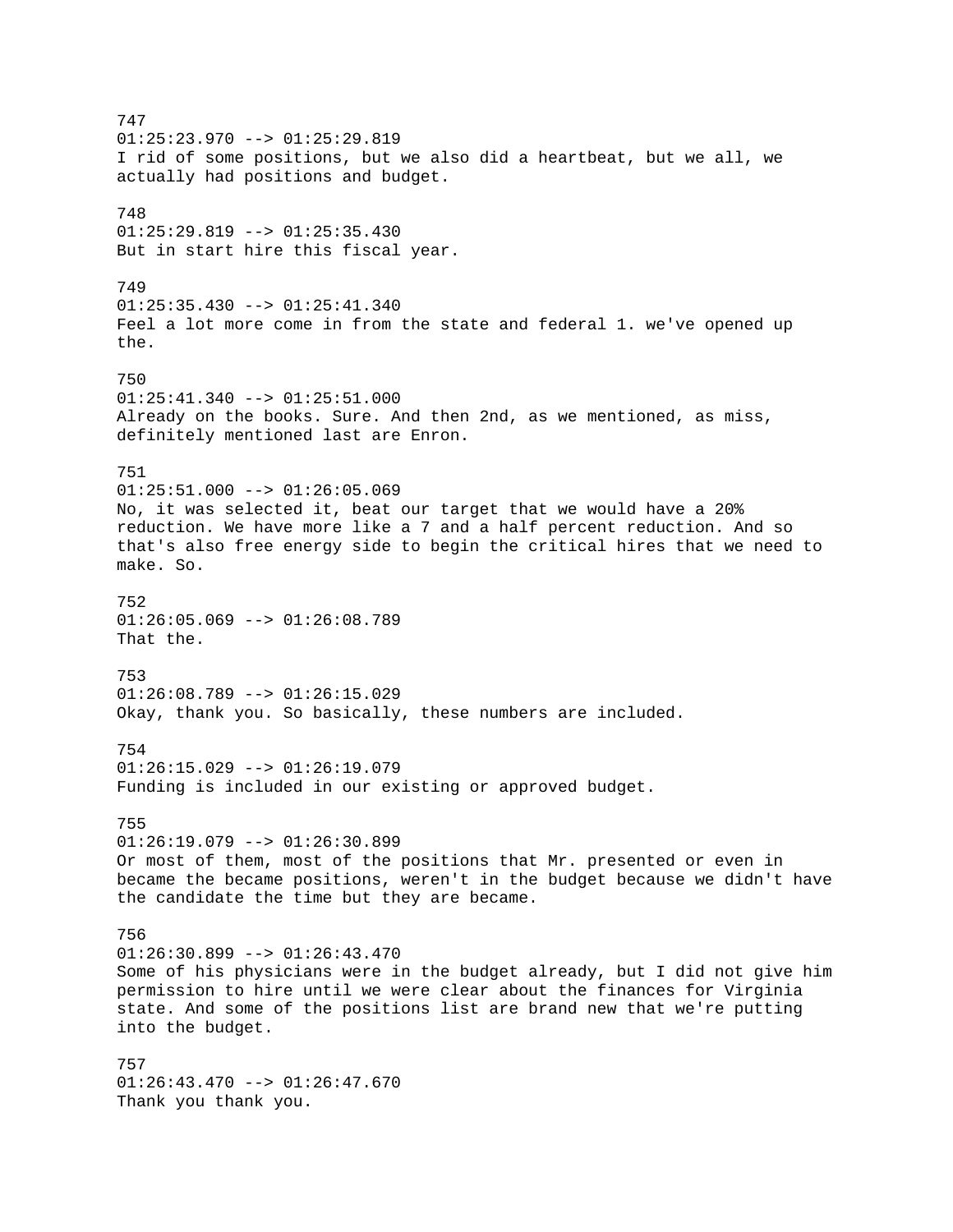747
01:25:23.970 --> 01:25:29.819
I rid of some positions, but we also did a heartbeat, but we all, we actually had positions and budget.

748
01:25:29.819 --> 01:25:35.430
But in start hire this fiscal year.

749
01:25:35.430 --> 01:25:41.340
Feel a lot more come in from the state and federal 1. we've opened up the.

750
01:25:41.340 --> 01:25:51.000
Already on the books. Sure. And then 2nd, as we mentioned, as miss, definitely mentioned last are Enron.

751
01:25:51.000 --> 01:26:05.069
No, it was selected it, beat our target that we would have a 20% reduction. We have more like a 7 and a half percent reduction. And so that's also free energy side to begin the critical hires that we need to make. So.

752
01:26:05.069 --> 01:26:08.789
That the.

753
01:26:08.789 --> 01:26:15.029
Okay, thank you. So basically, these numbers are included.

754
01:26:15.029 --> 01:26:19.079
Funding is included in our existing or approved budget.

755
01:26:19.079 --> 01:26:30.899
Or most of them, most of the positions that Mr. presented or even in became the became positions, weren't in the budget because we didn't have the candidate the time but they are became.

756
01:26:30.899 --> 01:26:43.470
Some of his physicians were in the budget already, but I did not give him permission to hire until we were clear about the finances for Virginia state. And some of the positions list are brand new that we're putting into the budget.

757
01:26:43.470 --> 01:26:47.670
Thank you thank you.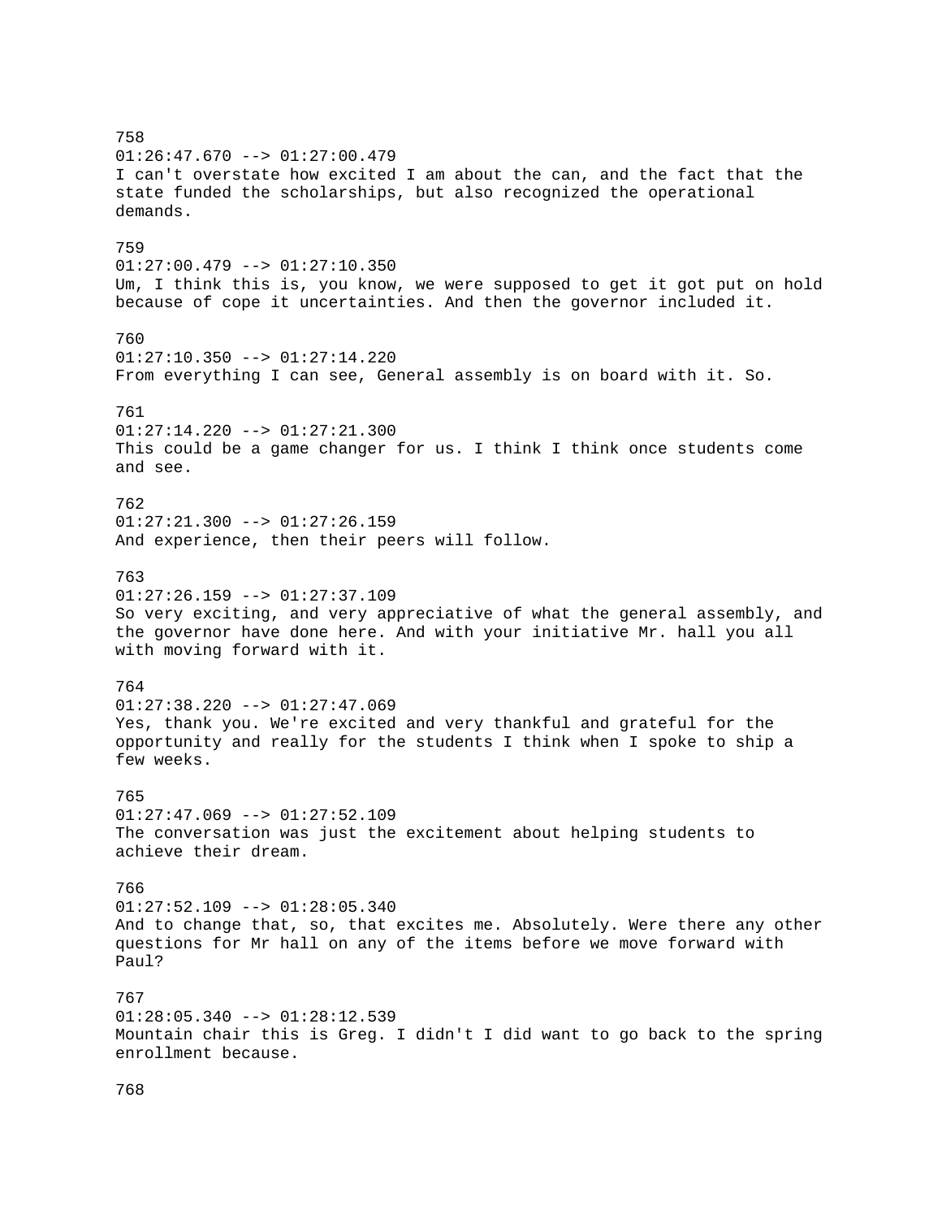758
01:26:47.670 --> 01:27:00.479
I can't overstate how excited I am about the can, and the fact that the state funded the scholarships, but also recognized the operational demands.

759
01:27:00.479 --> 01:27:10.350
Um, I think this is, you know, we were supposed to get it got put on hold because of cope it uncertainties. And then the governor included it.

760
01:27:10.350 --> 01:27:14.220
From everything I can see, General assembly is on board with it. So.

761
01:27:14.220 --> 01:27:21.300
This could be a game changer for us. I think I think once students come and see.

762
01:27:21.300 --> 01:27:26.159
And experience, then their peers will follow.

763
01:27:26.159 --> 01:27:37.109
So very exciting, and very appreciative of what the general assembly, and the governor have done here. And with your initiative Mr. hall you all with moving forward with it.

764
01:27:38.220 --> 01:27:47.069
Yes, thank you. We're excited and very thankful and grateful for the opportunity and really for the students I think when I spoke to ship a few weeks.

765
01:27:47.069 --> 01:27:52.109
The conversation was just the excitement about helping students to achieve their dream.

766
01:27:52.109 --> 01:28:05.340
And to change that, so, that excites me. Absolutely. Were there any other questions for Mr hall on any of the items before we move forward with Paul?

767
01:28:05.340 --> 01:28:12.539
Mountain chair this is Greg. I didn't I did want to go back to the spring enrollment because.

768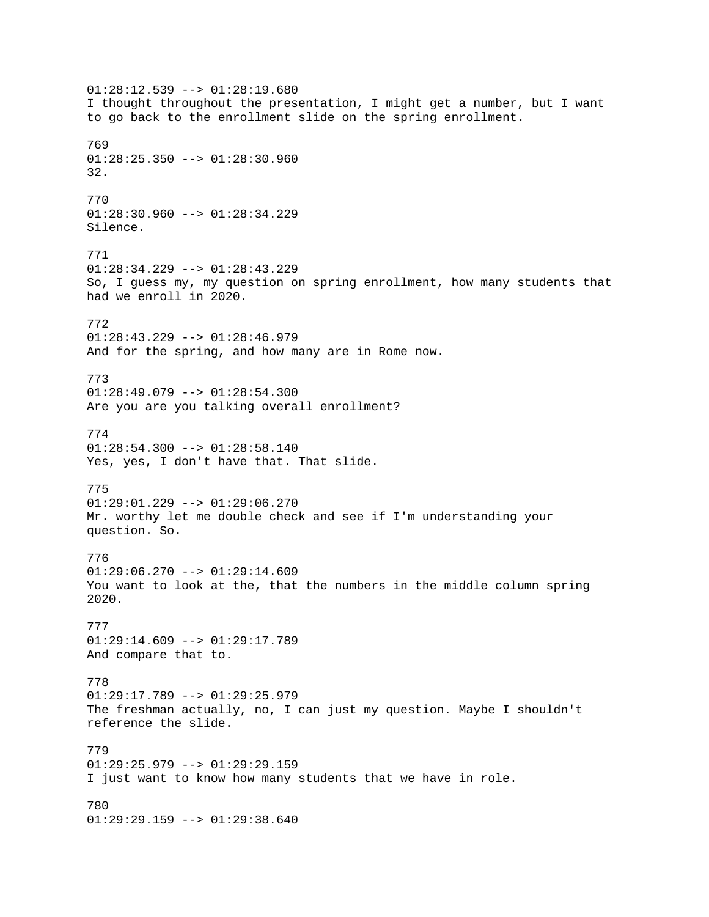01:28:12.539 --> 01:28:19.680
I thought throughout the presentation, I might get a number, but I want to go back to the enrollment slide on the spring enrollment.

769
01:28:25.350 --> 01:28:30.960
32.

770
01:28:30.960 --> 01:28:34.229
Silence.

771
01:28:34.229 --> 01:28:43.229
So, I guess my, my question on spring enrollment, how many students that had we enroll in 2020.

772
01:28:43.229 --> 01:28:46.979
And for the spring, and how many are in Rome now.

773
01:28:49.079 --> 01:28:54.300
Are you are you talking overall enrollment?

774
01:28:54.300 --> 01:28:58.140
Yes, yes, I don't have that. That slide.

775
01:29:01.229 --> 01:29:06.270
Mr. worthy let me double check and see if I'm understanding your question. So.

776
01:29:06.270 --> 01:29:14.609
You want to look at the, that the numbers in the middle column spring 2020.

777
01:29:14.609 --> 01:29:17.789
And compare that to.

778
01:29:17.789 --> 01:29:25.979
The freshman actually, no, I can just my question. Maybe I shouldn't reference the slide.

779
01:29:25.979 --> 01:29:29.159
I just want to know how many students that we have in role.

780
01:29:29.159 --> 01:29:38.640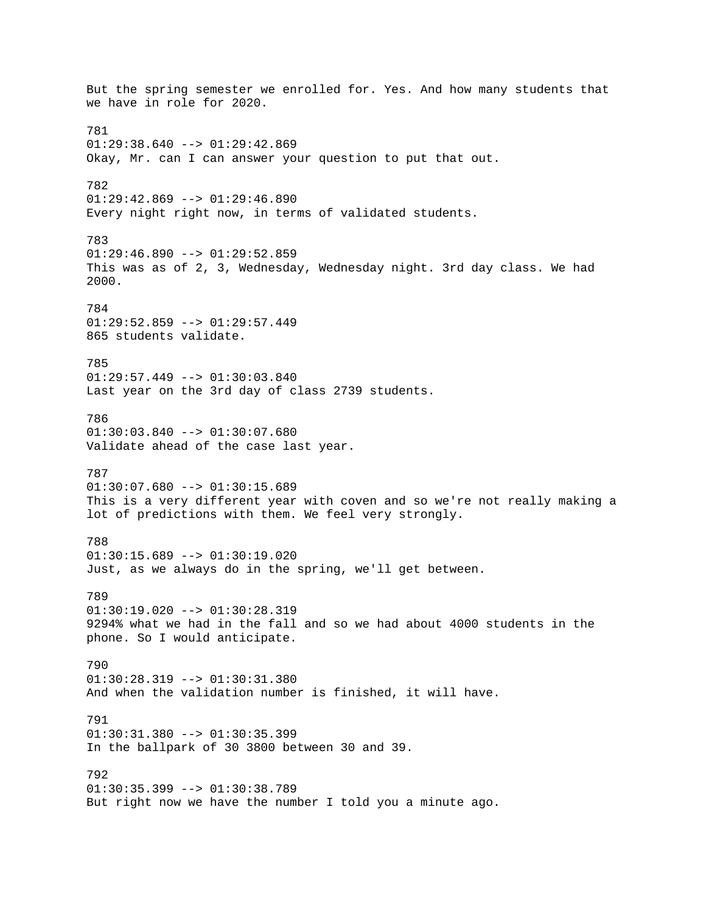But the spring semester we enrolled for. Yes. And how many students that we have in role for 2020.

781
01:29:38.640 --> 01:29:42.869
Okay, Mr. can I can answer your question to put that out.

782
01:29:42.869 --> 01:29:46.890
Every night right now, in terms of validated students.

783
01:29:46.890 --> 01:29:52.859
This was as of 2, 3, Wednesday, Wednesday night. 3rd day class. We had 2000.

784
01:29:52.859 --> 01:29:57.449
865 students validate.

785
01:29:57.449 --> 01:30:03.840
Last year on the 3rd day of class 2739 students.

786
01:30:03.840 --> 01:30:07.680
Validate ahead of the case last year.

787
01:30:07.680 --> 01:30:15.689
This is a very different year with coven and so we're not really making a lot of predictions with them. We feel very strongly.

788
01:30:15.689 --> 01:30:19.020
Just, as we always do in the spring, we'll get between.

789
01:30:19.020 --> 01:30:28.319
9294% what we had in the fall and so we had about 4000 students in the phone. So I would anticipate.

790
01:30:28.319 --> 01:30:31.380
And when the validation number is finished, it will have.

791
01:30:31.380 --> 01:30:35.399
In the ballpark of 30 3800 between 30 and 39.

792
01:30:35.399 --> 01:30:38.789
But right now we have the number I told you a minute ago.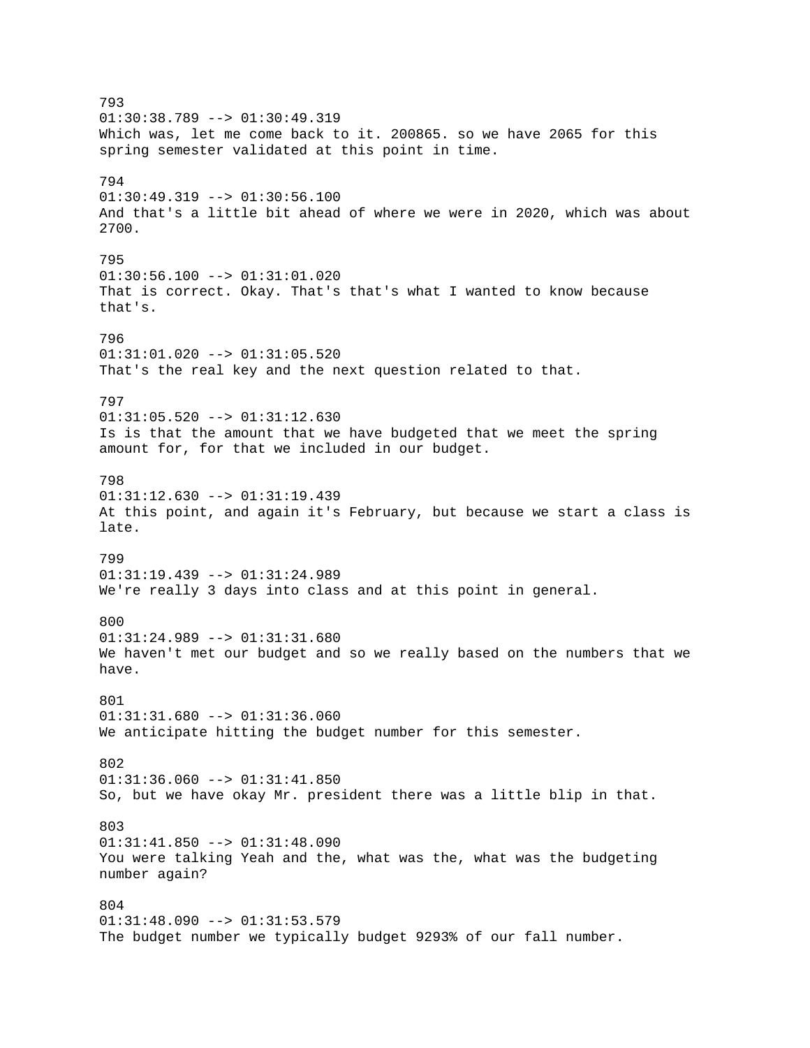793
01:30:38.789 --> 01:30:49.319
Which was, let me come back to it. 200865. so we have 2065 for this spring semester validated at this point in time.

794
01:30:49.319 --> 01:30:56.100
And that's a little bit ahead of where we were in 2020, which was about 2700.

795
01:30:56.100 --> 01:31:01.020
That is correct. Okay. That's that's what I wanted to know because that's.

796
01:31:01.020 --> 01:31:05.520
That's the real key and the next question related to that.

797
01:31:05.520 --> 01:31:12.630
Is is that the amount that we have budgeted that we meet the spring amount for, for that we included in our budget.

798
01:31:12.630 --> 01:31:19.439
At this point, and again it's February, but because we start a class is late.

799
01:31:19.439 --> 01:31:24.989
We're really 3 days into class and at this point in general.

800
01:31:24.989 --> 01:31:31.680
We haven't met our budget and so we really based on the numbers that we have.

801
01:31:31.680 --> 01:31:36.060
We anticipate hitting the budget number for this semester.

802
01:31:36.060 --> 01:31:41.850
So, but we have okay Mr. president there was a little blip in that.

803
01:31:41.850 --> 01:31:48.090
You were talking Yeah and the, what was the, what was the budgeting number again?

804
01:31:48.090 --> 01:31:53.579
The budget number we typically budget 9293% of our fall number.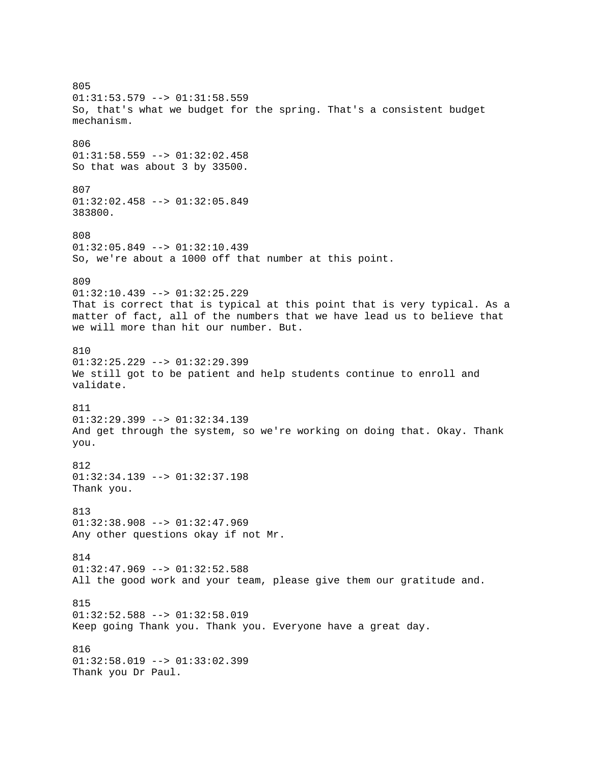805
01:31:53.579 --> 01:31:58.559
So, that's what we budget for the spring. That's a consistent budget mechanism.

806
01:31:58.559 --> 01:32:02.458
So that was about 3 by 33500.

807
01:32:02.458 --> 01:32:05.849
383800.

808
01:32:05.849 --> 01:32:10.439
So, we're about a 1000 off that number at this point.

809
01:32:10.439 --> 01:32:25.229
That is correct that is typical at this point that is very typical. As a matter of fact, all of the numbers that we have lead us to believe that we will more than hit our number. But.

810
01:32:25.229 --> 01:32:29.399
We still got to be patient and help students continue to enroll and validate.

811
01:32:29.399 --> 01:32:34.139
And get through the system, so we're working on doing that. Okay. Thank you.

812
01:32:34.139 --> 01:32:37.198
Thank you.

813
01:32:38.908 --> 01:32:47.969
Any other questions okay if not Mr.

814
01:32:47.969 --> 01:32:52.588
All the good work and your team, please give them our gratitude and.

815
01:32:52.588 --> 01:32:58.019
Keep going Thank you. Thank you. Everyone have a great day.

816
01:32:58.019 --> 01:33:02.399
Thank you Dr Paul.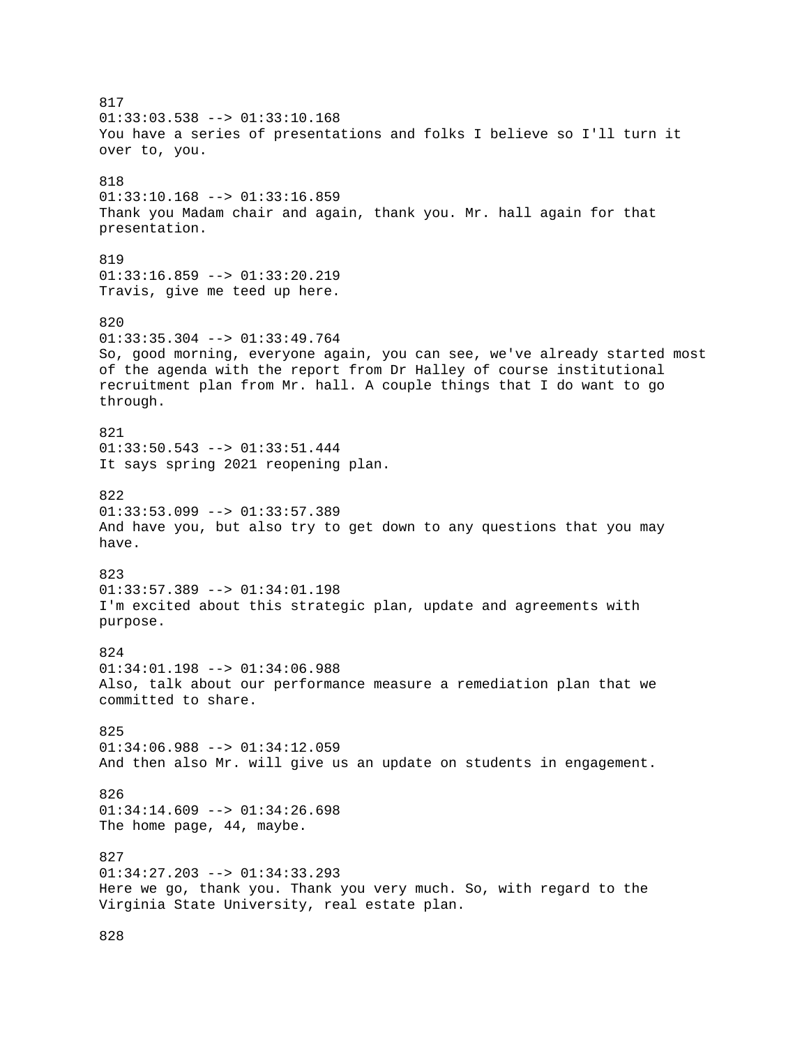817
01:33:03.538 --> 01:33:10.168
You have a series of presentations and folks I believe so I'll turn it over to, you.

818
01:33:10.168 --> 01:33:16.859
Thank you Madam chair and again, thank you. Mr. hall again for that presentation.

819
01:33:16.859 --> 01:33:20.219
Travis, give me teed up here.

820
01:33:35.304 --> 01:33:49.764
So, good morning, everyone again, you can see, we've already started most of the agenda with the report from Dr Halley of course institutional recruitment plan from Mr. hall. A couple things that I do want to go through.

821
01:33:50.543 --> 01:33:51.444
It says spring 2021 reopening plan.

822
01:33:53.099 --> 01:33:57.389
And have you, but also try to get down to any questions that you may have.

823
01:33:57.389 --> 01:34:01.198
I'm excited about this strategic plan, update and agreements with purpose.

824
01:34:01.198 --> 01:34:06.988
Also, talk about our performance measure a remediation plan that we committed to share.

825
01:34:06.988 --> 01:34:12.059
And then also Mr. will give us an update on students in engagement.

826
01:34:14.609 --> 01:34:26.698
The home page, 44, maybe.

827
01:34:27.203 --> 01:34:33.293
Here we go, thank you. Thank you very much. So, with regard to the Virginia State University, real estate plan.

828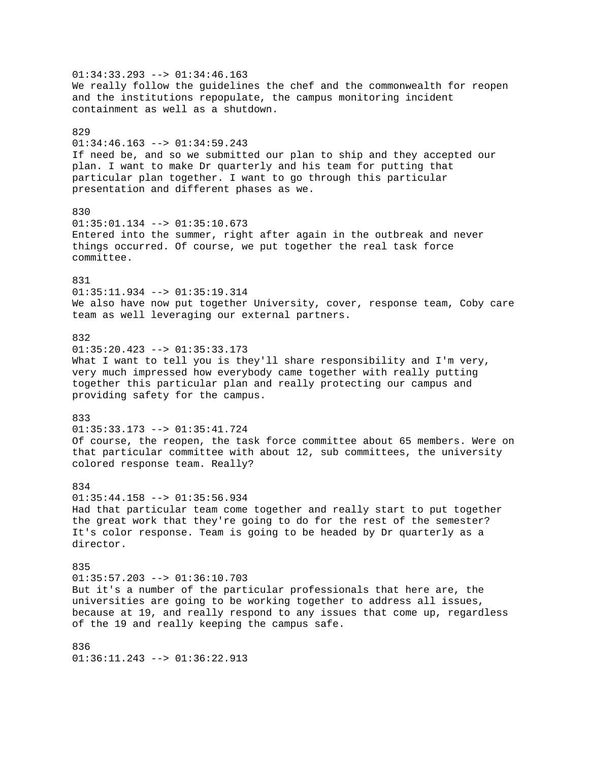01:34:33.293 --> 01:34:46.163
We really follow the guidelines the chef and the commonwealth for reopen and the institutions repopulate, the campus monitoring incident containment as well as a shutdown.

829
01:34:46.163 --> 01:34:59.243
If need be, and so we submitted our plan to ship and they accepted our plan. I want to make Dr quarterly and his team for putting that particular plan together. I want to go through this particular presentation and different phases as we.

830
01:35:01.134 --> 01:35:10.673
Entered into the summer, right after again in the outbreak and never things occurred. Of course, we put together the real task force committee.

831
01:35:11.934 --> 01:35:19.314
We also have now put together University, cover, response team, Coby care team as well leveraging our external partners.

832
01:35:20.423 --> 01:35:33.173
What I want to tell you is they'll share responsibility and I'm very, very much impressed how everybody came together with really putting together this particular plan and really protecting our campus and providing safety for the campus.

833
01:35:33.173 --> 01:35:41.724
Of course, the reopen, the task force committee about 65 members. Were on that particular committee with about 12, sub committees, the university colored response team. Really?

834
01:35:44.158 --> 01:35:56.934
Had that particular team come together and really start to put together the great work that they're going to do for the rest of the semester? It's color response. Team is going to be headed by Dr quarterly as a director.

835
01:35:57.203 --> 01:36:10.703
But it's a number of the particular professionals that here are, the universities are going to be working together to address all issues, because at 19, and really respond to any issues that come up, regardless of the 19 and really keeping the campus safe.

836
01:36:11.243 --> 01:36:22.913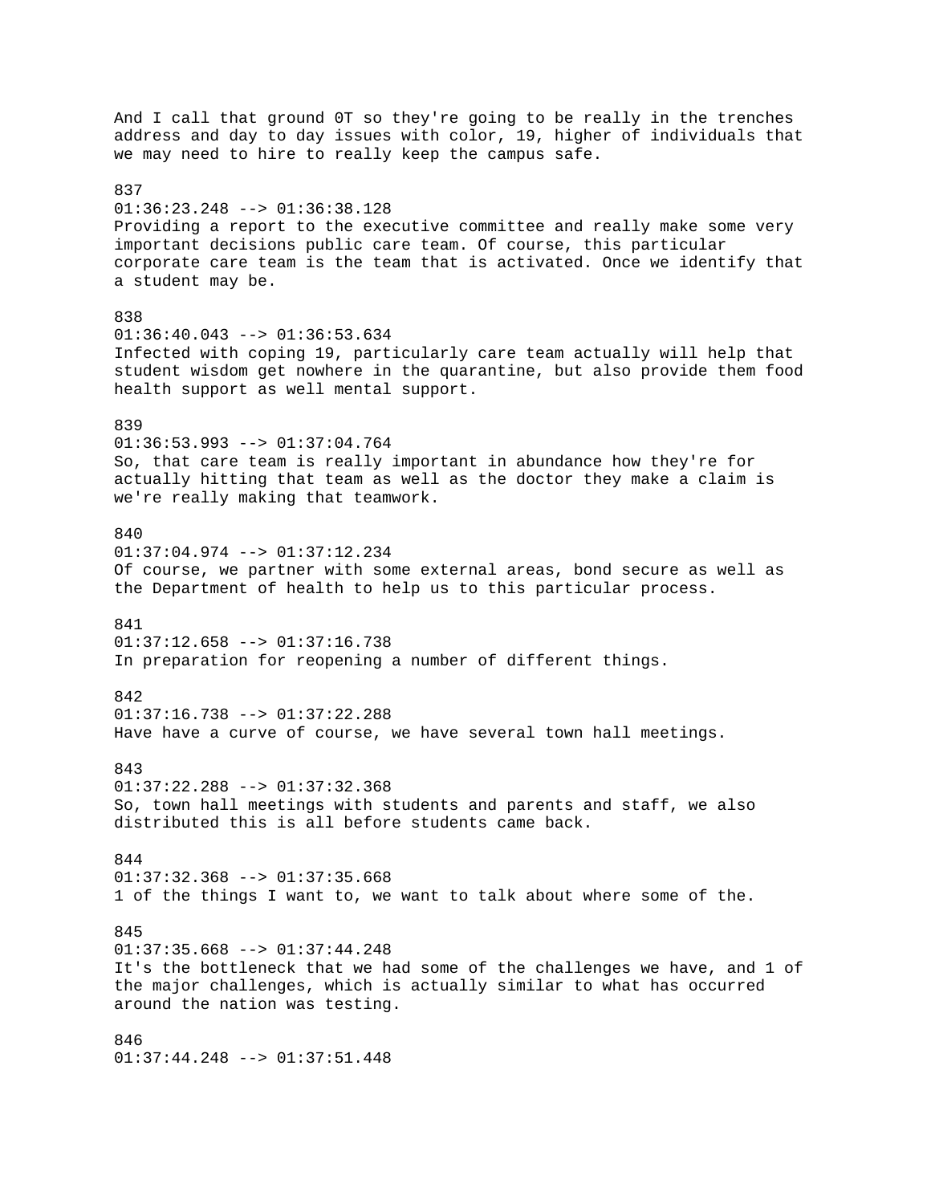And I call that ground 0T so they're going to be really in the trenches address and day to day issues with color, 19, higher of individuals that we may need to hire to really keep the campus safe.

837
01:36:23.248 --> 01:36:38.128
Providing a report to the executive committee and really make some very important decisions public care team. Of course, this particular corporate care team is the team that is activated. Once we identify that a student may be.

838
01:36:40.043 --> 01:36:53.634
Infected with coping 19, particularly care team actually will help that student wisdom get nowhere in the quarantine, but also provide them food health support as well mental support.

839
01:36:53.993 --> 01:37:04.764
So, that care team is really important in abundance how they're for actually hitting that team as well as the doctor they make a claim is we're really making that teamwork.

840
01:37:04.974 --> 01:37:12.234
Of course, we partner with some external areas, bond secure as well as the Department of health to help us to this particular process.

841
01:37:12.658 --> 01:37:16.738
In preparation for reopening a number of different things.

842
01:37:16.738 --> 01:37:22.288
Have have a curve of course, we have several town hall meetings.

843
01:37:22.288 --> 01:37:32.368
So, town hall meetings with students and parents and staff, we also distributed this is all before students came back.

844
01:37:32.368 --> 01:37:35.668
1 of the things I want to, we want to talk about where some of the.

845
01:37:35.668 --> 01:37:44.248
It's the bottleneck that we had some of the challenges we have, and 1 of the major challenges, which is actually similar to what has occurred around the nation was testing.

846
01:37:44.248 --> 01:37:51.448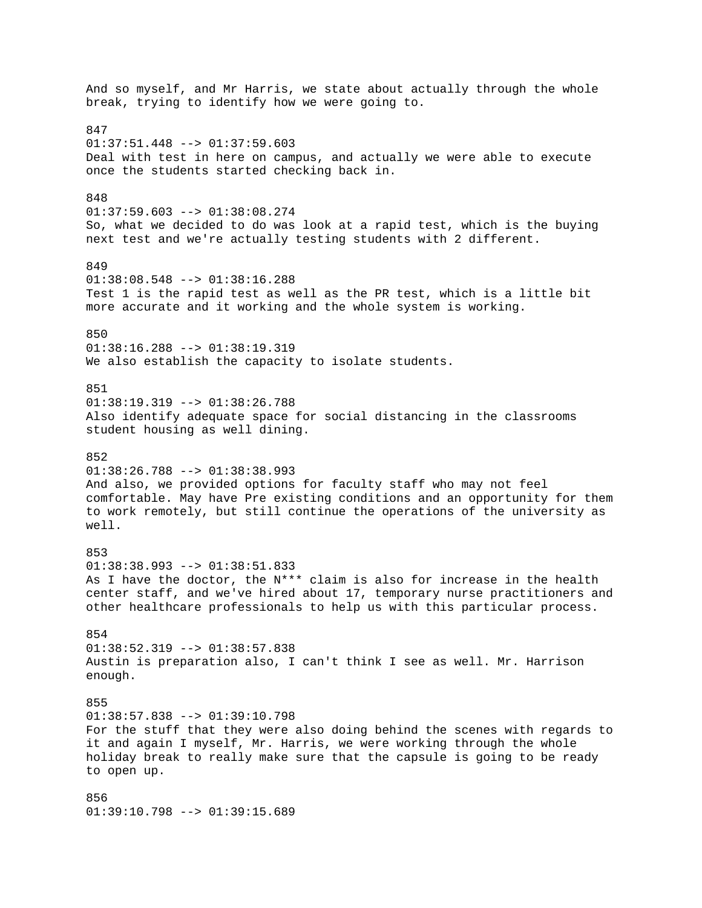And so myself, and Mr Harris, we state about actually through the whole break, trying to identify how we were going to.

847
01:37:51.448 --> 01:37:59.603
Deal with test in here on campus, and actually we were able to execute once the students started checking back in.

848
01:37:59.603 --> 01:38:08.274
So, what we decided to do was look at a rapid test, which is the buying next test and we're actually testing students with 2 different.

849
01:38:08.548 --> 01:38:16.288
Test 1 is the rapid test as well as the PR test, which is a little bit more accurate and it working and the whole system is working.

850
01:38:16.288 --> 01:38:19.319
We also establish the capacity to isolate students.

851
01:38:19.319 --> 01:38:26.788
Also identify adequate space for social distancing in the classrooms student housing as well dining.

852
01:38:26.788 --> 01:38:38.993
And also, we provided options for faculty staff who may not feel comfortable. May have Pre existing conditions and an opportunity for them to work remotely, but still continue the operations of the university as well.

853
01:38:38.993 --> 01:38:51.833
As I have the doctor, the N*** claim is also for increase in the health center staff, and we've hired about 17, temporary nurse practitioners and other healthcare professionals to help us with this particular process.

854
01:38:52.319 --> 01:38:57.838
Austin is preparation also, I can't think I see as well. Mr. Harrison enough.

855
01:38:57.838 --> 01:39:10.798
For the stuff that they were also doing behind the scenes with regards to it and again I myself, Mr. Harris, we were working through the whole holiday break to really make sure that the capsule is going to be ready to open up.

856
01:39:10.798 --> 01:39:15.689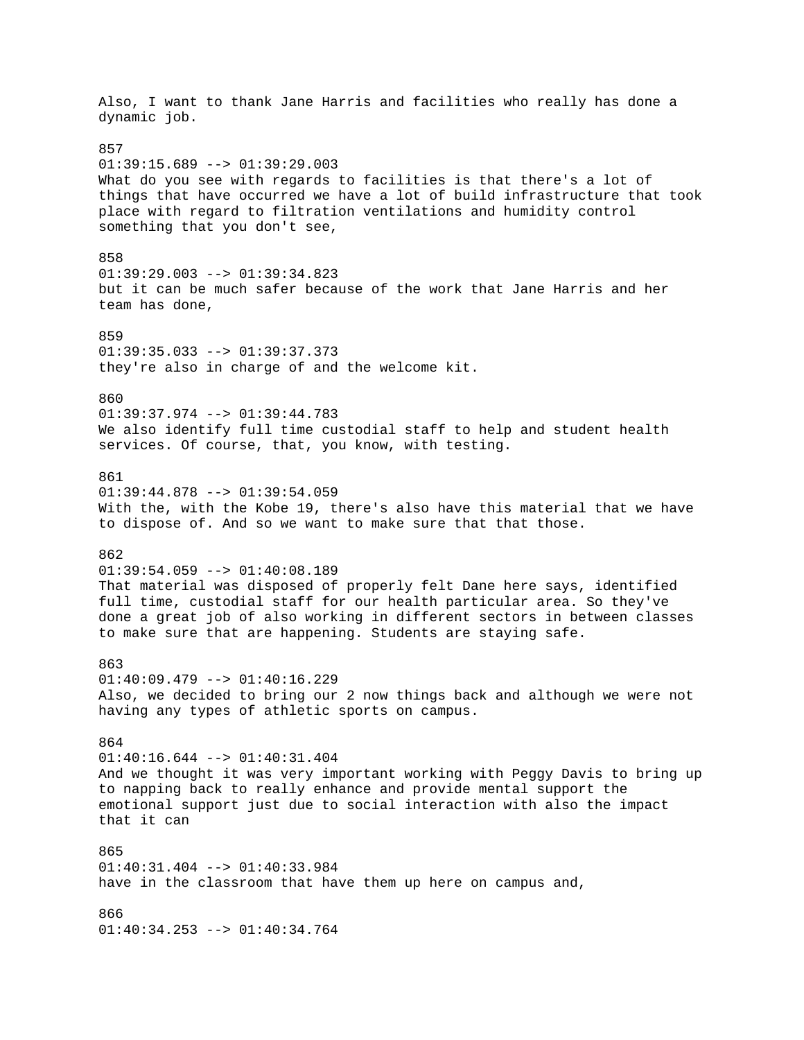Also, I want to thank Jane Harris and facilities who really has done a dynamic job.

857
01:39:15.689 --> 01:39:29.003
What do you see with regards to facilities is that there's a lot of things that have occurred we have a lot of build infrastructure that took place with regard to filtration ventilations and humidity control something that you don't see,

858
01:39:29.003 --> 01:39:34.823
but it can be much safer because of the work that Jane Harris and her team has done,

859
01:39:35.033 --> 01:39:37.373
they're also in charge of and the welcome kit.

860
01:39:37.974 --> 01:39:44.783
We also identify full time custodial staff to help and student health services. Of course, that, you know, with testing.

861
01:39:44.878 --> 01:39:54.059
With the, with the Kobe 19, there's also have this material that we have to dispose of. And so we want to make sure that that those.

862
01:39:54.059 --> 01:40:08.189
That material was disposed of properly felt Dane here says, identified full time, custodial staff for our health particular area. So they've done a great job of also working in different sectors in between classes to make sure that are happening. Students are staying safe.

863
01:40:09.479 --> 01:40:16.229
Also, we decided to bring our 2 now things back and although we were not having any types of athletic sports on campus.

864
01:40:16.644 --> 01:40:31.404
And we thought it was very important working with Peggy Davis to bring up to napping back to really enhance and provide mental support the emotional support just due to social interaction with also the impact that it can

865
01:40:31.404 --> 01:40:33.984
have in the classroom that have them up here on campus and,

866
01:40:34.253 --> 01:40:34.764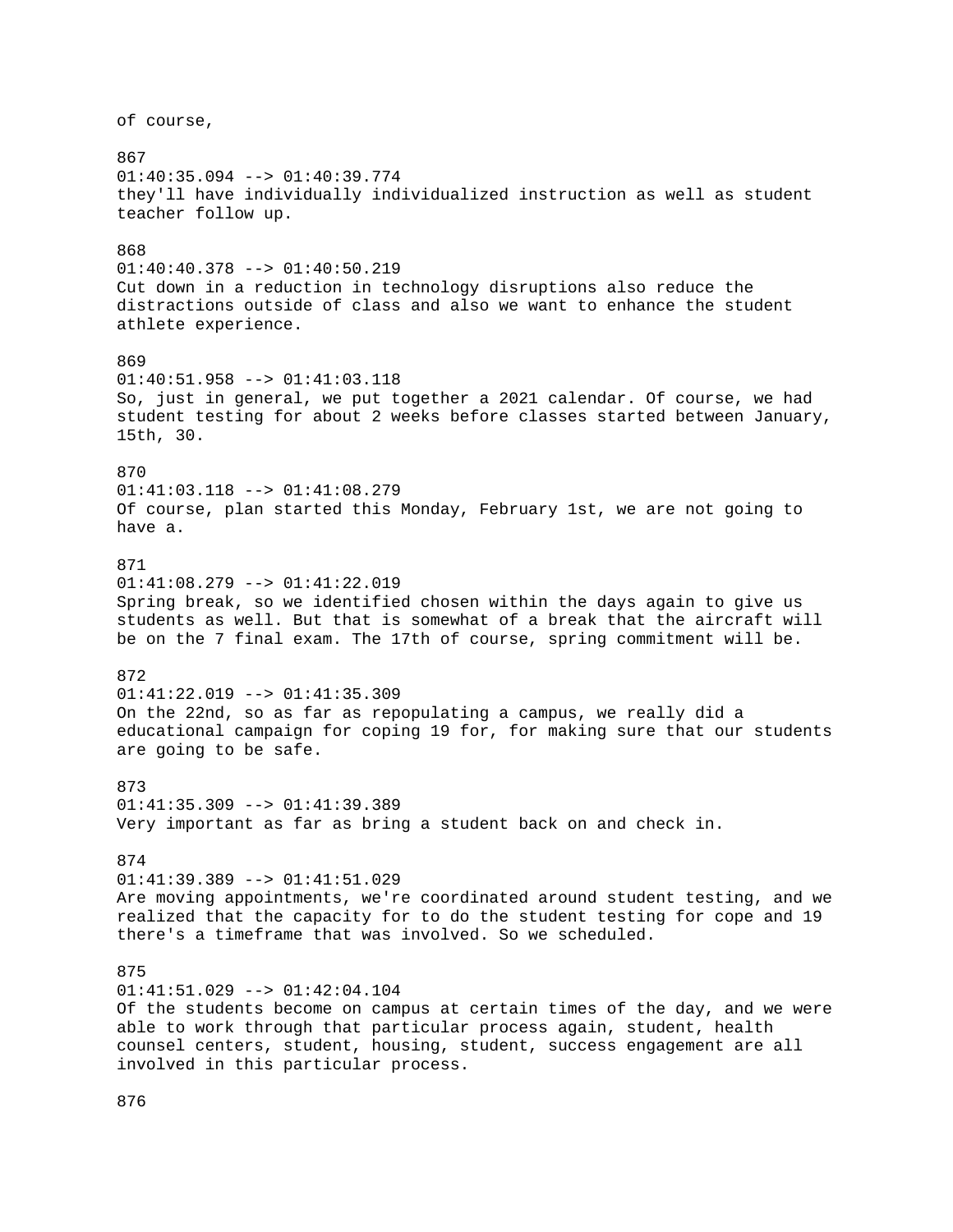of course,

867
01:40:35.094 --> 01:40:39.774
they'll have individually individualized instruction as well as student teacher follow up.

868
01:40:40.378 --> 01:40:50.219
Cut down in a reduction in technology disruptions also reduce the distractions outside of class and also we want to enhance the student athlete experience.

869
01:40:51.958 --> 01:41:03.118
So, just in general, we put together a 2021 calendar. Of course, we had student testing for about 2 weeks before classes started between January, 15th, 30.

870
01:41:03.118 --> 01:41:08.279
Of course, plan started this Monday, February 1st, we are not going to have a.

871
01:41:08.279 --> 01:41:22.019
Spring break, so we identified chosen within the days again to give us students as well. But that is somewhat of a break that the aircraft will be on the 7 final exam. The 17th of course, spring commitment will be.

872
01:41:22.019 --> 01:41:35.309
On the 22nd, so as far as repopulating a campus, we really did a educational campaign for coping 19 for, for making sure that our students are going to be safe.

873
01:41:35.309 --> 01:41:39.389
Very important as far as bring a student back on and check in.

874
01:41:39.389 --> 01:41:51.029
Are moving appointments, we're coordinated around student testing, and we realized that the capacity for to do the student testing for cope and 19 there's a timeframe that was involved. So we scheduled.

875
01:41:51.029 --> 01:42:04.104
Of the students become on campus at certain times of the day, and we were able to work through that particular process again, student, health counsel centers, student, housing, student, success engagement are all involved in this particular process.

876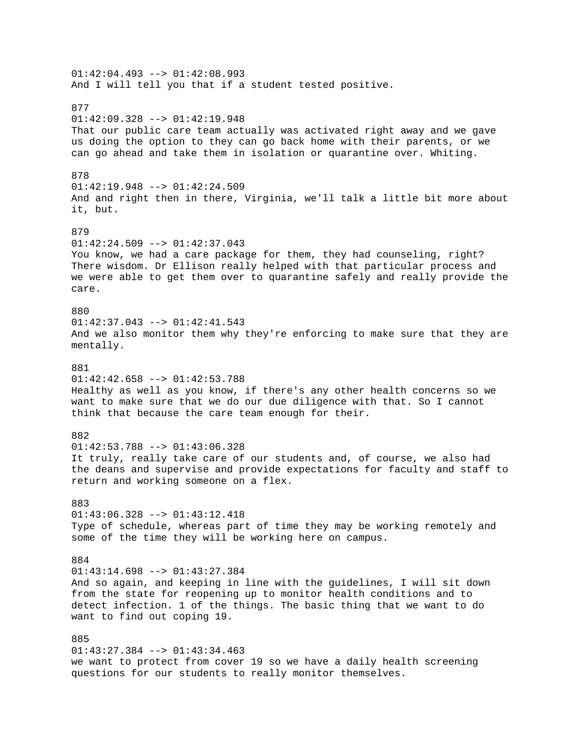01:42:04.493 --> 01:42:08.993
And I will tell you that if a student tested positive.

877
01:42:09.328 --> 01:42:19.948
That our public care team actually was activated right away and we gave us doing the option to they can go back home with their parents, or we can go ahead and take them in isolation or quarantine over. Whiting.

878
01:42:19.948 --> 01:42:24.509
And and right then in there, Virginia, we'll talk a little bit more about it, but.

879
01:42:24.509 --> 01:42:37.043
You know, we had a care package for them, they had counseling, right? There wisdom. Dr Ellison really helped with that particular process and we were able to get them over to quarantine safely and really provide the care.

880
01:42:37.043 --> 01:42:41.543
And we also monitor them why they're enforcing to make sure that they are mentally.

881
01:42:42.658 --> 01:42:53.788
Healthy as well as you know, if there's any other health concerns so we want to make sure that we do our due diligence with that. So I cannot think that because the care team enough for their.

882
01:42:53.788 --> 01:43:06.328
It truly, really take care of our students and, of course, we also had the deans and supervise and provide expectations for faculty and staff to return and working someone on a flex.

883
01:43:06.328 --> 01:43:12.418
Type of schedule, whereas part of time they may be working remotely and some of the time they will be working here on campus.

884
01:43:14.698 --> 01:43:27.384
And so again, and keeping in line with the guidelines, I will sit down from the state for reopening up to monitor health conditions and to detect infection. 1 of the things. The basic thing that we want to do want to find out coping 19.

885
01:43:27.384 --> 01:43:34.463
we want to protect from cover 19 so we have a daily health screening questions for our students to really monitor themselves.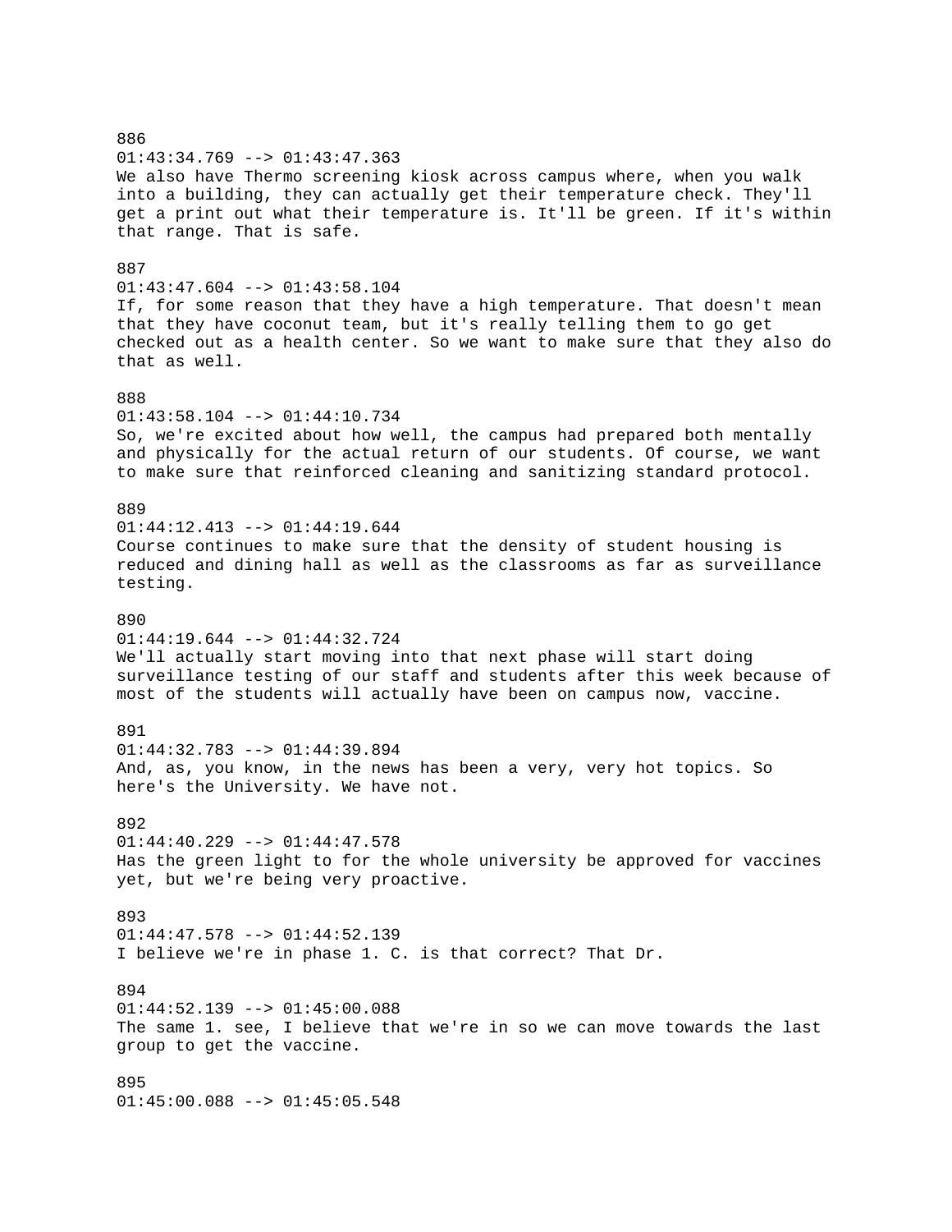886
01:43:34.769 --> 01:43:47.363
We also have Thermo screening kiosk across campus where, when you walk into a building, they can actually get their temperature check. They'll get a print out what their temperature is. It'll be green. If it's within that range. That is safe.

887
01:43:47.604 --> 01:43:58.104
If, for some reason that they have a high temperature. That doesn't mean that they have coconut team, but it's really telling them to go get checked out as a health center. So we want to make sure that they also do that as well.

888
01:43:58.104 --> 01:44:10.734
So, we're excited about how well, the campus had prepared both mentally and physically for the actual return of our students. Of course, we want to make sure that reinforced cleaning and sanitizing standard protocol.

889
01:44:12.413 --> 01:44:19.644
Course continues to make sure that the density of student housing is reduced and dining hall as well as the classrooms as far as surveillance testing.

890
01:44:19.644 --> 01:44:32.724
We'll actually start moving into that next phase will start doing surveillance testing of our staff and students after this week because of most of the students will actually have been on campus now, vaccine.

891
01:44:32.783 --> 01:44:39.894
And, as, you know, in the news has been a very, very hot topics. So here's the University. We have not.

892
01:44:40.229 --> 01:44:47.578
Has the green light to for the whole university be approved for vaccines yet, but we're being very proactive.

893
01:44:47.578 --> 01:44:52.139
I believe we're in phase 1. C. is that correct? That Dr.

894
01:44:52.139 --> 01:45:00.088
The same 1. see, I believe that we're in so we can move towards the last group to get the vaccine.

895
01:45:00.088 --> 01:45:05.548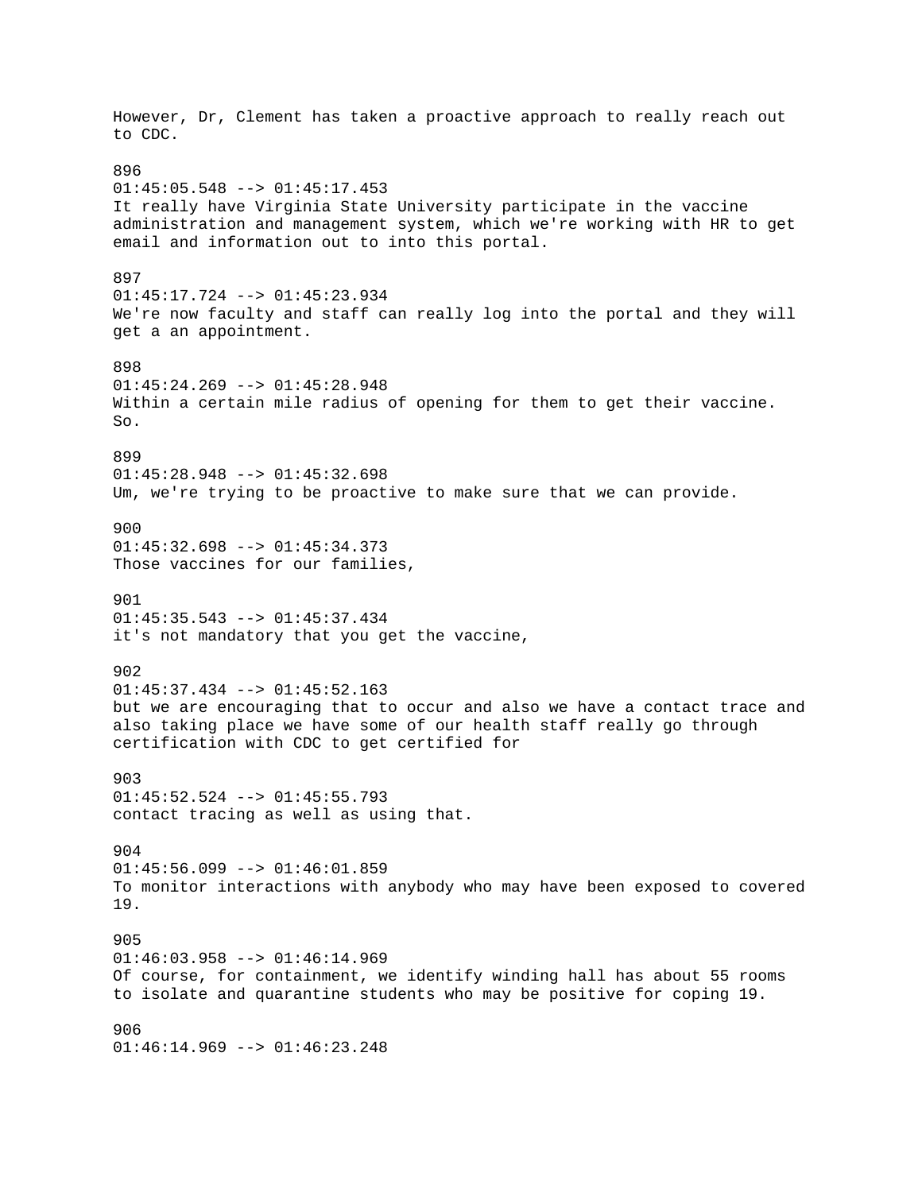However, Dr, Clement has taken a proactive approach to really reach out to CDC.

896
01:45:05.548 --> 01:45:17.453
It really have Virginia State University participate in the vaccine administration and management system, which we're working with HR to get email and information out to into this portal.

897
01:45:17.724 --> 01:45:23.934
We're now faculty and staff can really log into the portal and they will get a an appointment.

898
01:45:24.269 --> 01:45:28.948
Within a certain mile radius of opening for them to get their vaccine. So.

899
01:45:28.948 --> 01:45:32.698
Um, we're trying to be proactive to make sure that we can provide.

900
01:45:32.698 --> 01:45:34.373
Those vaccines for our families,

901
01:45:35.543 --> 01:45:37.434
it's not mandatory that you get the vaccine,

902
01:45:37.434 --> 01:45:52.163
but we are encouraging that to occur and also we have a contact trace and also taking place we have some of our health staff really go through certification with CDC to get certified for

903
01:45:52.524 --> 01:45:55.793
contact tracing as well as using that.

904
01:45:56.099 --> 01:46:01.859
To monitor interactions with anybody who may have been exposed to covered 19.

905
01:46:03.958 --> 01:46:14.969
Of course, for containment, we identify winding hall has about 55 rooms to isolate and quarantine students who may be positive for coping 19.

906
01:46:14.969 --> 01:46:23.248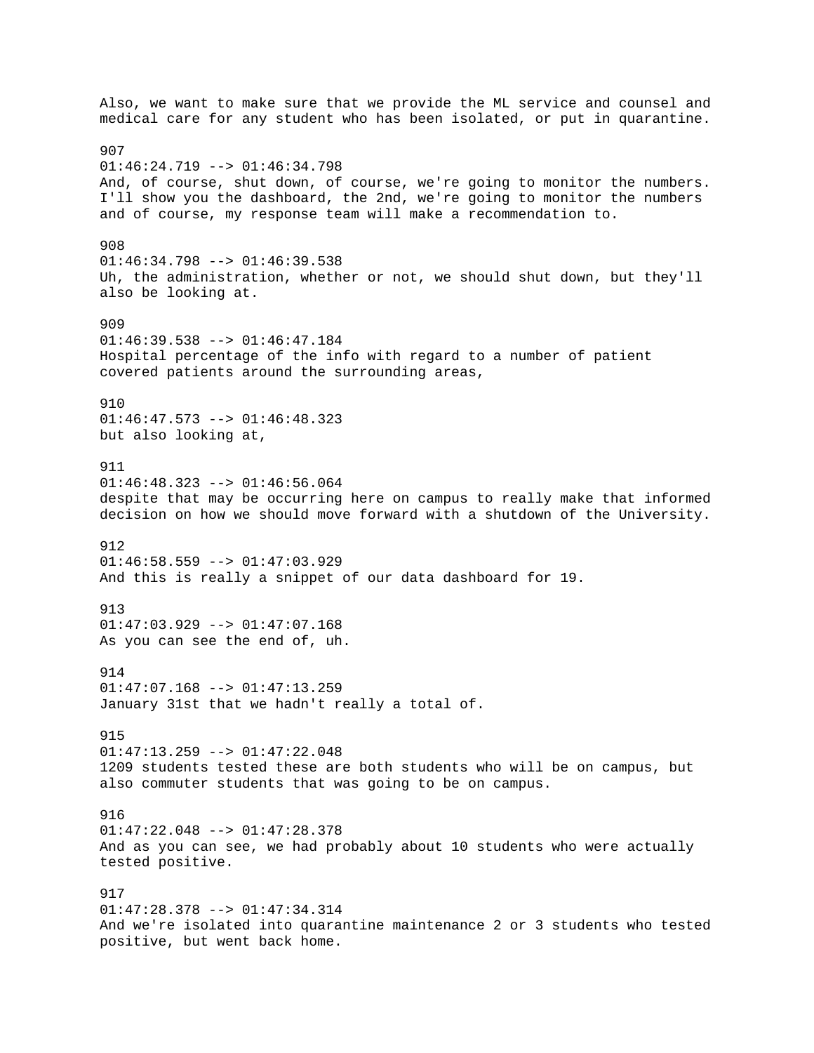Also, we want to make sure that we provide the ML service and counsel and medical care for any student who has been isolated, or put in quarantine.

907
01:46:24.719 --> 01:46:34.798
And, of course, shut down, of course, we're going to monitor the numbers. I'll show you the dashboard, the 2nd, we're going to monitor the numbers and of course, my response team will make a recommendation to.

908
01:46:34.798 --> 01:46:39.538
Uh, the administration, whether or not, we should shut down, but they'll also be looking at.

909
01:46:39.538 --> 01:46:47.184
Hospital percentage of the info with regard to a number of patient covered patients around the surrounding areas,

910
01:46:47.573 --> 01:46:48.323
but also looking at,

911
01:46:48.323 --> 01:46:56.064
despite that may be occurring here on campus to really make that informed decision on how we should move forward with a shutdown of the University.

912
01:46:58.559 --> 01:47:03.929
And this is really a snippet of our data dashboard for 19.

913
01:47:03.929 --> 01:47:07.168
As you can see the end of, uh.

914
01:47:07.168 --> 01:47:13.259
January 31st that we hadn't really a total of.

915
01:47:13.259 --> 01:47:22.048
1209 students tested these are both students who will be on campus, but also commuter students that was going to be on campus.

916
01:47:22.048 --> 01:47:28.378
And as you can see, we had probably about 10 students who were actually tested positive.

917
01:47:28.378 --> 01:47:34.314
And we're isolated into quarantine maintenance 2 or 3 students who tested positive, but went back home.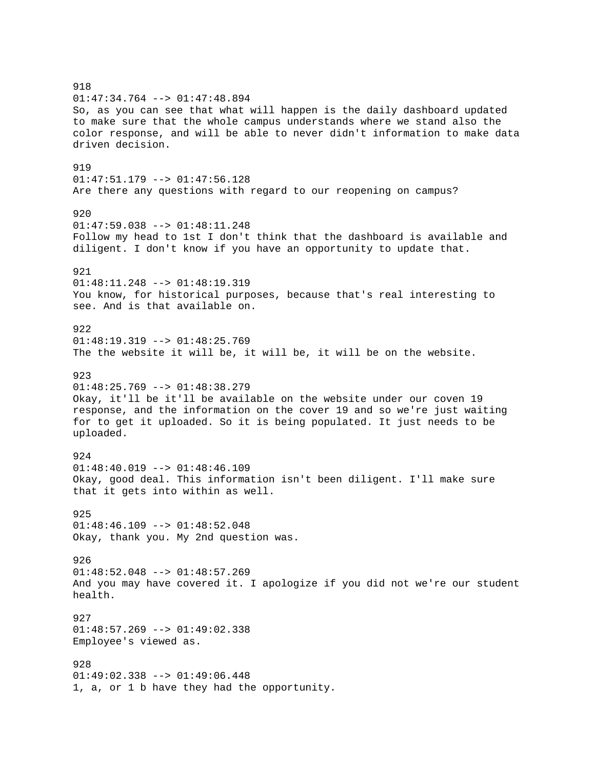918
01:47:34.764 --> 01:47:48.894
So, as you can see that what will happen is the daily dashboard updated to make sure that the whole campus understands where we stand also the color response, and will be able to never didn't information to make data driven decision.

919
01:47:51.179 --> 01:47:56.128
Are there any questions with regard to our reopening on campus?

920
01:47:59.038 --> 01:48:11.248
Follow my head to 1st I don't think that the dashboard is available and diligent. I don't know if you have an opportunity to update that.

921
01:48:11.248 --> 01:48:19.319
You know, for historical purposes, because that's real interesting to see. And is that available on.

922
01:48:19.319 --> 01:48:25.769
The the website it will be, it will be, it will be on the website.

923
01:48:25.769 --> 01:48:38.279
Okay, it'll be it'll be available on the website under our coven 19 response, and the information on the cover 19 and so we're just waiting for to get it uploaded. So it is being populated. It just needs to be uploaded.

924
01:48:40.019 --> 01:48:46.109
Okay, good deal. This information isn't been diligent. I'll make sure that it gets into within as well.

925
01:48:46.109 --> 01:48:52.048
Okay, thank you. My 2nd question was.

926
01:48:52.048 --> 01:48:57.269
And you may have covered it. I apologize if you did not we're our student health.

927
01:48:57.269 --> 01:49:02.338
Employee's viewed as.

928
01:49:02.338 --> 01:49:06.448
1, a, or 1 b have they had the opportunity.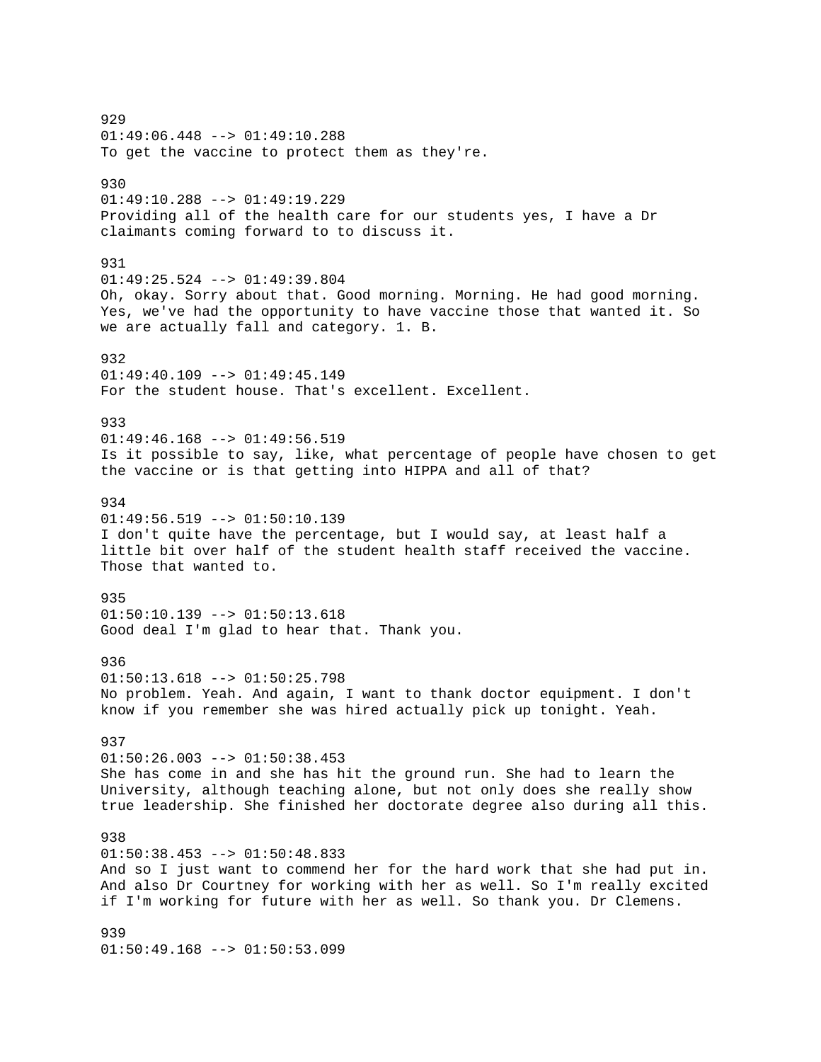929
01:49:06.448 --> 01:49:10.288
To get the vaccine to protect them as they're.

930
01:49:10.288 --> 01:49:19.229
Providing all of the health care for our students yes, I have a Dr claimants coming forward to to discuss it.

931
01:49:25.524 --> 01:49:39.804
Oh, okay. Sorry about that. Good morning. Morning. He had good morning. Yes, we've had the opportunity to have vaccine those that wanted it. So we are actually fall and category. 1. B.

932
01:49:40.109 --> 01:49:45.149
For the student house. That's excellent. Excellent.

933
01:49:46.168 --> 01:49:56.519
Is it possible to say, like, what percentage of people have chosen to get the vaccine or is that getting into HIPPA and all of that?

934
01:49:56.519 --> 01:50:10.139
I don't quite have the percentage, but I would say, at least half a little bit over half of the student health staff received the vaccine. Those that wanted to.

935
01:50:10.139 --> 01:50:13.618
Good deal I'm glad to hear that. Thank you.

936
01:50:13.618 --> 01:50:25.798
No problem. Yeah. And again, I want to thank doctor equipment. I don't know if you remember she was hired actually pick up tonight. Yeah.

937
01:50:26.003 --> 01:50:38.453
She has come in and she has hit the ground run. She had to learn the University, although teaching alone, but not only does she really show true leadership. She finished her doctorate degree also during all this.

938
01:50:38.453 --> 01:50:48.833
And so I just want to commend her for the hard work that she had put in. And also Dr Courtney for working with her as well. So I'm really excited if I'm working for future with her as well. So thank you. Dr Clemens.

939
01:50:49.168 --> 01:50:53.099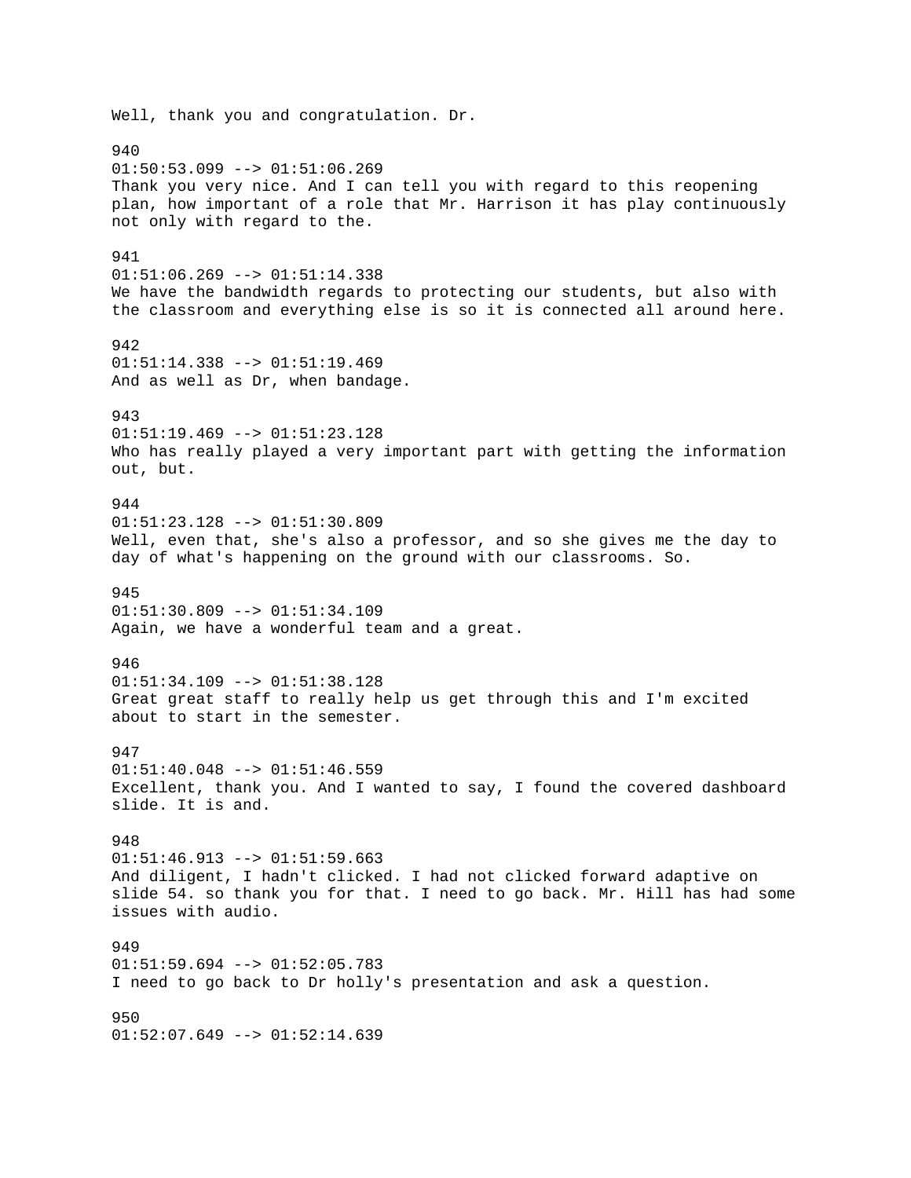Well, thank you and congratulation. Dr.

940
01:50:53.099 --> 01:51:06.269
Thank you very nice. And I can tell you with regard to this reopening plan, how important of a role that Mr. Harrison it has play continuously not only with regard to the.

941
01:51:06.269 --> 01:51:14.338
We have the bandwidth regards to protecting our students, but also with the classroom and everything else is so it is connected all around here.

942
01:51:14.338 --> 01:51:19.469
And as well as Dr, when bandage.

943
01:51:19.469 --> 01:51:23.128
Who has really played a very important part with getting the information out, but.

944
01:51:23.128 --> 01:51:30.809
Well, even that, she's also a professor, and so she gives me the day to day of what's happening on the ground with our classrooms. So.

945
01:51:30.809 --> 01:51:34.109
Again, we have a wonderful team and a great.

946
01:51:34.109 --> 01:51:38.128
Great great staff to really help us get through this and I'm excited about to start in the semester.

947
01:51:40.048 --> 01:51:46.559
Excellent, thank you. And I wanted to say, I found the covered dashboard slide. It is and.

948
01:51:46.913 --> 01:51:59.663
And diligent, I hadn't clicked. I had not clicked forward adaptive on slide 54. so thank you for that. I need to go back. Mr. Hill has had some issues with audio.

949
01:51:59.694 --> 01:52:05.783
I need to go back to Dr holly's presentation and ask a question.

950
01:52:07.649 --> 01:52:14.639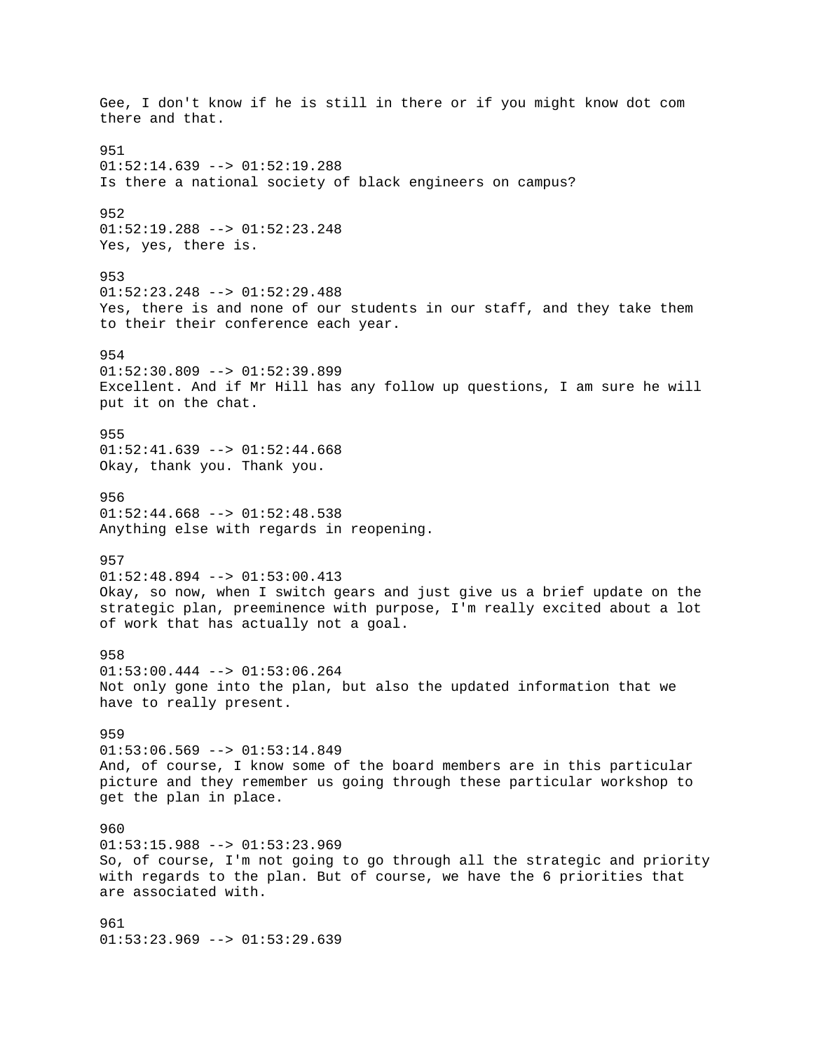Gee, I don't know if he is still in there or if you might know dot com there and that.

951
01:52:14.639 --> 01:52:19.288
Is there a national society of black engineers on campus?

952
01:52:19.288 --> 01:52:23.248
Yes, yes, there is.

953
01:52:23.248 --> 01:52:29.488
Yes, there is and none of our students in our staff, and they take them to their their conference each year.

954
01:52:30.809 --> 01:52:39.899
Excellent. And if Mr Hill has any follow up questions, I am sure he will put it on the chat.

955
01:52:41.639 --> 01:52:44.668
Okay, thank you. Thank you.

956
01:52:44.668 --> 01:52:48.538
Anything else with regards in reopening.

957
01:52:48.894 --> 01:53:00.413
Okay, so now, when I switch gears and just give us a brief update on the strategic plan, preeminence with purpose, I'm really excited about a lot of work that has actually not a goal.

958
01:53:00.444 --> 01:53:06.264
Not only gone into the plan, but also the updated information that we have to really present.

959
01:53:06.569 --> 01:53:14.849
And, of course, I know some of the board members are in this particular picture and they remember us going through these particular workshop to get the plan in place.

960
01:53:15.988 --> 01:53:23.969
So, of course, I'm not going to go through all the strategic and priority with regards to the plan. But of course, we have the 6 priorities that are associated with.

961
01:53:23.969 --> 01:53:29.639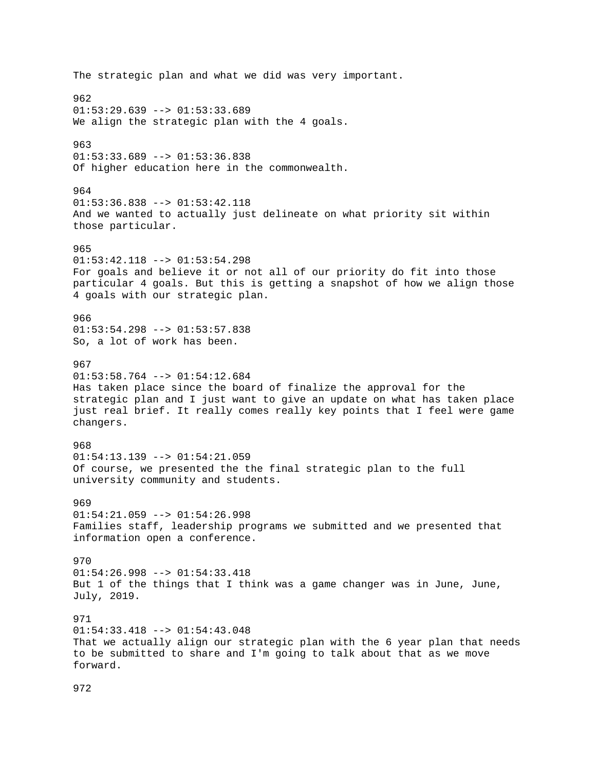The strategic plan and what we did was very important.

962
01:53:29.639 --> 01:53:33.689
We align the strategic plan with the 4 goals.

963
01:53:33.689 --> 01:53:36.838
Of higher education here in the commonwealth.

964
01:53:36.838 --> 01:53:42.118
And we wanted to actually just delineate on what priority sit within those particular.

965
01:53:42.118 --> 01:53:54.298
For goals and believe it or not all of our priority do fit into those particular 4 goals. But this is getting a snapshot of how we align those 4 goals with our strategic plan.

966
01:53:54.298 --> 01:53:57.838
So, a lot of work has been.

967
01:53:58.764 --> 01:54:12.684
Has taken place since the board of finalize the approval for the strategic plan and I just want to give an update on what has taken place just real brief. It really comes really key points that I feel were game changers.

968
01:54:13.139 --> 01:54:21.059
Of course, we presented the the final strategic plan to the full university community and students.

969
01:54:21.059 --> 01:54:26.998
Families staff, leadership programs we submitted and we presented that information open a conference.

970
01:54:26.998 --> 01:54:33.418
But 1 of the things that I think was a game changer was in June, June, July, 2019.

971
01:54:33.418 --> 01:54:43.048
That we actually align our strategic plan with the 6 year plan that needs to be submitted to share and I'm going to talk about that as we move forward.

972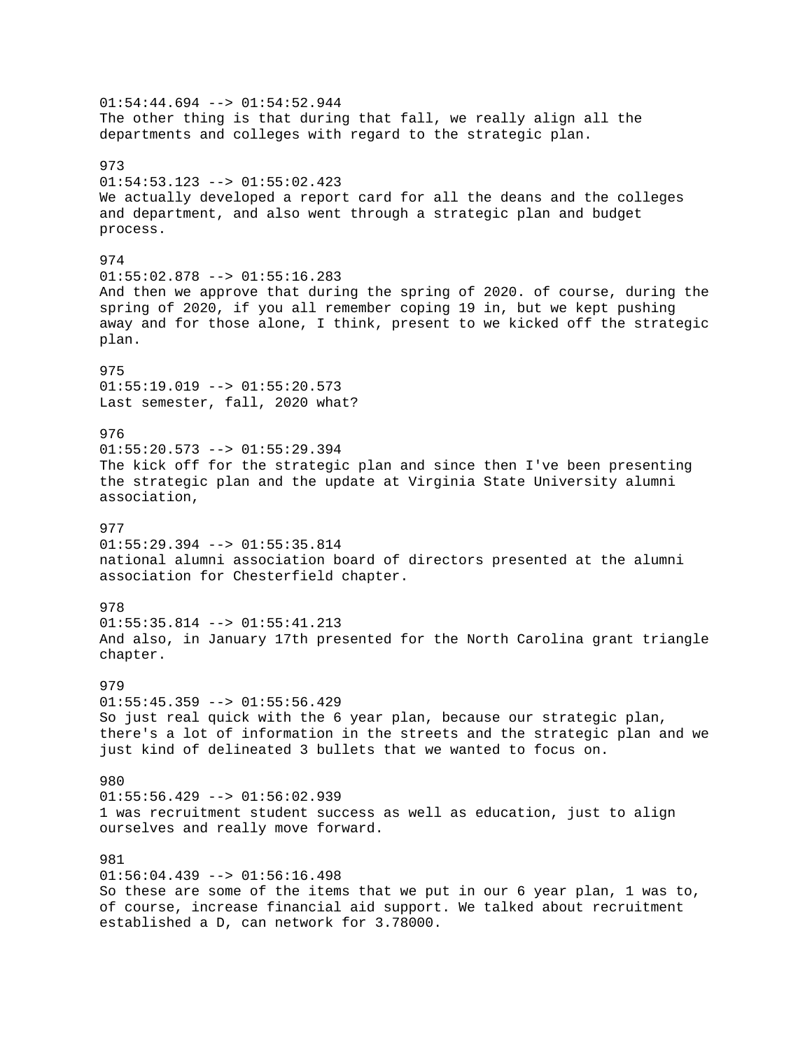01:54:44.694 --> 01:54:52.944
The other thing is that during that fall, we really align all the departments and colleges with regard to the strategic plan.

973
01:54:53.123 --> 01:55:02.423
We actually developed a report card for all the deans and the colleges and department, and also went through a strategic plan and budget process.

974
01:55:02.878 --> 01:55:16.283
And then we approve that during the spring of 2020. of course, during the spring of 2020, if you all remember coping 19 in, but we kept pushing away and for those alone, I think, present to we kicked off the strategic plan.

975
01:55:19.019 --> 01:55:20.573
Last semester, fall, 2020 what?

976
01:55:20.573 --> 01:55:29.394
The kick off for the strategic plan and since then I've been presenting the strategic plan and the update at Virginia State University alumni association,

977
01:55:29.394 --> 01:55:35.814
national alumni association board of directors presented at the alumni association for Chesterfield chapter.

978
01:55:35.814 --> 01:55:41.213
And also, in January 17th presented for the North Carolina grant triangle chapter.

979
01:55:45.359 --> 01:55:56.429
So just real quick with the 6 year plan, because our strategic plan, there's a lot of information in the streets and the strategic plan and we just kind of delineated 3 bullets that we wanted to focus on.

980
01:55:56.429 --> 01:56:02.939
1 was recruitment student success as well as education, just to align ourselves and really move forward.

981
01:56:04.439 --> 01:56:16.498
So these are some of the items that we put in our 6 year plan, 1 was to, of course, increase financial aid support. We talked about recruitment established a D, can network for 3.78000.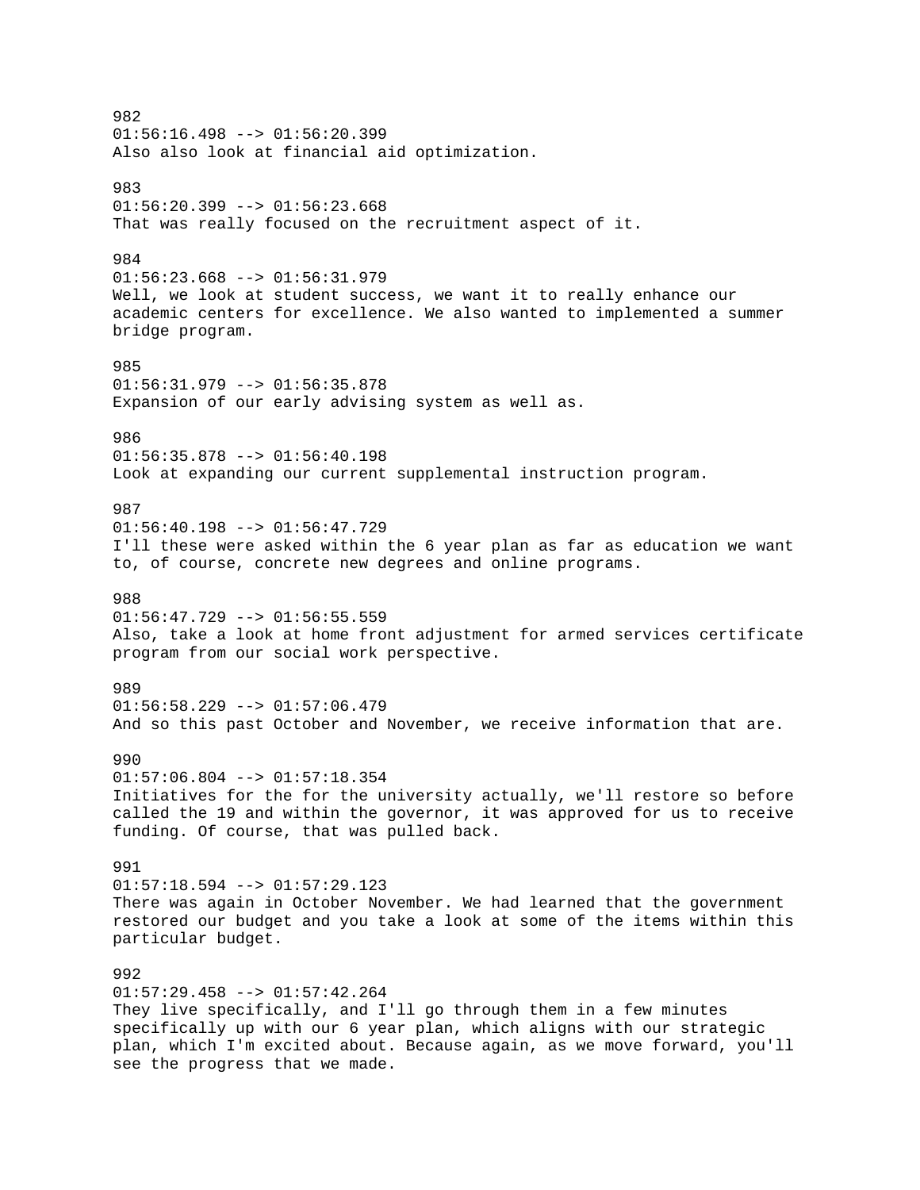982
01:56:16.498 --> 01:56:20.399
Also also look at financial aid optimization.

983
01:56:20.399 --> 01:56:23.668
That was really focused on the recruitment aspect of it.

984
01:56:23.668 --> 01:56:31.979
Well, we look at student success, we want it to really enhance our academic centers for excellence. We also wanted to implemented a summer bridge program.

985
01:56:31.979 --> 01:56:35.878
Expansion of our early advising system as well as.

986
01:56:35.878 --> 01:56:40.198
Look at expanding our current supplemental instruction program.

987
01:56:40.198 --> 01:56:47.729
I'll these were asked within the 6 year plan as far as education we want to, of course, concrete new degrees and online programs.

988
01:56:47.729 --> 01:56:55.559
Also, take a look at home front adjustment for armed services certificate program from our social work perspective.

989
01:56:58.229 --> 01:57:06.479
And so this past October and November, we receive information that are.

990
01:57:06.804 --> 01:57:18.354
Initiatives for the for the university actually, we'll restore so before called the 19 and within the governor, it was approved for us to receive funding. Of course, that was pulled back.

991
01:57:18.594 --> 01:57:29.123
There was again in October November. We had learned that the government restored our budget and you take a look at some of the items within this particular budget.

992
01:57:29.458 --> 01:57:42.264
They live specifically, and I'll go through them in a few minutes specifically up with our 6 year plan, which aligns with our strategic plan, which I'm excited about. Because again, as we move forward, you'll see the progress that we made.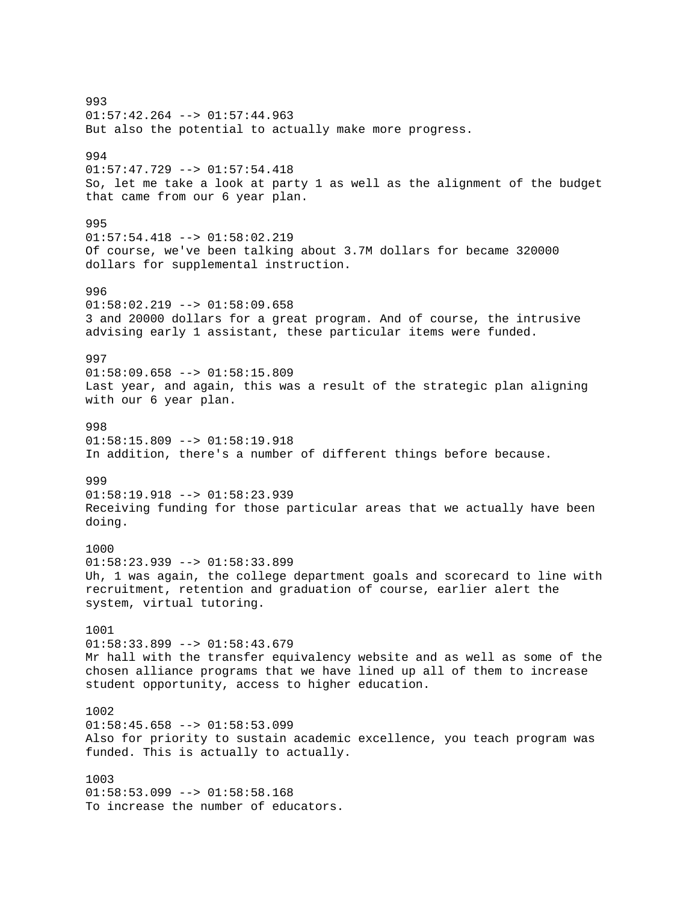993
01:57:42.264 --> 01:57:44.963
But also the potential to actually make more progress.

994
01:57:47.729 --> 01:57:54.418
So, let me take a look at party 1 as well as the alignment of the budget that came from our 6 year plan.

995
01:57:54.418 --> 01:58:02.219
Of course, we've been talking about 3.7M dollars for became 320000 dollars for supplemental instruction.

996
01:58:02.219 --> 01:58:09.658
3 and 20000 dollars for a great program. And of course, the intrusive advising early 1 assistant, these particular items were funded.

997
01:58:09.658 --> 01:58:15.809
Last year, and again, this was a result of the strategic plan aligning with our 6 year plan.

998
01:58:15.809 --> 01:58:19.918
In addition, there's a number of different things before because.

999
01:58:19.918 --> 01:58:23.939
Receiving funding for those particular areas that we actually have been doing.

1000
01:58:23.939 --> 01:58:33.899
Uh, 1 was again, the college department goals and scorecard to line with recruitment, retention and graduation of course, earlier alert the system, virtual tutoring.

1001
01:58:33.899 --> 01:58:43.679
Mr hall with the transfer equivalency website and as well as some of the chosen alliance programs that we have lined up all of them to increase student opportunity, access to higher education.

1002
01:58:45.658 --> 01:58:53.099
Also for priority to sustain academic excellence, you teach program was funded. This is actually to actually.

1003
01:58:53.099 --> 01:58:58.168
To increase the number of educators.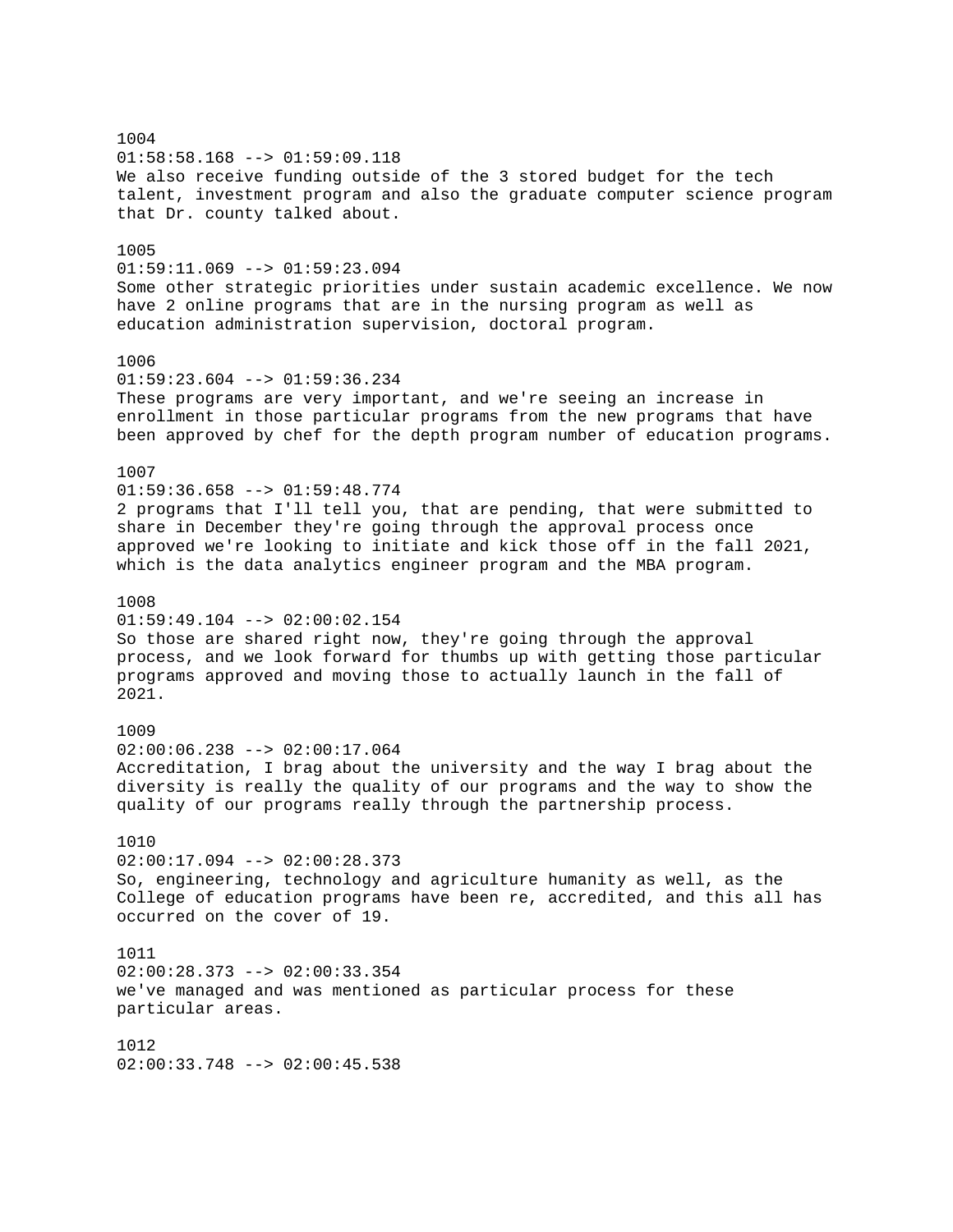1004
01:58:58.168 --> 01:59:09.118
We also receive funding outside of the 3 stored budget for the tech talent, investment program and also the graduate computer science program that Dr. county talked about.

1005
01:59:11.069 --> 01:59:23.094
Some other strategic priorities under sustain academic excellence. We now have 2 online programs that are in the nursing program as well as education administration supervision, doctoral program.

1006
01:59:23.604 --> 01:59:36.234
These programs are very important, and we're seeing an increase in enrollment in those particular programs from the new programs that have been approved by chef for the depth program number of education programs.

1007
01:59:36.658 --> 01:59:48.774
2 programs that I'll tell you, that are pending, that were submitted to share in December they're going through the approval process once approved we're looking to initiate and kick those off in the fall 2021, which is the data analytics engineer program and the MBA program.

1008
01:59:49.104 --> 02:00:02.154
So those are shared right now, they're going through the approval process, and we look forward for thumbs up with getting those particular programs approved and moving those to actually launch in the fall of 2021.

1009
02:00:06.238 --> 02:00:17.064
Accreditation, I brag about the university and the way I brag about the diversity is really the quality of our programs and the way to show the quality of our programs really through the partnership process.

1010
02:00:17.094 --> 02:00:28.373
So, engineering, technology and agriculture humanity as well, as the College of education programs have been re, accredited, and this all has occurred on the cover of 19.

1011
02:00:28.373 --> 02:00:33.354
we've managed and was mentioned as particular process for these particular areas.

1012
02:00:33.748 --> 02:00:45.538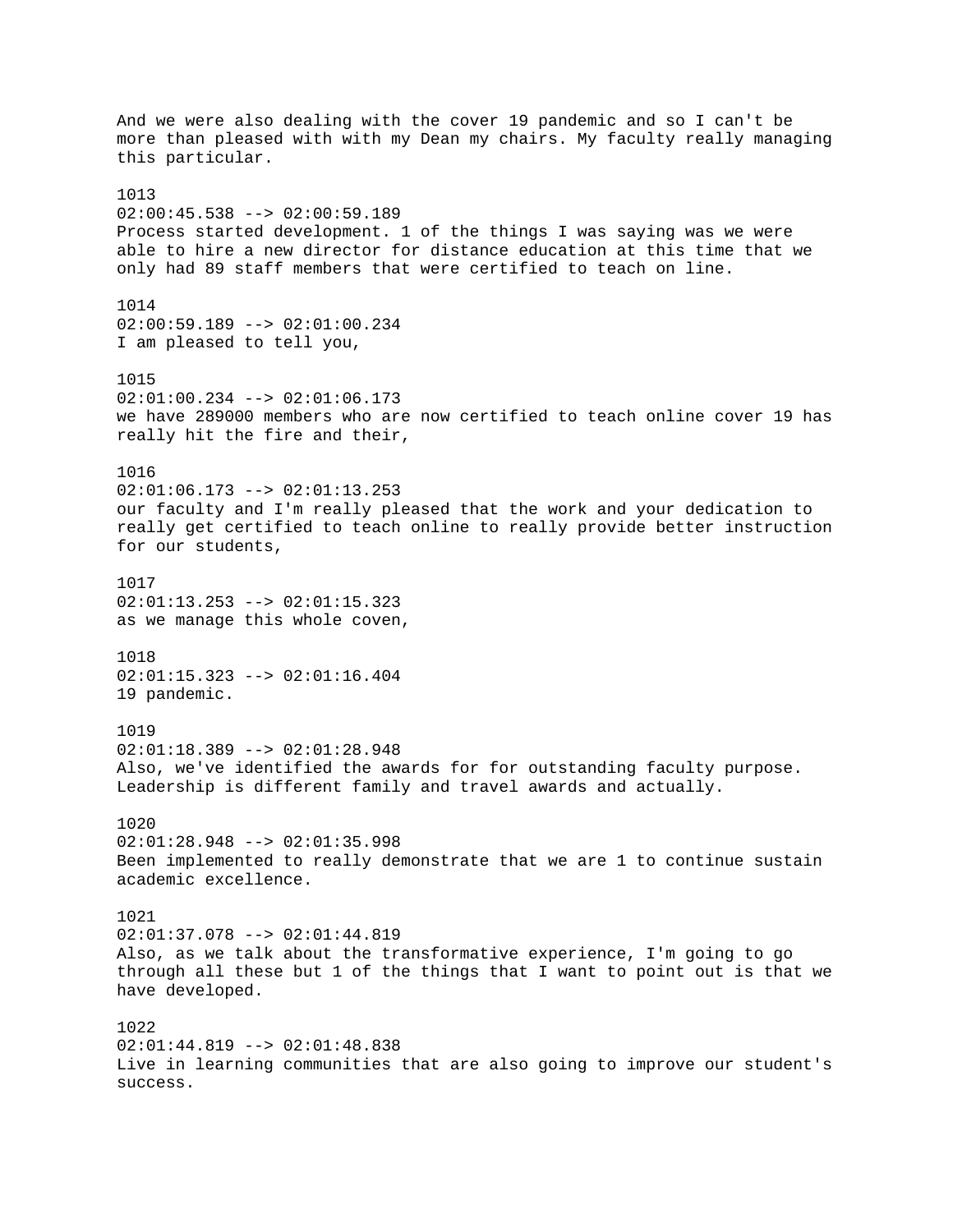And we were also dealing with the cover 19 pandemic and so I can't be more than pleased with with my Dean my chairs. My faculty really managing this particular.

1013
02:00:45.538 --> 02:00:59.189
Process started development. 1 of the things I was saying was we were able to hire a new director for distance education at this time that we only had 89 staff members that were certified to teach on line.

1014
02:00:59.189 --> 02:01:00.234
I am pleased to tell you,

1015
02:01:00.234 --> 02:01:06.173
we have 289000 members who are now certified to teach online cover 19 has really hit the fire and their,

1016
02:01:06.173 --> 02:01:13.253
our faculty and I'm really pleased that the work and your dedication to really get certified to teach online to really provide better instruction for our students,

1017
02:01:13.253 --> 02:01:15.323
as we manage this whole coven,

1018
02:01:15.323 --> 02:01:16.404
19 pandemic.

1019
02:01:18.389 --> 02:01:28.948
Also, we've identified the awards for for outstanding faculty purpose. Leadership is different family and travel awards and actually.

1020
02:01:28.948 --> 02:01:35.998
Been implemented to really demonstrate that we are 1 to continue sustain academic excellence.

1021
02:01:37.078 --> 02:01:44.819
Also, as we talk about the transformative experience, I'm going to go through all these but 1 of the things that I want to point out is that we have developed.

1022
02:01:44.819 --> 02:01:48.838
Live in learning communities that are also going to improve our student's success.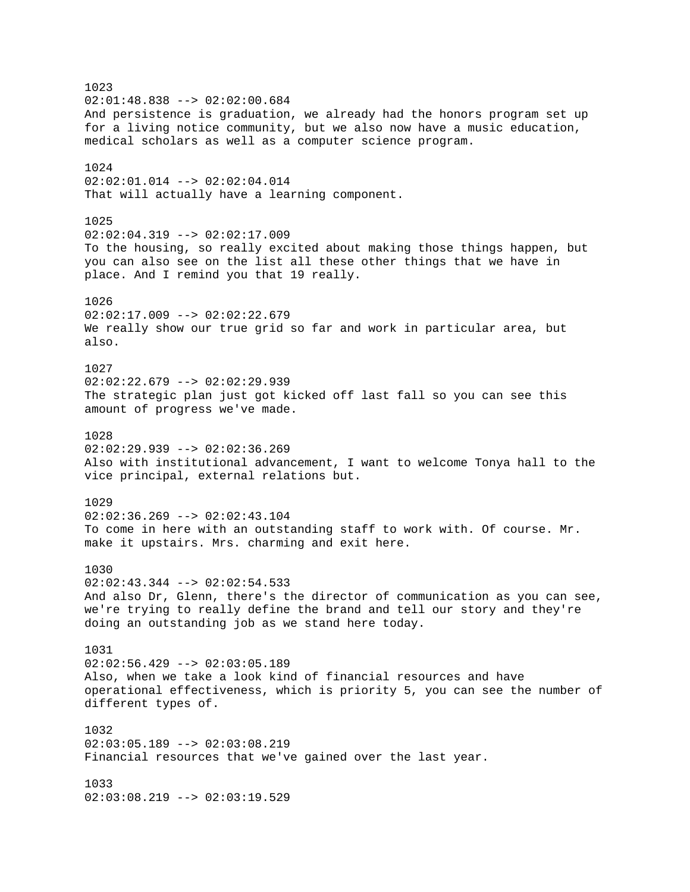1023
02:01:48.838 --> 02:02:00.684
And persistence is graduation, we already had the honors program set up for a living notice community, but we also now have a music education, medical scholars as well as a computer science program.

1024
02:02:01.014 --> 02:02:04.014
That will actually have a learning component.

1025
02:02:04.319 --> 02:02:17.009
To the housing, so really excited about making those things happen, but you can also see on the list all these other things that we have in place. And I remind you that 19 really.

1026
02:02:17.009 --> 02:02:22.679
We really show our true grid so far and work in particular area, but also.

1027
02:02:22.679 --> 02:02:29.939
The strategic plan just got kicked off last fall so you can see this amount of progress we've made.

1028
02:02:29.939 --> 02:02:36.269
Also with institutional advancement, I want to welcome Tonya hall to the vice principal, external relations but.

1029
02:02:36.269 --> 02:02:43.104
To come in here with an outstanding staff to work with. Of course. Mr. make it upstairs. Mrs. charming and exit here.

1030
02:02:43.344 --> 02:02:54.533
And also Dr, Glenn, there's the director of communication as you can see, we're trying to really define the brand and tell our story and they're doing an outstanding job as we stand here today.

1031
02:02:56.429 --> 02:03:05.189
Also, when we take a look kind of financial resources and have operational effectiveness, which is priority 5, you can see the number of different types of.

1032
02:03:05.189 --> 02:03:08.219
Financial resources that we've gained over the last year.

1033
02:03:08.219 --> 02:03:19.529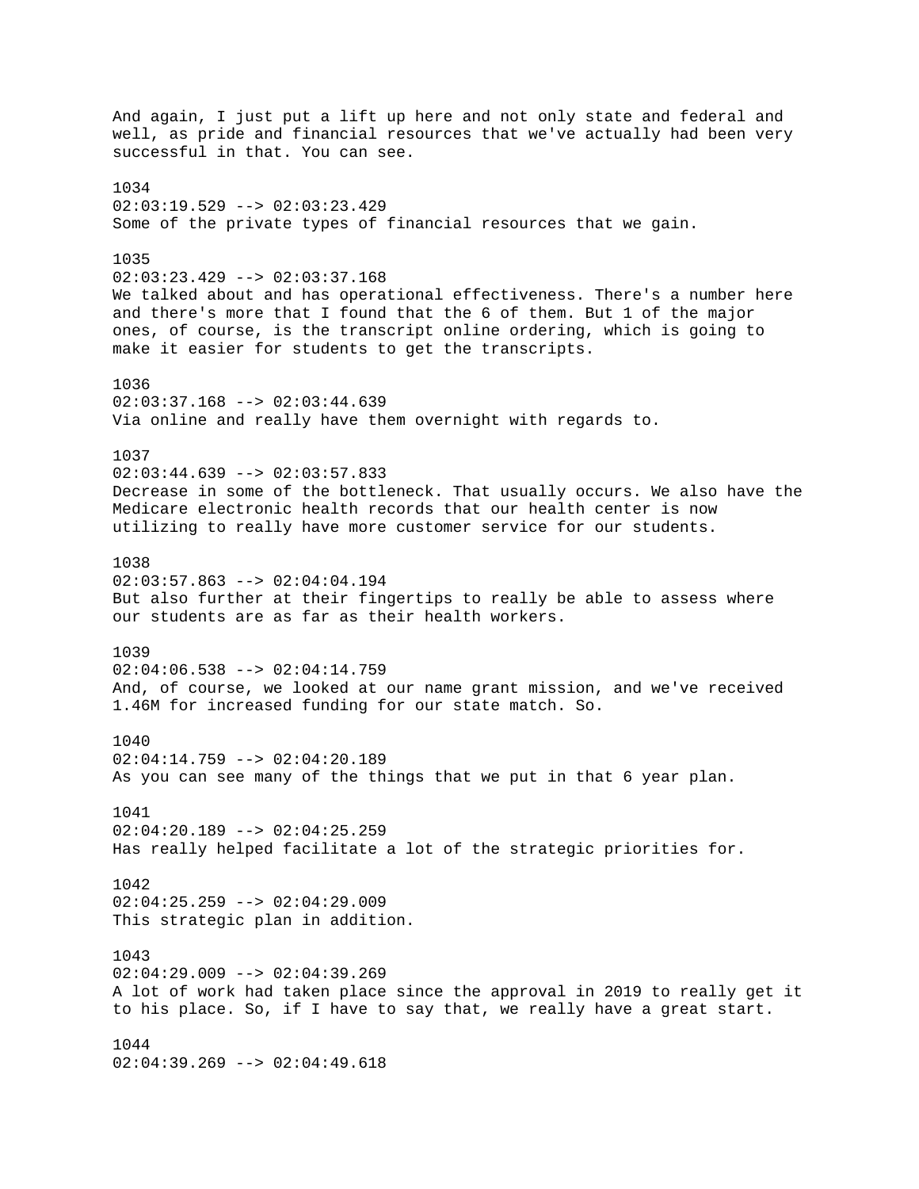And again, I just put a lift up here and not only state and federal and well, as pride and financial resources that we've actually had been very successful in that. You can see.

1034
02:03:19.529 --> 02:03:23.429
Some of the private types of financial resources that we gain.

1035
02:03:23.429 --> 02:03:37.168
We talked about and has operational effectiveness. There's a number here and there's more that I found that the 6 of them. But 1 of the major ones, of course, is the transcript online ordering, which is going to make it easier for students to get the transcripts.

1036
02:03:37.168 --> 02:03:44.639
Via online and really have them overnight with regards to.

1037
02:03:44.639 --> 02:03:57.833
Decrease in some of the bottleneck. That usually occurs. We also have the Medicare electronic health records that our health center is now utilizing to really have more customer service for our students.

1038
02:03:57.863 --> 02:04:04.194
But also further at their fingertips to really be able to assess where our students are as far as their health workers.

1039
02:04:06.538 --> 02:04:14.759
And, of course, we looked at our name grant mission, and we've received 1.46M for increased funding for our state match. So.

1040
02:04:14.759 --> 02:04:20.189
As you can see many of the things that we put in that 6 year plan.

1041
02:04:20.189 --> 02:04:25.259
Has really helped facilitate a lot of the strategic priorities for.

1042
02:04:25.259 --> 02:04:29.009
This strategic plan in addition.

1043
02:04:29.009 --> 02:04:39.269
A lot of work had taken place since the approval in 2019 to really get it to his place. So, if I have to say that, we really have a great start.

1044
02:04:39.269 --> 02:04:49.618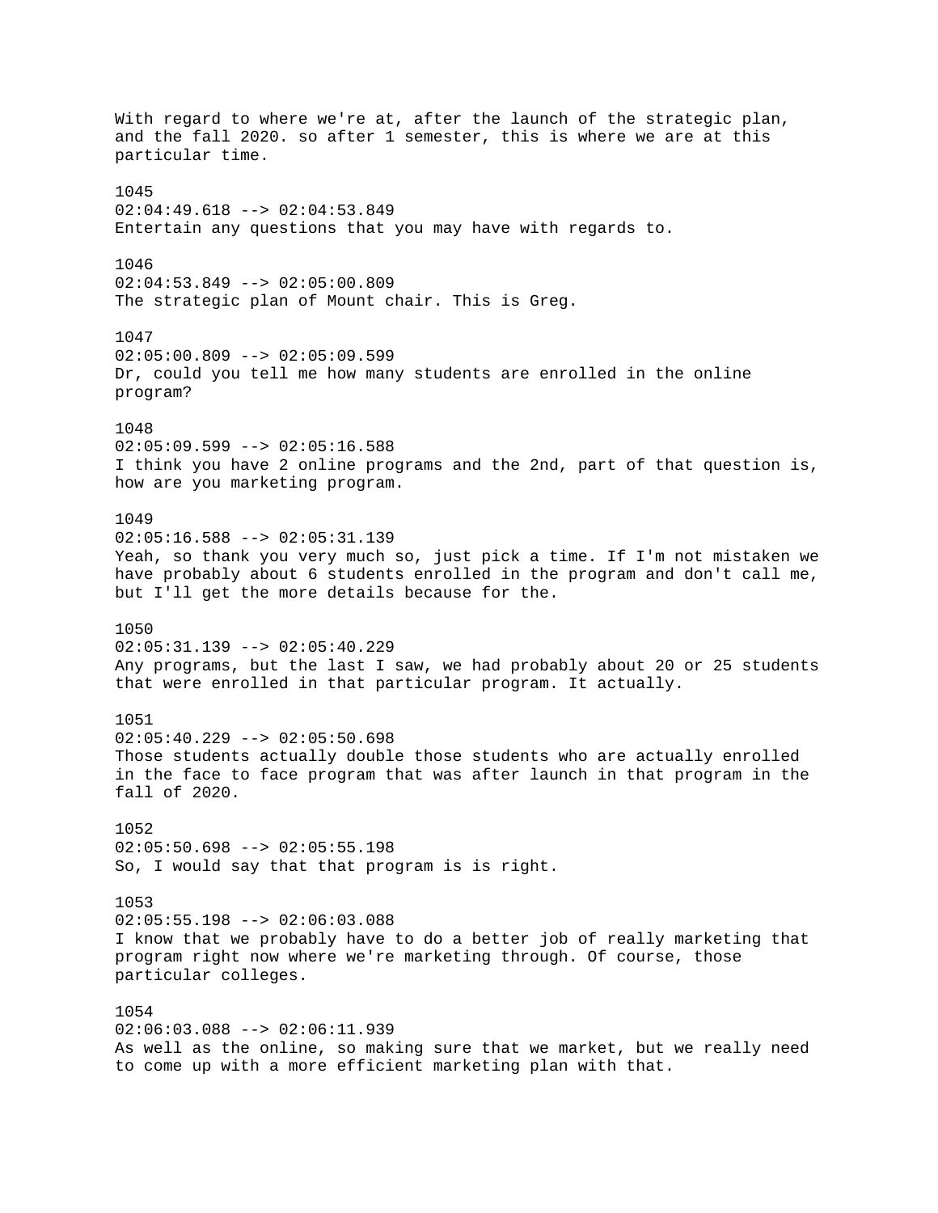With regard to where we're at, after the launch of the strategic plan, and the fall 2020. so after 1 semester, this is where we are at this particular time.

1045
02:04:49.618 --> 02:04:53.849
Entertain any questions that you may have with regards to.

1046
02:04:53.849 --> 02:05:00.809
The strategic plan of Mount chair. This is Greg.

1047
02:05:00.809 --> 02:05:09.599
Dr, could you tell me how many students are enrolled in the online program?

1048
02:05:09.599 --> 02:05:16.588
I think you have 2 online programs and the 2nd, part of that question is, how are you marketing program.

1049
02:05:16.588 --> 02:05:31.139
Yeah, so thank you very much so, just pick a time. If I'm not mistaken we have probably about 6 students enrolled in the program and don't call me, but I'll get the more details because for the.

1050
02:05:31.139 --> 02:05:40.229
Any programs, but the last I saw, we had probably about 20 or 25 students that were enrolled in that particular program. It actually.

1051
02:05:40.229 --> 02:05:50.698
Those students actually double those students who are actually enrolled in the face to face program that was after launch in that program in the fall of 2020.

1052
02:05:50.698 --> 02:05:55.198
So, I would say that that program is is right.

1053
02:05:55.198 --> 02:06:03.088
I know that we probably have to do a better job of really marketing that program right now where we're marketing through. Of course, those particular colleges.

1054
02:06:03.088 --> 02:06:11.939
As well as the online, so making sure that we market, but we really need to come up with a more efficient marketing plan with that.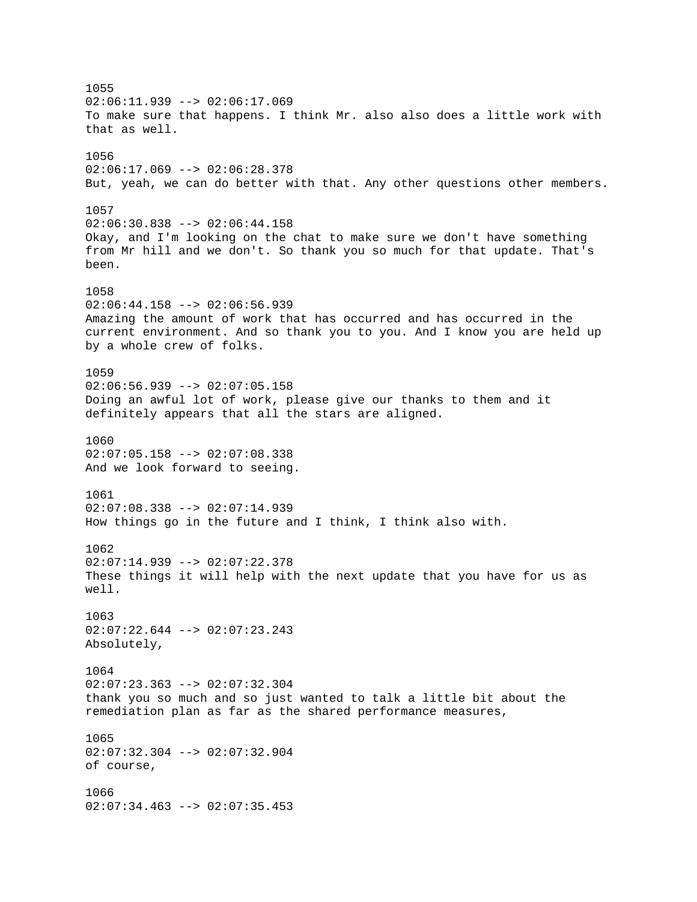1055
02:06:11.939 --> 02:06:17.069
To make sure that happens. I think Mr. also also does a little work with that as well.

1056
02:06:17.069 --> 02:06:28.378
But, yeah, we can do better with that. Any other questions other members.

1057
02:06:30.838 --> 02:06:44.158
Okay, and I'm looking on the chat to make sure we don't have something from Mr hill and we don't. So thank you so much for that update. That's been.

1058
02:06:44.158 --> 02:06:56.939
Amazing the amount of work that has occurred and has occurred in the current environment. And so thank you to you. And I know you are held up by a whole crew of folks.

1059
02:06:56.939 --> 02:07:05.158
Doing an awful lot of work, please give our thanks to them and it definitely appears that all the stars are aligned.

1060
02:07:05.158 --> 02:07:08.338
And we look forward to seeing.

1061
02:07:08.338 --> 02:07:14.939
How things go in the future and I think, I think also with.

1062
02:07:14.939 --> 02:07:22.378
These things it will help with the next update that you have for us as well.

1063
02:07:22.644 --> 02:07:23.243
Absolutely,

1064
02:07:23.363 --> 02:07:32.304
thank you so much and so just wanted to talk a little bit about the remediation plan as far as the shared performance measures,

1065
02:07:32.304 --> 02:07:32.904
of course,

1066
02:07:34.463 --> 02:07:35.453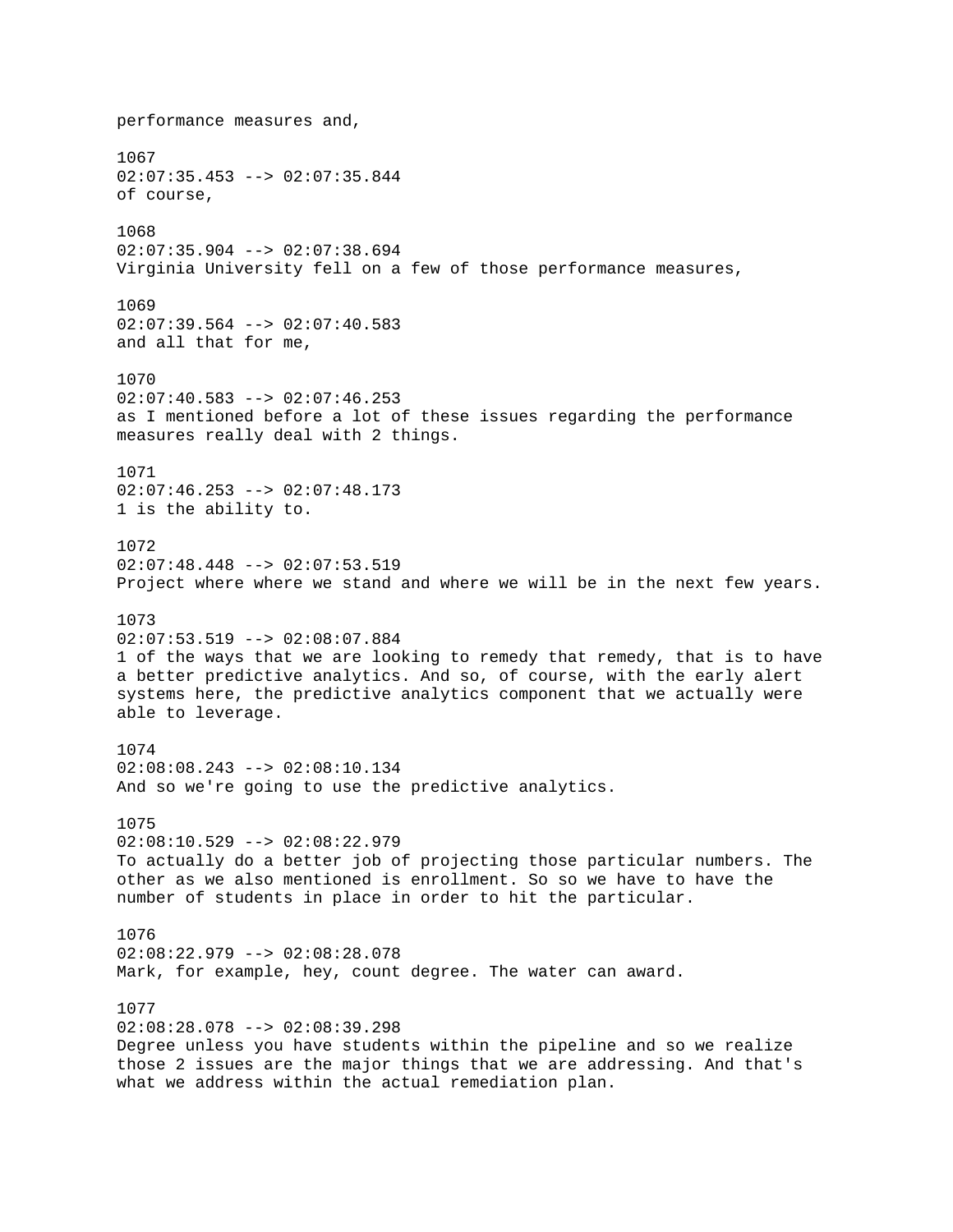performance measures and,

1067
02:07:35.453 --> 02:07:35.844
of course,

1068
02:07:35.904 --> 02:07:38.694
Virginia University fell on a few of those performance measures,

1069
02:07:39.564 --> 02:07:40.583
and all that for me,

1070
02:07:40.583 --> 02:07:46.253
as I mentioned before a lot of these issues regarding the performance measures really deal with 2 things.

1071
02:07:46.253 --> 02:07:48.173
1 is the ability to.

1072
02:07:48.448 --> 02:07:53.519
Project where where we stand and where we will be in the next few years.

1073
02:07:53.519 --> 02:08:07.884
1 of the ways that we are looking to remedy that remedy, that is to have a better predictive analytics. And so, of course, with the early alert systems here, the predictive analytics component that we actually were able to leverage.

1074
02:08:08.243 --> 02:08:10.134
And so we're going to use the predictive analytics.

1075
02:08:10.529 --> 02:08:22.979
To actually do a better job of projecting those particular numbers. The other as we also mentioned is enrollment. So so we have to have the number of students in place in order to hit the particular.

1076
02:08:22.979 --> 02:08:28.078
Mark, for example, hey, count degree. The water can award.

1077
02:08:28.078 --> 02:08:39.298
Degree unless you have students within the pipeline and so we realize those 2 issues are the major things that we are addressing. And that's what we address within the actual remediation plan.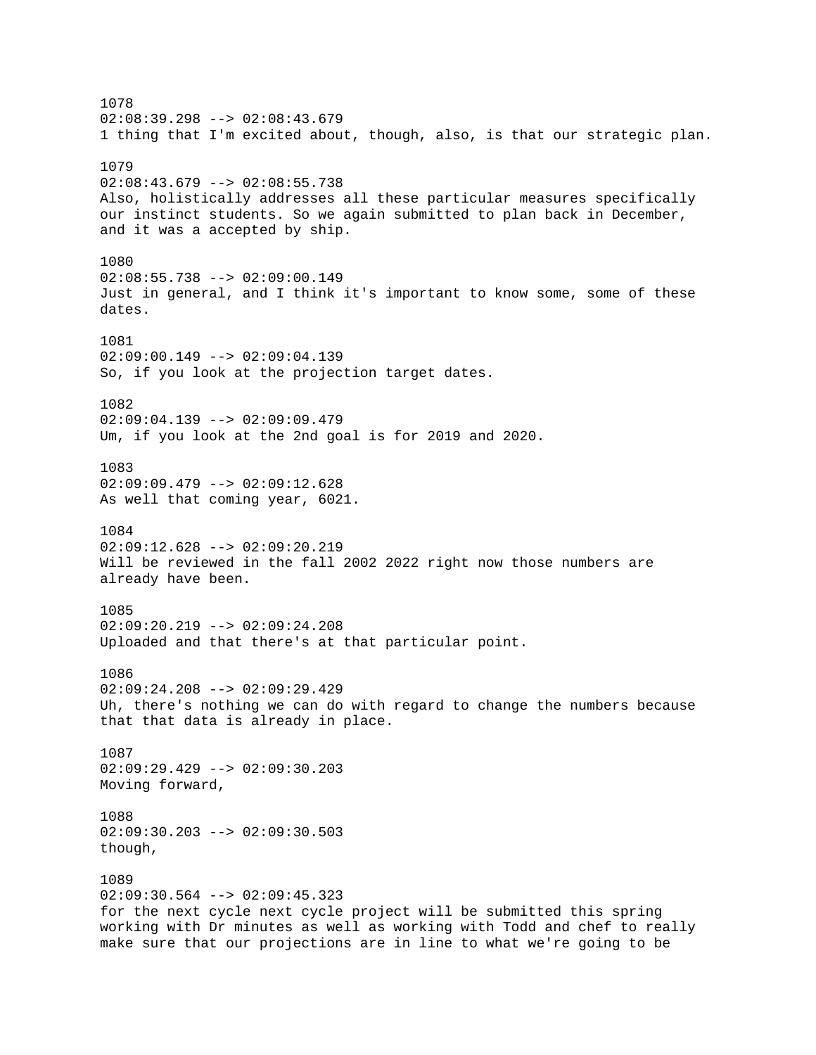1078
02:08:39.298 --> 02:08:43.679
1 thing that I'm excited about, though, also, is that our strategic plan.

1079
02:08:43.679 --> 02:08:55.738
Also, holistically addresses all these particular measures specifically our instinct students. So we again submitted to plan back in December, and it was a accepted by ship.

1080
02:08:55.738 --> 02:09:00.149
Just in general, and I think it's important to know some, some of these dates.

1081
02:09:00.149 --> 02:09:04.139
So, if you look at the projection target dates.

1082
02:09:04.139 --> 02:09:09.479
Um, if you look at the 2nd goal is for 2019 and 2020.

1083
02:09:09.479 --> 02:09:12.628
As well that coming year, 6021.

1084
02:09:12.628 --> 02:09:20.219
Will be reviewed in the fall 2002 2022 right now those numbers are already have been.

1085
02:09:20.219 --> 02:09:24.208
Uploaded and that there's at that particular point.

1086
02:09:24.208 --> 02:09:29.429
Uh, there's nothing we can do with regard to change the numbers because that that data is already in place.

1087
02:09:29.429 --> 02:09:30.203
Moving forward,

1088
02:09:30.203 --> 02:09:30.503
though,

1089
02:09:30.564 --> 02:09:45.323
for the next cycle next cycle project will be submitted this spring working with Dr minutes as well as working with Todd and chef to really make sure that our projections are in line to what we're going to be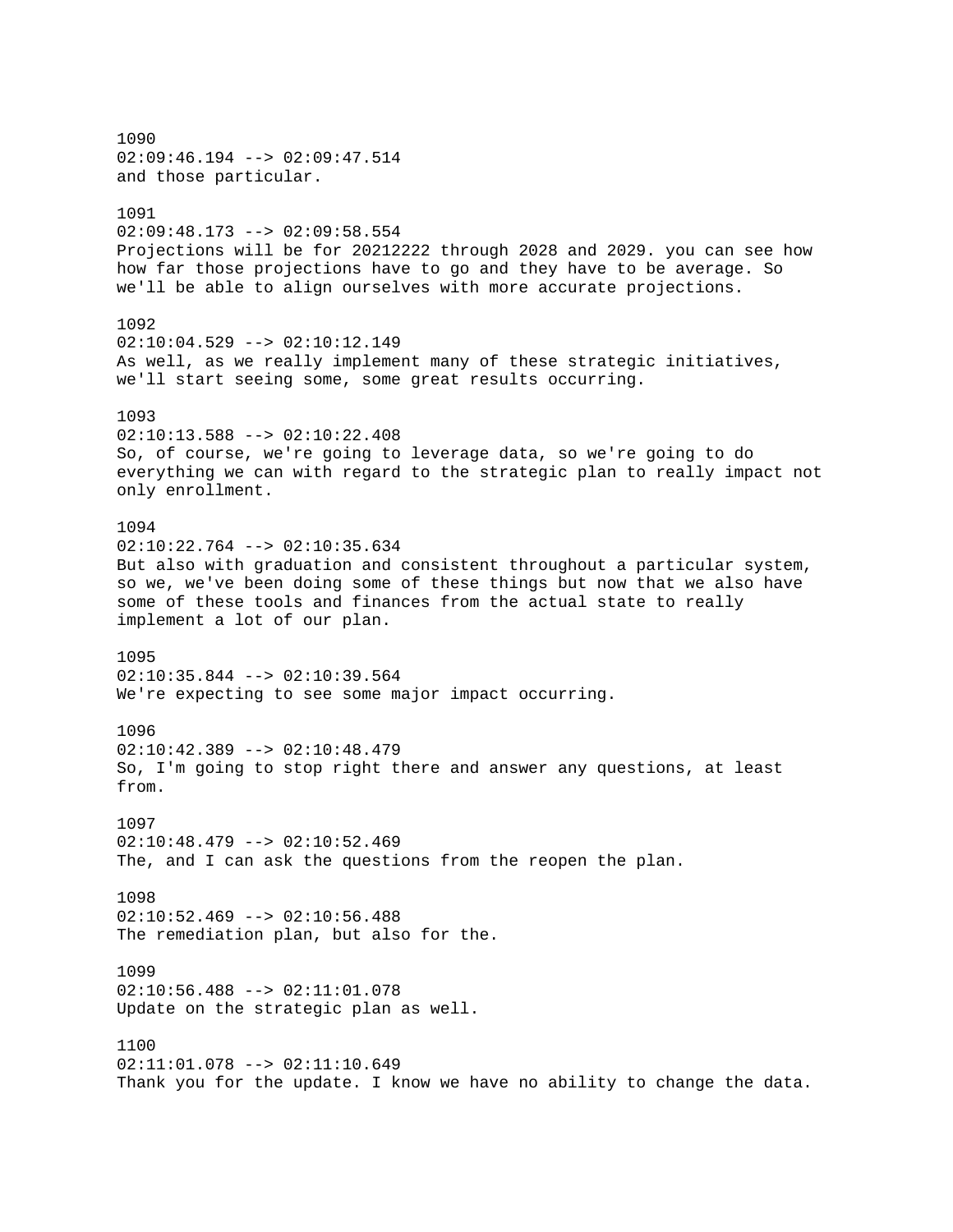1090
02:09:46.194 --> 02:09:47.514
and those particular.

1091
02:09:48.173 --> 02:09:58.554
Projections will be for 20212222 through 2028 and 2029. you can see how how far those projections have to go and they have to be average. So we'll be able to align ourselves with more accurate projections.

1092
02:10:04.529 --> 02:10:12.149
As well, as we really implement many of these strategic initiatives, we'll start seeing some, some great results occurring.

1093
02:10:13.588 --> 02:10:22.408
So, of course, we're going to leverage data, so we're going to do everything we can with regard to the strategic plan to really impact not only enrollment.

1094
02:10:22.764 --> 02:10:35.634
But also with graduation and consistent throughout a particular system, so we, we've been doing some of these things but now that we also have some of these tools and finances from the actual state to really implement a lot of our plan.

1095
02:10:35.844 --> 02:10:39.564
We're expecting to see some major impact occurring.

1096
02:10:42.389 --> 02:10:48.479
So, I'm going to stop right there and answer any questions, at least from.

1097
02:10:48.479 --> 02:10:52.469
The, and I can ask the questions from the reopen the plan.

1098
02:10:52.469 --> 02:10:56.488
The remediation plan, but also for the.

1099
02:10:56.488 --> 02:11:01.078
Update on the strategic plan as well.

1100
02:11:01.078 --> 02:11:10.649
Thank you for the update. I know we have no ability to change the data.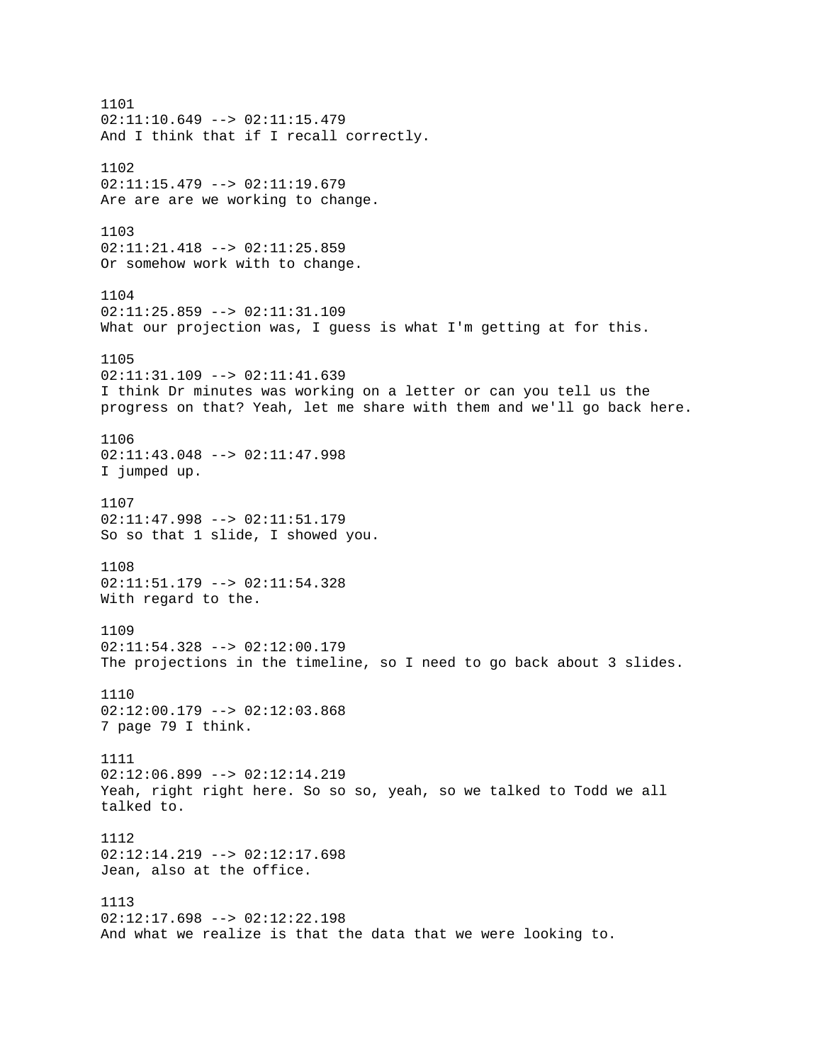1101
02:11:10.649 --> 02:11:15.479
And I think that if I recall correctly.

1102
02:11:15.479 --> 02:11:19.679
Are are are we working to change.

1103
02:11:21.418 --> 02:11:25.859
Or somehow work with to change.

1104
02:11:25.859 --> 02:11:31.109
What our projection was, I guess is what I'm getting at for this.

1105
02:11:31.109 --> 02:11:41.639
I think Dr minutes was working on a letter or can you tell us the progress on that? Yeah, let me share with them and we'll go back here.

1106
02:11:43.048 --> 02:11:47.998
I jumped up.

1107
02:11:47.998 --> 02:11:51.179
So so that 1 slide, I showed you.

1108
02:11:51.179 --> 02:11:54.328
With regard to the.

1109
02:11:54.328 --> 02:12:00.179
The projections in the timeline, so I need to go back about 3 slides.

1110
02:12:00.179 --> 02:12:03.868
7 page 79 I think.

1111
02:12:06.899 --> 02:12:14.219
Yeah, right right here. So so so, yeah, so we talked to Todd we all talked to.

1112
02:12:14.219 --> 02:12:17.698
Jean, also at the office.

1113
02:12:17.698 --> 02:12:22.198
And what we realize is that the data that we were looking to.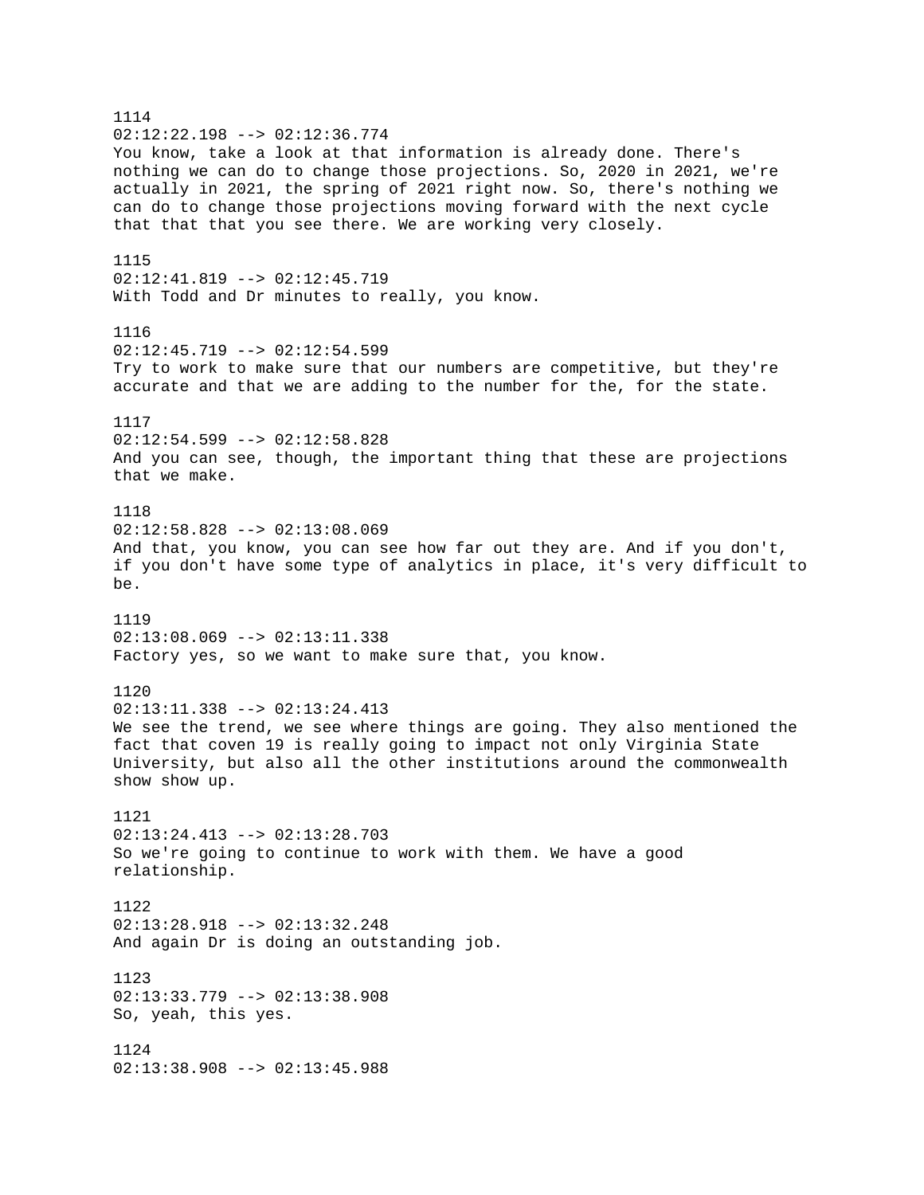1114
02:12:22.198 --> 02:12:36.774
You know, take a look at that information is already done. There's nothing we can do to change those projections. So, 2020 in 2021, we're actually in 2021, the spring of 2021 right now. So, there's nothing we can do to change those projections moving forward with the next cycle that that that you see there. We are working very closely.

1115
02:12:41.819 --> 02:12:45.719
With Todd and Dr minutes to really, you know.

1116
02:12:45.719 --> 02:12:54.599
Try to work to make sure that our numbers are competitive, but they're accurate and that we are adding to the number for the, for the state.

1117
02:12:54.599 --> 02:12:58.828
And you can see, though, the important thing that these are projections that we make.

1118
02:12:58.828 --> 02:13:08.069
And that, you know, you can see how far out they are. And if you don't, if you don't have some type of analytics in place, it's very difficult to be.

1119
02:13:08.069 --> 02:13:11.338
Factory yes, so we want to make sure that, you know.

1120
02:13:11.338 --> 02:13:24.413
We see the trend, we see where things are going. They also mentioned the fact that coven 19 is really going to impact not only Virginia State University, but also all the other institutions around the commonwealth show show up.

1121
02:13:24.413 --> 02:13:28.703
So we're going to continue to work with them. We have a good relationship.

1122
02:13:28.918 --> 02:13:32.248
And again Dr is doing an outstanding job.

1123
02:13:33.779 --> 02:13:38.908
So, yeah, this yes.

1124
02:13:38.908 --> 02:13:45.988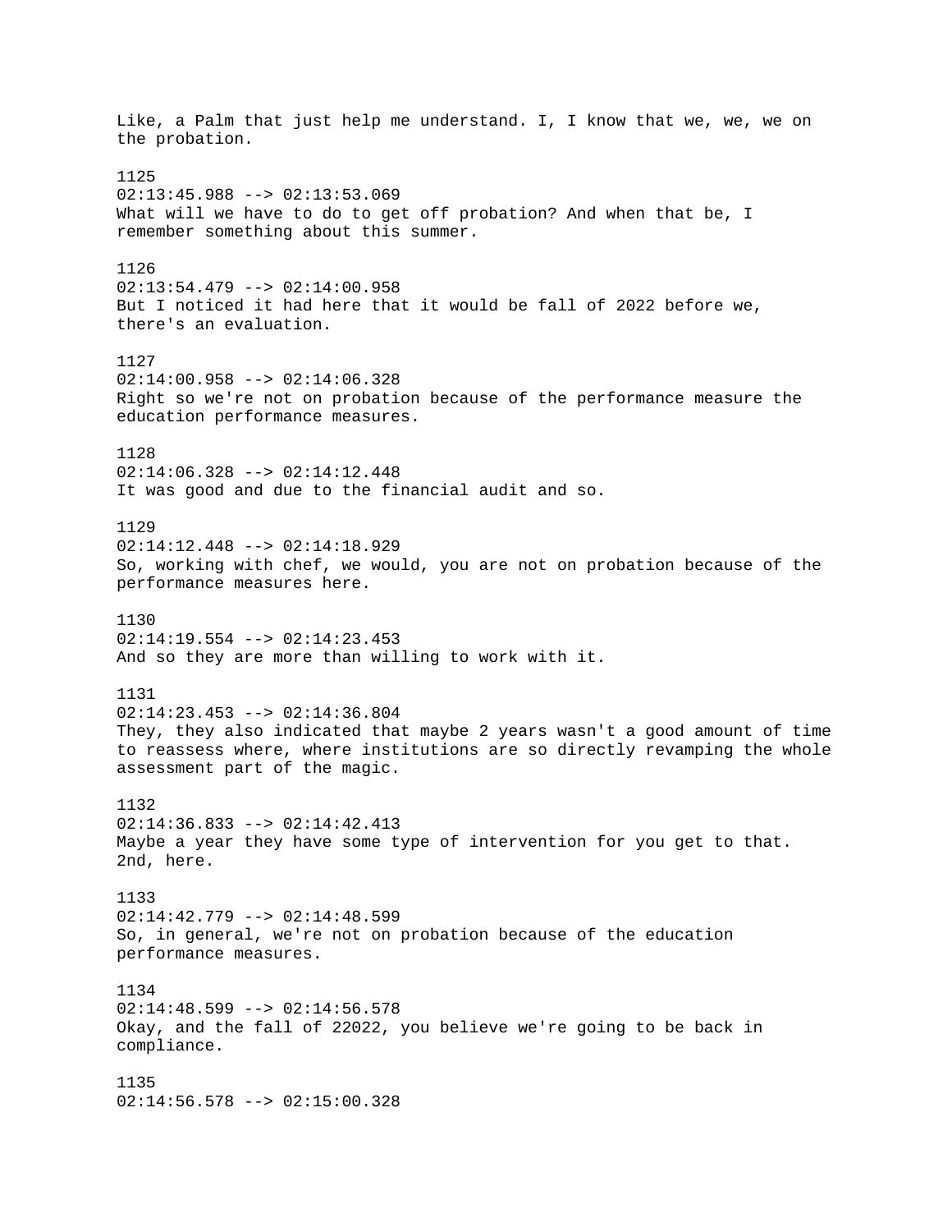Like, a Palm that just help me understand. I, I know that we, we, we on the probation.

1125
02:13:45.988 --> 02:13:53.069
What will we have to do to get off probation? And when that be, I remember something about this summer.

1126
02:13:54.479 --> 02:14:00.958
But I noticed it had here that it would be fall of 2022 before we, there's an evaluation.

1127
02:14:00.958 --> 02:14:06.328
Right so we're not on probation because of the performance measure the education performance measures.

1128
02:14:06.328 --> 02:14:12.448
It was good and due to the financial audit and so.

1129
02:14:12.448 --> 02:14:18.929
So, working with chef, we would, you are not on probation because of the performance measures here.

1130
02:14:19.554 --> 02:14:23.453
And so they are more than willing to work with it.

1131
02:14:23.453 --> 02:14:36.804
They, they also indicated that maybe 2 years wasn't a good amount of time to reassess where, where institutions are so directly revamping the whole assessment part of the magic.

1132
02:14:36.833 --> 02:14:42.413
Maybe a year they have some type of intervention for you get to that. 2nd, here.

1133
02:14:42.779 --> 02:14:48.599
So, in general, we're not on probation because of the education performance measures.

1134
02:14:48.599 --> 02:14:56.578
Okay, and the fall of 22022, you believe we're going to be back in compliance.

1135
02:14:56.578 --> 02:15:00.328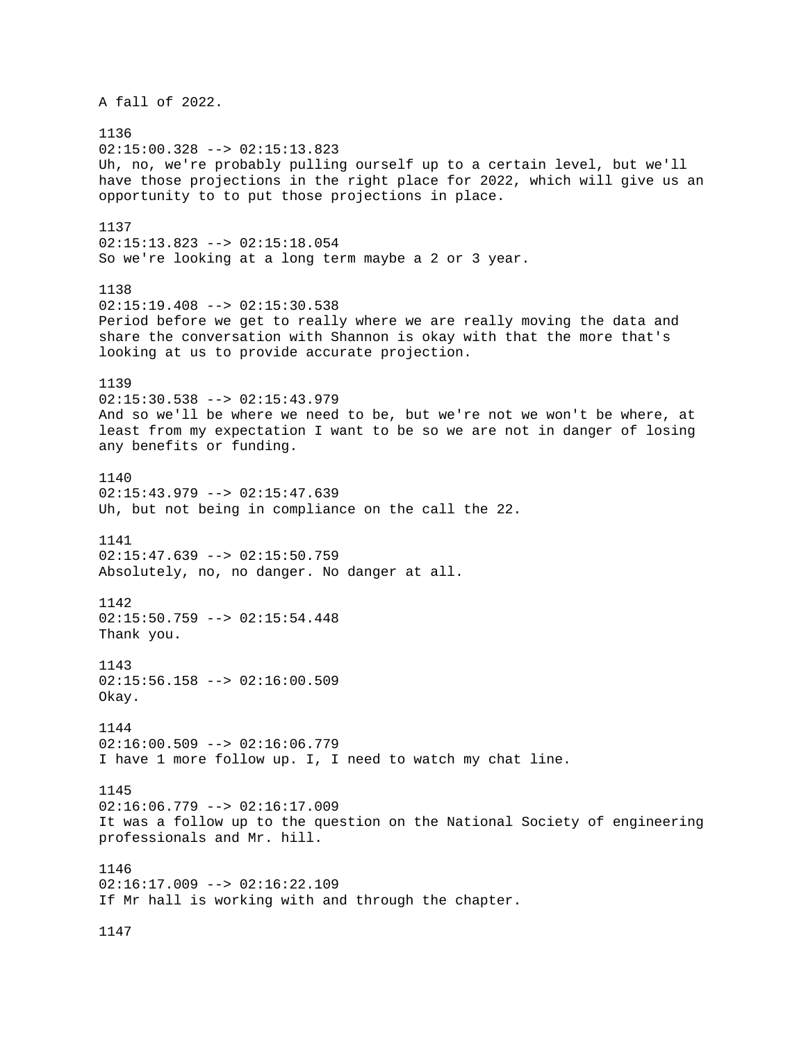A fall of 2022.

1136
02:15:00.328 --> 02:15:13.823
Uh, no, we're probably pulling ourself up to a certain level, but we'll have those projections in the right place for 2022, which will give us an opportunity to to put those projections in place.

1137
02:15:13.823 --> 02:15:18.054
So we're looking at a long term maybe a 2 or 3 year.

1138
02:15:19.408 --> 02:15:30.538
Period before we get to really where we are really moving the data and share the conversation with Shannon is okay with that the more that's looking at us to provide accurate projection.

1139
02:15:30.538 --> 02:15:43.979
And so we'll be where we need to be, but we're not we won't be where, at least from my expectation I want to be so we are not in danger of losing any benefits or funding.

1140
02:15:43.979 --> 02:15:47.639
Uh, but not being in compliance on the call the 22.

1141
02:15:47.639 --> 02:15:50.759
Absolutely, no, no danger. No danger at all.

1142
02:15:50.759 --> 02:15:54.448
Thank you.

1143
02:15:56.158 --> 02:16:00.509
Okay.

1144
02:16:00.509 --> 02:16:06.779
I have 1 more follow up. I, I need to watch my chat line.

1145
02:16:06.779 --> 02:16:17.009
It was a follow up to the question on the National Society of engineering professionals and Mr. hill.

1146
02:16:17.009 --> 02:16:22.109
If Mr hall is working with and through the chapter.

1147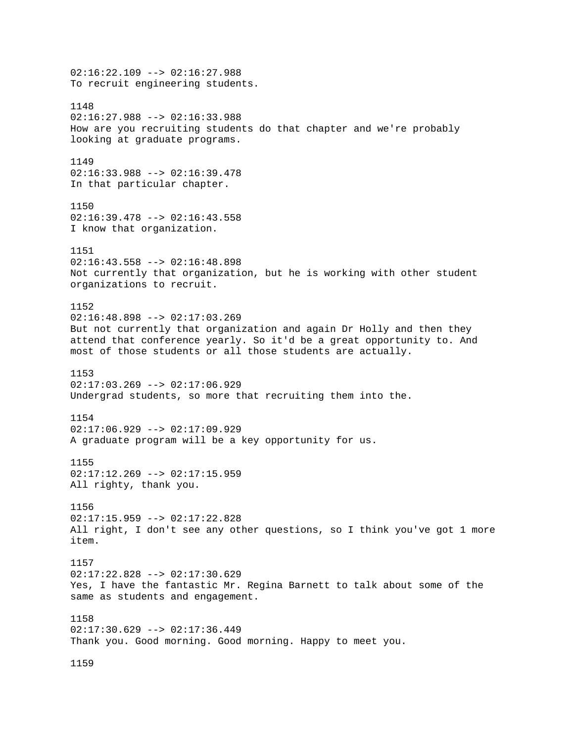02:16:22.109 --> 02:16:27.988
To recruit engineering students.

1148
02:16:27.988 --> 02:16:33.988
How are you recruiting students do that chapter and we're probably looking at graduate programs.

1149
02:16:33.988 --> 02:16:39.478
In that particular chapter.

1150
02:16:39.478 --> 02:16:43.558
I know that organization.

1151
02:16:43.558 --> 02:16:48.898
Not currently that organization, but he is working with other student organizations to recruit.

1152
02:16:48.898 --> 02:17:03.269
But not currently that organization and again Dr Holly and then they attend that conference yearly. So it'd be a great opportunity to. And most of those students or all those students are actually.

1153
02:17:03.269 --> 02:17:06.929
Undergrad students, so more that recruiting them into the.

1154
02:17:06.929 --> 02:17:09.929
A graduate program will be a key opportunity for us.

1155
02:17:12.269 --> 02:17:15.959
All righty, thank you.

1156
02:17:15.959 --> 02:17:22.828
All right, I don't see any other questions, so I think you've got 1 more item.

1157
02:17:22.828 --> 02:17:30.629
Yes, I have the fantastic Mr. Regina Barnett to talk about some of the same as students and engagement.

1158
02:17:30.629 --> 02:17:36.449
Thank you. Good morning. Good morning. Happy to meet you.

1159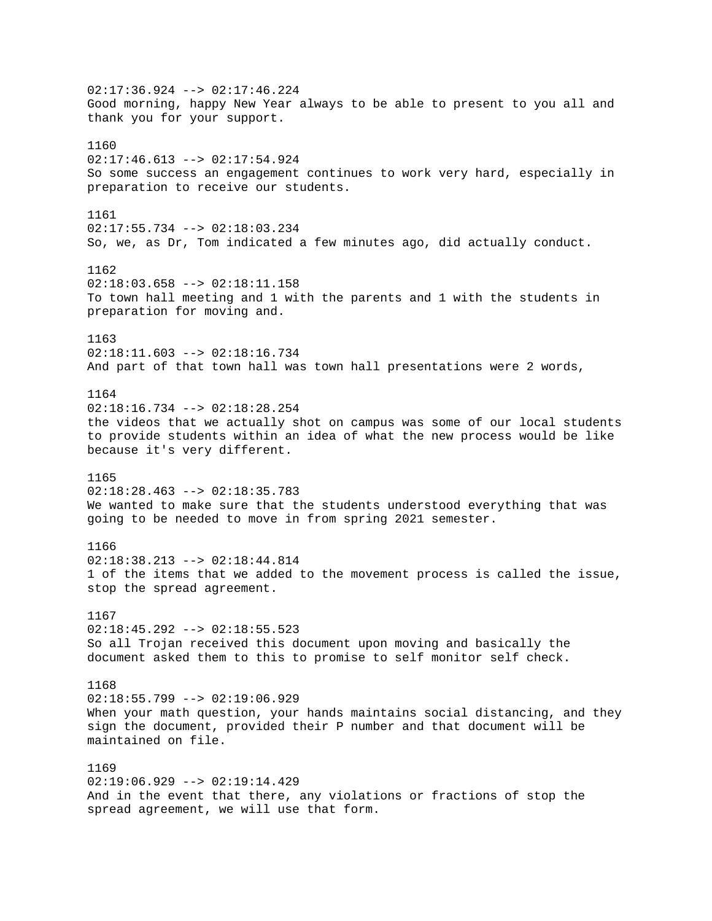02:17:36.924 --> 02:17:46.224
Good morning, happy New Year always to be able to present to you all and thank you for your support.

1160
02:17:46.613 --> 02:17:54.924
So some success an engagement continues to work very hard, especially in preparation to receive our students.

1161
02:17:55.734 --> 02:18:03.234
So, we, as Dr, Tom indicated a few minutes ago, did actually conduct.

1162
02:18:03.658 --> 02:18:11.158
To town hall meeting and 1 with the parents and 1 with the students in preparation for moving and.

1163
02:18:11.603 --> 02:18:16.734
And part of that town hall was town hall presentations were 2 words,

1164
02:18:16.734 --> 02:18:28.254
the videos that we actually shot on campus was some of our local students to provide students within an idea of what the new process would be like because it's very different.

1165
02:18:28.463 --> 02:18:35.783
We wanted to make sure that the students understood everything that was going to be needed to move in from spring 2021 semester.

1166
02:18:38.213 --> 02:18:44.814
1 of the items that we added to the movement process is called the issue, stop the spread agreement.

1167
02:18:45.292 --> 02:18:55.523
So all Trojan received this document upon moving and basically the document asked them to this to promise to self monitor self check.

1168
02:18:55.799 --> 02:19:06.929
When your math question, your hands maintains social distancing, and they sign the document, provided their P number and that document will be maintained on file.

1169
02:19:06.929 --> 02:19:14.429
And in the event that there, any violations or fractions of stop the spread agreement, we will use that form.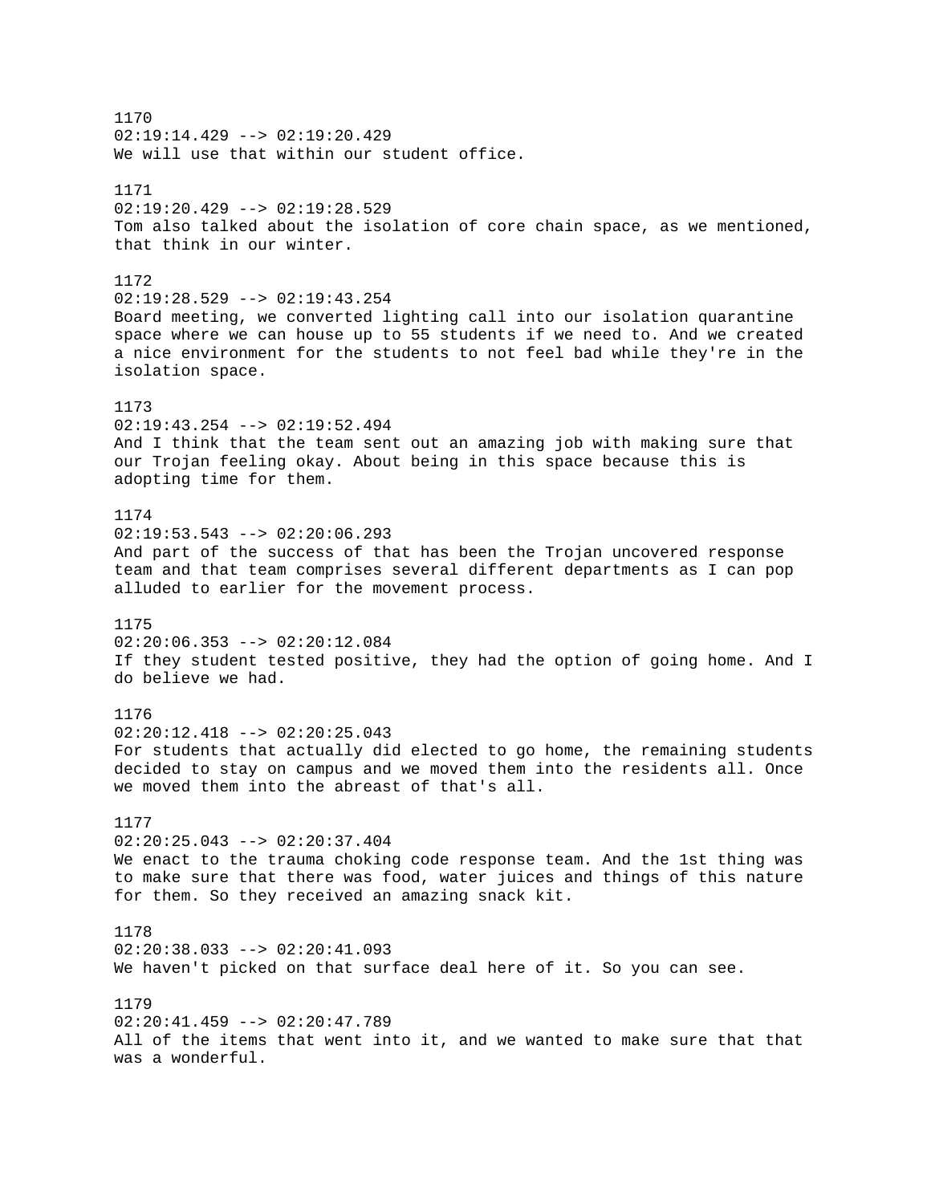1170
02:19:14.429 --> 02:19:20.429
We will use that within our student office.

1171
02:19:20.429 --> 02:19:28.529
Tom also talked about the isolation of core chain space, as we mentioned, that think in our winter.

1172
02:19:28.529 --> 02:19:43.254
Board meeting, we converted lighting call into our isolation quarantine space where we can house up to 55 students if we need to. And we created a nice environment for the students to not feel bad while they're in the isolation space.

1173
02:19:43.254 --> 02:19:52.494
And I think that the team sent out an amazing job with making sure that our Trojan feeling okay. About being in this space because this is adopting time for them.

1174
02:19:53.543 --> 02:20:06.293
And part of the success of that has been the Trojan uncovered response team and that team comprises several different departments as I can pop alluded to earlier for the movement process.

1175
02:20:06.353 --> 02:20:12.084
If they student tested positive, they had the option of going home. And I do believe we had.

1176
02:20:12.418 --> 02:20:25.043
For students that actually did elected to go home, the remaining students decided to stay on campus and we moved them into the residents all. Once we moved them into the abreast of that's all.

1177
02:20:25.043 --> 02:20:37.404
We enact to the trauma choking code response team. And the 1st thing was to make sure that there was food, water juices and things of this nature for them. So they received an amazing snack kit.

1178
02:20:38.033 --> 02:20:41.093
We haven't picked on that surface deal here of it. So you can see.

1179
02:20:41.459 --> 02:20:47.789
All of the items that went into it, and we wanted to make sure that that was a wonderful.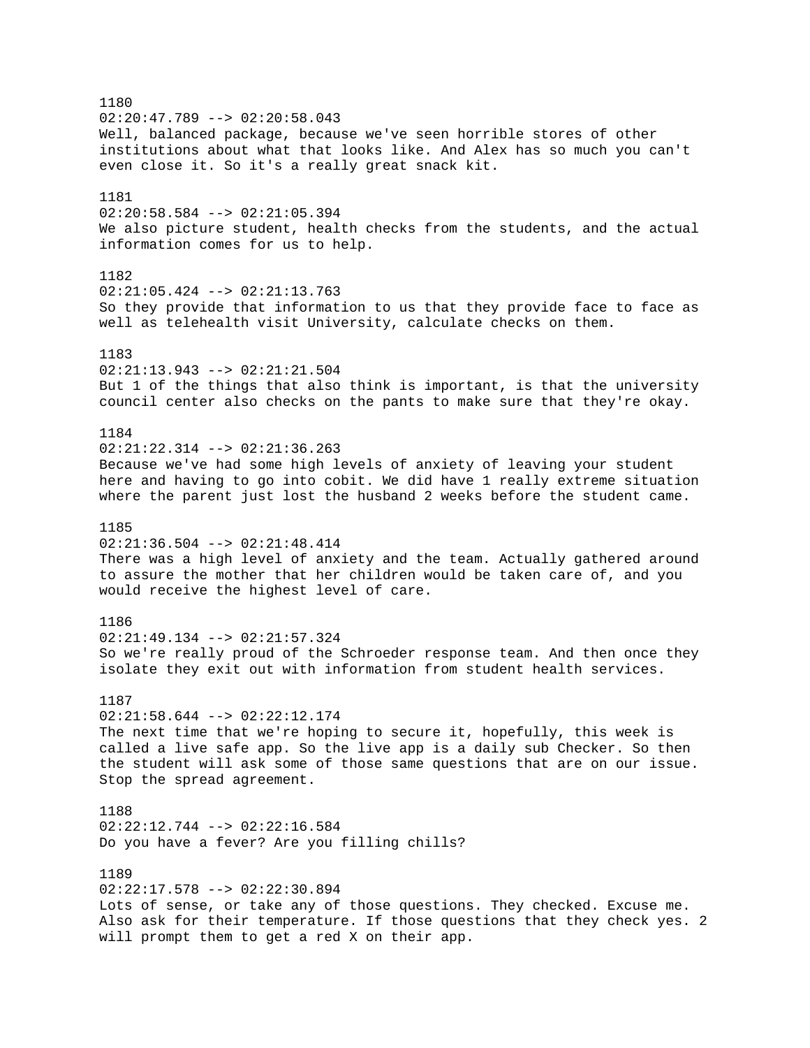1180
02:20:47.789 --> 02:20:58.043
Well, balanced package, because we've seen horrible stores of other institutions about what that looks like. And Alex has so much you can't even close it. So it's a really great snack kit.

1181
02:20:58.584 --> 02:21:05.394
We also picture student, health checks from the students, and the actual information comes for us to help.

1182
02:21:05.424 --> 02:21:13.763
So they provide that information to us that they provide face to face as well as telehealth visit University, calculate checks on them.

1183
02:21:13.943 --> 02:21:21.504
But 1 of the things that also think is important, is that the university council center also checks on the pants to make sure that they're okay.

1184
02:21:22.314 --> 02:21:36.263
Because we've had some high levels of anxiety of leaving your student here and having to go into cobit. We did have 1 really extreme situation where the parent just lost the husband 2 weeks before the student came.

1185
02:21:36.504 --> 02:21:48.414
There was a high level of anxiety and the team. Actually gathered around to assure the mother that her children would be taken care of, and you would receive the highest level of care.

1186
02:21:49.134 --> 02:21:57.324
So we're really proud of the Schroeder response team. And then once they isolate they exit out with information from student health services.

1187
02:21:58.644 --> 02:22:12.174
The next time that we're hoping to secure it, hopefully, this week is called a live safe app. So the live app is a daily sub Checker. So then the student will ask some of those same questions that are on our issue. Stop the spread agreement.

1188
02:22:12.744 --> 02:22:16.584
Do you have a fever? Are you filling chills?

1189
02:22:17.578 --> 02:22:30.894
Lots of sense, or take any of those questions. They checked. Excuse me. Also ask for their temperature. If those questions that they check yes. 2 will prompt them to get a red X on their app.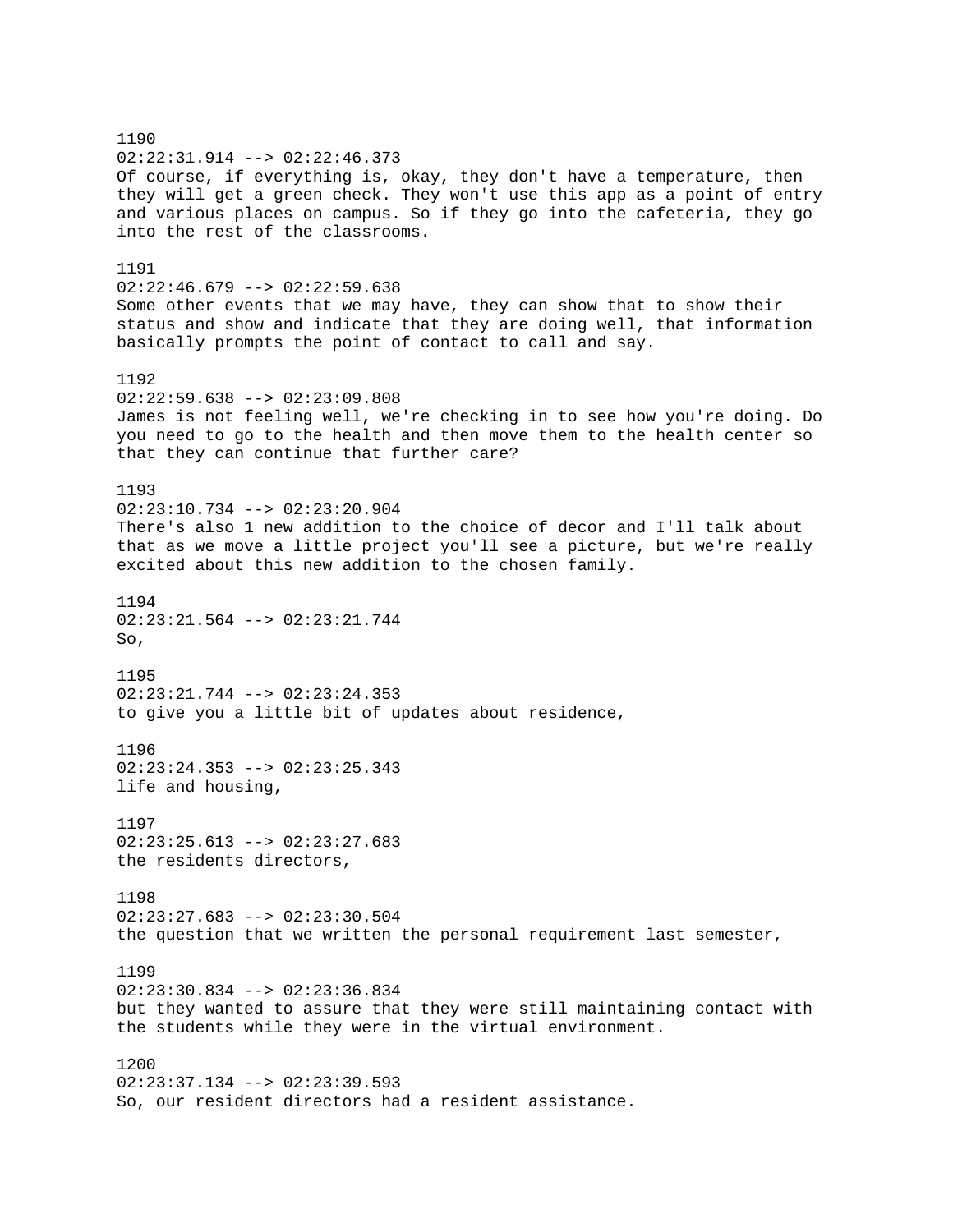1190
02:22:31.914 --> 02:22:46.373
Of course, if everything is, okay, they don't have a temperature, then they will get a green check. They won't use this app as a point of entry and various places on campus. So if they go into the cafeteria, they go into the rest of the classrooms.

1191
02:22:46.679 --> 02:22:59.638
Some other events that we may have, they can show that to show their status and show and indicate that they are doing well, that information basically prompts the point of contact to call and say.

1192
02:22:59.638 --> 02:23:09.808
James is not feeling well, we're checking in to see how you're doing. Do you need to go to the health and then move them to the health center so that they can continue that further care?

1193
02:23:10.734 --> 02:23:20.904
There's also 1 new addition to the choice of decor and I'll talk about that as we move a little project you'll see a picture, but we're really excited about this new addition to the chosen family.

1194
02:23:21.564 --> 02:23:21.744
So,

1195
02:23:21.744 --> 02:23:24.353
to give you a little bit of updates about residence,

1196
02:23:24.353 --> 02:23:25.343
life and housing,

1197
02:23:25.613 --> 02:23:27.683
the residents directors,

1198
02:23:27.683 --> 02:23:30.504
the question that we written the personal requirement last semester,

1199
02:23:30.834 --> 02:23:36.834
but they wanted to assure that they were still maintaining contact with the students while they were in the virtual environment.

1200
02:23:37.134 --> 02:23:39.593
So, our resident directors had a resident assistance.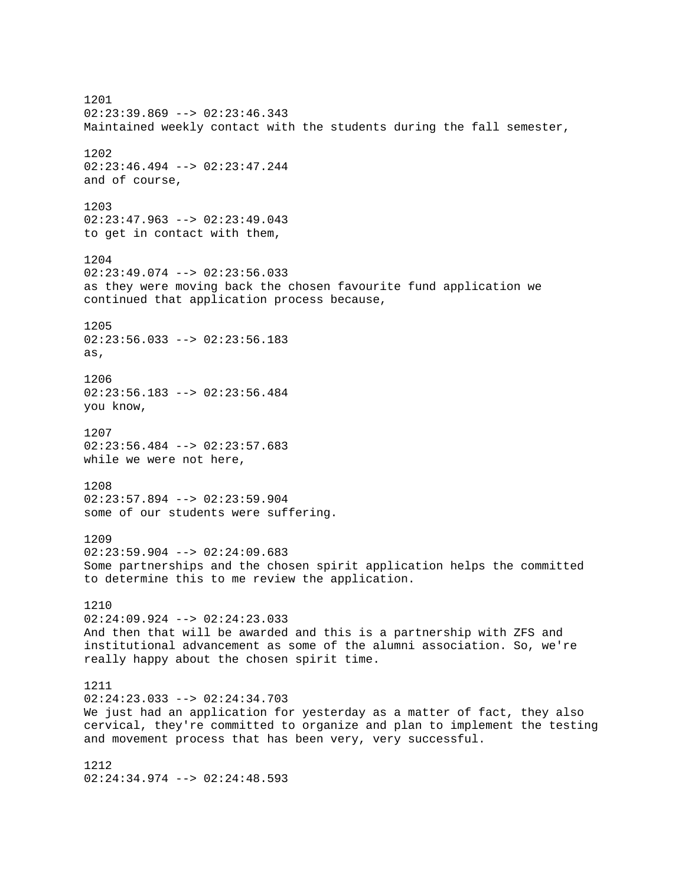1201
02:23:39.869 --> 02:23:46.343
Maintained weekly contact with the students during the fall semester,

1202
02:23:46.494 --> 02:23:47.244
and of course,

1203
02:23:47.963 --> 02:23:49.043
to get in contact with them,

1204
02:23:49.074 --> 02:23:56.033
as they were moving back the chosen favourite fund application we continued that application process because,

1205
02:23:56.033 --> 02:23:56.183
as,

1206
02:23:56.183 --> 02:23:56.484
you know,

1207
02:23:56.484 --> 02:23:57.683
while we were not here,

1208
02:23:57.894 --> 02:23:59.904
some of our students were suffering.

1209
02:23:59.904 --> 02:24:09.683
Some partnerships and the chosen spirit application helps the committed to determine this to me review the application.

1210
02:24:09.924 --> 02:24:23.033
And then that will be awarded and this is a partnership with ZFS and institutional advancement as some of the alumni association. So, we're really happy about the chosen spirit time.

1211
02:24:23.033 --> 02:24:34.703
We just had an application for yesterday as a matter of fact, they also cervical, they're committed to organize and plan to implement the testing and movement process that has been very, very successful.

1212
02:24:34.974 --> 02:24:48.593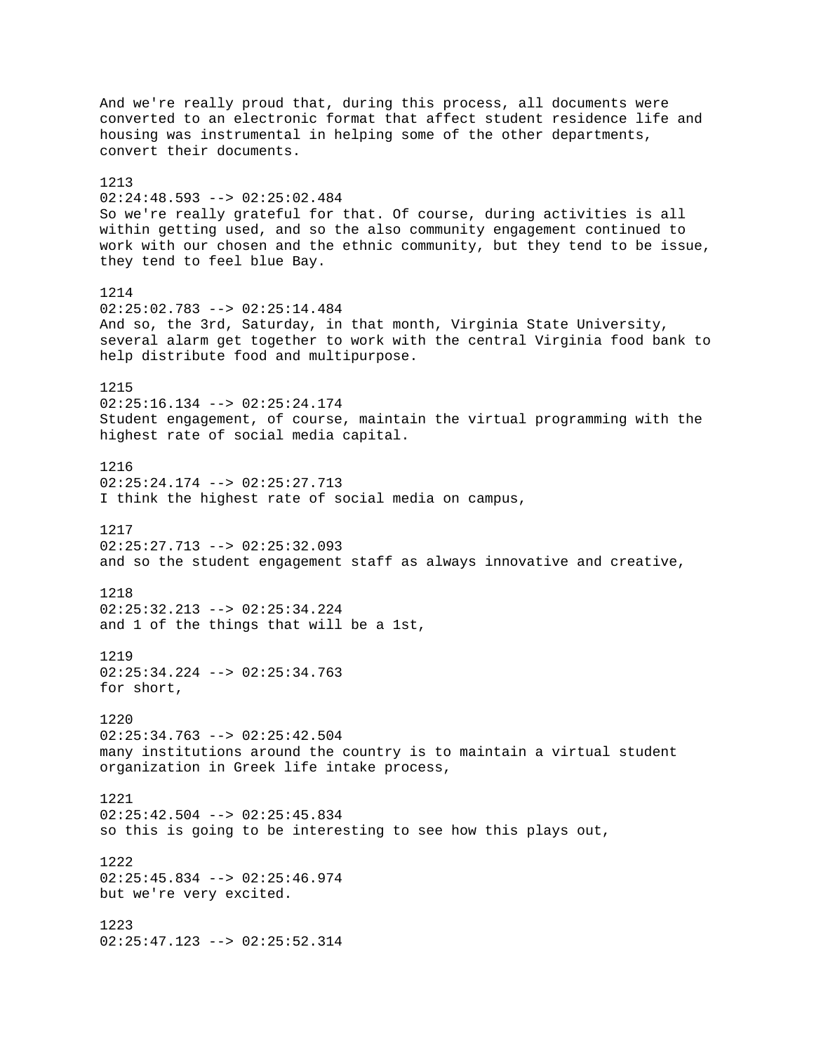And we're really proud that, during this process, all documents were converted to an electronic format that affect student residence life and housing was instrumental in helping some of the other departments, convert their documents.

1213
02:24:48.593 --> 02:25:02.484
So we're really grateful for that. Of course, during activities is all within getting used, and so the also community engagement continued to work with our chosen and the ethnic community, but they tend to be issue, they tend to feel blue Bay.

1214
02:25:02.783 --> 02:25:14.484
And so, the 3rd, Saturday, in that month, Virginia State University, several alarm get together to work with the central Virginia food bank to help distribute food and multipurpose.

1215
02:25:16.134 --> 02:25:24.174
Student engagement, of course, maintain the virtual programming with the highest rate of social media capital.

1216
02:25:24.174 --> 02:25:27.713
I think the highest rate of social media on campus,

1217
02:25:27.713 --> 02:25:32.093
and so the student engagement staff as always innovative and creative,

1218
02:25:32.213 --> 02:25:34.224
and 1 of the things that will be a 1st,

1219
02:25:34.224 --> 02:25:34.763
for short,

1220
02:25:34.763 --> 02:25:42.504
many institutions around the country is to maintain a virtual student organization in Greek life intake process,

1221
02:25:42.504 --> 02:25:45.834
so this is going to be interesting to see how this plays out,

1222
02:25:45.834 --> 02:25:46.974
but we're very excited.

1223
02:25:47.123 --> 02:25:52.314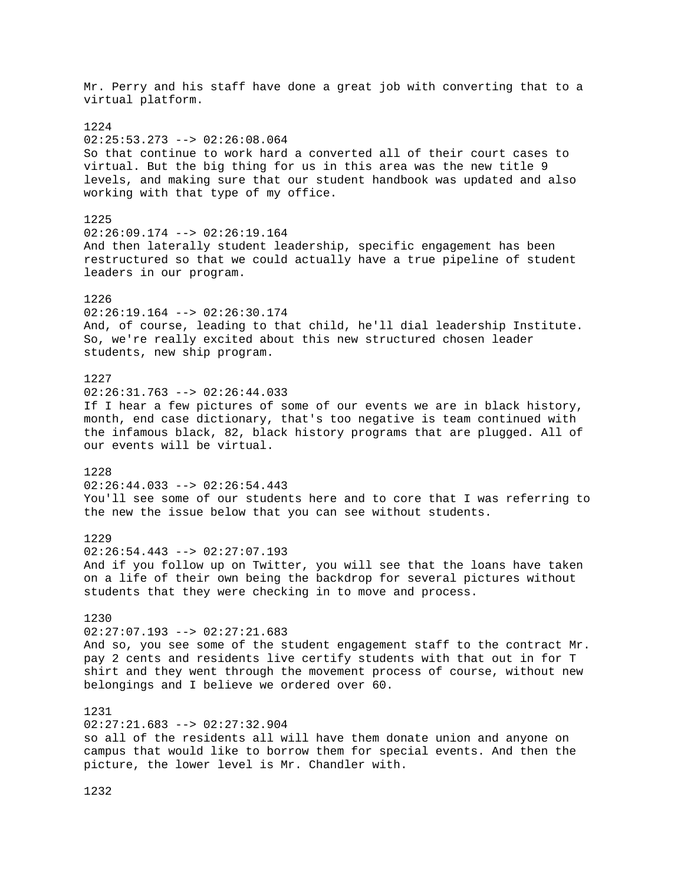Mr. Perry and his staff have done a great job with converting that to a virtual platform.

1224
02:25:53.273 --> 02:26:08.064
So that continue to work hard a converted all of their court cases to virtual. But the big thing for us in this area was the new title 9 levels, and making sure that our student handbook was updated and also working with that type of my office.

1225
02:26:09.174 --> 02:26:19.164
And then laterally student leadership, specific engagement has been restructured so that we could actually have a true pipeline of student leaders in our program.

1226
02:26:19.164 --> 02:26:30.174
And, of course, leading to that child, he'll dial leadership Institute. So, we're really excited about this new structured chosen leader students, new ship program.

1227
02:26:31.763 --> 02:26:44.033
If I hear a few pictures of some of our events we are in black history, month, end case dictionary, that's too negative is team continued with the infamous black, 82, black history programs that are plugged. All of our events will be virtual.

1228
02:26:44.033 --> 02:26:54.443
You'll see some of our students here and to core that I was referring to the new the issue below that you can see without students.

1229
02:26:54.443 --> 02:27:07.193
And if you follow up on Twitter, you will see that the loans have taken on a life of their own being the backdrop for several pictures without students that they were checking in to move and process.

1230
02:27:07.193 --> 02:27:21.683
And so, you see some of the student engagement staff to the contract Mr. pay 2 cents and residents live certify students with that out in for T shirt and they went through the movement process of course, without new belongings and I believe we ordered over 60.

1231
02:27:21.683 --> 02:27:32.904
so all of the residents all will have them donate union and anyone on campus that would like to borrow them for special events. And then the picture, the lower level is Mr. Chandler with.

1232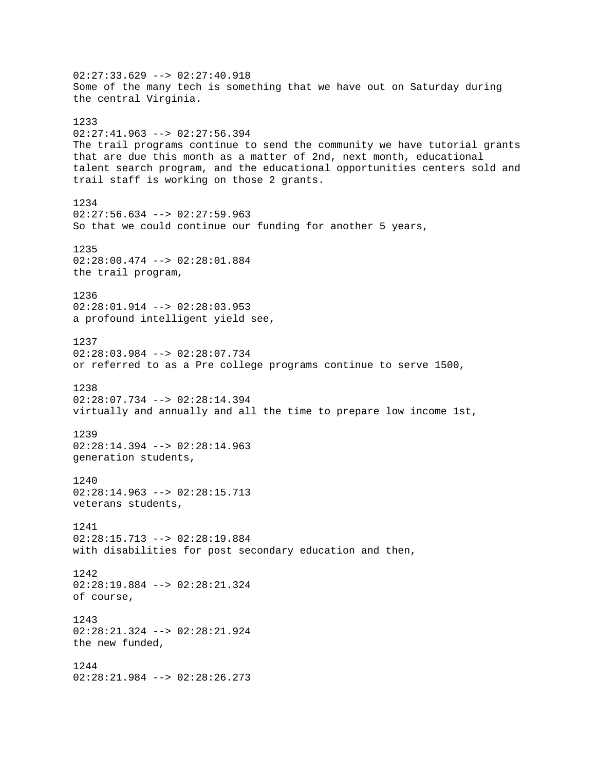02:27:33.629 --> 02:27:40.918
Some of the many tech is something that we have out on Saturday during the central Virginia.

1233
02:27:41.963 --> 02:27:56.394
The trail programs continue to send the community we have tutorial grants that are due this month as a matter of 2nd, next month, educational talent search program, and the educational opportunities centers sold and trail staff is working on those 2 grants.

1234
02:27:56.634 --> 02:27:59.963
So that we could continue our funding for another 5 years,

1235
02:28:00.474 --> 02:28:01.884
the trail program,

1236
02:28:01.914 --> 02:28:03.953
a profound intelligent yield see,

1237
02:28:03.984 --> 02:28:07.734
or referred to as a Pre college programs continue to serve 1500,

1238
02:28:07.734 --> 02:28:14.394
virtually and annually and all the time to prepare low income 1st,

1239
02:28:14.394 --> 02:28:14.963
generation students,

1240
02:28:14.963 --> 02:28:15.713
veterans students,

1241
02:28:15.713 --> 02:28:19.884
with disabilities for post secondary education and then,

1242
02:28:19.884 --> 02:28:21.324
of course,

1243
02:28:21.324 --> 02:28:21.924
the new funded,

1244
02:28:21.984 --> 02:28:26.273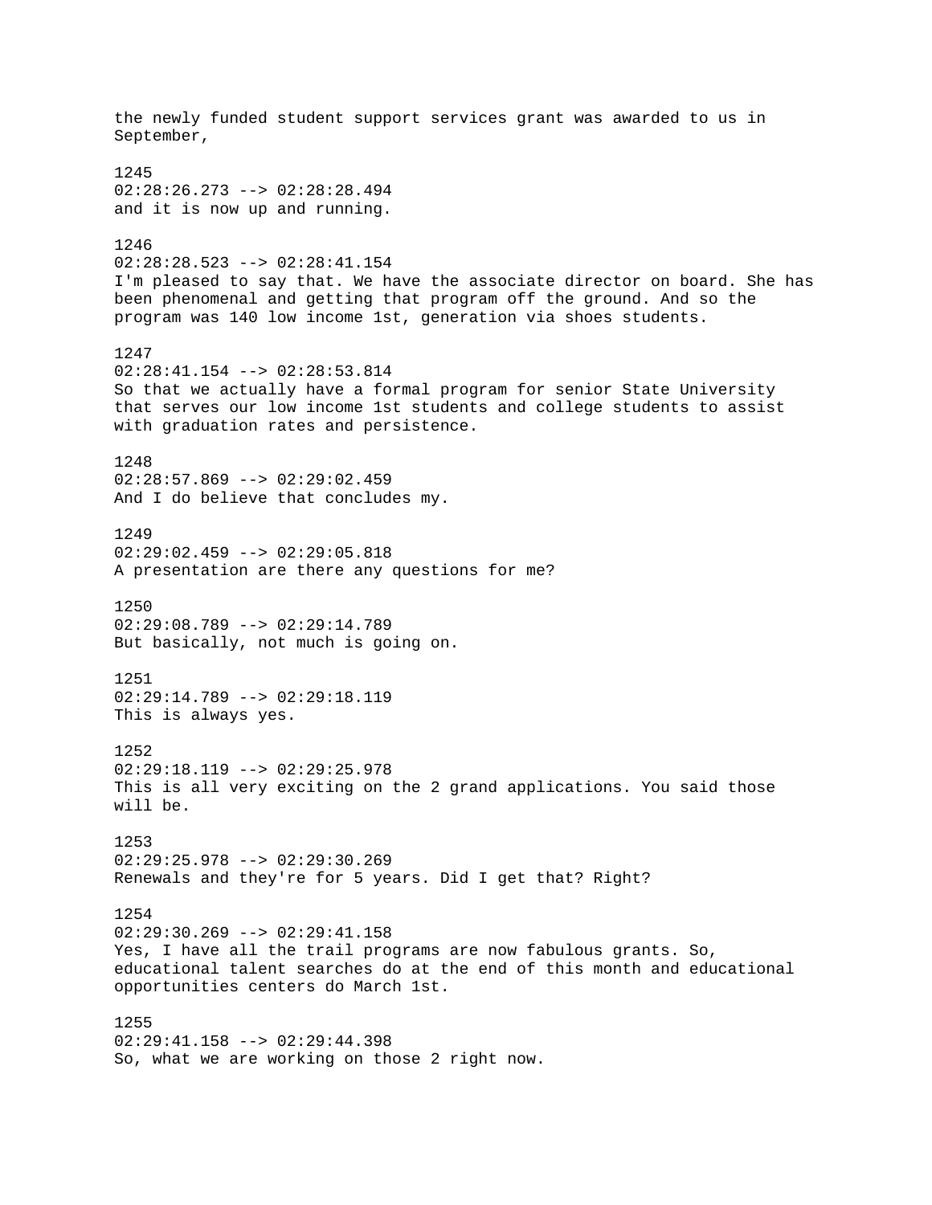the newly funded student support services grant was awarded to us in September,

1245
02:28:26.273 --> 02:28:28.494
and it is now up and running.

1246
02:28:28.523 --> 02:28:41.154
I'm pleased to say that. We have the associate director on board. She has been phenomenal and getting that program off the ground. And so the program was 140 low income 1st, generation via shoes students.

1247
02:28:41.154 --> 02:28:53.814
So that we actually have a formal program for senior State University that serves our low income 1st students and college students to assist with graduation rates and persistence.

1248
02:28:57.869 --> 02:29:02.459
And I do believe that concludes my.

1249
02:29:02.459 --> 02:29:05.818
A presentation are there any questions for me?

1250
02:29:08.789 --> 02:29:14.789
But basically, not much is going on.

1251
02:29:14.789 --> 02:29:18.119
This is always yes.

1252
02:29:18.119 --> 02:29:25.978
This is all very exciting on the 2 grand applications. You said those will be.

1253
02:29:25.978 --> 02:29:30.269
Renewals and they're for 5 years. Did I get that? Right?

1254
02:29:30.269 --> 02:29:41.158
Yes, I have all the trail programs are now fabulous grants. So, educational talent searches do at the end of this month and educational opportunities centers do March 1st.

1255
02:29:41.158 --> 02:29:44.398
So, what we are working on those 2 right now.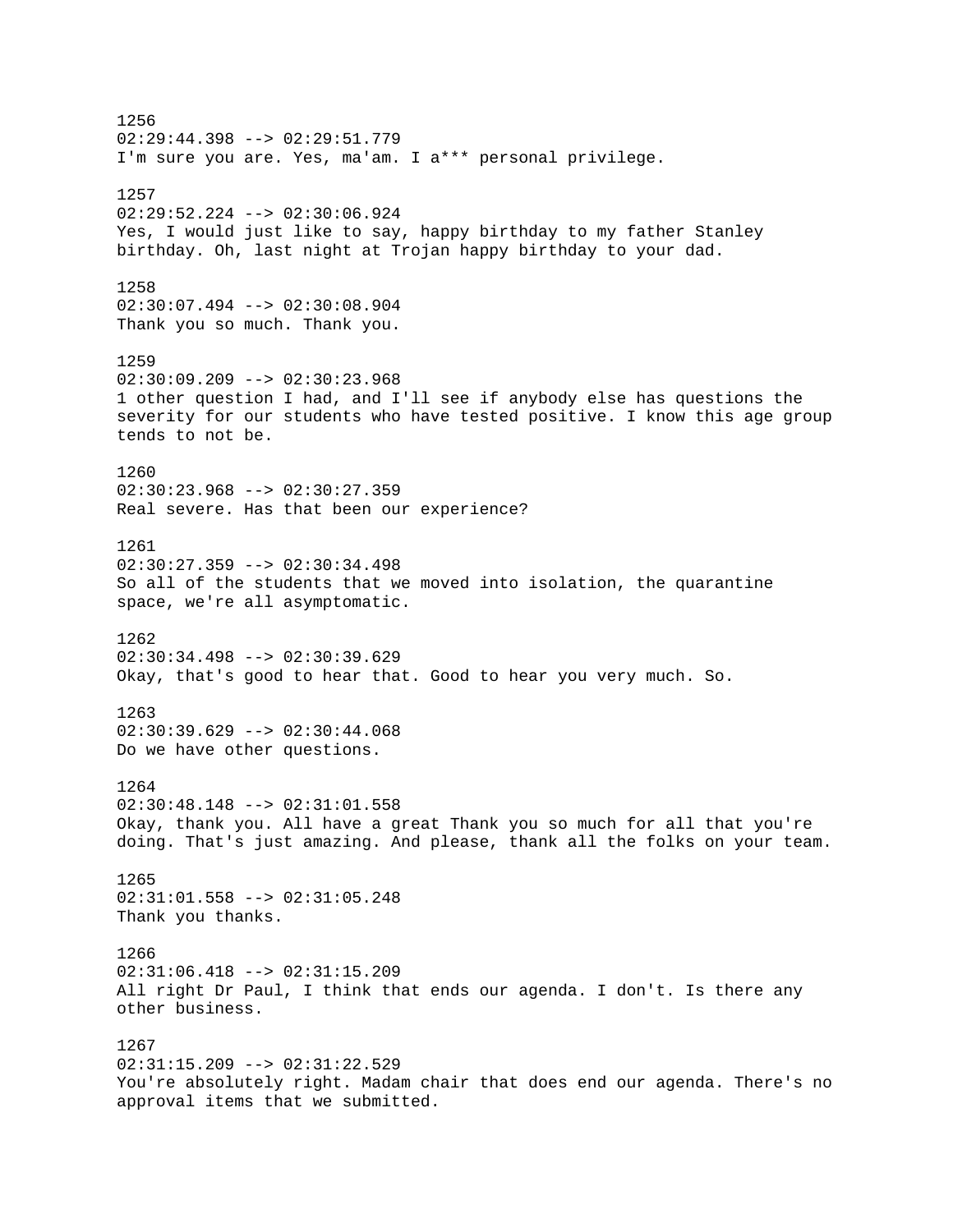1256
02:29:44.398 --> 02:29:51.779
I'm sure you are. Yes, ma'am. I a*** personal privilege.

1257
02:29:52.224 --> 02:30:06.924
Yes, I would just like to say, happy birthday to my father Stanley birthday. Oh, last night at Trojan happy birthday to your dad.

1258
02:30:07.494 --> 02:30:08.904
Thank you so much. Thank you.

1259
02:30:09.209 --> 02:30:23.968
1 other question I had, and I'll see if anybody else has questions the severity for our students who have tested positive. I know this age group tends to not be.

1260
02:30:23.968 --> 02:30:27.359
Real severe. Has that been our experience?

1261
02:30:27.359 --> 02:30:34.498
So all of the students that we moved into isolation, the quarantine space, we're all asymptomatic.

1262
02:30:34.498 --> 02:30:39.629
Okay, that's good to hear that. Good to hear you very much. So.

1263
02:30:39.629 --> 02:30:44.068
Do we have other questions.

1264
02:30:48.148 --> 02:31:01.558
Okay, thank you. All have a great Thank you so much for all that you're doing. That's just amazing. And please, thank all the folks on your team.

1265
02:31:01.558 --> 02:31:05.248
Thank you thanks.

1266
02:31:06.418 --> 02:31:15.209
All right Dr Paul, I think that ends our agenda. I don't. Is there any other business.

1267
02:31:15.209 --> 02:31:22.529
You're absolutely right. Madam chair that does end our agenda. There's no approval items that we submitted.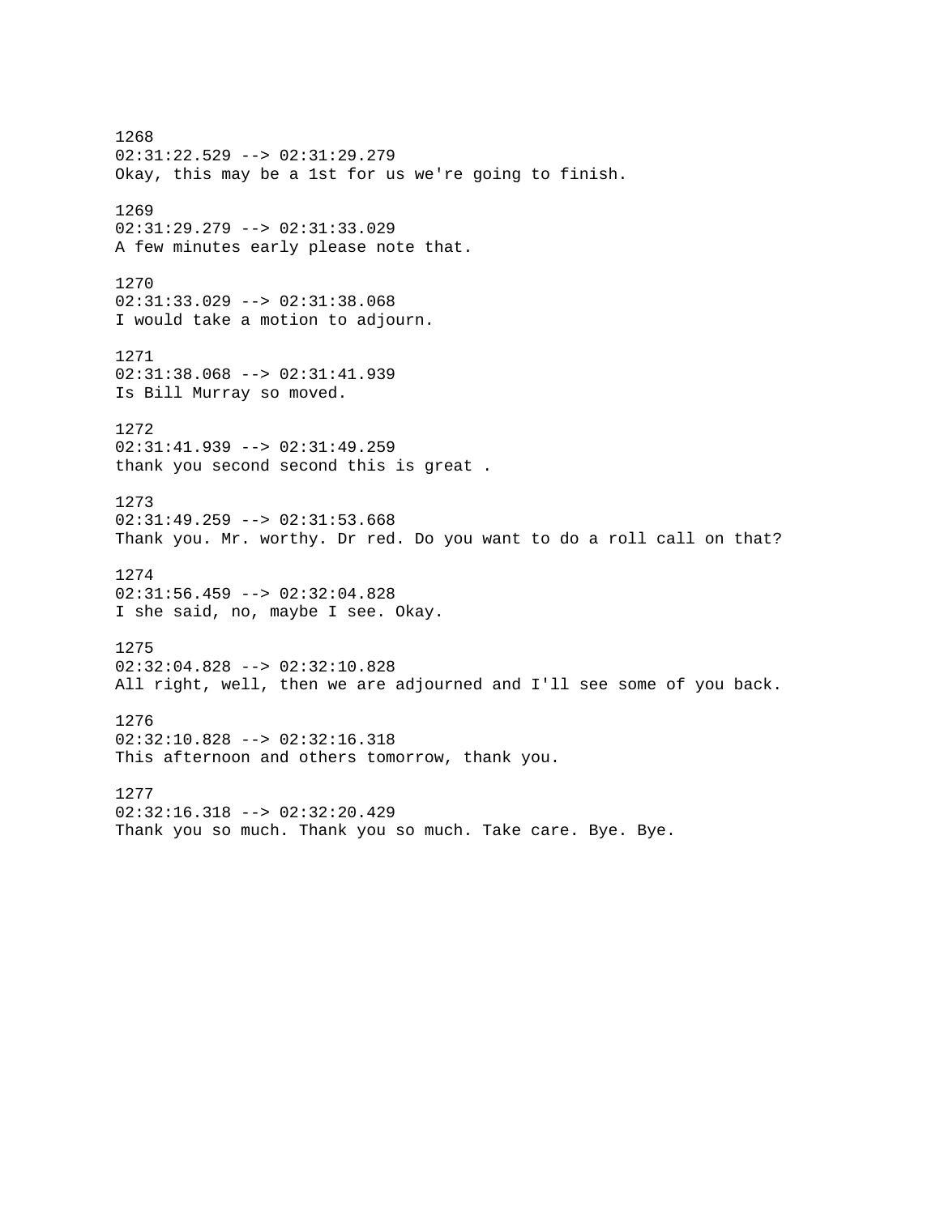1268
02:31:22.529 --> 02:31:29.279
Okay, this may be a 1st for us we're going to finish.

1269
02:31:29.279 --> 02:31:33.029
A few minutes early please note that.

1270
02:31:33.029 --> 02:31:38.068
I would take a motion to adjourn.

1271
02:31:38.068 --> 02:31:41.939
Is Bill Murray so moved.

1272
02:31:41.939 --> 02:31:49.259
thank you second second this is great .

1273
02:31:49.259 --> 02:31:53.668
Thank you. Mr. worthy. Dr red. Do you want to do a roll call on that?

1274
02:31:56.459 --> 02:32:04.828
I she said, no, maybe I see. Okay.

1275
02:32:04.828 --> 02:32:10.828
All right, well, then we are adjourned and I'll see some of you back.

1276
02:32:10.828 --> 02:32:16.318
This afternoon and others tomorrow, thank you.

1277
02:32:16.318 --> 02:32:20.429
Thank you so much. Thank you so much. Take care. Bye. Bye.